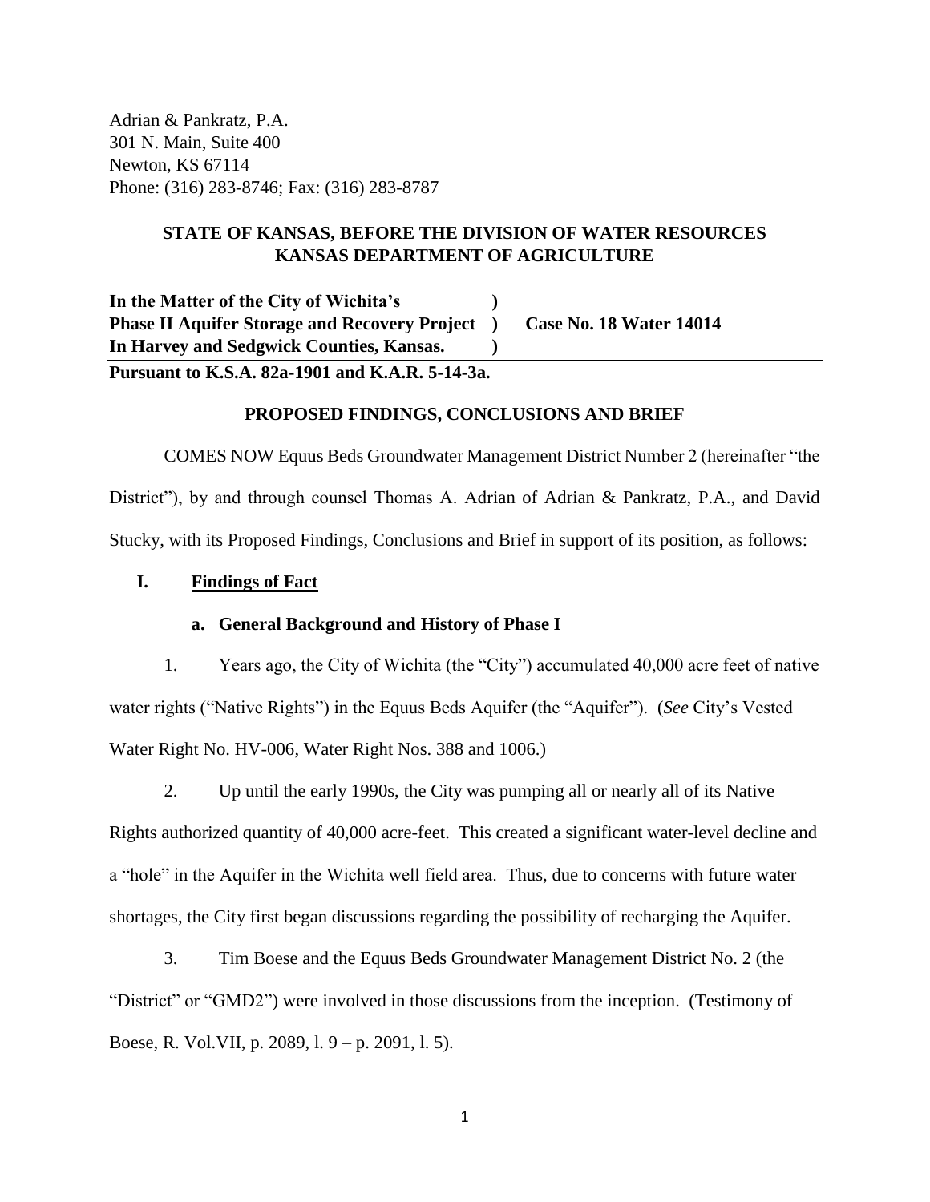Adrian & Pankratz, P.A.
301 N. Main, Suite 400
Newton, KS 67114
Phone: (316) 283-8746; Fax: (316) 283-8787

**STATE OF KANSAS, BEFORE THE DIVISION OF WATER RESOURCES**
**KANSAS DEPARTMENT OF AGRICULTURE**

| | | |
|---|---|---|
| **In the Matter of the City of Wichita's** | **)** | |
| **Phase II Aquifer Storage and Recovery Project** | **)** | **Case No. 18 Water 14014** |
| **In Harvey and Sedgwick Counties, Kansas.** | **)** | |

**Pursuant to K.S.A. 82a-1901 and K.A.R. 5-14-3a.**

**PROPOSED FINDINGS, CONCLUSIONS AND BRIEF**

COMES NOW Equus Beds Groundwater Management District Number 2 (hereinafter "the District"), by and through counsel Thomas A. Adrian of Adrian & Pankratz, P.A., and David Stucky, with its Proposed Findings, Conclusions and Brief in support of its position, as follows:

## I. Findings of Fact

### a. General Background and History of Phase I

1. Years ago, the City of Wichita (the "City") accumulated 40,000 acre feet of native water rights ("Native Rights") in the Equus Beds Aquifer (the "Aquifer"). (*See* City's Vested Water Right No. HV-006, Water Right Nos. 388 and 1006.)

2. Up until the early 1990s, the City was pumping all or nearly all of its Native Rights authorized quantity of 40,000 acre-feet. This created a significant water-level decline and a "hole" in the Aquifer in the Wichita well field area. Thus, due to concerns with future water shortages, the City first began discussions regarding the possibility of recharging the Aquifer.

3. Tim Boese and the Equus Beds Groundwater Management District No. 2 (the "District" or "GMD2") were involved in those discussions from the inception. (Testimony of Boese, R. Vol.VII, p. 2089, l. 9 – p. 2091, l. 5).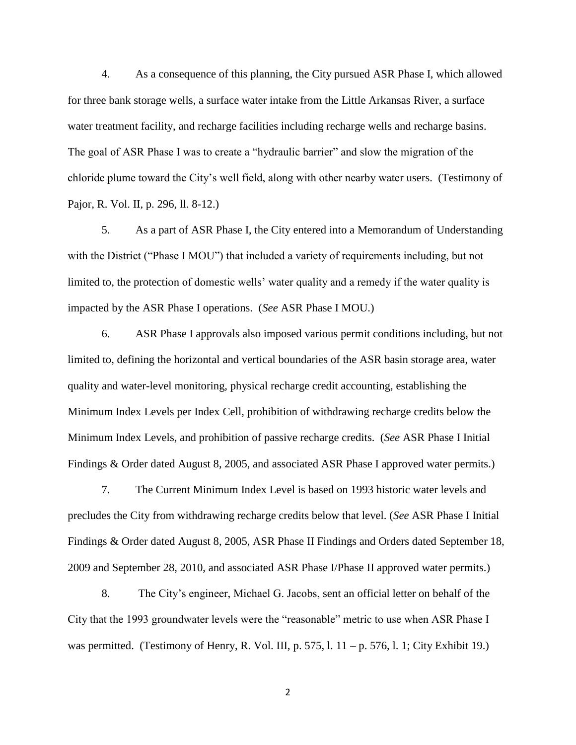4. As a consequence of this planning, the City pursued ASR Phase I, which allowed for three bank storage wells, a surface water intake from the Little Arkansas River, a surface water treatment facility, and recharge facilities including recharge wells and recharge basins. The goal of ASR Phase I was to create a "hydraulic barrier" and slow the migration of the chloride plume toward the City's well field, along with other nearby water users. (Testimony of Pajor, R. Vol. II, p. 296, ll. 8-12.)

5. As a part of ASR Phase I, the City entered into a Memorandum of Understanding with the District ("Phase I MOU") that included a variety of requirements including, but not limited to, the protection of domestic wells' water quality and a remedy if the water quality is impacted by the ASR Phase I operations. (*See* ASR Phase I MOU.)

6. ASR Phase I approvals also imposed various permit conditions including, but not limited to, defining the horizontal and vertical boundaries of the ASR basin storage area, water quality and water-level monitoring, physical recharge credit accounting, establishing the Minimum Index Levels per Index Cell, prohibition of withdrawing recharge credits below the Minimum Index Levels, and prohibition of passive recharge credits. (*See* ASR Phase I Initial Findings & Order dated August 8, 2005, and associated ASR Phase I approved water permits.)

7. The Current Minimum Index Level is based on 1993 historic water levels and precludes the City from withdrawing recharge credits below that level. (*See* ASR Phase I Initial Findings & Order dated August 8, 2005, ASR Phase II Findings and Orders dated September 18, 2009 and September 28, 2010, and associated ASR Phase I/Phase II approved water permits.)

8. The City's engineer, Michael G. Jacobs, sent an official letter on behalf of the City that the 1993 groundwater levels were the "reasonable" metric to use when ASR Phase I was permitted. (Testimony of Henry, R. Vol. III, p. 575, l. 11 – p. 576, l. 1; City Exhibit 19.)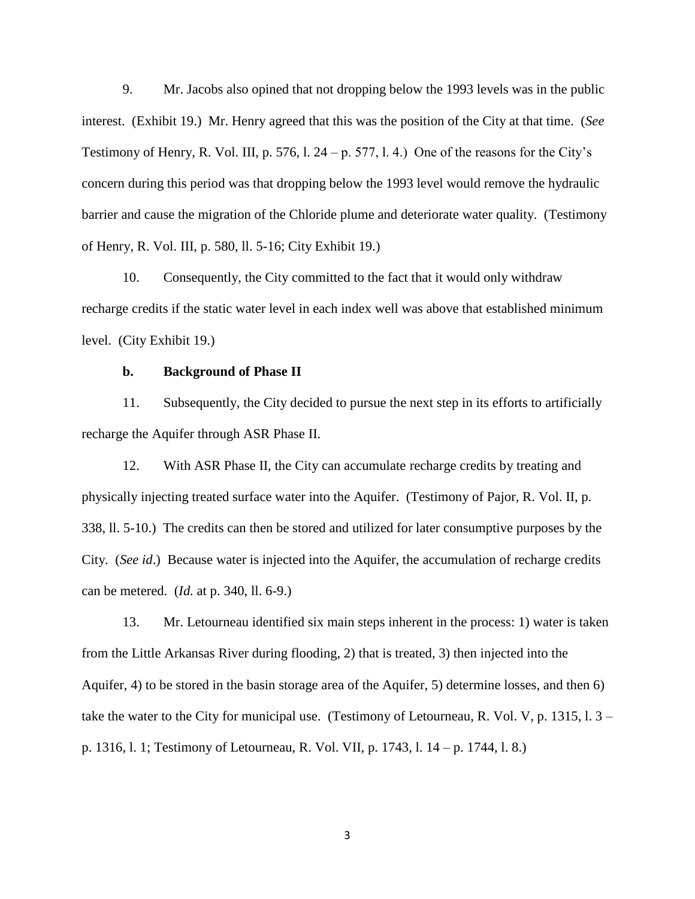9. Mr. Jacobs also opined that not dropping below the 1993 levels was in the public interest. (Exhibit 19.) Mr. Henry agreed that this was the position of the City at that time. (*See* Testimony of Henry, R. Vol. III, p. 576, l. 24 – p. 577, l. 4.) One of the reasons for the City's concern during this period was that dropping below the 1993 level would remove the hydraulic barrier and cause the migration of the Chloride plume and deteriorate water quality. (Testimony of Henry, R. Vol. III, p. 580, ll. 5-16; City Exhibit 19.)

10. Consequently, the City committed to the fact that it would only withdraw recharge credits if the static water level in each index well was above that established minimum level. (City Exhibit 19.)

### b. Background of Phase II

11. Subsequently, the City decided to pursue the next step in its efforts to artificially recharge the Aquifer through ASR Phase II.

12. With ASR Phase II, the City can accumulate recharge credits by treating and physically injecting treated surface water into the Aquifer. (Testimony of Pajor, R. Vol. II, p. 338, ll. 5-10.) The credits can then be stored and utilized for later consumptive purposes by the City. (*See id*.) Because water is injected into the Aquifer, the accumulation of recharge credits can be metered. (*Id.* at p. 340, ll. 6-9.)

13. Mr. Letourneau identified six main steps inherent in the process: 1) water is taken from the Little Arkansas River during flooding, 2) that is treated, 3) then injected into the Aquifer, 4) to be stored in the basin storage area of the Aquifer, 5) determine losses, and then 6) take the water to the City for municipal use. (Testimony of Letourneau, R. Vol. V, p. 1315, l. 3 – p. 1316, l. 1; Testimony of Letourneau, R. Vol. VII, p. 1743, l. 14 – p. 1744, l. 8.)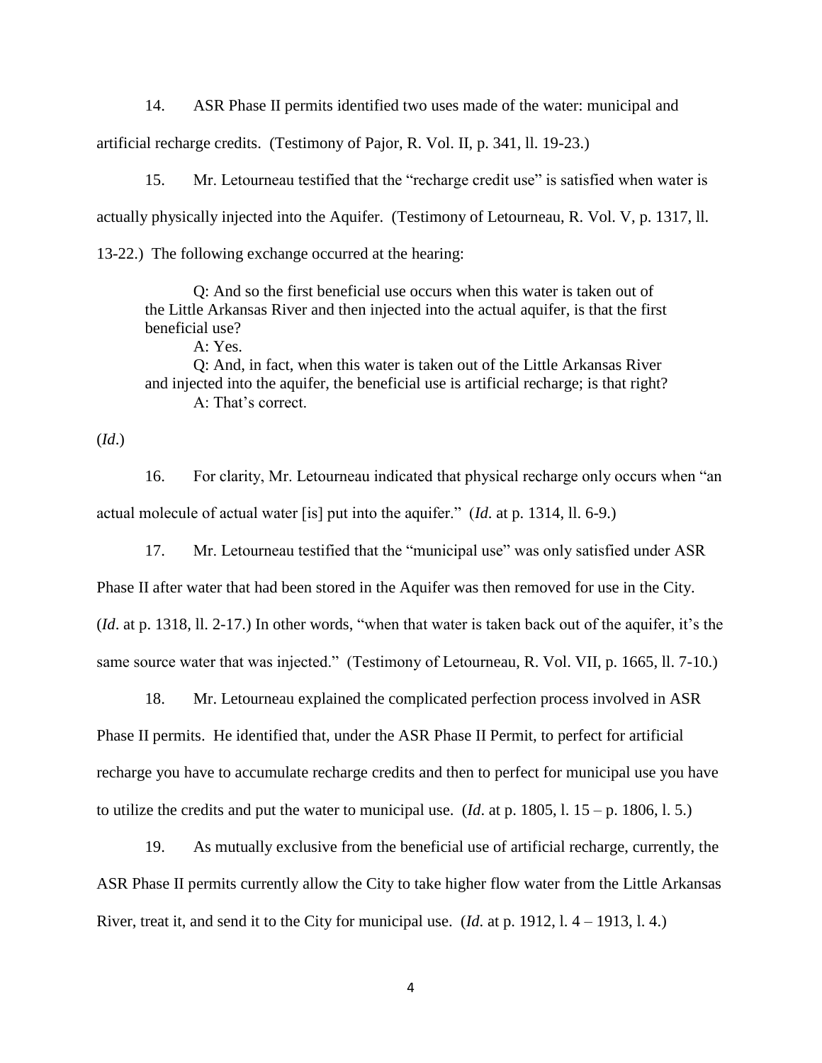14. ASR Phase II permits identified two uses made of the water: municipal and artificial recharge credits. (Testimony of Pajor, R. Vol. II, p. 341, ll. 19-23.)

15. Mr. Letourneau testified that the "recharge credit use" is satisfied when water is actually physically injected into the Aquifer. (Testimony of Letourneau, R. Vol. V, p. 1317, ll. 13-22.) The following exchange occurred at the hearing:

> Q: And so the first beneficial use occurs when this water is taken out of the Little Arkansas River and then injected into the actual aquifer, is that the first beneficial use?
>
> A: Yes.
>
> Q: And, in fact, when this water is taken out of the Little Arkansas River and injected into the aquifer, the beneficial use is artificial recharge; is that right?
>
> A: That's correct.

(*Id*.)

16. For clarity, Mr. Letourneau indicated that physical recharge only occurs when "an actual molecule of actual water [is] put into the aquifer." (*Id*. at p. 1314, ll. 6-9.)

17. Mr. Letourneau testified that the "municipal use" was only satisfied under ASR Phase II after water that had been stored in the Aquifer was then removed for use in the City. (*Id*. at p. 1318, ll. 2-17.) In other words, "when that water is taken back out of the aquifer, it's the same source water that was injected." (Testimony of Letourneau, R. Vol. VII, p. 1665, ll. 7-10.)

18. Mr. Letourneau explained the complicated perfection process involved in ASR Phase II permits. He identified that, under the ASR Phase II Permit, to perfect for artificial recharge you have to accumulate recharge credits and then to perfect for municipal use you have to utilize the credits and put the water to municipal use. (*Id*. at p. 1805, l. 15 – p. 1806, l. 5.)

19. As mutually exclusive from the beneficial use of artificial recharge, currently, the ASR Phase II permits currently allow the City to take higher flow water from the Little Arkansas River, treat it, and send it to the City for municipal use. (*Id*. at p. 1912, l. 4 – 1913, l. 4.)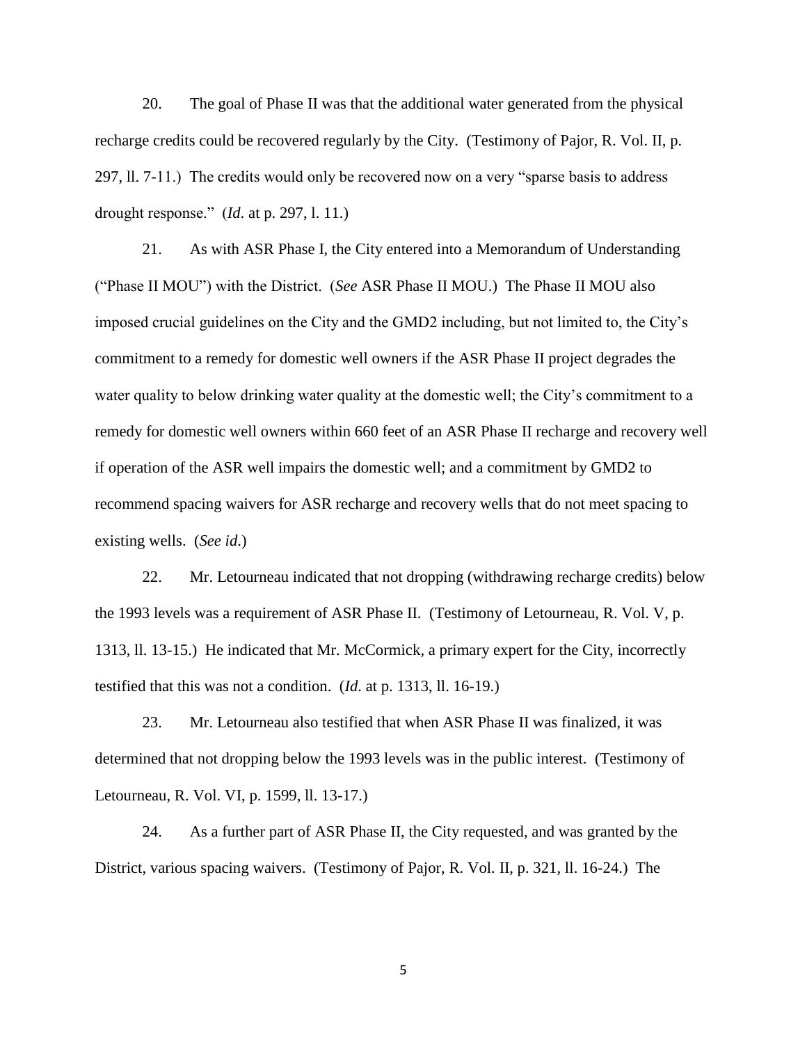20. The goal of Phase II was that the additional water generated from the physical recharge credits could be recovered regularly by the City. (Testimony of Pajor, R. Vol. II, p. 297, ll. 7-11.) The credits would only be recovered now on a very "sparse basis to address drought response." (*Id*. at p. 297, l. 11.)

21. As with ASR Phase I, the City entered into a Memorandum of Understanding ("Phase II MOU") with the District. (*See* ASR Phase II MOU.) The Phase II MOU also imposed crucial guidelines on the City and the GMD2 including, but not limited to, the City's commitment to a remedy for domestic well owners if the ASR Phase II project degrades the water quality to below drinking water quality at the domestic well; the City's commitment to a remedy for domestic well owners within 660 feet of an ASR Phase II recharge and recovery well if operation of the ASR well impairs the domestic well; and a commitment by GMD2 to recommend spacing waivers for ASR recharge and recovery wells that do not meet spacing to existing wells. (*See id*.)

22. Mr. Letourneau indicated that not dropping (withdrawing recharge credits) below the 1993 levels was a requirement of ASR Phase II. (Testimony of Letourneau, R. Vol. V, p. 1313, ll. 13-15.) He indicated that Mr. McCormick, a primary expert for the City, incorrectly testified that this was not a condition. (*Id*. at p. 1313, ll. 16-19.)

23. Mr. Letourneau also testified that when ASR Phase II was finalized, it was determined that not dropping below the 1993 levels was in the public interest. (Testimony of Letourneau, R. Vol. VI, p. 1599, ll. 13-17.)

24. As a further part of ASR Phase II, the City requested, and was granted by the District, various spacing waivers. (Testimony of Pajor, R. Vol. II, p. 321, ll. 16-24.) The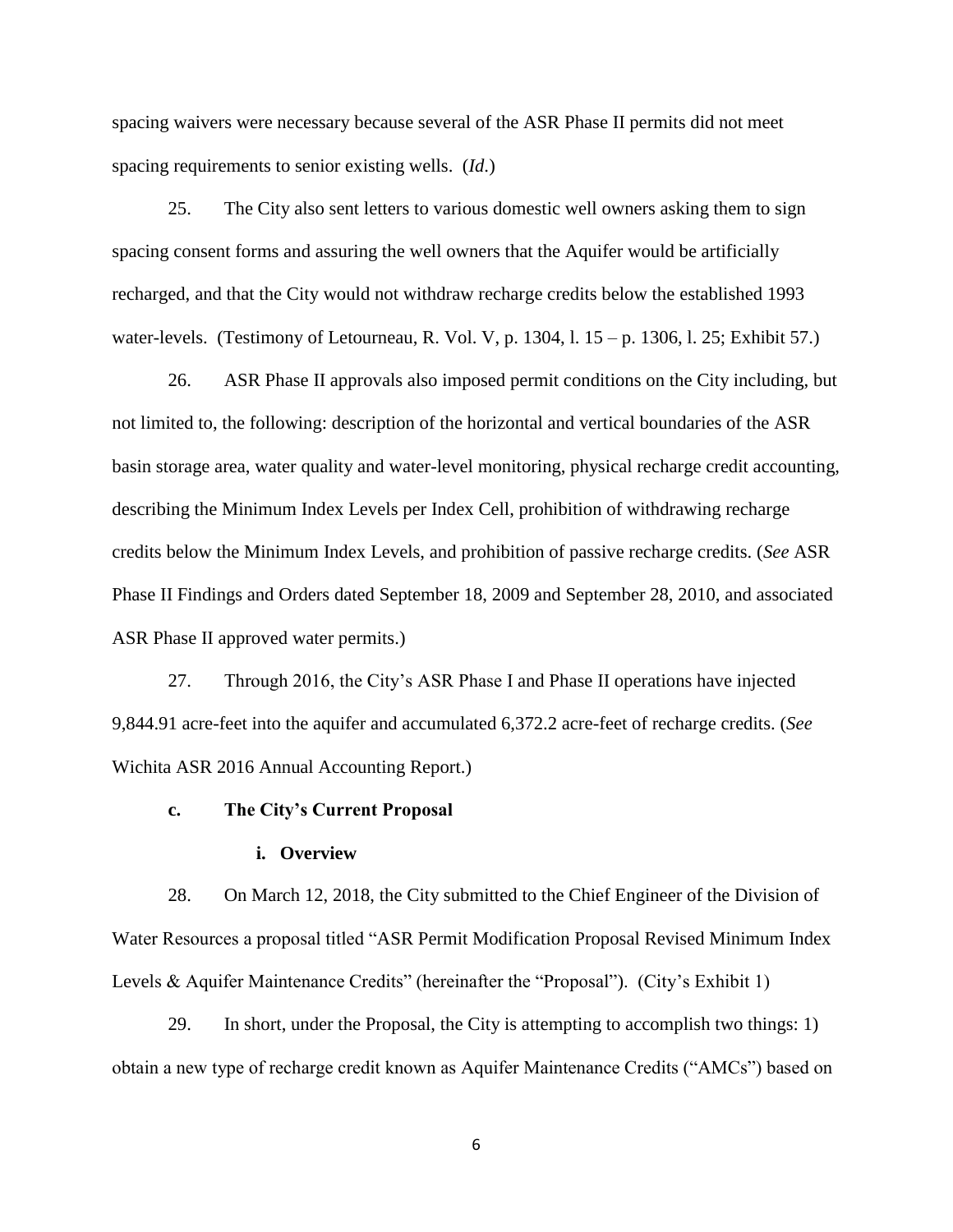spacing waivers were necessary because several of the ASR Phase II permits did not meet spacing requirements to senior existing wells. (*Id.*)

25. The City also sent letters to various domestic well owners asking them to sign spacing consent forms and assuring the well owners that the Aquifer would be artificially recharged, and that the City would not withdraw recharge credits below the established 1993 water-levels. (Testimony of Letourneau, R. Vol. V, p. 1304, l. 15 – p. 1306, l. 25; Exhibit 57.)

26. ASR Phase II approvals also imposed permit conditions on the City including, but not limited to, the following: description of the horizontal and vertical boundaries of the ASR basin storage area, water quality and water-level monitoring, physical recharge credit accounting, describing the Minimum Index Levels per Index Cell, prohibition of withdrawing recharge credits below the Minimum Index Levels, and prohibition of passive recharge credits. (*See* ASR Phase II Findings and Orders dated September 18, 2009 and September 28, 2010, and associated ASR Phase II approved water permits.)

27. Through 2016, the City's ASR Phase I and Phase II operations have injected 9,844.91 acre-feet into the aquifer and accumulated 6,372.2 acre-feet of recharge credits. (*See* Wichita ASR 2016 Annual Accounting Report.)

**c. The City's Current Proposal**

**i. Overview**

28. On March 12, 2018, the City submitted to the Chief Engineer of the Division of Water Resources a proposal titled "ASR Permit Modification Proposal Revised Minimum Index Levels & Aquifer Maintenance Credits" (hereinafter the "Proposal"). (City's Exhibit 1)

29. In short, under the Proposal, the City is attempting to accomplish two things: 1) obtain a new type of recharge credit known as Aquifer Maintenance Credits ("AMCs") based on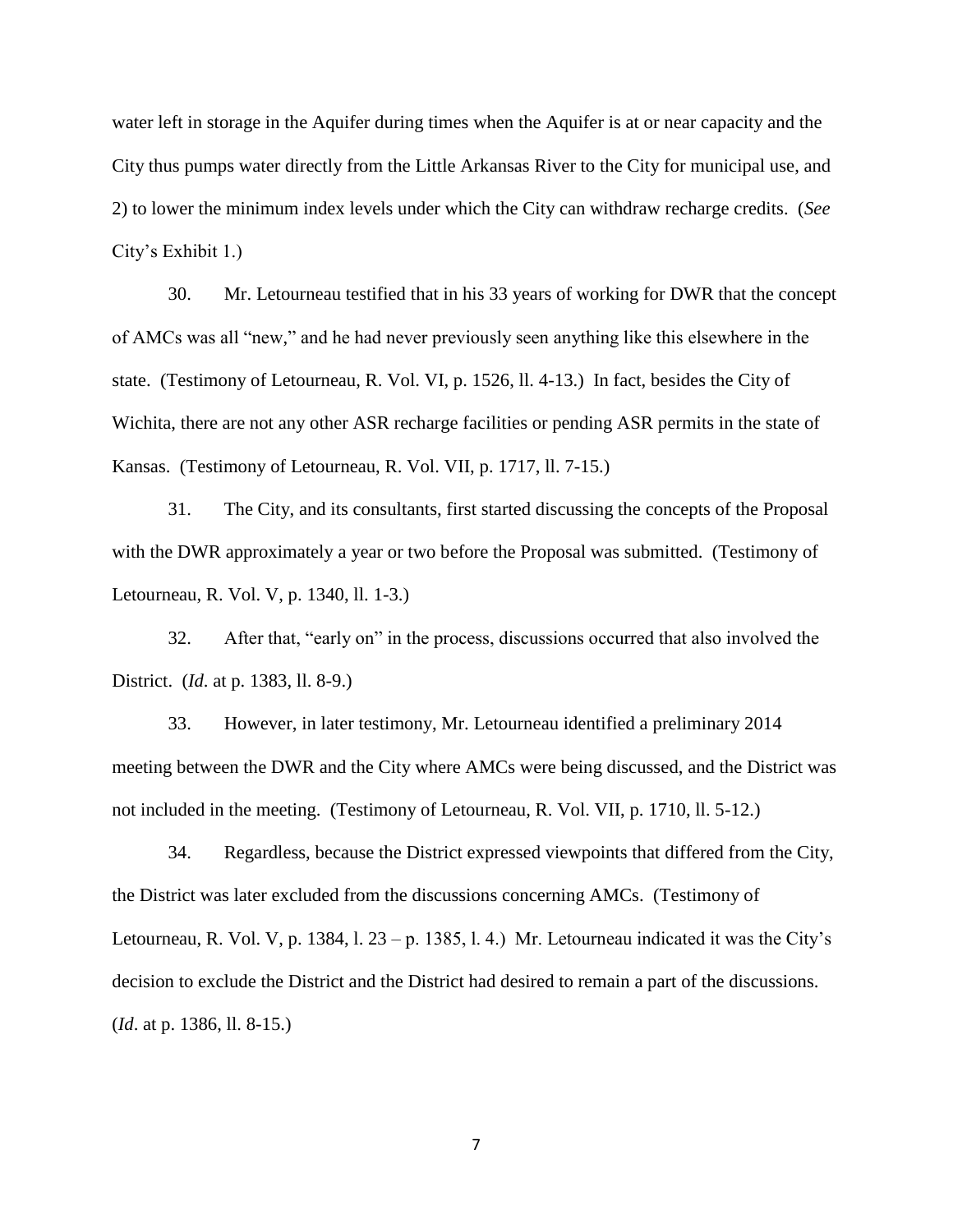water left in storage in the Aquifer during times when the Aquifer is at or near capacity and the City thus pumps water directly from the Little Arkansas River to the City for municipal use, and 2) to lower the minimum index levels under which the City can withdraw recharge credits. (*See* City's Exhibit 1.)

30. Mr. Letourneau testified that in his 33 years of working for DWR that the concept of AMCs was all "new," and he had never previously seen anything like this elsewhere in the state. (Testimony of Letourneau, R. Vol. VI, p. 1526, ll. 4-13.) In fact, besides the City of Wichita, there are not any other ASR recharge facilities or pending ASR permits in the state of Kansas. (Testimony of Letourneau, R. Vol. VII, p. 1717, ll. 7-15.)

31. The City, and its consultants, first started discussing the concepts of the Proposal with the DWR approximately a year or two before the Proposal was submitted. (Testimony of Letourneau, R. Vol. V, p. 1340, ll. 1-3.)

32. After that, "early on" in the process, discussions occurred that also involved the District. (*Id*. at p. 1383, ll. 8-9.)

33. However, in later testimony, Mr. Letourneau identified a preliminary 2014 meeting between the DWR and the City where AMCs were being discussed, and the District was not included in the meeting. (Testimony of Letourneau, R. Vol. VII, p. 1710, ll. 5-12.)

34. Regardless, because the District expressed viewpoints that differed from the City, the District was later excluded from the discussions concerning AMCs. (Testimony of Letourneau, R. Vol. V, p. 1384, l. 23 – p. 1385, l. 4.) Mr. Letourneau indicated it was the City's decision to exclude the District and the District had desired to remain a part of the discussions. (*Id*. at p. 1386, ll. 8-15.)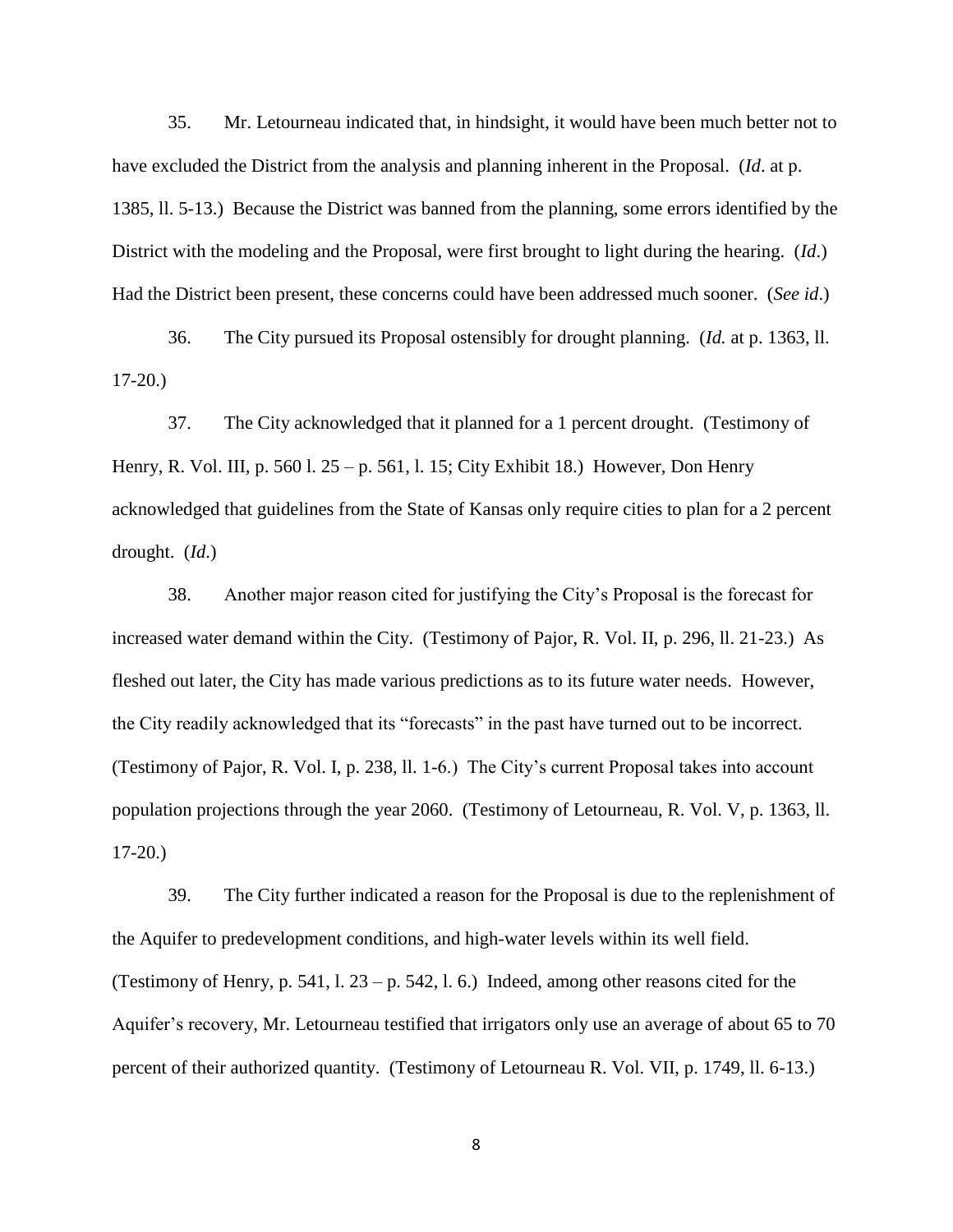35. Mr. Letourneau indicated that, in hindsight, it would have been much better not to have excluded the District from the analysis and planning inherent in the Proposal. (*Id*. at p. 1385, ll. 5-13.) Because the District was banned from the planning, some errors identified by the District with the modeling and the Proposal, were first brought to light during the hearing. (*Id*.) Had the District been present, these concerns could have been addressed much sooner. (*See id*.)

36. The City pursued its Proposal ostensibly for drought planning. (*Id.* at p. 1363, ll. 17-20.)

37. The City acknowledged that it planned for a 1 percent drought. (Testimony of Henry, R. Vol. III, p. 560 l. 25 – p. 561, l. 15; City Exhibit 18.) However, Don Henry acknowledged that guidelines from the State of Kansas only require cities to plan for a 2 percent drought. (*Id*.)

38. Another major reason cited for justifying the City's Proposal is the forecast for increased water demand within the City. (Testimony of Pajor, R. Vol. II, p. 296, ll. 21-23.) As fleshed out later, the City has made various predictions as to its future water needs. However, the City readily acknowledged that its "forecasts" in the past have turned out to be incorrect. (Testimony of Pajor, R. Vol. I, p. 238, ll. 1-6.) The City's current Proposal takes into account population projections through the year 2060. (Testimony of Letourneau, R. Vol. V, p. 1363, ll. 17-20.)

39. The City further indicated a reason for the Proposal is due to the replenishment of the Aquifer to predevelopment conditions, and high-water levels within its well field. (Testimony of Henry, p. 541, l. 23 – p. 542, l. 6.) Indeed, among other reasons cited for the Aquifer's recovery, Mr. Letourneau testified that irrigators only use an average of about 65 to 70 percent of their authorized quantity. (Testimony of Letourneau R. Vol. VII, p. 1749, ll. 6-13.)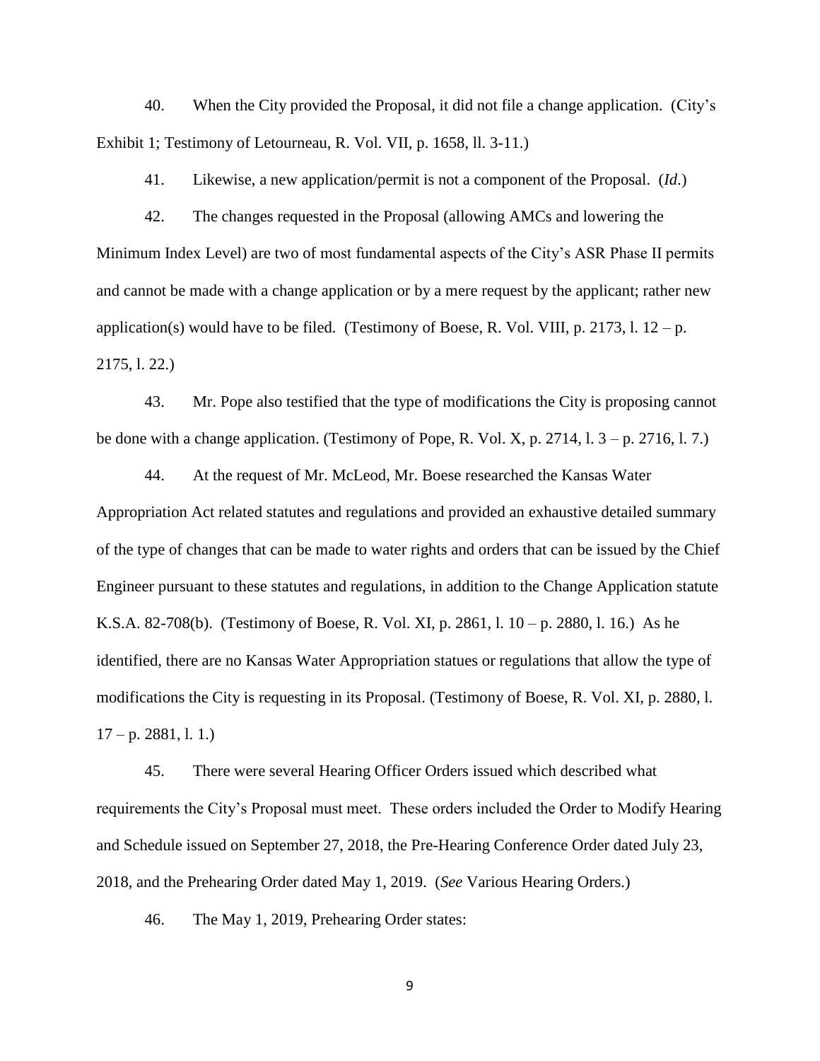40. When the City provided the Proposal, it did not file a change application. (City's Exhibit 1; Testimony of Letourneau, R. Vol. VII, p. 1658, ll. 3-11.)

41. Likewise, a new application/permit is not a component of the Proposal. (*Id*.)

42. The changes requested in the Proposal (allowing AMCs and lowering the Minimum Index Level) are two of most fundamental aspects of the City's ASR Phase II permits and cannot be made with a change application or by a mere request by the applicant; rather new application(s) would have to be filed. (Testimony of Boese, R. Vol. VIII, p. 2173, l. 12 – p. 2175, l. 22.)

43. Mr. Pope also testified that the type of modifications the City is proposing cannot be done with a change application. (Testimony of Pope, R. Vol. X, p. 2714, l. 3 – p. 2716, l. 7.)

44. At the request of Mr. McLeod, Mr. Boese researched the Kansas Water Appropriation Act related statutes and regulations and provided an exhaustive detailed summary of the type of changes that can be made to water rights and orders that can be issued by the Chief Engineer pursuant to these statutes and regulations, in addition to the Change Application statute K.S.A. 82-708(b). (Testimony of Boese, R. Vol. XI, p. 2861, l. 10 – p. 2880, l. 16.) As he identified, there are no Kansas Water Appropriation statues or regulations that allow the type of modifications the City is requesting in its Proposal. (Testimony of Boese, R. Vol. XI, p. 2880, l. 17 – p. 2881, l. 1.)

45. There were several Hearing Officer Orders issued which described what requirements the City's Proposal must meet. These orders included the Order to Modify Hearing and Schedule issued on September 27, 2018, the Pre-Hearing Conference Order dated July 23, 2018, and the Prehearing Order dated May 1, 2019. (*See* Various Hearing Orders.)

46. The May 1, 2019, Prehearing Order states: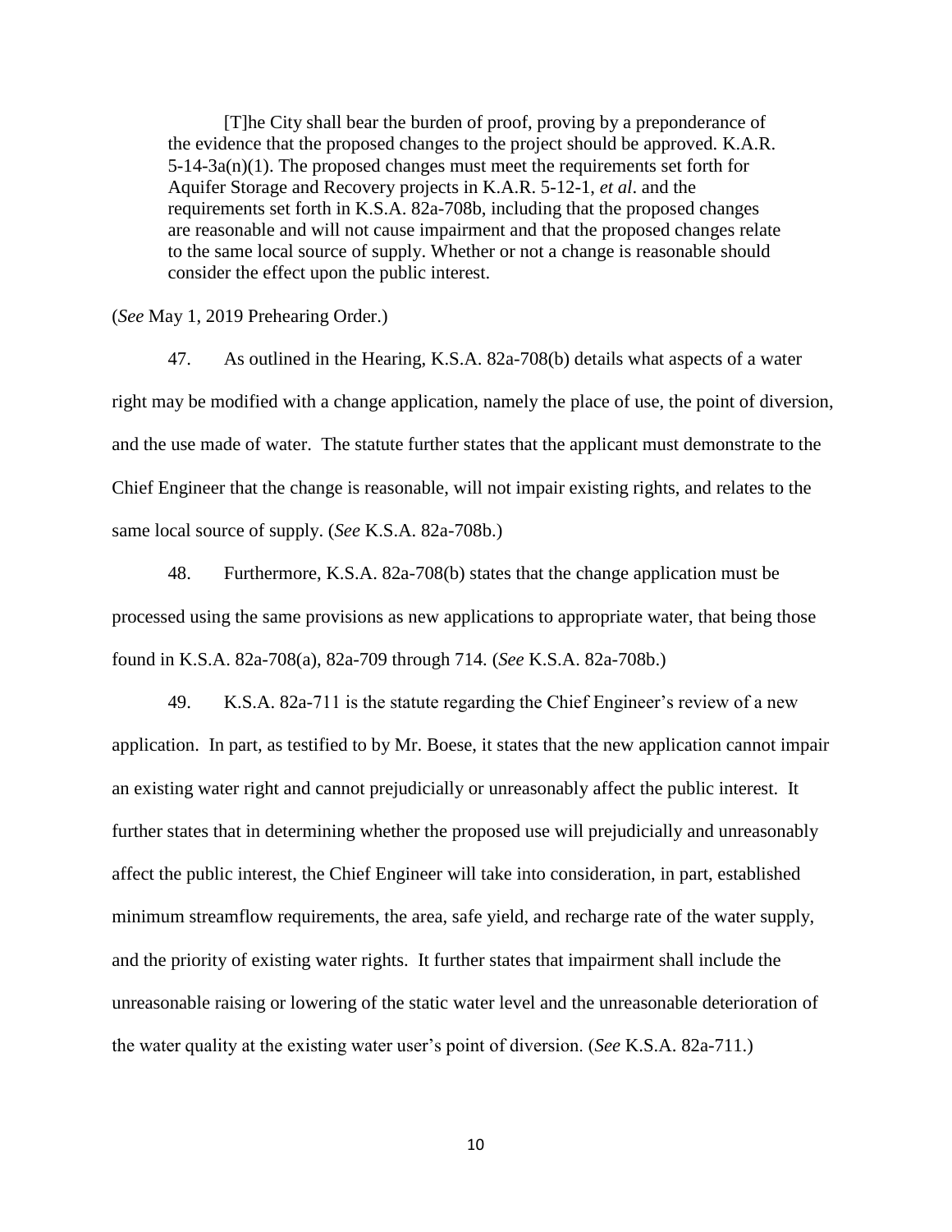> [T]he City shall bear the burden of proof, proving by a preponderance of the evidence that the proposed changes to the project should be approved. K.A.R. 5-14-3a(n)(1). The proposed changes must meet the requirements set forth for Aquifer Storage and Recovery projects in K.A.R. 5-12-1, *et al*. and the requirements set forth in K.S.A. 82a-708b, including that the proposed changes are reasonable and will not cause impairment and that the proposed changes relate to the same local source of supply. Whether or not a change is reasonable should consider the effect upon the public interest.

(*See* May 1, 2019 Prehearing Order.)

47. As outlined in the Hearing, K.S.A. 82a-708(b) details what aspects of a water right may be modified with a change application, namely the place of use, the point of diversion, and the use made of water. The statute further states that the applicant must demonstrate to the Chief Engineer that the change is reasonable, will not impair existing rights, and relates to the same local source of supply. (*See* K.S.A. 82a-708b.)

48. Furthermore, K.S.A. 82a-708(b) states that the change application must be processed using the same provisions as new applications to appropriate water, that being those found in K.S.A. 82a-708(a), 82a-709 through 714. (*See* K.S.A. 82a-708b.)

49. K.S.A. 82a-711 is the statute regarding the Chief Engineer's review of a new application. In part, as testified to by Mr. Boese, it states that the new application cannot impair an existing water right and cannot prejudicially or unreasonably affect the public interest. It further states that in determining whether the proposed use will prejudicially and unreasonably affect the public interest, the Chief Engineer will take into consideration, in part, established minimum streamflow requirements, the area, safe yield, and recharge rate of the water supply, and the priority of existing water rights. It further states that impairment shall include the unreasonable raising or lowering of the static water level and the unreasonable deterioration of the water quality at the existing water user's point of diversion. (*See* K.S.A. 82a-711.)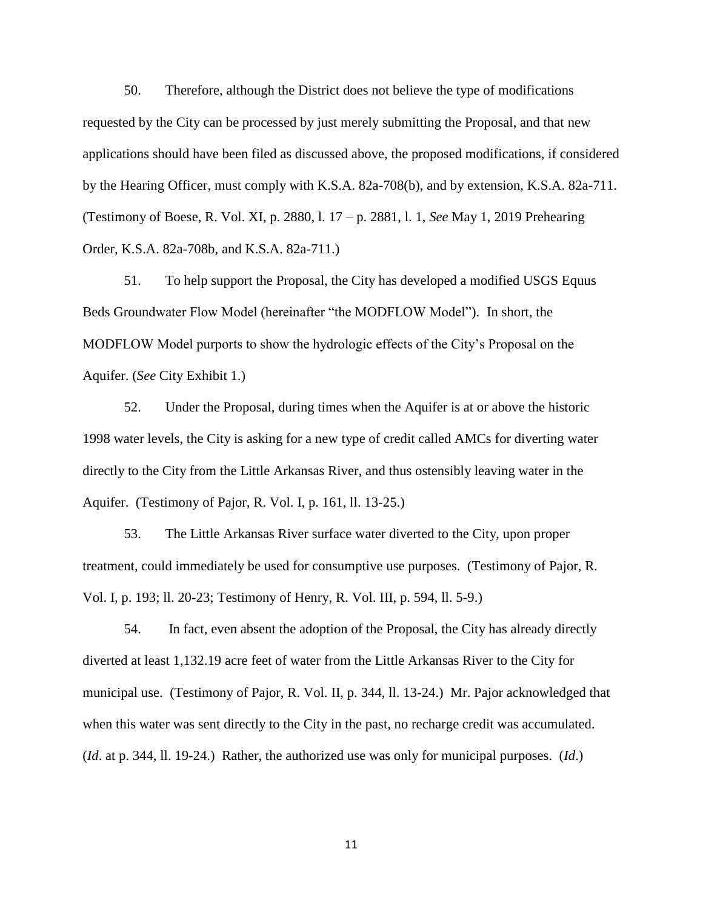50. Therefore, although the District does not believe the type of modifications requested by the City can be processed by just merely submitting the Proposal, and that new applications should have been filed as discussed above, the proposed modifications, if considered by the Hearing Officer, must comply with K.S.A. 82a-708(b), and by extension, K.S.A. 82a-711. (Testimony of Boese, R. Vol. XI, p. 2880, l. 17 – p. 2881, l. 1, *See* May 1, 2019 Prehearing Order, K.S.A. 82a-708b, and K.S.A. 82a-711.)

51. To help support the Proposal, the City has developed a modified USGS Equus Beds Groundwater Flow Model (hereinafter "the MODFLOW Model"). In short, the MODFLOW Model purports to show the hydrologic effects of the City's Proposal on the Aquifer. (*See* City Exhibit 1.)

52. Under the Proposal, during times when the Aquifer is at or above the historic 1998 water levels, the City is asking for a new type of credit called AMCs for diverting water directly to the City from the Little Arkansas River, and thus ostensibly leaving water in the Aquifer. (Testimony of Pajor, R. Vol. I, p. 161, ll. 13-25.)

53. The Little Arkansas River surface water diverted to the City, upon proper treatment, could immediately be used for consumptive use purposes. (Testimony of Pajor, R. Vol. I, p. 193; ll. 20-23; Testimony of Henry, R. Vol. III, p. 594, ll. 5-9.)

54. In fact, even absent the adoption of the Proposal, the City has already directly diverted at least 1,132.19 acre feet of water from the Little Arkansas River to the City for municipal use. (Testimony of Pajor, R. Vol. II, p. 344, ll. 13-24.) Mr. Pajor acknowledged that when this water was sent directly to the City in the past, no recharge credit was accumulated. (*Id*. at p. 344, ll. 19-24.) Rather, the authorized use was only for municipal purposes. (*Id*.)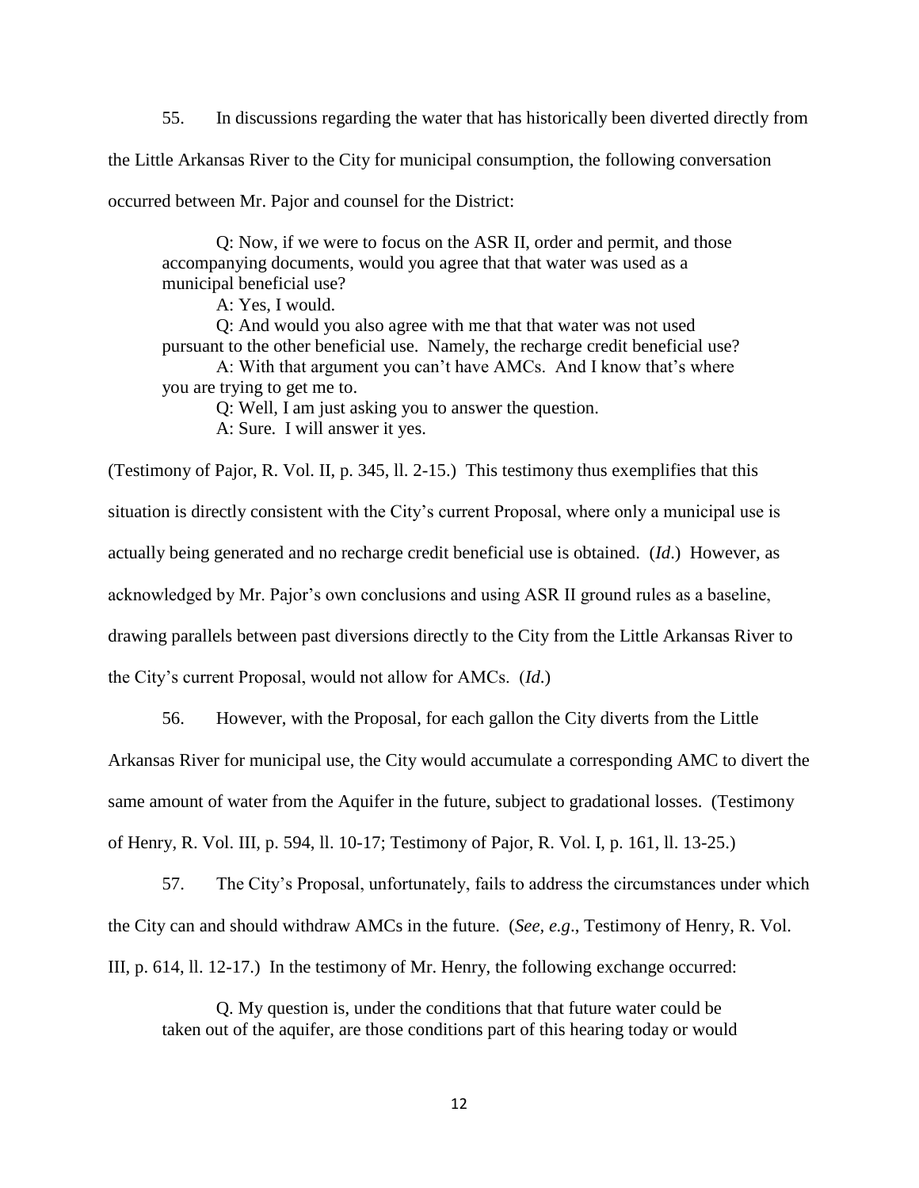55. In discussions regarding the water that has historically been diverted directly from the Little Arkansas River to the City for municipal consumption, the following conversation occurred between Mr. Pajor and counsel for the District:

> Q: Now, if we were to focus on the ASR II, order and permit, and those accompanying documents, would you agree that that water was used as a municipal beneficial use?
>
> A: Yes, I would.
>
> Q: And would you also agree with me that that water was not used pursuant to the other beneficial use. Namely, the recharge credit beneficial use?
>
> A: With that argument you can't have AMCs. And I know that's where you are trying to get me to.
>
> Q: Well, I am just asking you to answer the question.
>
> A: Sure. I will answer it yes.

(Testimony of Pajor, R. Vol. II, p. 345, ll. 2-15.) This testimony thus exemplifies that this situation is directly consistent with the City's current Proposal, where only a municipal use is actually being generated and no recharge credit beneficial use is obtained. (*Id*.) However, as acknowledged by Mr. Pajor's own conclusions and using ASR II ground rules as a baseline, drawing parallels between past diversions directly to the City from the Little Arkansas River to the City's current Proposal, would not allow for AMCs. (*Id*.)

56. However, with the Proposal, for each gallon the City diverts from the Little Arkansas River for municipal use, the City would accumulate a corresponding AMC to divert the same amount of water from the Aquifer in the future, subject to gradational losses. (Testimony of Henry, R. Vol. III, p. 594, ll. 10-17; Testimony of Pajor, R. Vol. I, p. 161, ll. 13-25.)

57. The City's Proposal, unfortunately, fails to address the circumstances under which the City can and should withdraw AMCs in the future. (*See, e.g*., Testimony of Henry, R. Vol. III, p. 614, ll. 12-17.) In the testimony of Mr. Henry, the following exchange occurred:

> Q. My question is, under the conditions that that future water could be taken out of the aquifer, are those conditions part of this hearing today or would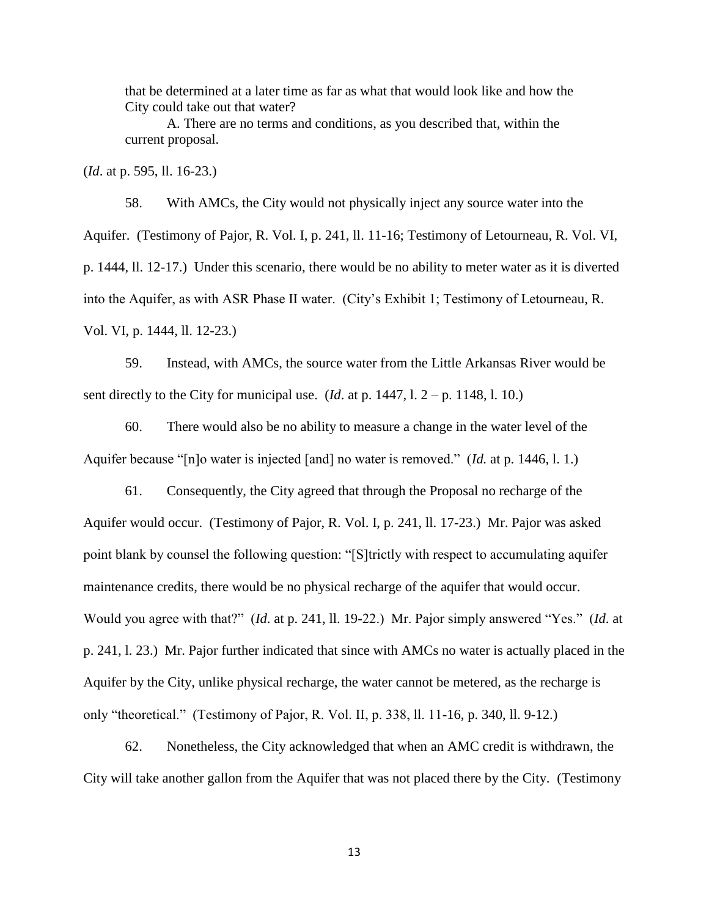> that be determined at a later time as far as what that would look like and how the City could take out that water?
>
> A. There are no terms and conditions, as you described that, within the current proposal.

(*Id*. at p. 595, ll. 16-23.)

58. With AMCs, the City would not physically inject any source water into the Aquifer. (Testimony of Pajor, R. Vol. I, p. 241, ll. 11-16; Testimony of Letourneau, R. Vol. VI, p. 1444, ll. 12-17.) Under this scenario, there would be no ability to meter water as it is diverted into the Aquifer, as with ASR Phase II water. (City's Exhibit 1; Testimony of Letourneau, R. Vol. VI, p. 1444, ll. 12-23.)

59. Instead, with AMCs, the source water from the Little Arkansas River would be sent directly to the City for municipal use. (*Id*. at p. 1447, l. 2 – p. 1148, l. 10.)

60. There would also be no ability to measure a change in the water level of the Aquifer because "[n]o water is injected [and] no water is removed." (*Id.* at p. 1446, l. 1.)

61. Consequently, the City agreed that through the Proposal no recharge of the Aquifer would occur. (Testimony of Pajor, R. Vol. I, p. 241, ll. 17-23.) Mr. Pajor was asked point blank by counsel the following question: "[S]trictly with respect to accumulating aquifer maintenance credits, there would be no physical recharge of the aquifer that would occur. Would you agree with that?" (*Id*. at p. 241, ll. 19-22.) Mr. Pajor simply answered "Yes." (*Id*. at p. 241, l. 23.) Mr. Pajor further indicated that since with AMCs no water is actually placed in the Aquifer by the City, unlike physical recharge, the water cannot be metered, as the recharge is only "theoretical." (Testimony of Pajor, R. Vol. II, p. 338, ll. 11-16, p. 340, ll. 9-12.)

62. Nonetheless, the City acknowledged that when an AMC credit is withdrawn, the City will take another gallon from the Aquifer that was not placed there by the City. (Testimony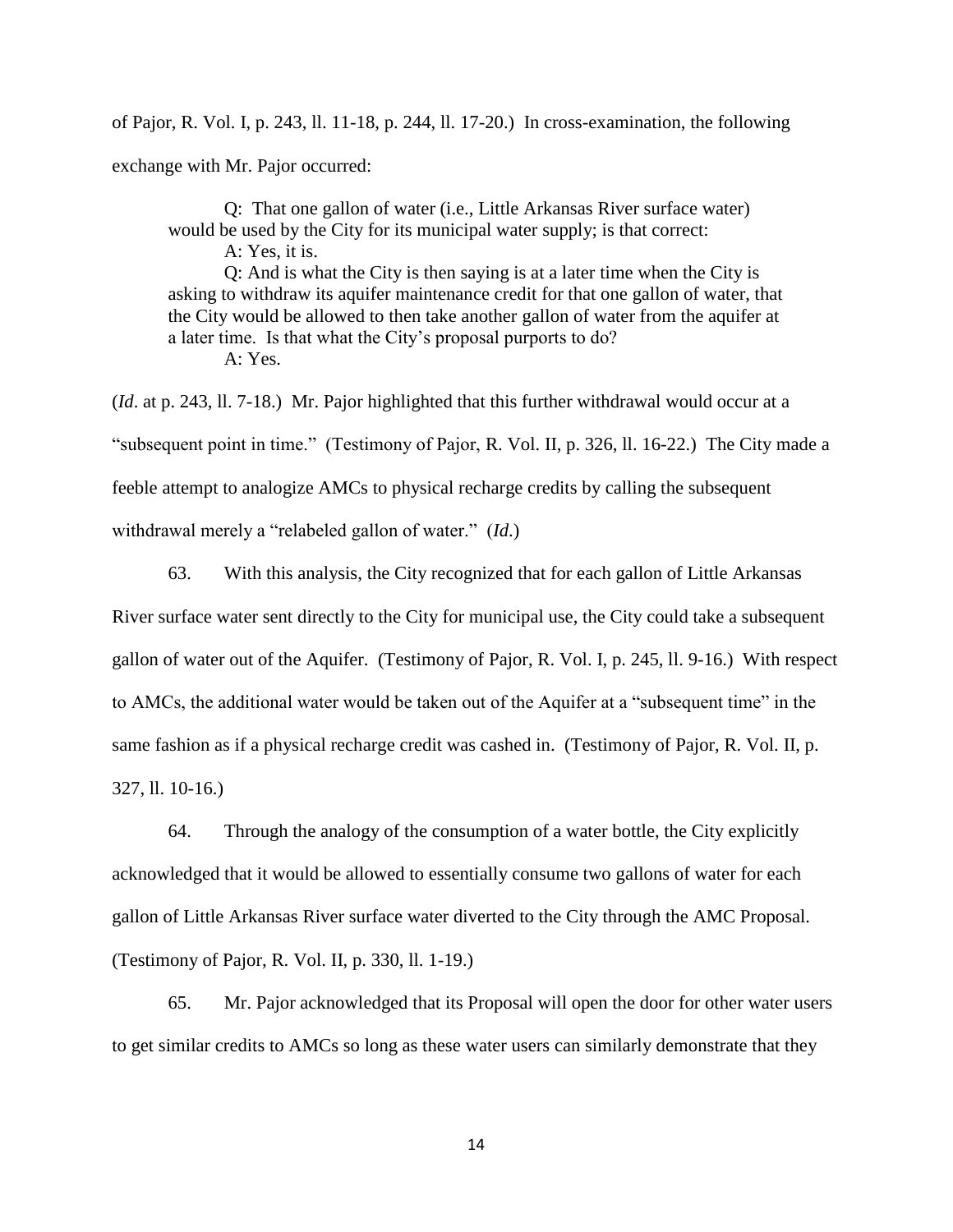of Pajor, R. Vol. I, p. 243, ll. 11-18, p. 244, ll. 17-20.) In cross-examination, the following exchange with Mr. Pajor occurred:

> Q: That one gallon of water (i.e., Little Arkansas River surface water) would be used by the City for its municipal water supply; is that correct:
>
> A: Yes, it is.
>
> Q: And is what the City is then saying is at a later time when the City is asking to withdraw its aquifer maintenance credit for that one gallon of water, that the City would be allowed to then take another gallon of water from the aquifer at a later time. Is that what the City's proposal purports to do?
>
> A: Yes.

(*Id*. at p. 243, ll. 7-18.) Mr. Pajor highlighted that this further withdrawal would occur at a "subsequent point in time." (Testimony of Pajor, R. Vol. II, p. 326, ll. 16-22.) The City made a feeble attempt to analogize AMCs to physical recharge credits by calling the subsequent withdrawal merely a "relabeled gallon of water." (*Id*.)

63. With this analysis, the City recognized that for each gallon of Little Arkansas River surface water sent directly to the City for municipal use, the City could take a subsequent gallon of water out of the Aquifer. (Testimony of Pajor, R. Vol. I, p. 245, ll. 9-16.) With respect to AMCs, the additional water would be taken out of the Aquifer at a "subsequent time" in the same fashion as if a physical recharge credit was cashed in. (Testimony of Pajor, R. Vol. II, p. 327, ll. 10-16.)

64. Through the analogy of the consumption of a water bottle, the City explicitly acknowledged that it would be allowed to essentially consume two gallons of water for each gallon of Little Arkansas River surface water diverted to the City through the AMC Proposal. (Testimony of Pajor, R. Vol. II, p. 330, ll. 1-19.)

65. Mr. Pajor acknowledged that its Proposal will open the door for other water users to get similar credits to AMCs so long as these water users can similarly demonstrate that they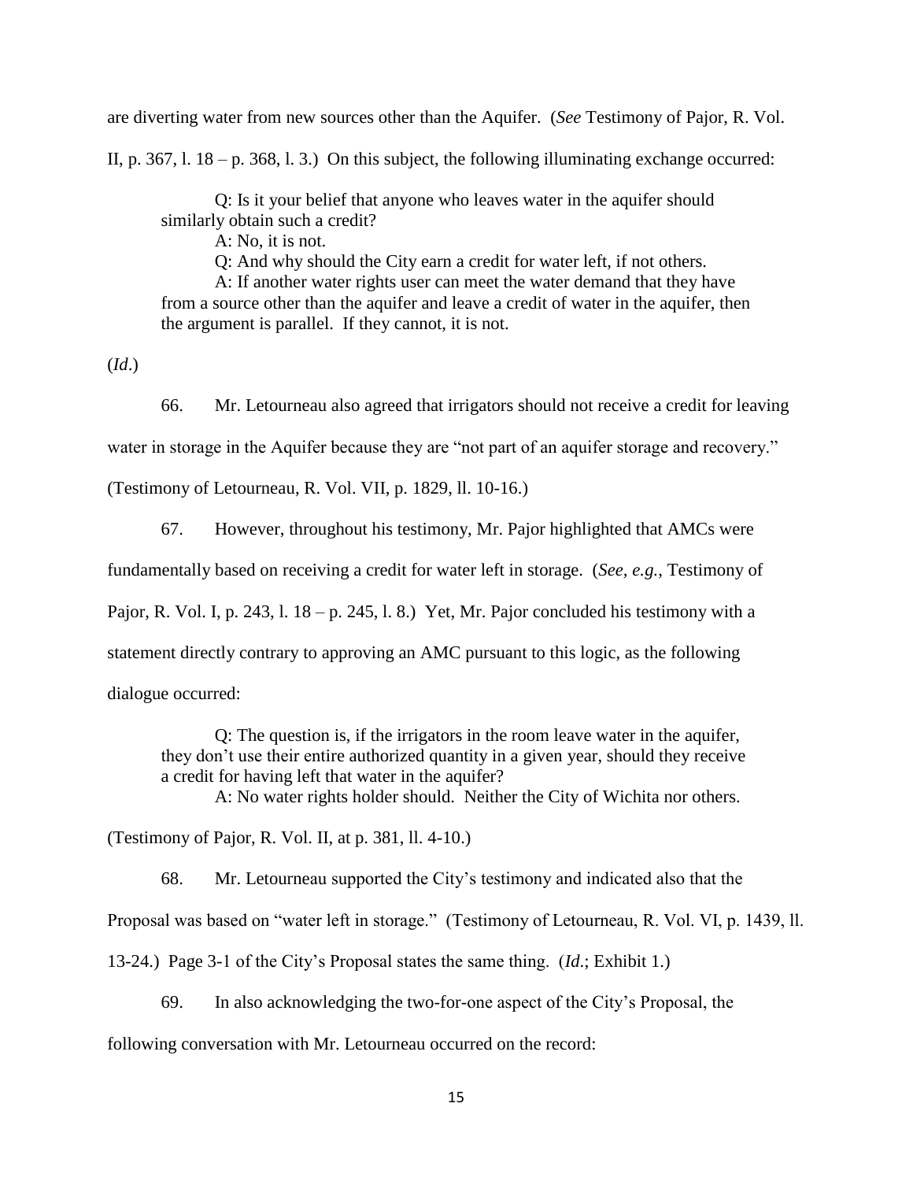are diverting water from new sources other than the Aquifer. (*See* Testimony of Pajor, R. Vol. II, p. 367, l. 18 – p. 368, l. 3.) On this subject, the following illuminating exchange occurred:

> Q: Is it your belief that anyone who leaves water in the aquifer should similarly obtain such a credit?
>
> A: No, it is not.
>
> Q: And why should the City earn a credit for water left, if not others.
>
> A: If another water rights user can meet the water demand that they have from a source other than the aquifer and leave a credit of water in the aquifer, then the argument is parallel. If they cannot, it is not.

(*Id*.)

66. Mr. Letourneau also agreed that irrigators should not receive a credit for leaving water in storage in the Aquifer because they are "not part of an aquifer storage and recovery." (Testimony of Letourneau, R. Vol. VII, p. 1829, ll. 10-16.)

67. However, throughout his testimony, Mr. Pajor highlighted that AMCs were fundamentally based on receiving a credit for water left in storage. (*See, e.g.*, Testimony of Pajor, R. Vol. I, p. 243, l. 18 – p. 245, l. 8.) Yet, Mr. Pajor concluded his testimony with a statement directly contrary to approving an AMC pursuant to this logic, as the following dialogue occurred:

> Q: The question is, if the irrigators in the room leave water in the aquifer, they don't use their entire authorized quantity in a given year, should they receive a credit for having left that water in the aquifer?
>
> A: No water rights holder should. Neither the City of Wichita nor others.

(Testimony of Pajor, R. Vol. II, at p. 381, ll. 4-10.)

68. Mr. Letourneau supported the City's testimony and indicated also that the Proposal was based on "water left in storage." (Testimony of Letourneau, R. Vol. VI, p. 1439, ll. 13-24.) Page 3-1 of the City's Proposal states the same thing. (*Id*.; Exhibit 1.)

69. In also acknowledging the two-for-one aspect of the City's Proposal, the following conversation with Mr. Letourneau occurred on the record: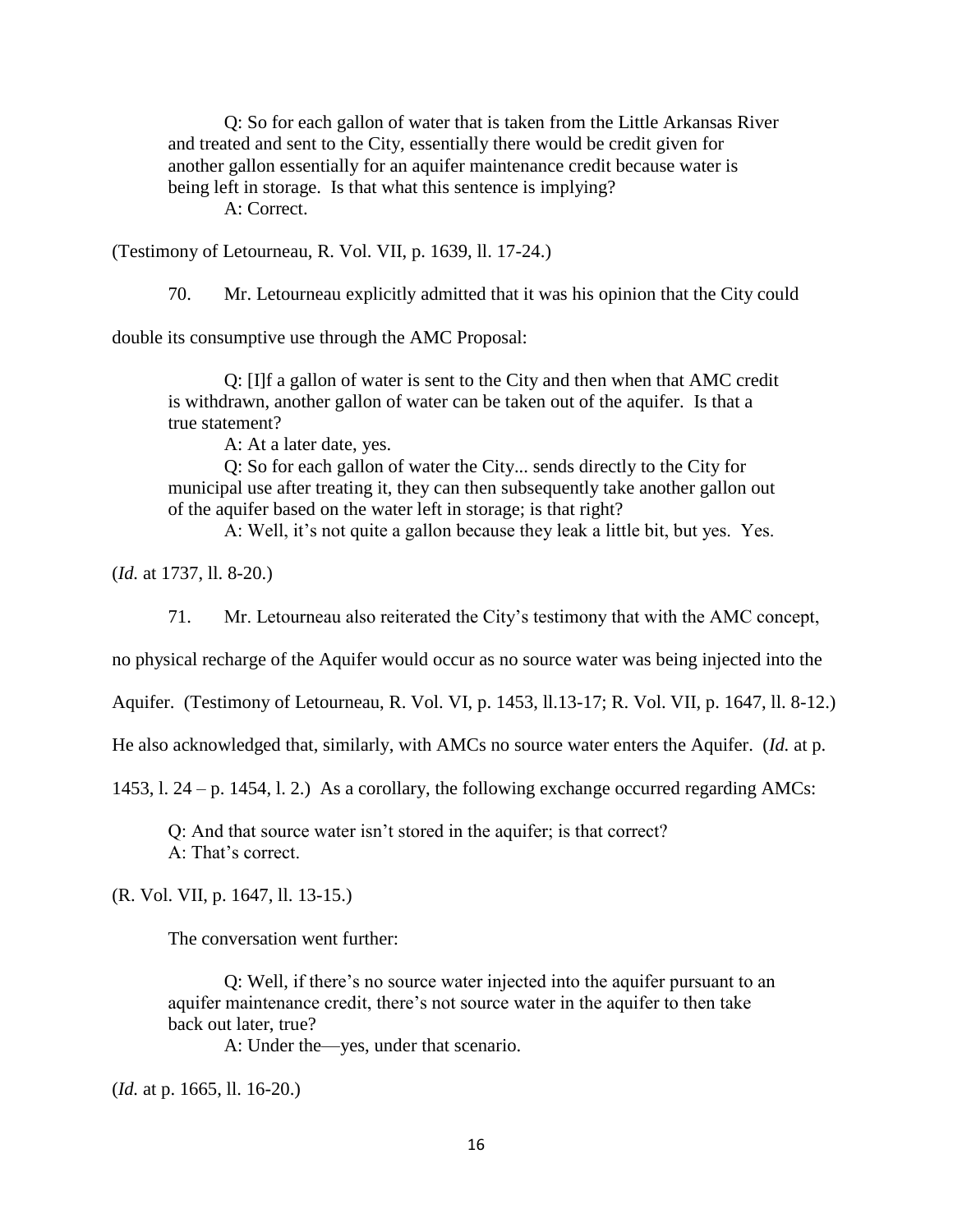> Q: So for each gallon of water that is taken from the Little Arkansas River and treated and sent to the City, essentially there would be credit given for another gallon essentially for an aquifer maintenance credit because water is being left in storage. Is that what this sentence is implying?
>
> A: Correct.

(Testimony of Letourneau, R. Vol. VII, p. 1639, ll. 17-24.)

70. Mr. Letourneau explicitly admitted that it was his opinion that the City could double its consumptive use through the AMC Proposal:

> Q: [I]f a gallon of water is sent to the City and then when that AMC credit is withdrawn, another gallon of water can be taken out of the aquifer. Is that a true statement?
>
> A: At a later date, yes.
>
> Q: So for each gallon of water the City... sends directly to the City for municipal use after treating it, they can then subsequently take another gallon out of the aquifer based on the water left in storage; is that right?
>
> A: Well, it's not quite a gallon because they leak a little bit, but yes. Yes.

(*Id.* at 1737, ll. 8-20.)

71. Mr. Letourneau also reiterated the City's testimony that with the AMC concept, no physical recharge of the Aquifer would occur as no source water was being injected into the Aquifer. (Testimony of Letourneau, R. Vol. VI, p. 1453, ll.13-17; R. Vol. VII, p. 1647, ll. 8-12.) He also acknowledged that, similarly, with AMCs no source water enters the Aquifer. (*Id.* at p. 1453, l. 24 – p. 1454, l. 2.) As a corollary, the following exchange occurred regarding AMCs:

> Q: And that source water isn't stored in the aquifer; is that correct?
>
> A: That's correct.

(R. Vol. VII, p. 1647, ll. 13-15.)

The conversation went further:

> Q: Well, if there's no source water injected into the aquifer pursuant to an aquifer maintenance credit, there's not source water in the aquifer to then take back out later, true?
>
> A: Under the—yes, under that scenario.

(*Id.* at p. 1665, ll. 16-20.)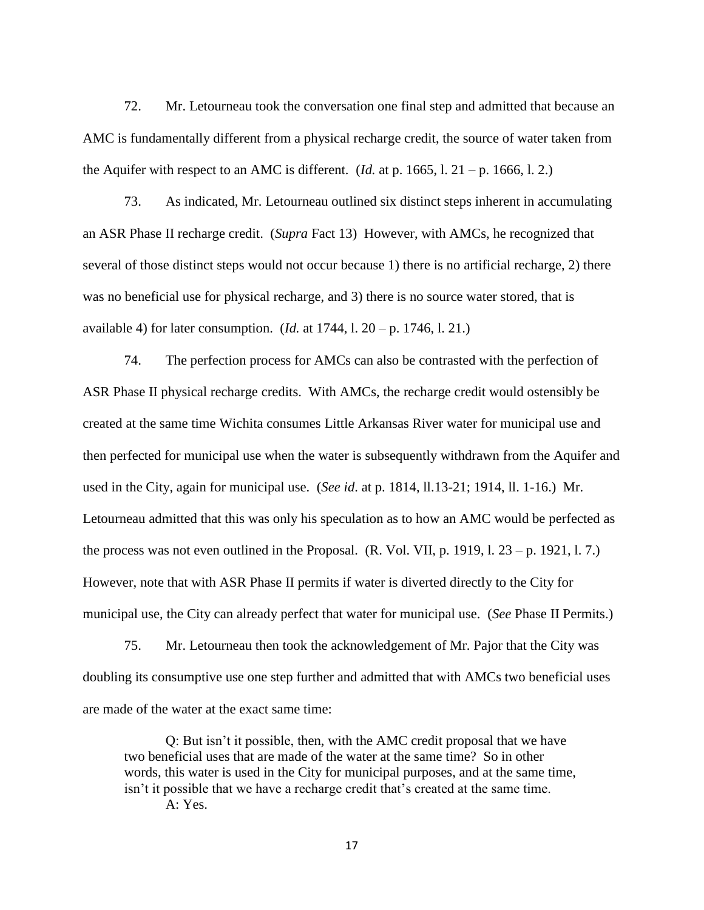72. Mr. Letourneau took the conversation one final step and admitted that because an AMC is fundamentally different from a physical recharge credit, the source of water taken from the Aquifer with respect to an AMC is different. (*Id.* at p. 1665, l. 21 – p. 1666, l. 2.)

73. As indicated, Mr. Letourneau outlined six distinct steps inherent in accumulating an ASR Phase II recharge credit. (*Supra* Fact 13) However, with AMCs, he recognized that several of those distinct steps would not occur because 1) there is no artificial recharge, 2) there was no beneficial use for physical recharge, and 3) there is no source water stored, that is available 4) for later consumption. (*Id.* at 1744, l. 20 – p. 1746, l. 21.)

74. The perfection process for AMCs can also be contrasted with the perfection of ASR Phase II physical recharge credits. With AMCs, the recharge credit would ostensibly be created at the same time Wichita consumes Little Arkansas River water for municipal use and then perfected for municipal use when the water is subsequently withdrawn from the Aquifer and used in the City, again for municipal use. (*See id.* at p. 1814, ll.13-21; 1914, ll. 1-16.) Mr. Letourneau admitted that this was only his speculation as to how an AMC would be perfected as the process was not even outlined in the Proposal. (R. Vol. VII, p. 1919, l. 23 – p. 1921, l. 7.) However, note that with ASR Phase II permits if water is diverted directly to the City for municipal use, the City can already perfect that water for municipal use. (*See* Phase II Permits.)

75. Mr. Letourneau then took the acknowledgement of Mr. Pajor that the City was doubling its consumptive use one step further and admitted that with AMCs two beneficial uses are made of the water at the exact same time:

> Q: But isn't it possible, then, with the AMC credit proposal that we have two beneficial uses that are made of the water at the same time? So in other words, this water is used in the City for municipal purposes, and at the same time, isn't it possible that we have a recharge credit that's created at the same time.
>
> A: Yes.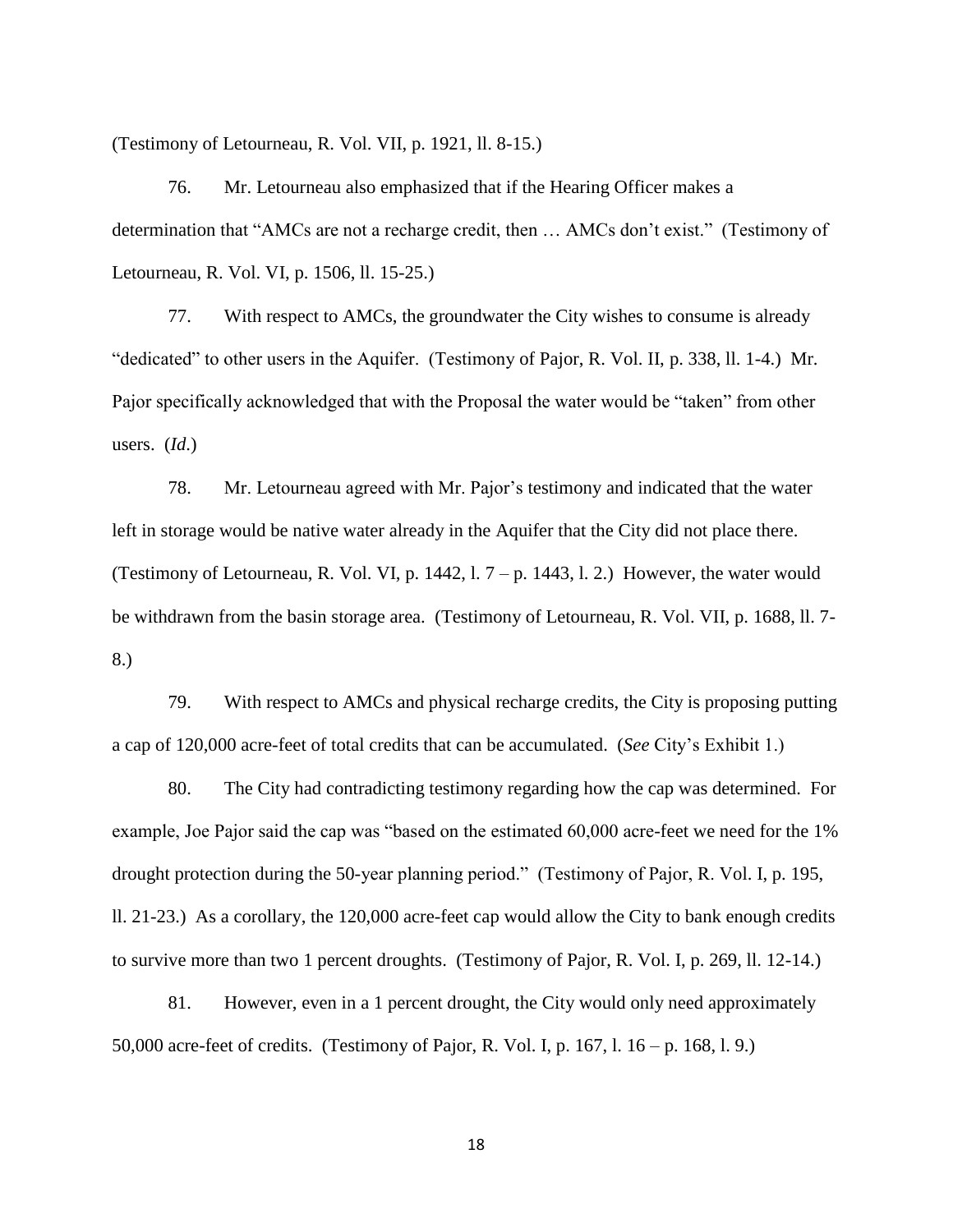(Testimony of Letourneau, R. Vol. VII, p. 1921, ll. 8-15.)

76. Mr. Letourneau also emphasized that if the Hearing Officer makes a determination that "AMCs are not a recharge credit, then … AMCs don't exist." (Testimony of Letourneau, R. Vol. VI, p. 1506, ll. 15-25.)

77. With respect to AMCs, the groundwater the City wishes to consume is already "dedicated" to other users in the Aquifer. (Testimony of Pajor, R. Vol. II, p. 338, ll. 1-4.) Mr. Pajor specifically acknowledged that with the Proposal the water would be "taken" from other users. (*Id.*)

78. Mr. Letourneau agreed with Mr. Pajor's testimony and indicated that the water left in storage would be native water already in the Aquifer that the City did not place there. (Testimony of Letourneau, R. Vol. VI, p. 1442, l. 7 – p. 1443, l. 2.) However, the water would be withdrawn from the basin storage area. (Testimony of Letourneau, R. Vol. VII, p. 1688, ll. 7-8.)

79. With respect to AMCs and physical recharge credits, the City is proposing putting a cap of 120,000 acre-feet of total credits that can be accumulated. (*See* City's Exhibit 1.)

80. The City had contradicting testimony regarding how the cap was determined. For example, Joe Pajor said the cap was "based on the estimated 60,000 acre-feet we need for the 1% drought protection during the 50-year planning period." (Testimony of Pajor, R. Vol. I, p. 195, ll. 21-23.) As a corollary, the 120,000 acre-feet cap would allow the City to bank enough credits to survive more than two 1 percent droughts. (Testimony of Pajor, R. Vol. I, p. 269, ll. 12-14.)

81. However, even in a 1 percent drought, the City would only need approximately 50,000 acre-feet of credits. (Testimony of Pajor, R. Vol. I, p. 167, l. 16 – p. 168, l. 9.)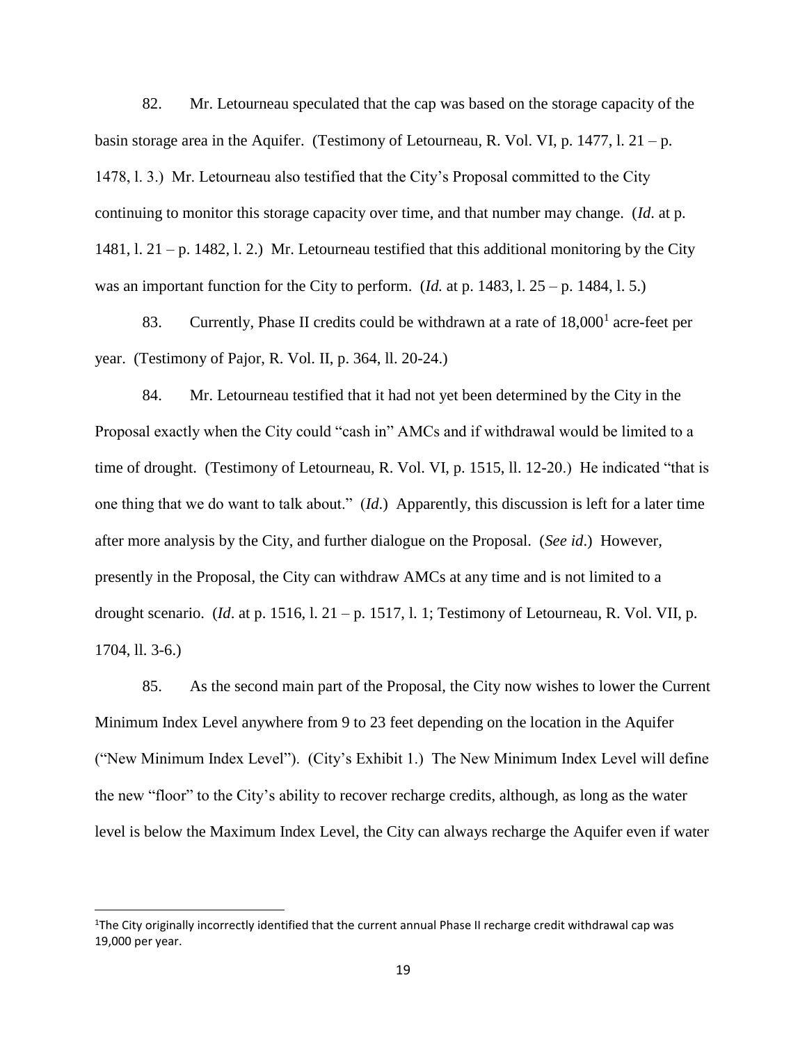82. Mr. Letourneau speculated that the cap was based on the storage capacity of the basin storage area in the Aquifer. (Testimony of Letourneau, R. Vol. VI, p. 1477, l. 21 – p. 1478, l. 3.) Mr. Letourneau also testified that the City's Proposal committed to the City continuing to monitor this storage capacity over time, and that number may change. (*Id*. at p. 1481, l. 21 – p. 1482, l. 2.) Mr. Letourneau testified that this additional monitoring by the City was an important function for the City to perform. (*Id.* at p. 1483, l. 25 – p. 1484, l. 5.)

83. Currently, Phase II credits could be withdrawn at a rate of 18,000[1] acre-feet per year. (Testimony of Pajor, R. Vol. II, p. 364, ll. 20-24.)

84. Mr. Letourneau testified that it had not yet been determined by the City in the Proposal exactly when the City could "cash in" AMCs and if withdrawal would be limited to a time of drought. (Testimony of Letourneau, R. Vol. VI, p. 1515, ll. 12-20.) He indicated "that is one thing that we do want to talk about." (*Id*.) Apparently, this discussion is left for a later time after more analysis by the City, and further dialogue on the Proposal. (*See id*.) However, presently in the Proposal, the City can withdraw AMCs at any time and is not limited to a drought scenario. (*Id*. at p. 1516, l. 21 – p. 1517, l. 1; Testimony of Letourneau, R. Vol. VII, p. 1704, ll. 3-6.)

85. As the second main part of the Proposal, the City now wishes to lower the Current Minimum Index Level anywhere from 9 to 23 feet depending on the location in the Aquifer ("New Minimum Index Level"). (City's Exhibit 1.) The New Minimum Index Level will define the new "floor" to the City's ability to recover recharge credits, although, as long as the water level is below the Maximum Index Level, the City can always recharge the Aquifer even if water

---

[1] The City originally incorrectly identified that the current annual Phase II recharge credit withdrawal cap was 19,000 per year.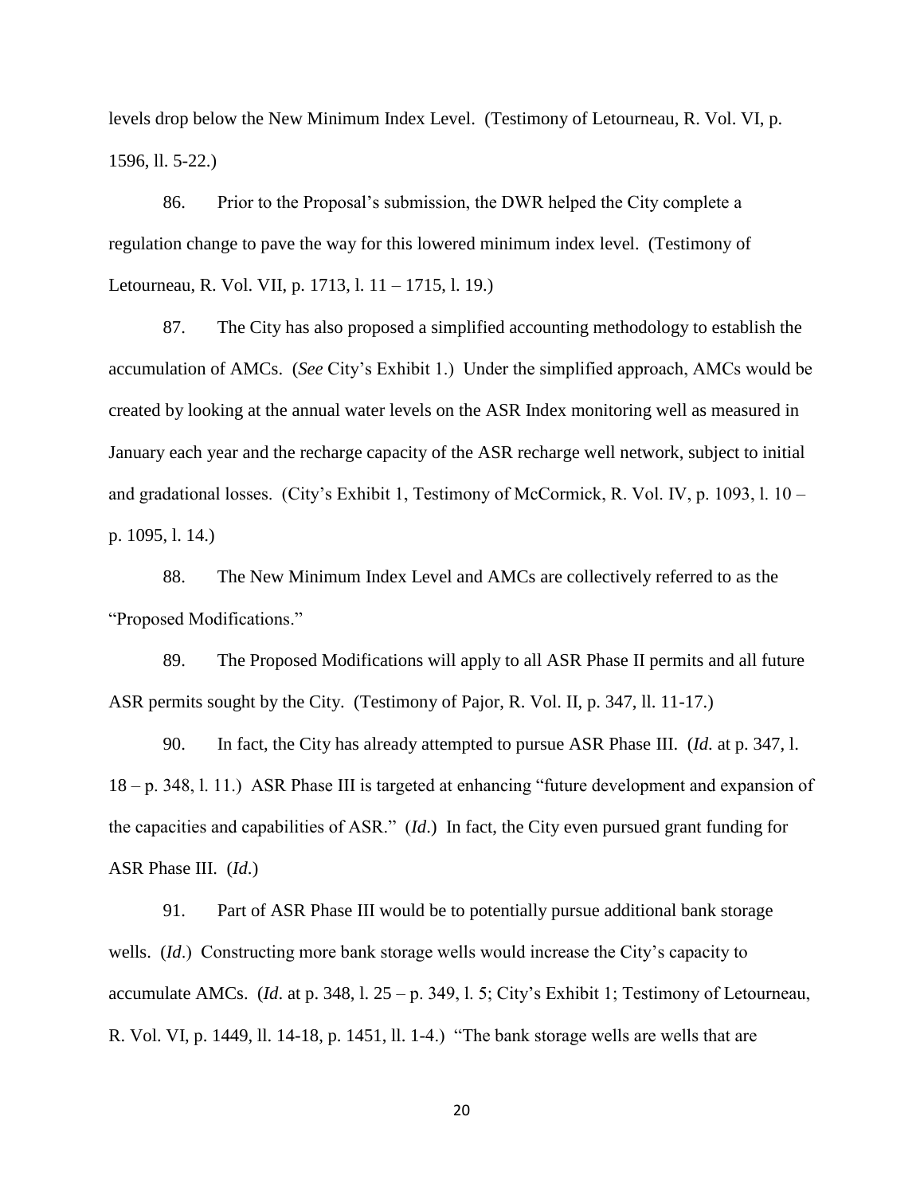levels drop below the New Minimum Index Level. (Testimony of Letourneau, R. Vol. VI, p. 1596, ll. 5-22.)

86. Prior to the Proposal's submission, the DWR helped the City complete a regulation change to pave the way for this lowered minimum index level. (Testimony of Letourneau, R. Vol. VII, p. 1713, l. 11 – 1715, l. 19.)

87. The City has also proposed a simplified accounting methodology to establish the accumulation of AMCs. (*See* City's Exhibit 1.) Under the simplified approach, AMCs would be created by looking at the annual water levels on the ASR Index monitoring well as measured in January each year and the recharge capacity of the ASR recharge well network, subject to initial and gradational losses. (City's Exhibit 1, Testimony of McCormick, R. Vol. IV, p. 1093, l. 10 – p. 1095, l. 14.)

88. The New Minimum Index Level and AMCs are collectively referred to as the "Proposed Modifications."

89. The Proposed Modifications will apply to all ASR Phase II permits and all future ASR permits sought by the City. (Testimony of Pajor, R. Vol. II, p. 347, ll. 11-17.)

90. In fact, the City has already attempted to pursue ASR Phase III. (*Id*. at p. 347, l. 18 – p. 348, l. 11.) ASR Phase III is targeted at enhancing "future development and expansion of the capacities and capabilities of ASR." (*Id*.) In fact, the City even pursued grant funding for ASR Phase III. (*Id.*)

91. Part of ASR Phase III would be to potentially pursue additional bank storage wells. (*Id*.) Constructing more bank storage wells would increase the City's capacity to accumulate AMCs. (*Id*. at p. 348, l. 25 – p. 349, l. 5; City's Exhibit 1; Testimony of Letourneau, R. Vol. VI, p. 1449, ll. 14-18, p. 1451, ll. 1-4.) "The bank storage wells are wells that are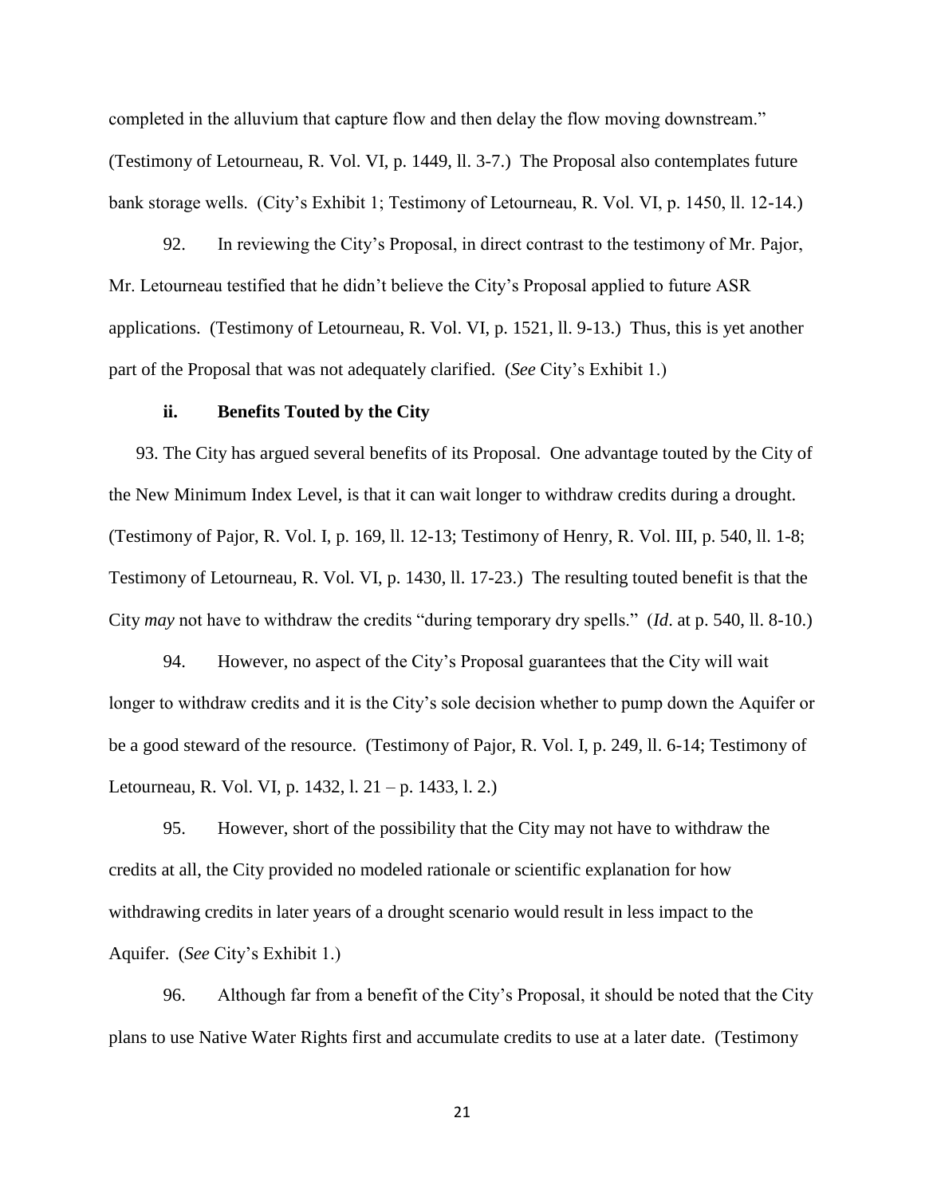completed in the alluvium that capture flow and then delay the flow moving downstream." (Testimony of Letourneau, R. Vol. VI, p. 1449, ll. 3-7.) The Proposal also contemplates future bank storage wells. (City's Exhibit 1; Testimony of Letourneau, R. Vol. VI, p. 1450, ll. 12-14.)

92. In reviewing the City's Proposal, in direct contrast to the testimony of Mr. Pajor, Mr. Letourneau testified that he didn't believe the City's Proposal applied to future ASR applications. (Testimony of Letourneau, R. Vol. VI, p. 1521, ll. 9-13.) Thus, this is yet another part of the Proposal that was not adequately clarified. (*See* City's Exhibit 1.)

**ii. Benefits Touted by the City**

93. The City has argued several benefits of its Proposal. One advantage touted by the City of the New Minimum Index Level, is that it can wait longer to withdraw credits during a drought. (Testimony of Pajor, R. Vol. I, p. 169, ll. 12-13; Testimony of Henry, R. Vol. III, p. 540, ll. 1-8; Testimony of Letourneau, R. Vol. VI, p. 1430, ll. 17-23.) The resulting touted benefit is that the City *may* not have to withdraw the credits "during temporary dry spells." (*Id*. at p. 540, ll. 8-10.)

94. However, no aspect of the City's Proposal guarantees that the City will wait longer to withdraw credits and it is the City's sole decision whether to pump down the Aquifer or be a good steward of the resource. (Testimony of Pajor, R. Vol. I, p. 249, ll. 6-14; Testimony of Letourneau, R. Vol. VI, p. 1432, l. 21 – p. 1433, l. 2.)

95. However, short of the possibility that the City may not have to withdraw the credits at all, the City provided no modeled rationale or scientific explanation for how withdrawing credits in later years of a drought scenario would result in less impact to the Aquifer. (*See* City's Exhibit 1.)

96. Although far from a benefit of the City's Proposal, it should be noted that the City plans to use Native Water Rights first and accumulate credits to use at a later date. (Testimony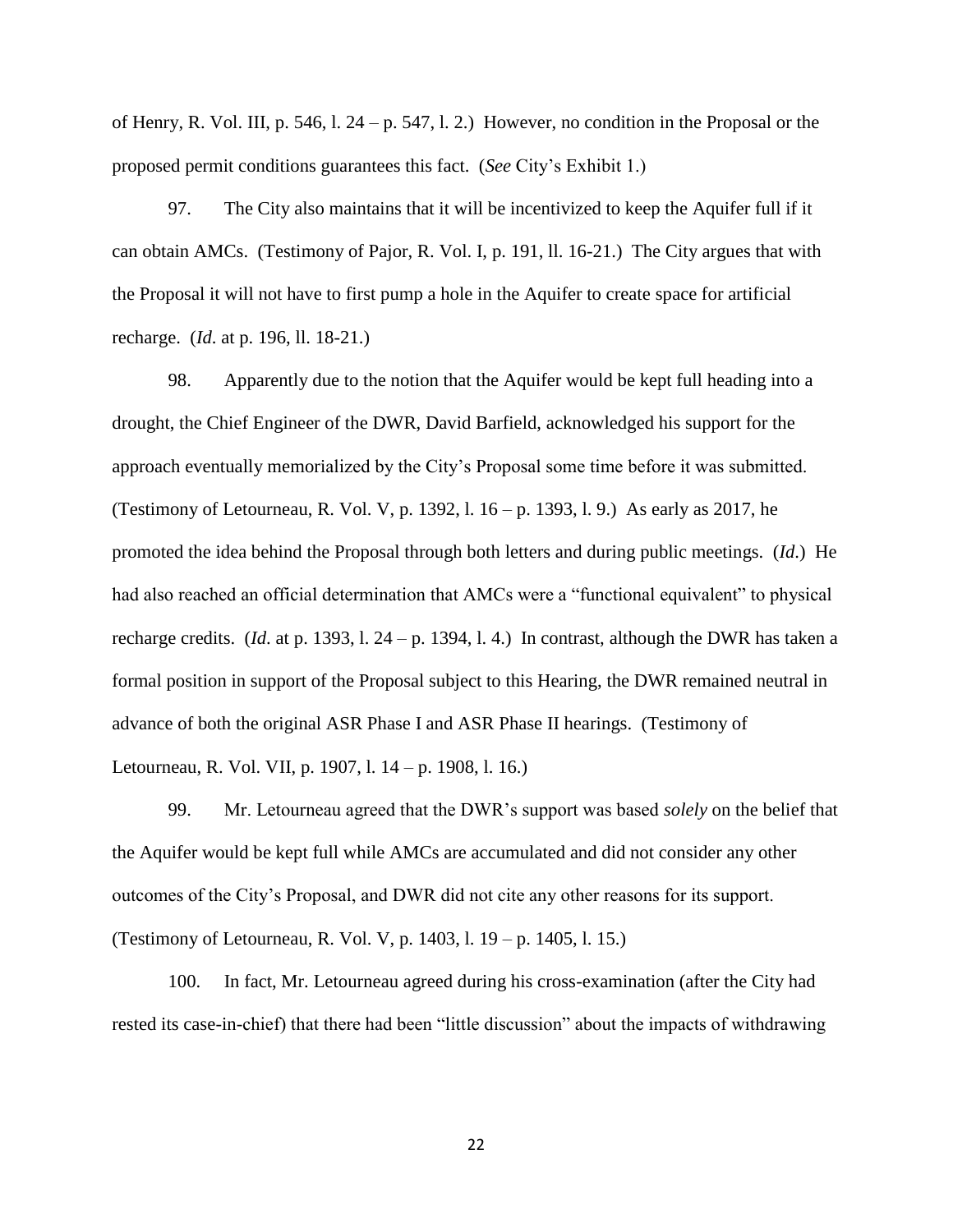of Henry, R. Vol. III, p. 546, l. 24 – p. 547, l. 2.) However, no condition in the Proposal or the proposed permit conditions guarantees this fact. (*See* City's Exhibit 1.)

97. The City also maintains that it will be incentivized to keep the Aquifer full if it can obtain AMCs. (Testimony of Pajor, R. Vol. I, p. 191, ll. 16-21.) The City argues that with the Proposal it will not have to first pump a hole in the Aquifer to create space for artificial recharge. (*Id*. at p. 196, ll. 18-21.)

98. Apparently due to the notion that the Aquifer would be kept full heading into a drought, the Chief Engineer of the DWR, David Barfield, acknowledged his support for the approach eventually memorialized by the City's Proposal some time before it was submitted. (Testimony of Letourneau, R. Vol. V, p. 1392, l. 16 – p. 1393, l. 9.) As early as 2017, he promoted the idea behind the Proposal through both letters and during public meetings. (*Id*.) He had also reached an official determination that AMCs were a "functional equivalent" to physical recharge credits. (*Id*. at p. 1393, l. 24 – p. 1394, l. 4.) In contrast, although the DWR has taken a formal position in support of the Proposal subject to this Hearing, the DWR remained neutral in advance of both the original ASR Phase I and ASR Phase II hearings. (Testimony of Letourneau, R. Vol. VII, p. 1907, l. 14 – p. 1908, l. 16.)

99. Mr. Letourneau agreed that the DWR's support was based *solely* on the belief that the Aquifer would be kept full while AMCs are accumulated and did not consider any other outcomes of the City's Proposal, and DWR did not cite any other reasons for its support. (Testimony of Letourneau, R. Vol. V, p. 1403, l. 19 – p. 1405, l. 15.)

100. In fact, Mr. Letourneau agreed during his cross-examination (after the City had rested its case-in-chief) that there had been "little discussion" about the impacts of withdrawing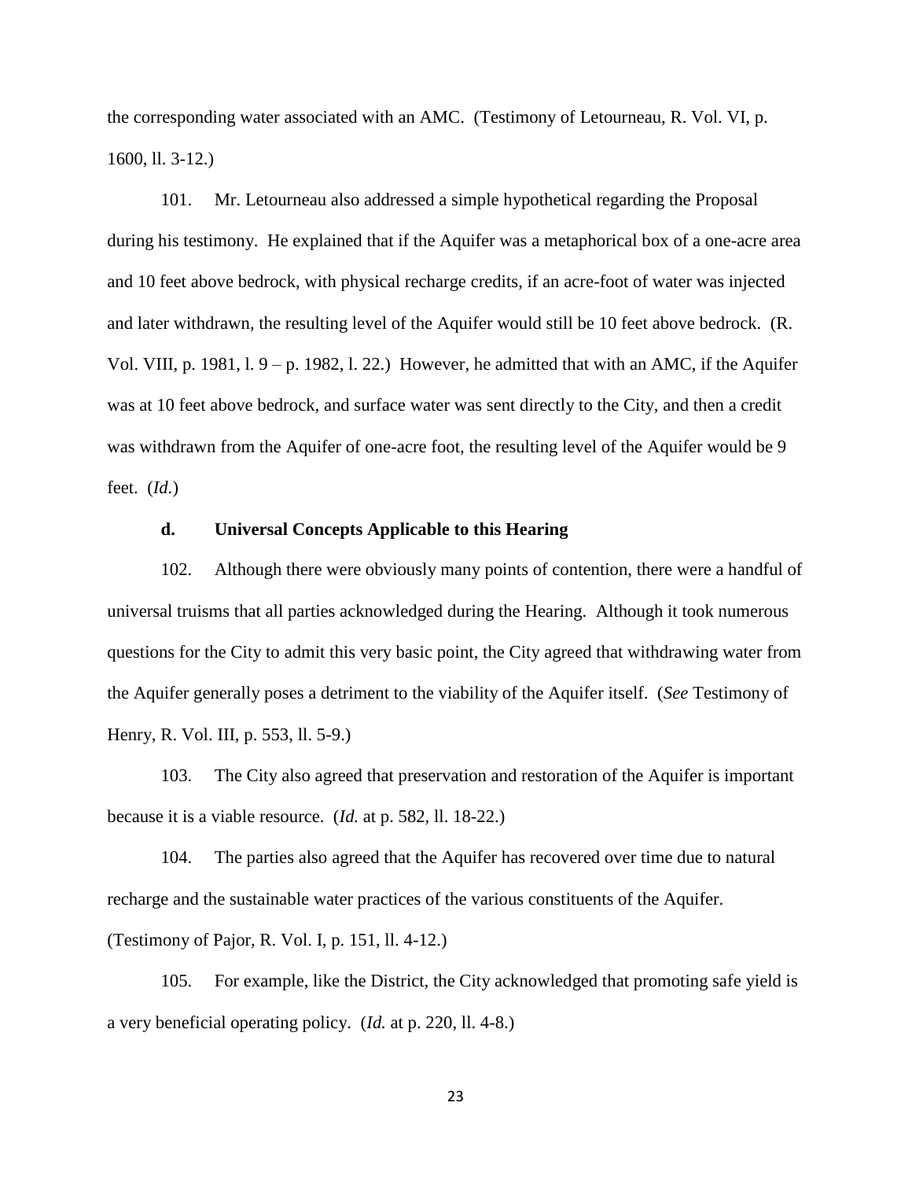the corresponding water associated with an AMC. (Testimony of Letourneau, R. Vol. VI, p. 1600, ll. 3-12.)

101. Mr. Letourneau also addressed a simple hypothetical regarding the Proposal during his testimony. He explained that if the Aquifer was a metaphorical box of a one-acre area and 10 feet above bedrock, with physical recharge credits, if an acre-foot of water was injected and later withdrawn, the resulting level of the Aquifer would still be 10 feet above bedrock. (R. Vol. VIII, p. 1981, l. 9 – p. 1982, l. 22.) However, he admitted that with an AMC, if the Aquifer was at 10 feet above bedrock, and surface water was sent directly to the City, and then a credit was withdrawn from the Aquifer of one-acre foot, the resulting level of the Aquifer would be 9 feet. (*Id.*)

### d. Universal Concepts Applicable to this Hearing

102. Although there were obviously many points of contention, there were a handful of universal truisms that all parties acknowledged during the Hearing. Although it took numerous questions for the City to admit this very basic point, the City agreed that withdrawing water from the Aquifer generally poses a detriment to the viability of the Aquifer itself. (*See* Testimony of Henry, R. Vol. III, p. 553, ll. 5-9.)

103. The City also agreed that preservation and restoration of the Aquifer is important because it is a viable resource. (*Id.* at p. 582, ll. 18-22.)

104. The parties also agreed that the Aquifer has recovered over time due to natural recharge and the sustainable water practices of the various constituents of the Aquifer. (Testimony of Pajor, R. Vol. I, p. 151, ll. 4-12.)

105. For example, like the District, the City acknowledged that promoting safe yield is a very beneficial operating policy. (*Id.* at p. 220, ll. 4-8.)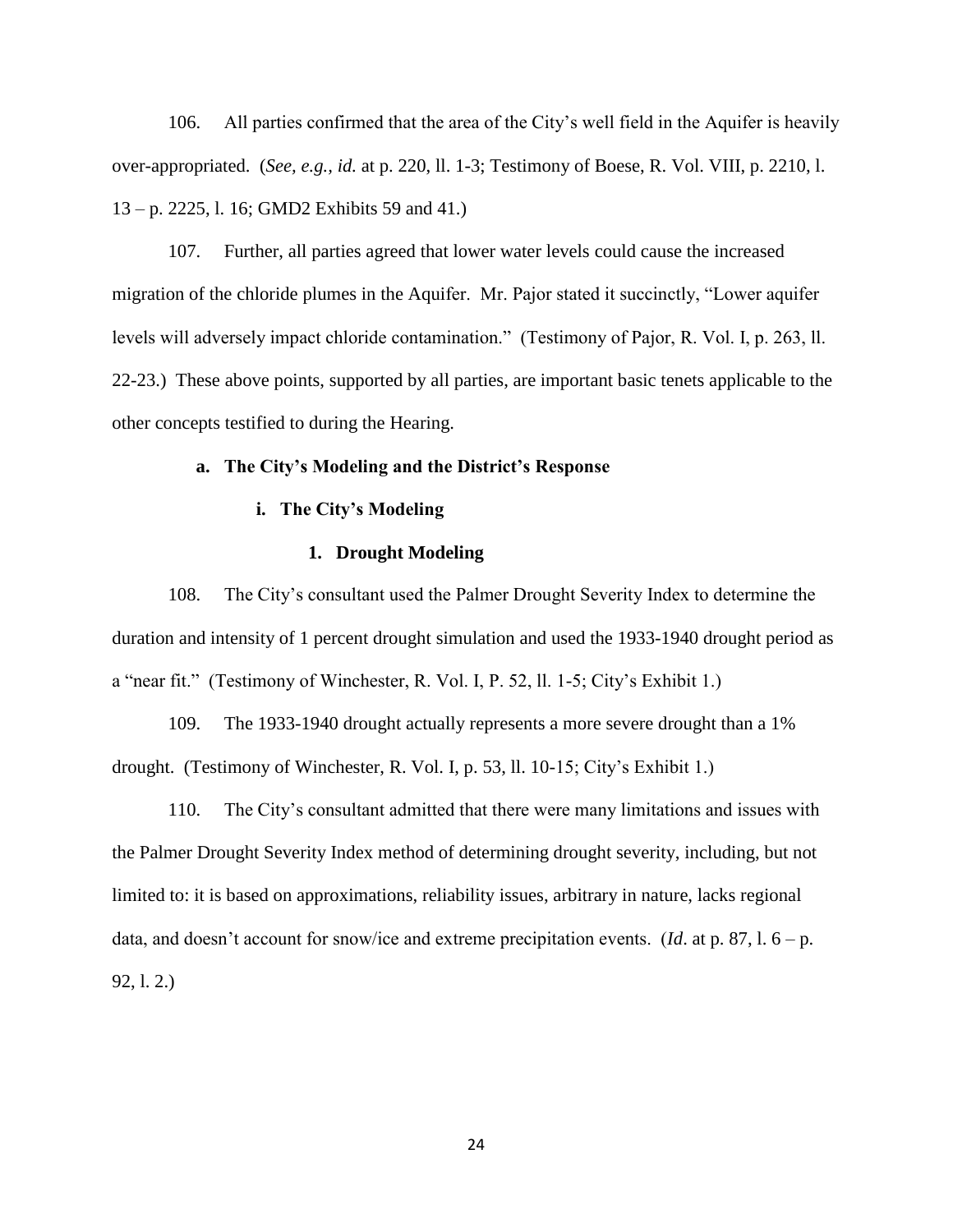106. All parties confirmed that the area of the City's well field in the Aquifer is heavily over-appropriated. (*See, e.g.*, *id.* at p. 220, ll. 1-3; Testimony of Boese, R. Vol. VIII, p. 2210, l. 13 – p. 2225, l. 16; GMD2 Exhibits 59 and 41.)

107. Further, all parties agreed that lower water levels could cause the increased migration of the chloride plumes in the Aquifer. Mr. Pajor stated it succinctly, "Lower aquifer levels will adversely impact chloride contamination." (Testimony of Pajor, R. Vol. I, p. 263, ll. 22-23.) These above points, supported by all parties, are important basic tenets applicable to the other concepts testified to during the Hearing.

**a. The City's Modeling and the District's Response**

**i. The City's Modeling**

**1. Drought Modeling**

108. The City's consultant used the Palmer Drought Severity Index to determine the duration and intensity of 1 percent drought simulation and used the 1933-1940 drought period as a "near fit." (Testimony of Winchester, R. Vol. I, P. 52, ll. 1-5; City's Exhibit 1.)

109. The 1933-1940 drought actually represents a more severe drought than a 1% drought. (Testimony of Winchester, R. Vol. I, p. 53, ll. 10-15; City's Exhibit 1.)

110. The City's consultant admitted that there were many limitations and issues with the Palmer Drought Severity Index method of determining drought severity, including, but not limited to: it is based on approximations, reliability issues, arbitrary in nature, lacks regional data, and doesn't account for snow/ice and extreme precipitation events. (*Id*. at p. 87, l. 6 – p. 92, l. 2.)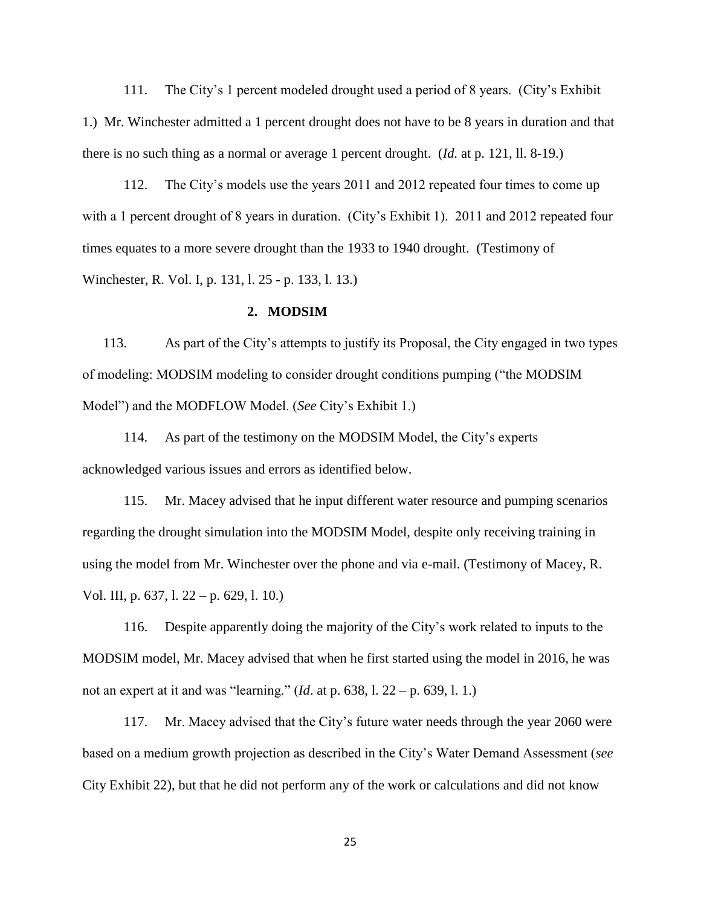111. The City's 1 percent modeled drought used a period of 8 years. (City's Exhibit 1.) Mr. Winchester admitted a 1 percent drought does not have to be 8 years in duration and that there is no such thing as a normal or average 1 percent drought. (*Id.* at p. 121, ll. 8-19.)

112. The City's models use the years 2011 and 2012 repeated four times to come up with a 1 percent drought of 8 years in duration. (City's Exhibit 1). 2011 and 2012 repeated four times equates to a more severe drought than the 1933 to 1940 drought. (Testimony of Winchester, R. Vol. I, p. 131, l. 25 - p. 133, l. 13.)

### 2. MODSIM

113. As part of the City's attempts to justify its Proposal, the City engaged in two types of modeling: MODSIM modeling to consider drought conditions pumping ("the MODSIM Model") and the MODFLOW Model. (*See* City's Exhibit 1.)

114. As part of the testimony on the MODSIM Model, the City's experts acknowledged various issues and errors as identified below.

115. Mr. Macey advised that he input different water resource and pumping scenarios regarding the drought simulation into the MODSIM Model, despite only receiving training in using the model from Mr. Winchester over the phone and via e-mail. (Testimony of Macey, R. Vol. III, p. 637, l. 22 – p. 629, l. 10.)

116. Despite apparently doing the majority of the City's work related to inputs to the MODSIM model, Mr. Macey advised that when he first started using the model in 2016, he was not an expert at it and was "learning." (*Id*. at p. 638, l. 22 – p. 639, l. 1.)

117. Mr. Macey advised that the City's future water needs through the year 2060 were based on a medium growth projection as described in the City's Water Demand Assessment (*see* City Exhibit 22), but that he did not perform any of the work or calculations and did not know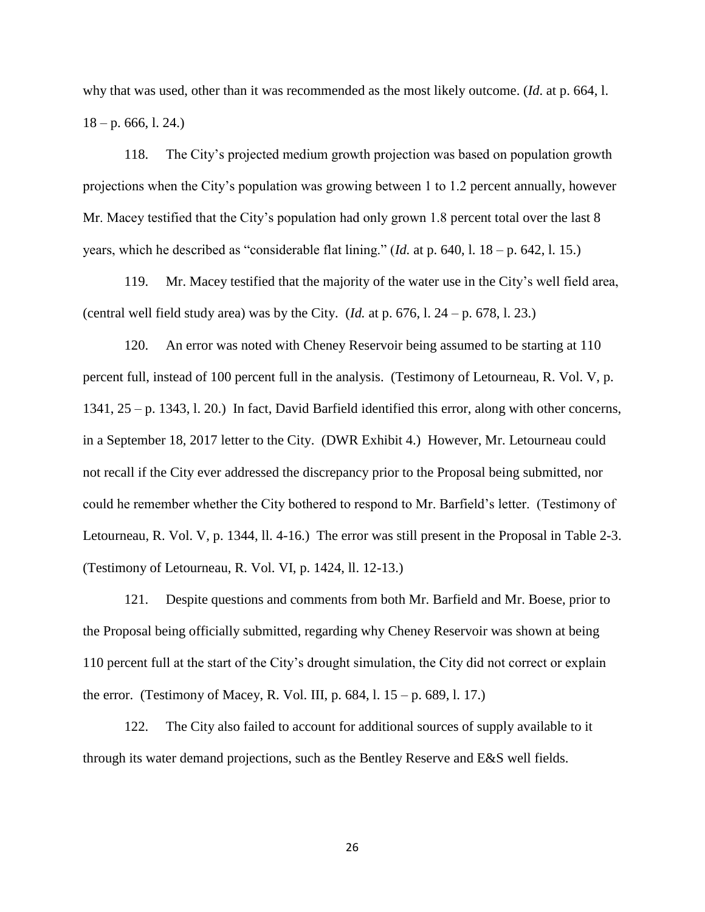why that was used, other than it was recommended as the most likely outcome. (*Id*. at p. 664, l. 18 – p. 666, l. 24.)

118. The City's projected medium growth projection was based on population growth projections when the City's population was growing between 1 to 1.2 percent annually, however Mr. Macey testified that the City's population had only grown 1.8 percent total over the last 8 years, which he described as "considerable flat lining." (*Id.* at p. 640, l. 18 – p. 642, l. 15.)

119. Mr. Macey testified that the majority of the water use in the City's well field area, (central well field study area) was by the City. (*Id.* at p. 676, l. 24 – p. 678, l. 23.)

120. An error was noted with Cheney Reservoir being assumed to be starting at 110 percent full, instead of 100 percent full in the analysis. (Testimony of Letourneau, R. Vol. V, p. 1341, 25 – p. 1343, l. 20.) In fact, David Barfield identified this error, along with other concerns, in a September 18, 2017 letter to the City. (DWR Exhibit 4.) However, Mr. Letourneau could not recall if the City ever addressed the discrepancy prior to the Proposal being submitted, nor could he remember whether the City bothered to respond to Mr. Barfield's letter. (Testimony of Letourneau, R. Vol. V, p. 1344, ll. 4-16.) The error was still present in the Proposal in Table 2-3. (Testimony of Letourneau, R. Vol. VI, p. 1424, ll. 12-13.)

121. Despite questions and comments from both Mr. Barfield and Mr. Boese, prior to the Proposal being officially submitted, regarding why Cheney Reservoir was shown at being 110 percent full at the start of the City's drought simulation, the City did not correct or explain the error. (Testimony of Macey, R. Vol. III, p. 684, l. 15 – p. 689, l. 17.)

122. The City also failed to account for additional sources of supply available to it through its water demand projections, such as the Bentley Reserve and E&S well fields.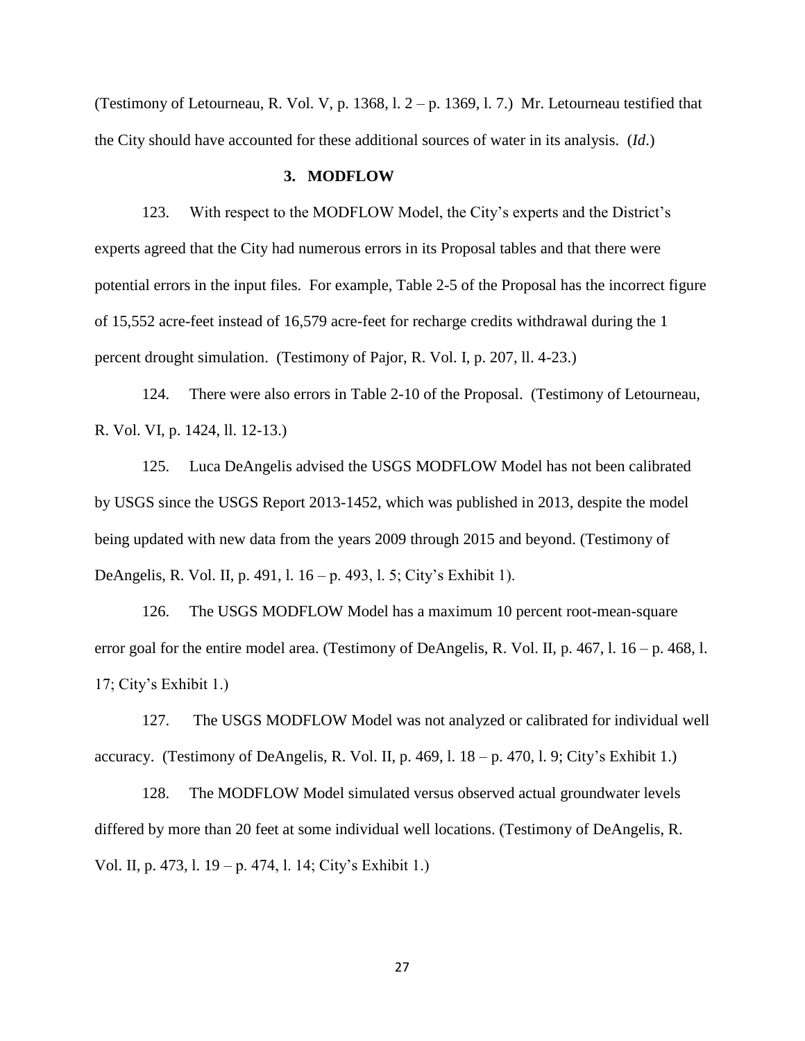(Testimony of Letourneau, R. Vol. V, p. 1368, l. 2 – p. 1369, l. 7.) Mr. Letourneau testified that the City should have accounted for these additional sources of water in its analysis. (*Id*.)

### 3. MODFLOW

123. With respect to the MODFLOW Model, the City's experts and the District's experts agreed that the City had numerous errors in its Proposal tables and that there were potential errors in the input files. For example, Table 2-5 of the Proposal has the incorrect figure of 15,552 acre-feet instead of 16,579 acre-feet for recharge credits withdrawal during the 1 percent drought simulation. (Testimony of Pajor, R. Vol. I, p. 207, ll. 4-23.)

124. There were also errors in Table 2-10 of the Proposal. (Testimony of Letourneau, R. Vol. VI, p. 1424, ll. 12-13.)

125. Luca DeAngelis advised the USGS MODFLOW Model has not been calibrated by USGS since the USGS Report 2013-1452, which was published in 2013, despite the model being updated with new data from the years 2009 through 2015 and beyond. (Testimony of DeAngelis, R. Vol. II, p. 491, l. 16 – p. 493, l. 5; City's Exhibit 1).

126. The USGS MODFLOW Model has a maximum 10 percent root-mean-square error goal for the entire model area. (Testimony of DeAngelis, R. Vol. II, p. 467, l. 16 – p. 468, l. 17; City's Exhibit 1.)

127. The USGS MODFLOW Model was not analyzed or calibrated for individual well accuracy. (Testimony of DeAngelis, R. Vol. II, p. 469, l. 18 – p. 470, l. 9; City's Exhibit 1.)

128. The MODFLOW Model simulated versus observed actual groundwater levels differed by more than 20 feet at some individual well locations. (Testimony of DeAngelis, R. Vol. II, p. 473, l. 19 – p. 474, l. 14; City's Exhibit 1.)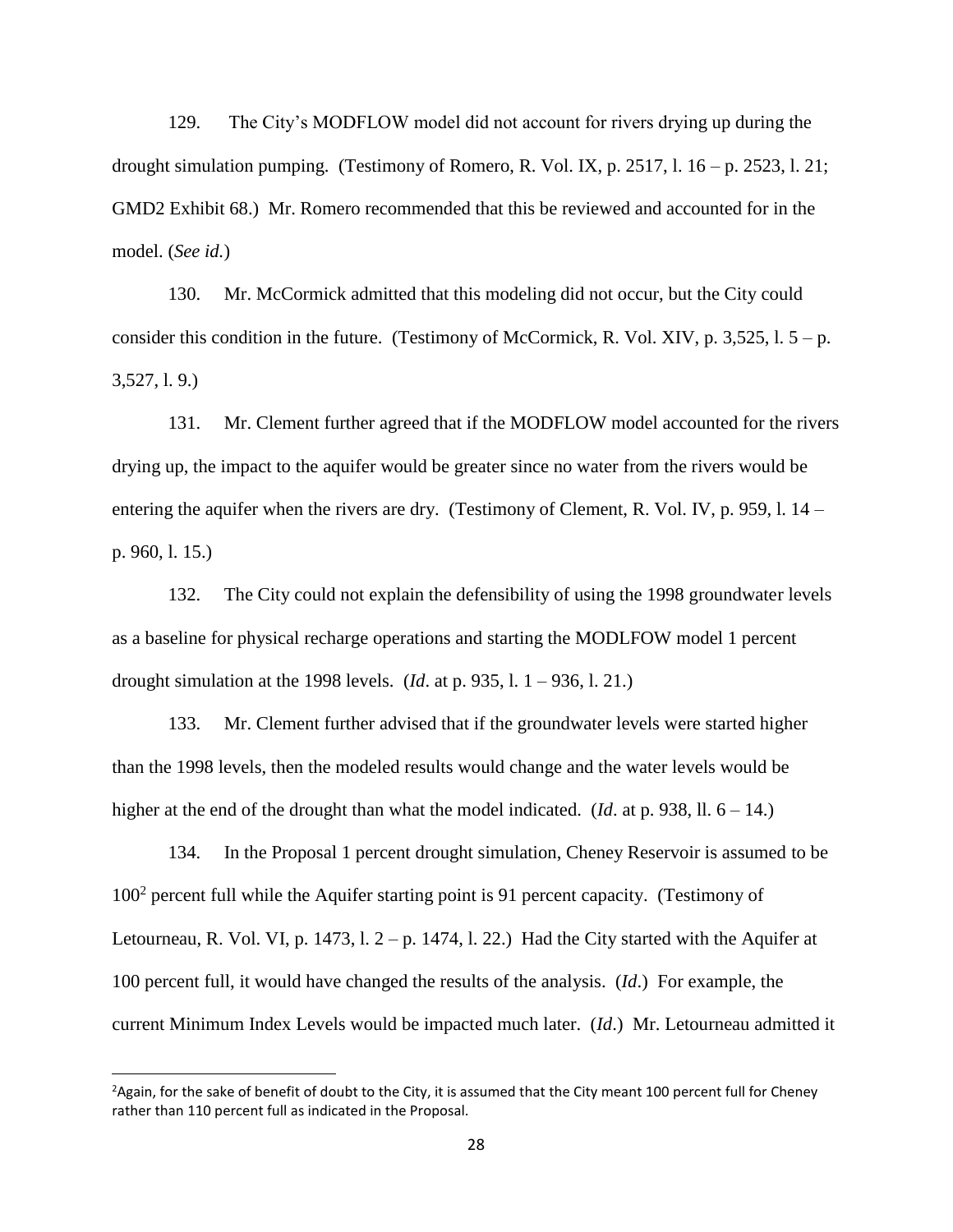129. The City's MODFLOW model did not account for rivers drying up during the drought simulation pumping. (Testimony of Romero, R. Vol. IX, p. 2517, l. 16 – p. 2523, l. 21; GMD2 Exhibit 68.) Mr. Romero recommended that this be reviewed and accounted for in the model. (*See id.*)

130. Mr. McCormick admitted that this modeling did not occur, but the City could consider this condition in the future. (Testimony of McCormick, R. Vol. XIV, p. 3,525, l. 5 – p. 3,527, l. 9.)

131. Mr. Clement further agreed that if the MODFLOW model accounted for the rivers drying up, the impact to the aquifer would be greater since no water from the rivers would be entering the aquifer when the rivers are dry. (Testimony of Clement, R. Vol. IV, p. 959, l. 14 – p. 960, l. 15.)

132. The City could not explain the defensibility of using the 1998 groundwater levels as a baseline for physical recharge operations and starting the MODLFOW model 1 percent drought simulation at the 1998 levels. (*Id*. at p. 935, l. 1 – 936, l. 21.)

133. Mr. Clement further advised that if the groundwater levels were started higher than the 1998 levels, then the modeled results would change and the water levels would be higher at the end of the drought than what the model indicated. (*Id*. at p. 938, ll. 6 – 14.)

134. In the Proposal 1 percent drought simulation, Cheney Reservoir is assumed to be 100[2] percent full while the Aquifer starting point is 91 percent capacity. (Testimony of Letourneau, R. Vol. VI, p. 1473, l. 2 – p. 1474, l. 22.) Had the City started with the Aquifer at 100 percent full, it would have changed the results of the analysis. (*Id*.) For example, the current Minimum Index Levels would be impacted much later. (*Id*.) Mr. Letourneau admitted it

[2]Again, for the sake of benefit of doubt to the City, it is assumed that the City meant 100 percent full for Cheney rather than 110 percent full as indicated in the Proposal.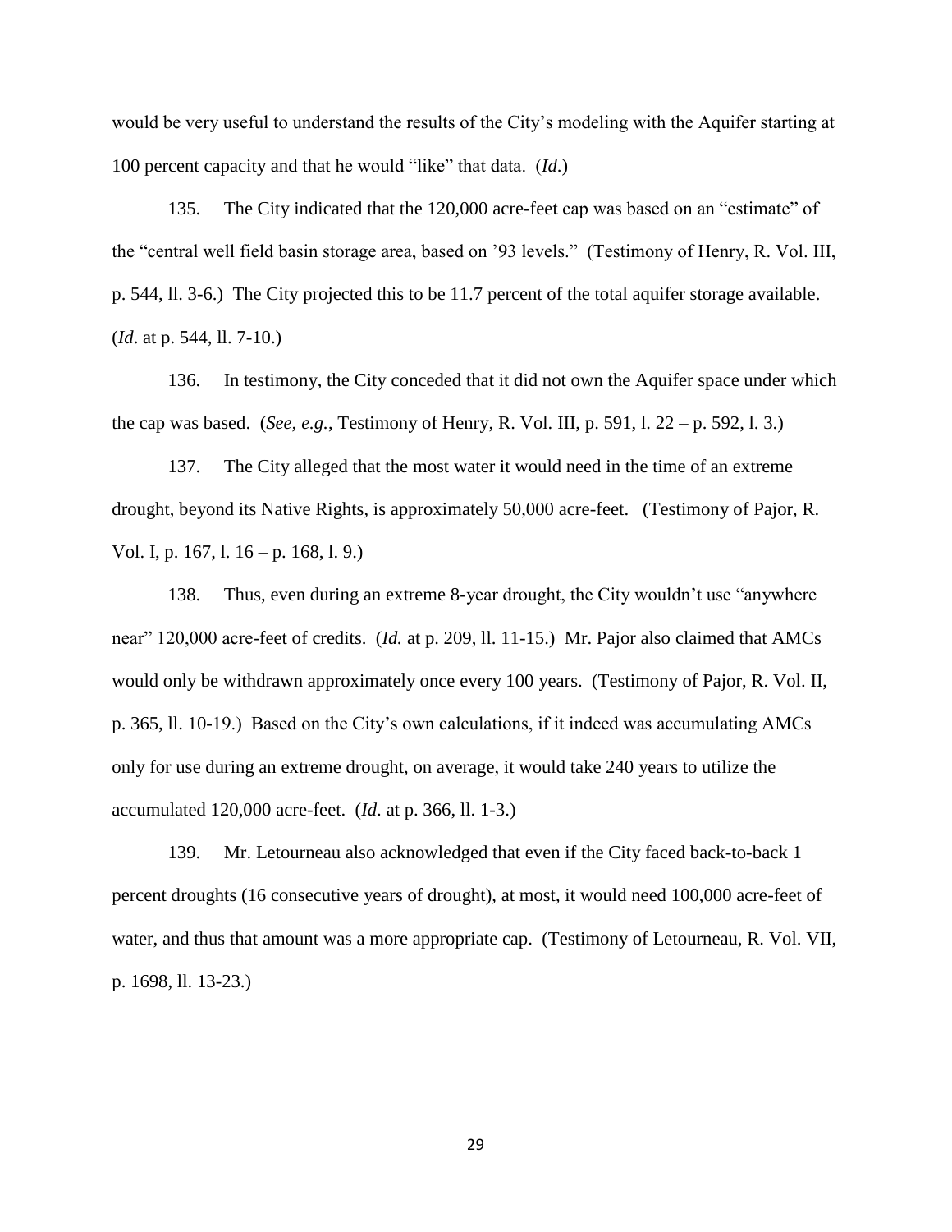would be very useful to understand the results of the City's modeling with the Aquifer starting at 100 percent capacity and that he would "like" that data. (*Id*.)

135. The City indicated that the 120,000 acre-feet cap was based on an "estimate" of the "central well field basin storage area, based on '93 levels." (Testimony of Henry, R. Vol. III, p. 544, ll. 3-6.) The City projected this to be 11.7 percent of the total aquifer storage available. (*Id*. at p. 544, ll. 7-10.)

136. In testimony, the City conceded that it did not own the Aquifer space under which the cap was based. (*See, e.g.*, Testimony of Henry, R. Vol. III, p. 591, l. 22 – p. 592, l. 3.)

137. The City alleged that the most water it would need in the time of an extreme drought, beyond its Native Rights, is approximately 50,000 acre-feet. (Testimony of Pajor, R. Vol. I, p. 167, l. 16 – p. 168, l. 9.)

138. Thus, even during an extreme 8-year drought, the City wouldn't use "anywhere near" 120,000 acre-feet of credits. (*Id.* at p. 209, ll. 11-15.) Mr. Pajor also claimed that AMCs would only be withdrawn approximately once every 100 years. (Testimony of Pajor, R. Vol. II, p. 365, ll. 10-19.) Based on the City's own calculations, if it indeed was accumulating AMCs only for use during an extreme drought, on average, it would take 240 years to utilize the accumulated 120,000 acre-feet. (*Id.* at p. 366, ll. 1-3.)

139. Mr. Letourneau also acknowledged that even if the City faced back-to-back 1 percent droughts (16 consecutive years of drought), at most, it would need 100,000 acre-feet of water, and thus that amount was a more appropriate cap. (Testimony of Letourneau, R. Vol. VII, p. 1698, ll. 13-23.)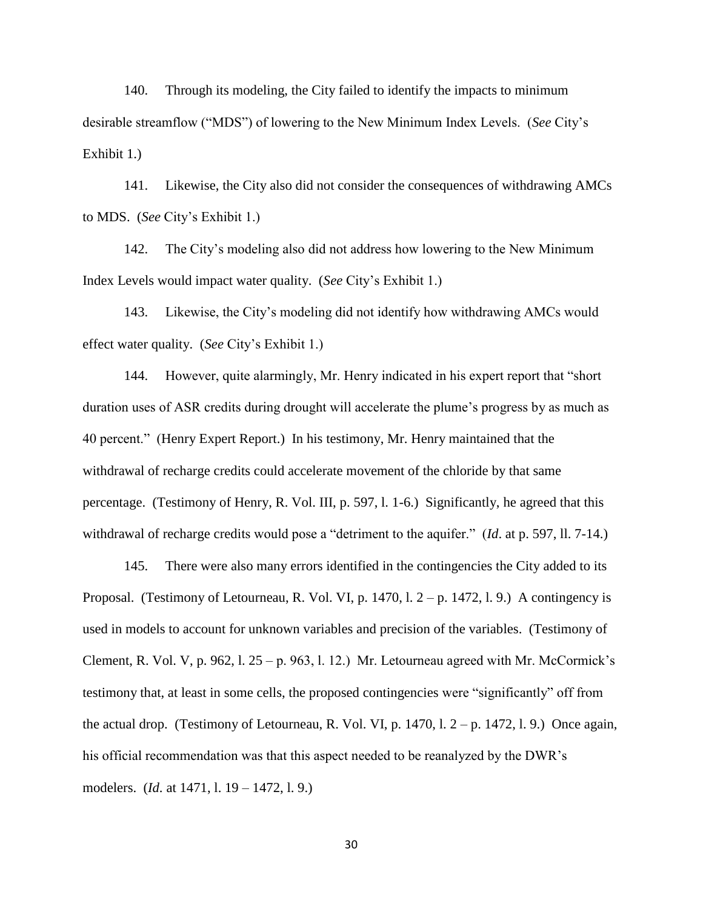140. Through its modeling, the City failed to identify the impacts to minimum desirable streamflow ("MDS") of lowering to the New Minimum Index Levels. (*See* City's Exhibit 1.)

141. Likewise, the City also did not consider the consequences of withdrawing AMCs to MDS. (*See* City's Exhibit 1.)

142. The City's modeling also did not address how lowering to the New Minimum Index Levels would impact water quality. (*See* City's Exhibit 1.)

143. Likewise, the City's modeling did not identify how withdrawing AMCs would effect water quality. (*See* City's Exhibit 1.)

144. However, quite alarmingly, Mr. Henry indicated in his expert report that "short duration uses of ASR credits during drought will accelerate the plume's progress by as much as 40 percent." (Henry Expert Report.) In his testimony, Mr. Henry maintained that the withdrawal of recharge credits could accelerate movement of the chloride by that same percentage. (Testimony of Henry, R. Vol. III, p. 597, l. 1-6.) Significantly, he agreed that this withdrawal of recharge credits would pose a "detriment to the aquifer." (*Id*. at p. 597, ll. 7-14.)

145. There were also many errors identified in the contingencies the City added to its Proposal. (Testimony of Letourneau, R. Vol. VI, p. 1470, l. 2 – p. 1472, l. 9.) A contingency is used in models to account for unknown variables and precision of the variables. (Testimony of Clement, R. Vol. V, p. 962, l. 25 – p. 963, l. 12.) Mr. Letourneau agreed with Mr. McCormick's testimony that, at least in some cells, the proposed contingencies were "significantly" off from the actual drop. (Testimony of Letourneau, R. Vol. VI, p. 1470, l. 2 – p. 1472, l. 9.) Once again, his official recommendation was that this aspect needed to be reanalyzed by the DWR's modelers. (*Id*. at 1471, l. 19 – 1472, l. 9.)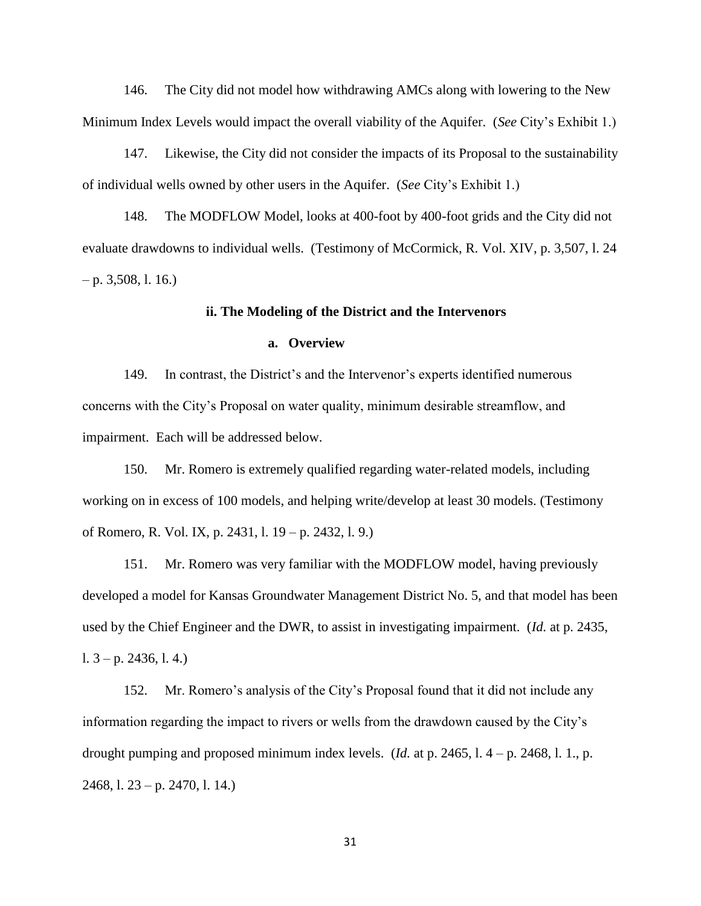146. The City did not model how withdrawing AMCs along with lowering to the New Minimum Index Levels would impact the overall viability of the Aquifer. (*See* City's Exhibit 1.)

147. Likewise, the City did not consider the impacts of its Proposal to the sustainability of individual wells owned by other users in the Aquifer. (*See* City's Exhibit 1.)

148. The MODFLOW Model, looks at 400-foot by 400-foot grids and the City did not evaluate drawdowns to individual wells. (Testimony of McCormick, R. Vol. XIV, p. 3,507, l. 24 – p. 3,508, l. 16.)

#### ii. The Modeling of the District and the Intervenors

##### a. Overview

149. In contrast, the District's and the Intervenor's experts identified numerous concerns with the City's Proposal on water quality, minimum desirable streamflow, and impairment. Each will be addressed below.

150. Mr. Romero is extremely qualified regarding water-related models, including working on in excess of 100 models, and helping write/develop at least 30 models. (Testimony of Romero, R. Vol. IX, p. 2431, l. 19 – p. 2432, l. 9.)

151. Mr. Romero was very familiar with the MODFLOW model, having previously developed a model for Kansas Groundwater Management District No. 5, and that model has been used by the Chief Engineer and the DWR, to assist in investigating impairment. (*Id.* at p. 2435, l. 3 – p. 2436, l. 4.)

152. Mr. Romero's analysis of the City's Proposal found that it did not include any information regarding the impact to rivers or wells from the drawdown caused by the City's drought pumping and proposed minimum index levels. (*Id.* at p. 2465, l. 4 – p. 2468, l. 1., p. 2468, l. 23 – p. 2470, l. 14.)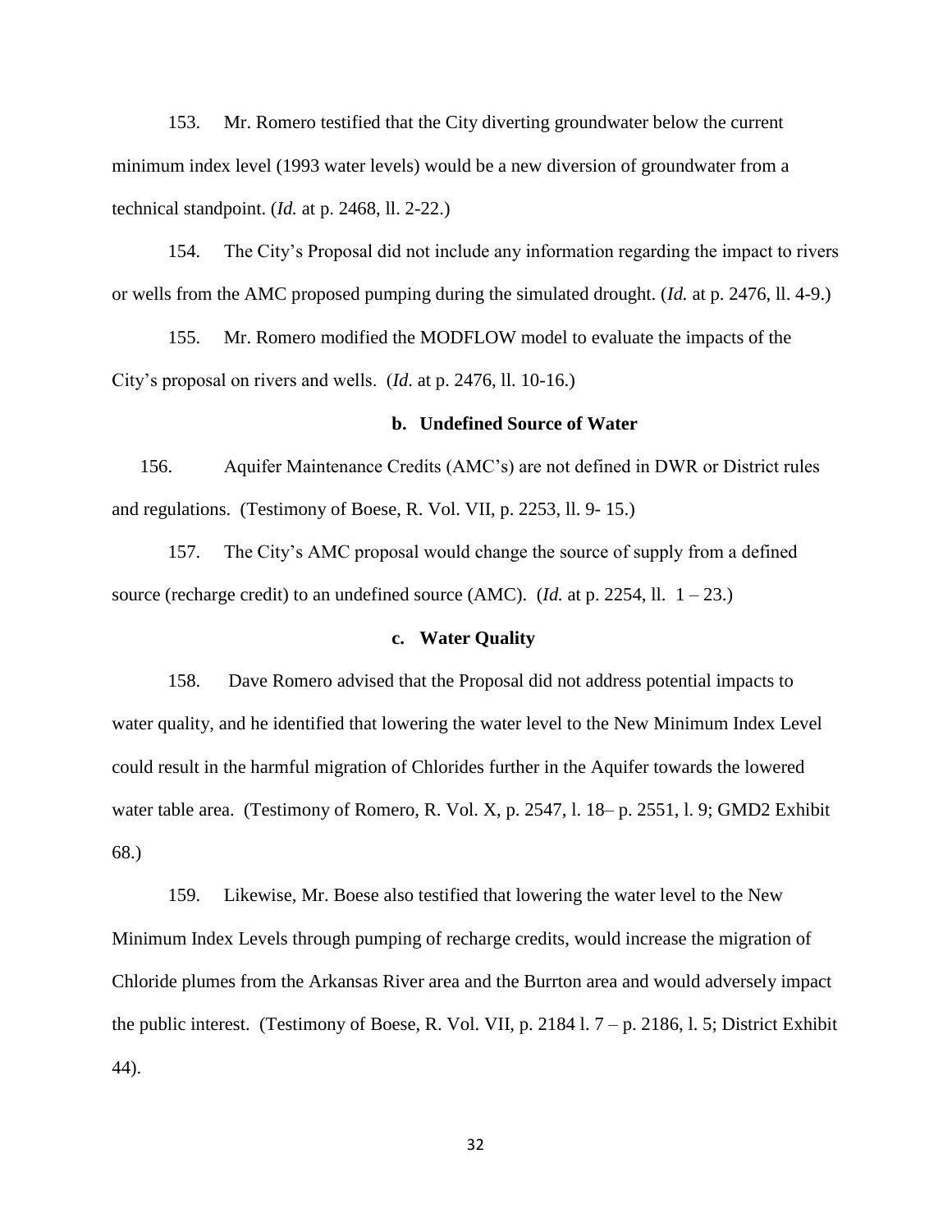153. Mr. Romero testified that the City diverting groundwater below the current minimum index level (1993 water levels) would be a new diversion of groundwater from a technical standpoint. (*Id.* at p. 2468, ll. 2-22.)

154. The City's Proposal did not include any information regarding the impact to rivers or wells from the AMC proposed pumping during the simulated drought. (*Id.* at p. 2476, ll. 4-9.)

155. Mr. Romero modified the MODFLOW model to evaluate the impacts of the City's proposal on rivers and wells. (*Id*. at p. 2476, ll. 10-16.)

**b. Undefined Source of Water**

156. Aquifer Maintenance Credits (AMC's) are not defined in DWR or District rules and regulations. (Testimony of Boese, R. Vol. VII, p. 2253, ll. 9- 15.)

157. The City's AMC proposal would change the source of supply from a defined source (recharge credit) to an undefined source (AMC). (*Id.* at p. 2254, ll. 1 – 23.)

**c. Water Quality**

158. Dave Romero advised that the Proposal did not address potential impacts to water quality, and he identified that lowering the water level to the New Minimum Index Level could result in the harmful migration of Chlorides further in the Aquifer towards the lowered water table area. (Testimony of Romero, R. Vol. X, p. 2547, l. 18– p. 2551, l. 9; GMD2 Exhibit 68.)

159. Likewise, Mr. Boese also testified that lowering the water level to the New Minimum Index Levels through pumping of recharge credits, would increase the migration of Chloride plumes from the Arkansas River area and the Burrton area and would adversely impact the public interest. (Testimony of Boese, R. Vol. VII, p. 2184 l. 7 – p. 2186, l. 5; District Exhibit 44).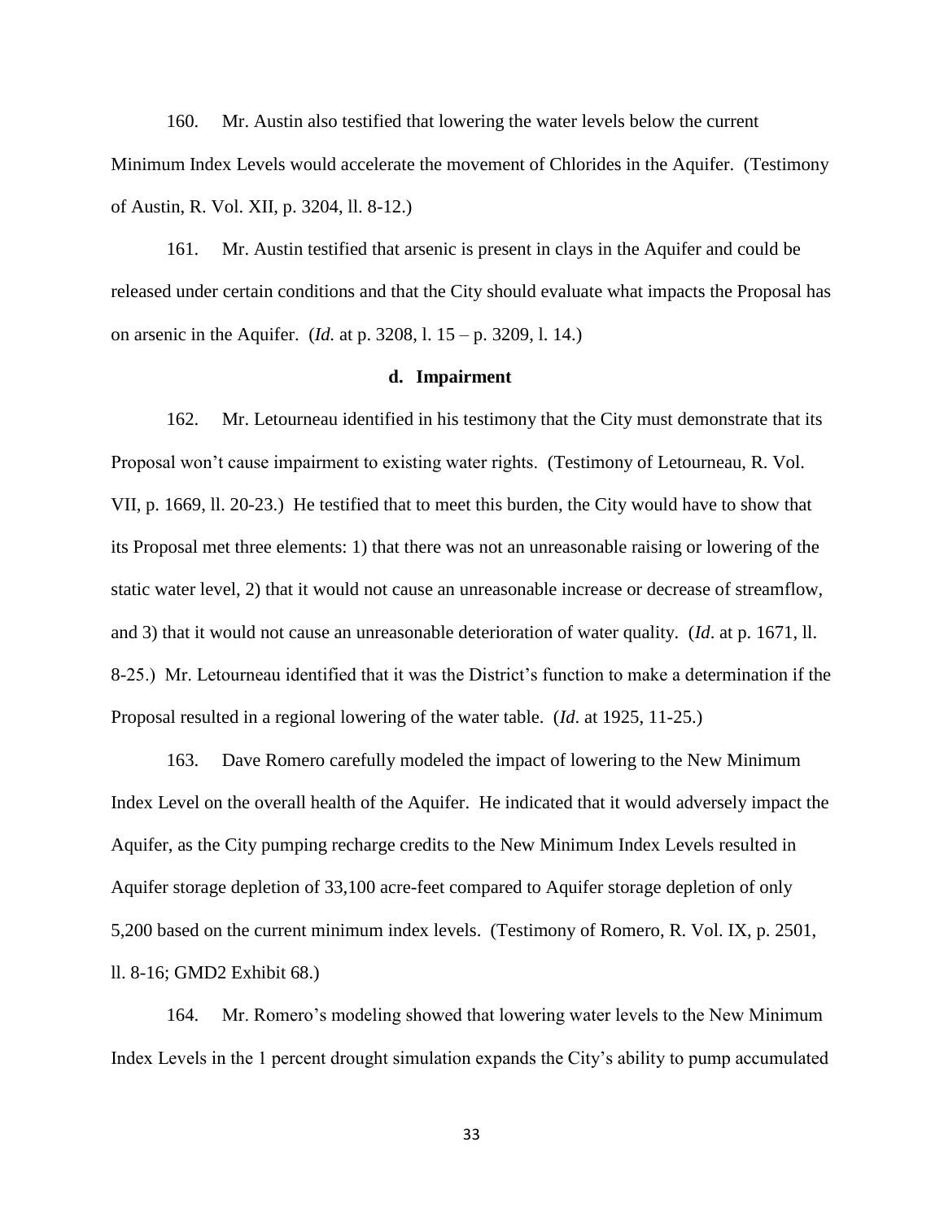160. Mr. Austin also testified that lowering the water levels below the current Minimum Index Levels would accelerate the movement of Chlorides in the Aquifer. (Testimony of Austin, R. Vol. XII, p. 3204, ll. 8-12.)

161. Mr. Austin testified that arsenic is present in clays in the Aquifer and could be released under certain conditions and that the City should evaluate what impacts the Proposal has on arsenic in the Aquifer. (*Id.* at p. 3208, l. 15 – p. 3209, l. 14.)

### d. Impairment

162. Mr. Letourneau identified in his testimony that the City must demonstrate that its Proposal won't cause impairment to existing water rights. (Testimony of Letourneau, R. Vol. VII, p. 1669, ll. 20-23.) He testified that to meet this burden, the City would have to show that its Proposal met three elements: 1) that there was not an unreasonable raising or lowering of the static water level, 2) that it would not cause an unreasonable increase or decrease of streamflow, and 3) that it would not cause an unreasonable deterioration of water quality. (*Id*. at p. 1671, ll. 8-25.) Mr. Letourneau identified that it was the District's function to make a determination if the Proposal resulted in a regional lowering of the water table. (*Id*. at 1925, 11-25.)

163. Dave Romero carefully modeled the impact of lowering to the New Minimum Index Level on the overall health of the Aquifer. He indicated that it would adversely impact the Aquifer, as the City pumping recharge credits to the New Minimum Index Levels resulted in Aquifer storage depletion of 33,100 acre-feet compared to Aquifer storage depletion of only 5,200 based on the current minimum index levels. (Testimony of Romero, R. Vol. IX, p. 2501, ll. 8-16; GMD2 Exhibit 68.)

164. Mr. Romero's modeling showed that lowering water levels to the New Minimum Index Levels in the 1 percent drought simulation expands the City's ability to pump accumulated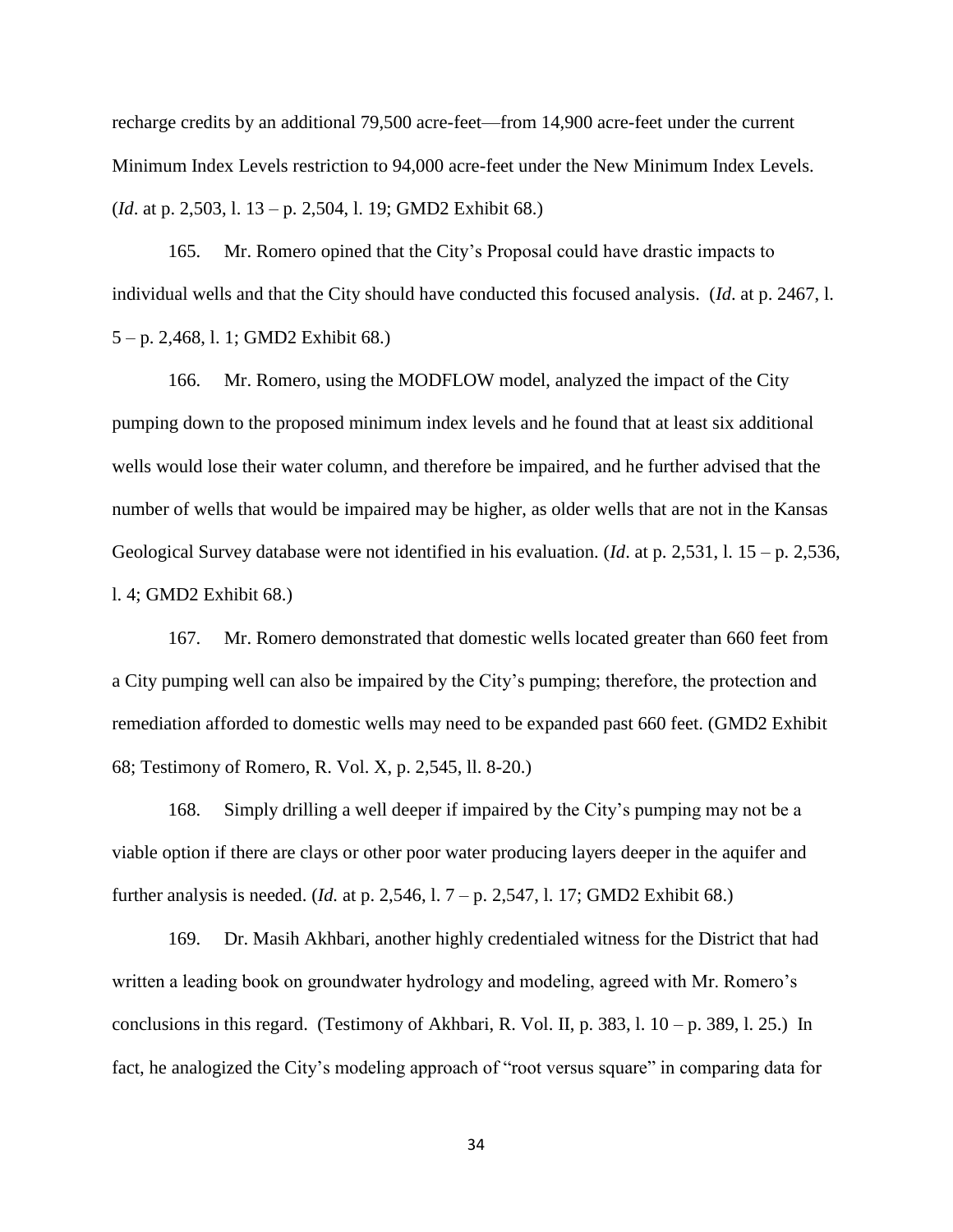recharge credits by an additional 79,500 acre-feet—from 14,900 acre-feet under the current Minimum Index Levels restriction to 94,000 acre-feet under the New Minimum Index Levels. (*Id*. at p. 2,503, l. 13 – p. 2,504, l. 19; GMD2 Exhibit 68.)

165. Mr. Romero opined that the City's Proposal could have drastic impacts to individual wells and that the City should have conducted this focused analysis. (*Id*. at p. 2467, l. 5 – p. 2,468, l. 1; GMD2 Exhibit 68.)

166. Mr. Romero, using the MODFLOW model, analyzed the impact of the City pumping down to the proposed minimum index levels and he found that at least six additional wells would lose their water column, and therefore be impaired, and he further advised that the number of wells that would be impaired may be higher, as older wells that are not in the Kansas Geological Survey database were not identified in his evaluation. (*Id*. at p. 2,531, l. 15 – p. 2,536, l. 4; GMD2 Exhibit 68.)

167. Mr. Romero demonstrated that domestic wells located greater than 660 feet from a City pumping well can also be impaired by the City's pumping; therefore, the protection and remediation afforded to domestic wells may need to be expanded past 660 feet. (GMD2 Exhibit 68; Testimony of Romero, R. Vol. X, p. 2,545, ll. 8-20.)

168. Simply drilling a well deeper if impaired by the City's pumping may not be a viable option if there are clays or other poor water producing layers deeper in the aquifer and further analysis is needed. (*Id.* at p. 2,546, l. 7 – p. 2,547, l. 17; GMD2 Exhibit 68.)

169. Dr. Masih Akhbari, another highly credentialed witness for the District that had written a leading book on groundwater hydrology and modeling, agreed with Mr. Romero's conclusions in this regard. (Testimony of Akhbari, R. Vol. II, p. 383, l. 10 – p. 389, l. 25.) In fact, he analogized the City's modeling approach of "root versus square" in comparing data for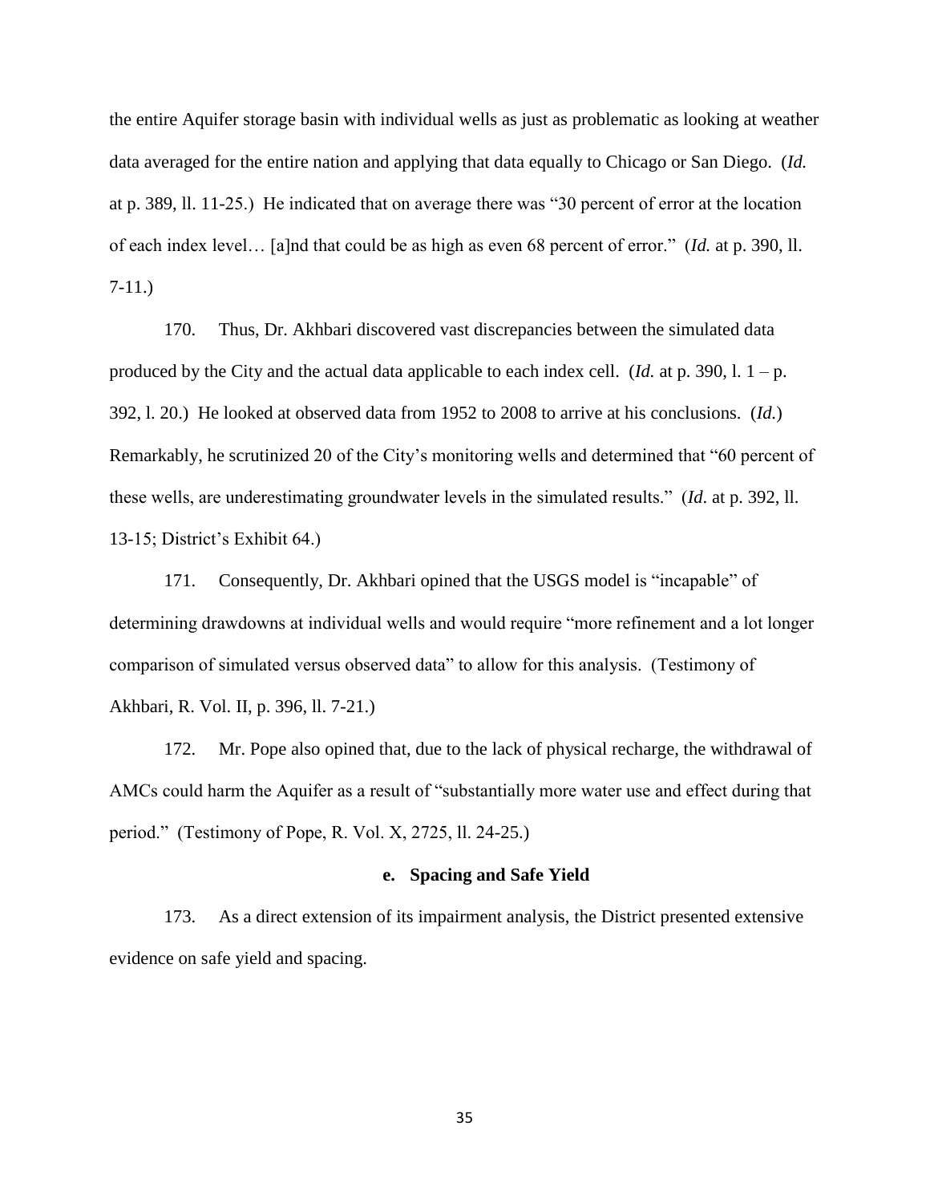the entire Aquifer storage basin with individual wells as just as problematic as looking at weather data averaged for the entire nation and applying that data equally to Chicago or San Diego. (*Id.* at p. 389, ll. 11-25.) He indicated that on average there was "30 percent of error at the location of each index level… [a]nd that could be as high as even 68 percent of error." (*Id.* at p. 390, ll. 7-11.)

170. Thus, Dr. Akhbari discovered vast discrepancies between the simulated data produced by the City and the actual data applicable to each index cell. (*Id.* at p. 390, l. 1 – p. 392, l. 20.) He looked at observed data from 1952 to 2008 to arrive at his conclusions. (*Id.*) Remarkably, he scrutinized 20 of the City's monitoring wells and determined that "60 percent of these wells, are underestimating groundwater levels in the simulated results." (*Id*. at p. 392, ll. 13-15; District's Exhibit 64.)

171. Consequently, Dr. Akhbari opined that the USGS model is "incapable" of determining drawdowns at individual wells and would require "more refinement and a lot longer comparison of simulated versus observed data" to allow for this analysis. (Testimony of Akhbari, R. Vol. II, p. 396, ll. 7-21.)

172. Mr. Pope also opined that, due to the lack of physical recharge, the withdrawal of AMCs could harm the Aquifer as a result of "substantially more water use and effect during that period." (Testimony of Pope, R. Vol. X, 2725, ll. 24-25.)

**e. Spacing and Safe Yield**

173. As a direct extension of its impairment analysis, the District presented extensive evidence on safe yield and spacing.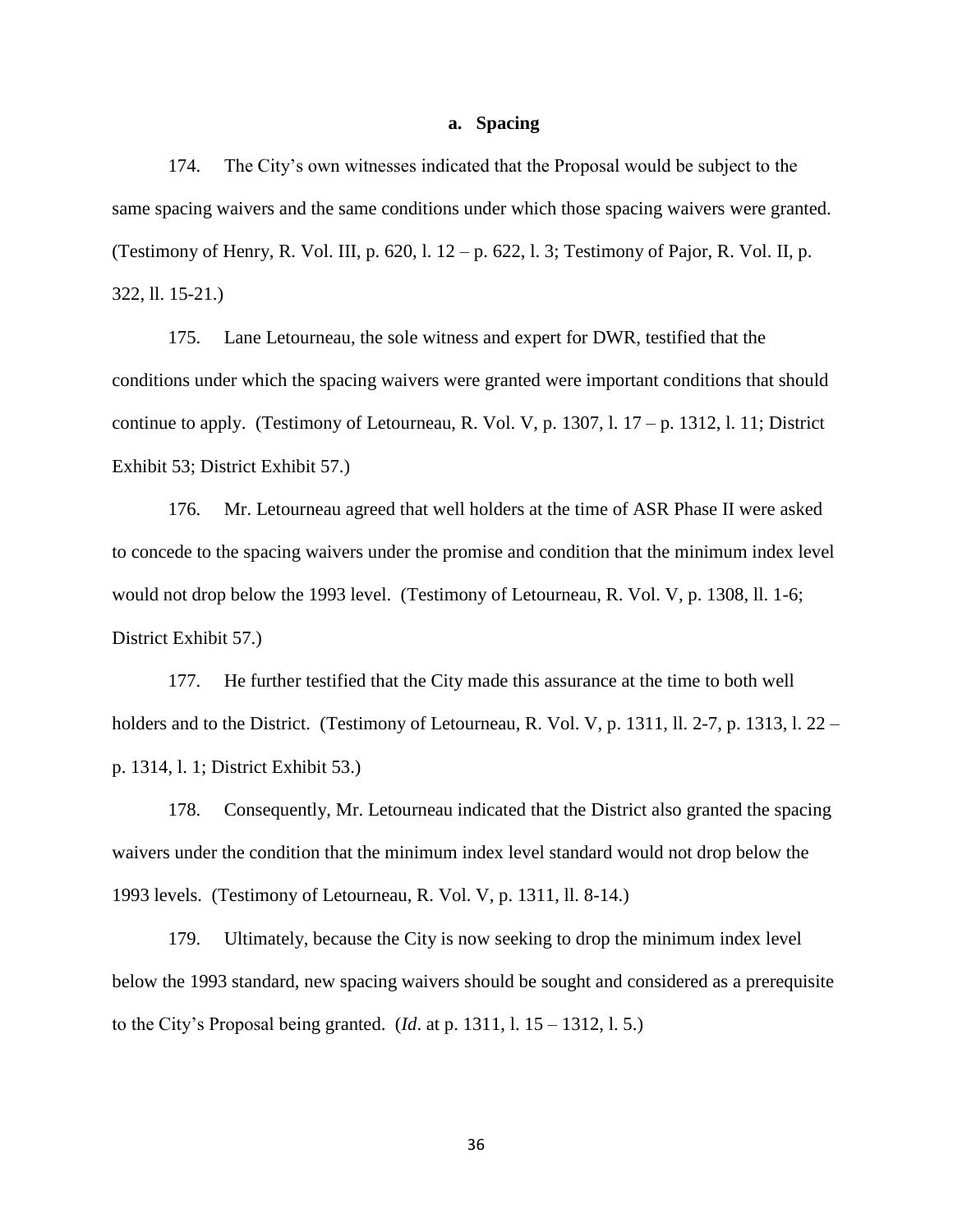### a. Spacing

174. The City's own witnesses indicated that the Proposal would be subject to the same spacing waivers and the same conditions under which those spacing waivers were granted. (Testimony of Henry, R. Vol. III, p. 620, l. 12 – p. 622, l. 3; Testimony of Pajor, R. Vol. II, p. 322, ll. 15-21.)

175. Lane Letourneau, the sole witness and expert for DWR, testified that the conditions under which the spacing waivers were granted were important conditions that should continue to apply. (Testimony of Letourneau, R. Vol. V, p. 1307, l. 17 – p. 1312, l. 11; District Exhibit 53; District Exhibit 57.)

176. Mr. Letourneau agreed that well holders at the time of ASR Phase II were asked to concede to the spacing waivers under the promise and condition that the minimum index level would not drop below the 1993 level. (Testimony of Letourneau, R. Vol. V, p. 1308, ll. 1-6; District Exhibit 57.)

177. He further testified that the City made this assurance at the time to both well holders and to the District. (Testimony of Letourneau, R. Vol. V, p. 1311, ll. 2-7, p. 1313, l. 22 – p. 1314, l. 1; District Exhibit 53.)

178. Consequently, Mr. Letourneau indicated that the District also granted the spacing waivers under the condition that the minimum index level standard would not drop below the 1993 levels. (Testimony of Letourneau, R. Vol. V, p. 1311, ll. 8-14.)

179. Ultimately, because the City is now seeking to drop the minimum index level below the 1993 standard, new spacing waivers should be sought and considered as a prerequisite to the City's Proposal being granted. (*Id*. at p. 1311, l. 15 – 1312, l. 5.)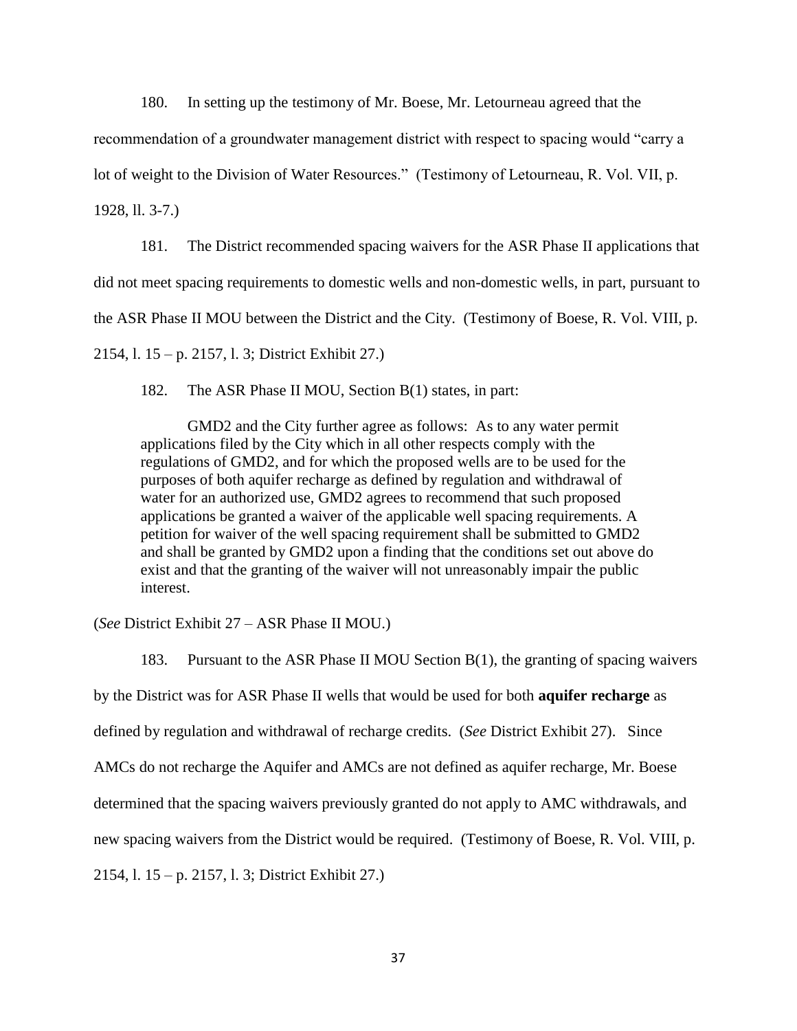180. In setting up the testimony of Mr. Boese, Mr. Letourneau agreed that the recommendation of a groundwater management district with respect to spacing would "carry a lot of weight to the Division of Water Resources." (Testimony of Letourneau, R. Vol. VII, p. 1928, ll. 3-7.)

181. The District recommended spacing waivers for the ASR Phase II applications that did not meet spacing requirements to domestic wells and non-domestic wells, in part, pursuant to the ASR Phase II MOU between the District and the City. (Testimony of Boese, R. Vol. VIII, p. 2154, l. 15 – p. 2157, l. 3; District Exhibit 27.)

182. The ASR Phase II MOU, Section B(1) states, in part:

> GMD2 and the City further agree as follows: As to any water permit applications filed by the City which in all other respects comply with the regulations of GMD2, and for which the proposed wells are to be used for the purposes of both aquifer recharge as defined by regulation and withdrawal of water for an authorized use, GMD2 agrees to recommend that such proposed applications be granted a waiver of the applicable well spacing requirements. A petition for waiver of the well spacing requirement shall be submitted to GMD2 and shall be granted by GMD2 upon a finding that the conditions set out above do exist and that the granting of the waiver will not unreasonably impair the public interest.

(*See* District Exhibit 27 – ASR Phase II MOU.)

183. Pursuant to the ASR Phase II MOU Section B(1), the granting of spacing waivers by the District was for ASR Phase II wells that would be used for both **aquifer recharge** as defined by regulation and withdrawal of recharge credits. (*See* District Exhibit 27). Since AMCs do not recharge the Aquifer and AMCs are not defined as aquifer recharge, Mr. Boese determined that the spacing waivers previously granted do not apply to AMC withdrawals, and new spacing waivers from the District would be required. (Testimony of Boese, R. Vol. VIII, p. 2154, l. 15 – p. 2157, l. 3; District Exhibit 27.)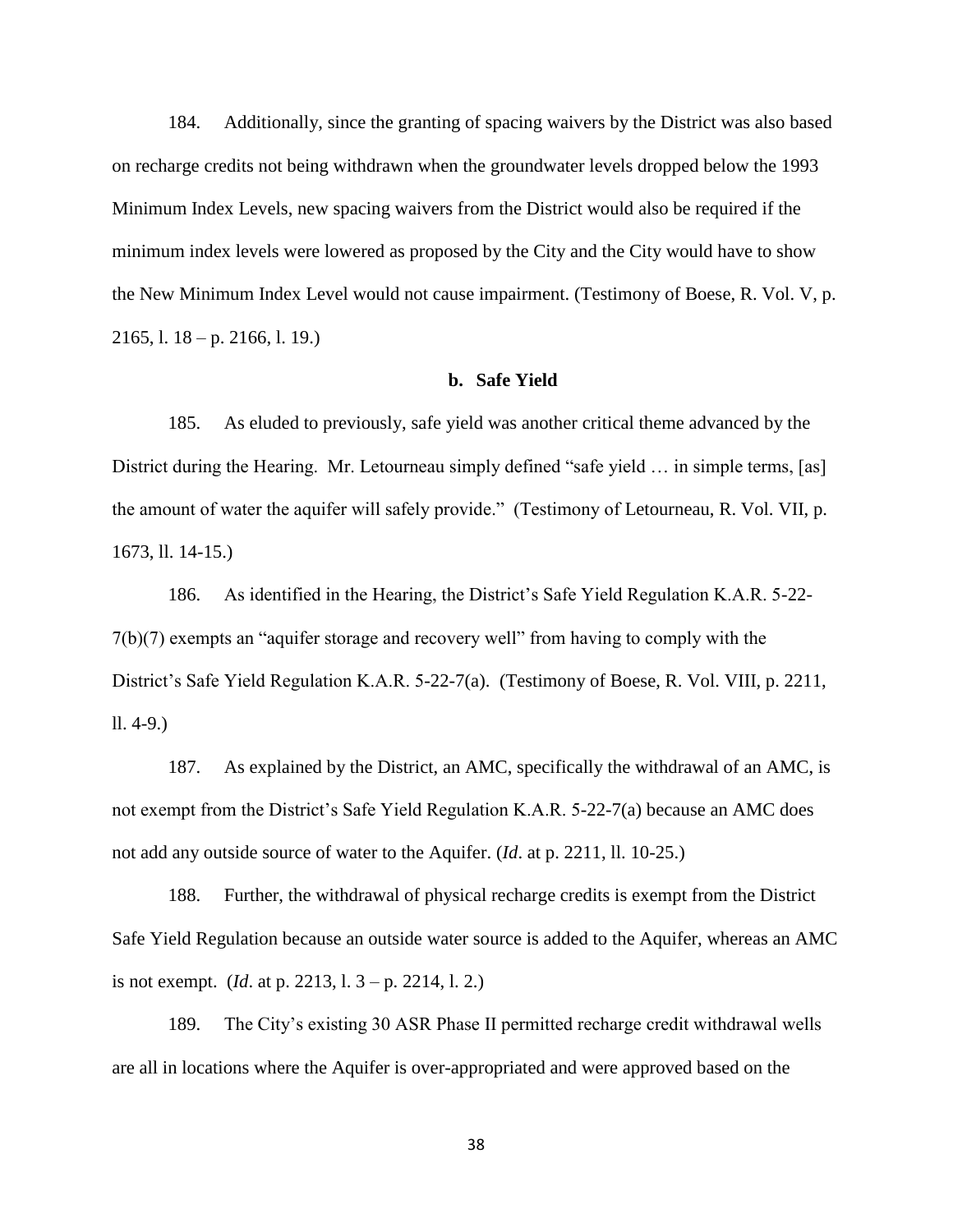184. Additionally, since the granting of spacing waivers by the District was also based on recharge credits not being withdrawn when the groundwater levels dropped below the 1993 Minimum Index Levels, new spacing waivers from the District would also be required if the minimum index levels were lowered as proposed by the City and the City would have to show the New Minimum Index Level would not cause impairment. (Testimony of Boese, R. Vol. V, p. 2165, l. 18 – p. 2166, l. 19.)

**b. Safe Yield**

185. As eluded to previously, safe yield was another critical theme advanced by the District during the Hearing. Mr. Letourneau simply defined "safe yield … in simple terms, [as] the amount of water the aquifer will safely provide." (Testimony of Letourneau, R. Vol. VII, p. 1673, ll. 14-15.)

186. As identified in the Hearing, the District's Safe Yield Regulation K.A.R. 5-22-7(b)(7) exempts an "aquifer storage and recovery well" from having to comply with the District's Safe Yield Regulation K.A.R. 5-22-7(a). (Testimony of Boese, R. Vol. VIII, p. 2211, ll. 4-9.)

187. As explained by the District, an AMC, specifically the withdrawal of an AMC, is not exempt from the District's Safe Yield Regulation K.A.R. 5-22-7(a) because an AMC does not add any outside source of water to the Aquifer. (*Id*. at p. 2211, ll. 10-25.)

188. Further, the withdrawal of physical recharge credits is exempt from the District Safe Yield Regulation because an outside water source is added to the Aquifer, whereas an AMC is not exempt. (*Id*. at p. 2213, l. 3 – p. 2214, l. 2.)

189. The City's existing 30 ASR Phase II permitted recharge credit withdrawal wells are all in locations where the Aquifer is over-appropriated and were approved based on the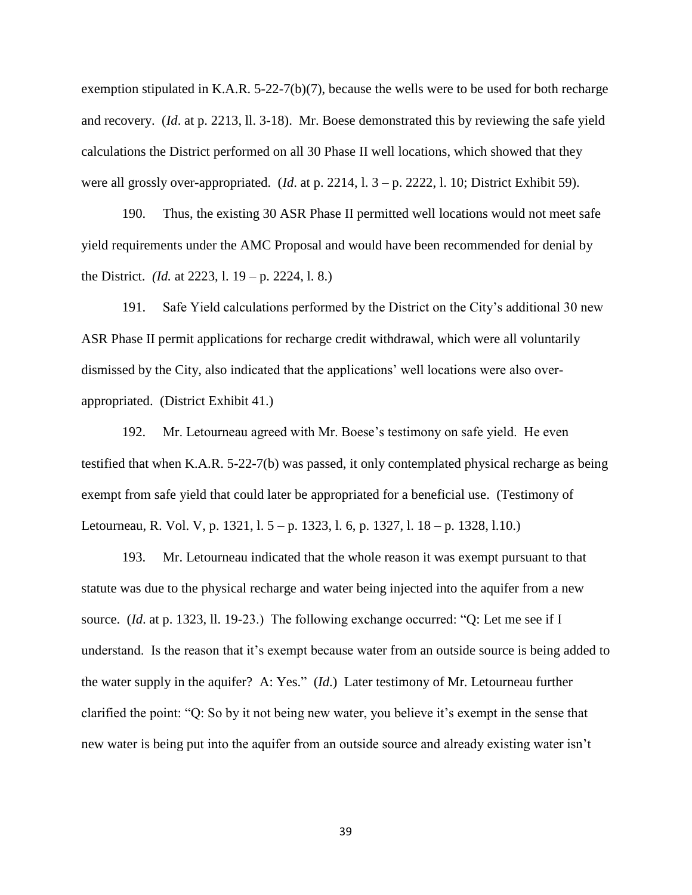exemption stipulated in K.A.R. 5-22-7(b)(7), because the wells were to be used for both recharge and recovery. (*Id*. at p. 2213, ll. 3-18). Mr. Boese demonstrated this by reviewing the safe yield calculations the District performed on all 30 Phase II well locations, which showed that they were all grossly over-appropriated. (*Id*. at p. 2214, l. 3 – p. 2222, l. 10; District Exhibit 59).

190. Thus, the existing 30 ASR Phase II permitted well locations would not meet safe yield requirements under the AMC Proposal and would have been recommended for denial by the District. *(Id.* at 2223, l. 19 – p. 2224, l. 8.)

191. Safe Yield calculations performed by the District on the City's additional 30 new ASR Phase II permit applications for recharge credit withdrawal, which were all voluntarily dismissed by the City, also indicated that the applications' well locations were also over-appropriated. (District Exhibit 41.)

192. Mr. Letourneau agreed with Mr. Boese's testimony on safe yield. He even testified that when K.A.R. 5-22-7(b) was passed, it only contemplated physical recharge as being exempt from safe yield that could later be appropriated for a beneficial use. (Testimony of Letourneau, R. Vol. V, p. 1321, l. 5 – p. 1323, l. 6, p. 1327, l. 18 – p. 1328, l.10.)

193. Mr. Letourneau indicated that the whole reason it was exempt pursuant to that statute was due to the physical recharge and water being injected into the aquifer from a new source. (*Id*. at p. 1323, ll. 19-23.) The following exchange occurred: "Q: Let me see if I understand. Is the reason that it's exempt because water from an outside source is being added to the water supply in the aquifer? A: Yes." (*Id*.) Later testimony of Mr. Letourneau further clarified the point: "Q: So by it not being new water, you believe it's exempt in the sense that new water is being put into the aquifer from an outside source and already existing water isn't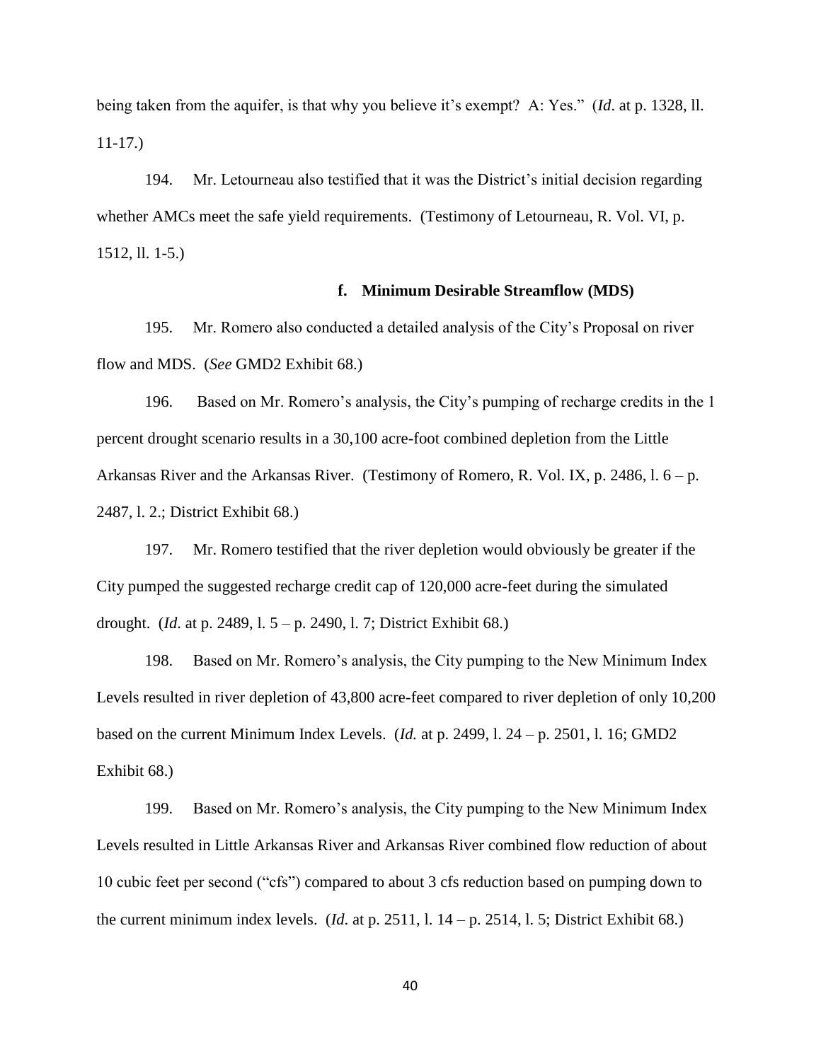being taken from the aquifer, is that why you believe it's exempt? A: Yes." (*Id*. at p. 1328, ll. 11-17.)

194. Mr. Letourneau also testified that it was the District's initial decision regarding whether AMCs meet the safe yield requirements. (Testimony of Letourneau, R. Vol. VI, p. 1512, ll. 1-5.)

#### f. Minimum Desirable Streamflow (MDS)

195. Mr. Romero also conducted a detailed analysis of the City's Proposal on river flow and MDS. (*See* GMD2 Exhibit 68.)

196. Based on Mr. Romero's analysis, the City's pumping of recharge credits in the 1 percent drought scenario results in a 30,100 acre-foot combined depletion from the Little Arkansas River and the Arkansas River. (Testimony of Romero, R. Vol. IX, p. 2486, l. 6 – p. 2487, l. 2.; District Exhibit 68.)

197. Mr. Romero testified that the river depletion would obviously be greater if the City pumped the suggested recharge credit cap of 120,000 acre-feet during the simulated drought. (*Id*. at p. 2489, l. 5 – p. 2490, l. 7; District Exhibit 68.)

198. Based on Mr. Romero's analysis, the City pumping to the New Minimum Index Levels resulted in river depletion of 43,800 acre-feet compared to river depletion of only 10,200 based on the current Minimum Index Levels. (*Id.* at p. 2499, l. 24 – p. 2501, l. 16; GMD2 Exhibit 68.)

199. Based on Mr. Romero's analysis, the City pumping to the New Minimum Index Levels resulted in Little Arkansas River and Arkansas River combined flow reduction of about 10 cubic feet per second ("cfs") compared to about 3 cfs reduction based on pumping down to the current minimum index levels. (*Id*. at p. 2511, l. 14 – p. 2514, l. 5; District Exhibit 68.)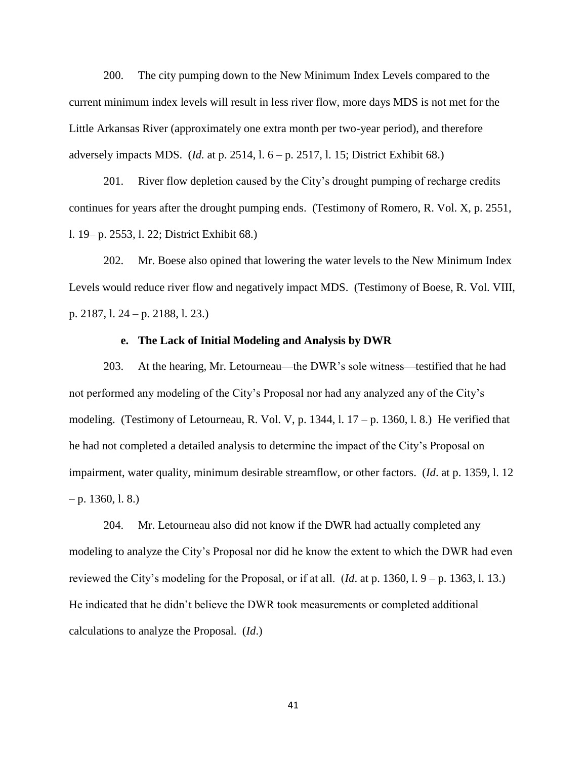200. The city pumping down to the New Minimum Index Levels compared to the current minimum index levels will result in less river flow, more days MDS is not met for the Little Arkansas River (approximately one extra month per two-year period), and therefore adversely impacts MDS. (*Id.* at p. 2514, l. 6 – p. 2517, l. 15; District Exhibit 68.)

201. River flow depletion caused by the City's drought pumping of recharge credits continues for years after the drought pumping ends. (Testimony of Romero, R. Vol. X, p. 2551, l. 19– p. 2553, l. 22; District Exhibit 68.)

202. Mr. Boese also opined that lowering the water levels to the New Minimum Index Levels would reduce river flow and negatively impact MDS. (Testimony of Boese, R. Vol. VIII, p. 2187, l. 24 – p. 2188, l. 23.)

**e. The Lack of Initial Modeling and Analysis by DWR**

203. At the hearing, Mr. Letourneau—the DWR's sole witness—testified that he had not performed any modeling of the City's Proposal nor had any analyzed any of the City's modeling. (Testimony of Letourneau, R. Vol. V, p. 1344, l. 17 – p. 1360, l. 8.) He verified that he had not completed a detailed analysis to determine the impact of the City's Proposal on impairment, water quality, minimum desirable streamflow, or other factors. (*Id*. at p. 1359, l. 12 – p. 1360, l. 8.)

204. Mr. Letourneau also did not know if the DWR had actually completed any modeling to analyze the City's Proposal nor did he know the extent to which the DWR had even reviewed the City's modeling for the Proposal, or if at all. (*Id*. at p. 1360, l. 9 – p. 1363, l. 13.) He indicated that he didn't believe the DWR took measurements or completed additional calculations to analyze the Proposal. (*Id*.)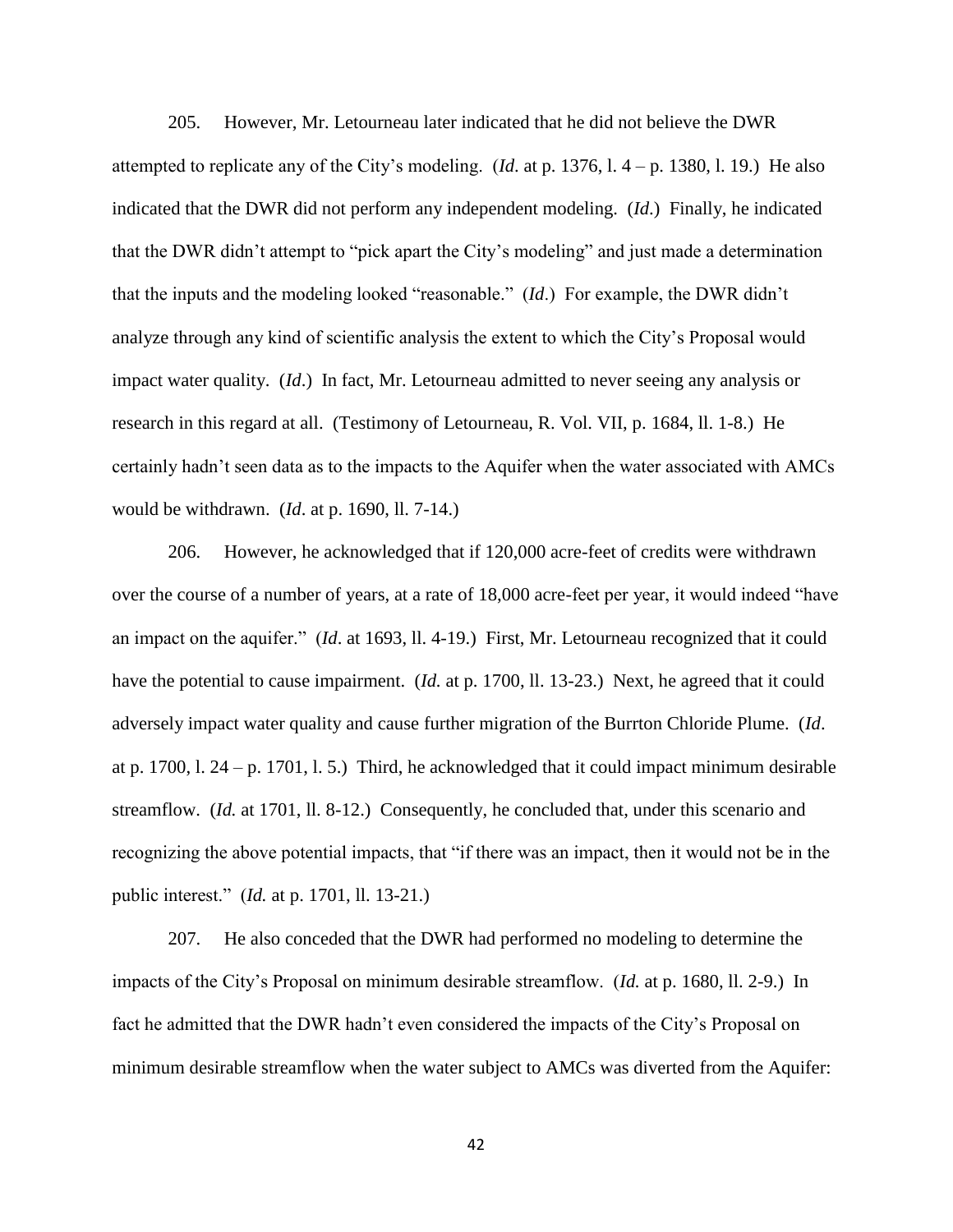205. However, Mr. Letourneau later indicated that he did not believe the DWR attempted to replicate any of the City's modeling. (*Id.* at p. 1376, l. 4 – p. 1380, l. 19.) He also indicated that the DWR did not perform any independent modeling. (*Id.*) Finally, he indicated that the DWR didn't attempt to "pick apart the City's modeling" and just made a determination that the inputs and the modeling looked "reasonable." (*Id*.) For example, the DWR didn't analyze through any kind of scientific analysis the extent to which the City's Proposal would impact water quality. (*Id*.) In fact, Mr. Letourneau admitted to never seeing any analysis or research in this regard at all. (Testimony of Letourneau, R. Vol. VII, p. 1684, ll. 1-8.) He certainly hadn't seen data as to the impacts to the Aquifer when the water associated with AMCs would be withdrawn. (*Id*. at p. 1690, ll. 7-14.)

206. However, he acknowledged that if 120,000 acre-feet of credits were withdrawn over the course of a number of years, at a rate of 18,000 acre-feet per year, it would indeed "have an impact on the aquifer." (*Id*. at 1693, ll. 4-19.) First, Mr. Letourneau recognized that it could have the potential to cause impairment. (*Id.* at p. 1700, ll. 13-23.) Next, he agreed that it could adversely impact water quality and cause further migration of the Burrton Chloride Plume. (*Id*. at p. 1700, l. 24 – p. 1701, l. 5.) Third, he acknowledged that it could impact minimum desirable streamflow. (*Id.* at 1701, ll. 8-12.) Consequently, he concluded that, under this scenario and recognizing the above potential impacts, that "if there was an impact, then it would not be in the public interest." (*Id.* at p. 1701, ll. 13-21.)

207. He also conceded that the DWR had performed no modeling to determine the impacts of the City's Proposal on minimum desirable streamflow. (*Id.* at p. 1680, ll. 2-9.) In fact he admitted that the DWR hadn't even considered the impacts of the City's Proposal on minimum desirable streamflow when the water subject to AMCs was diverted from the Aquifer: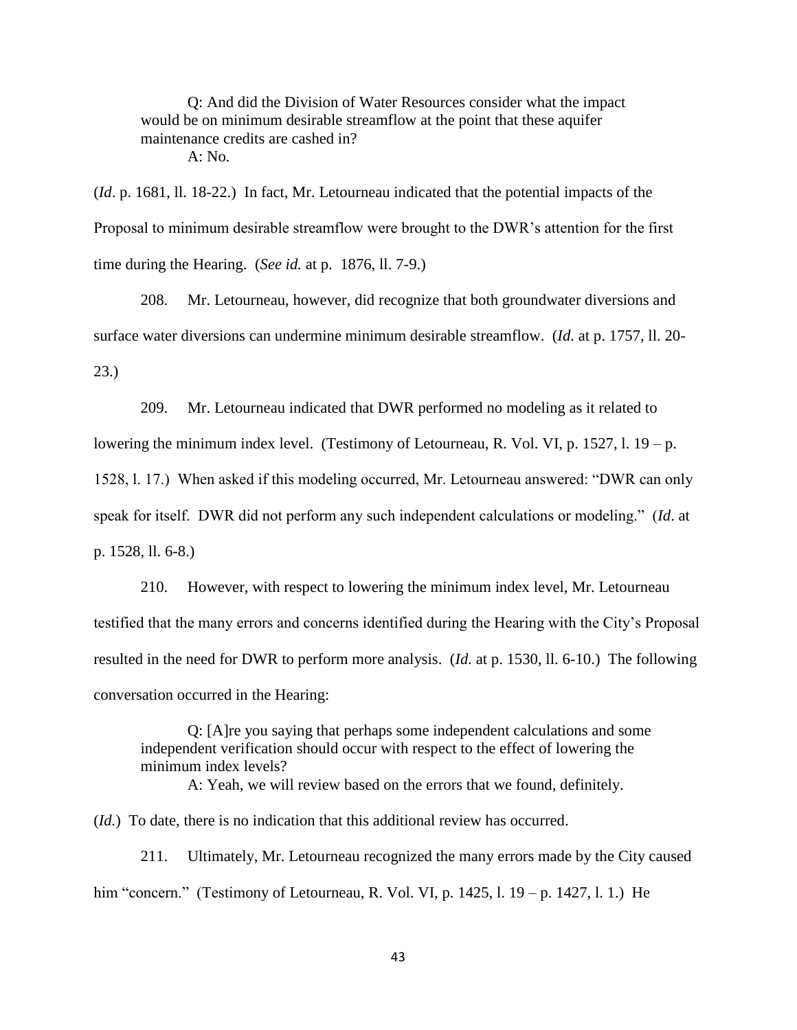> Q: And did the Division of Water Resources consider what the impact would be on minimum desirable streamflow at the point that these aquifer maintenance credits are cashed in?
>
> A: No.

(*Id*. p. 1681, ll. 18-22.) In fact, Mr. Letourneau indicated that the potential impacts of the Proposal to minimum desirable streamflow were brought to the DWR's attention for the first time during the Hearing. (*See id.* at p. 1876, ll. 7-9.)

208. Mr. Letourneau, however, did recognize that both groundwater diversions and surface water diversions can undermine minimum desirable streamflow. (*Id.* at p. 1757, ll. 20-23.)

209. Mr. Letourneau indicated that DWR performed no modeling as it related to lowering the minimum index level. (Testimony of Letourneau, R. Vol. VI, p. 1527, l. 19 – p. 1528, l. 17.) When asked if this modeling occurred, Mr. Letourneau answered: "DWR can only speak for itself. DWR did not perform any such independent calculations or modeling." (*Id*. at p. 1528, ll. 6-8.)

210. However, with respect to lowering the minimum index level, Mr. Letourneau testified that the many errors and concerns identified during the Hearing with the City's Proposal resulted in the need for DWR to perform more analysis. (*Id.* at p. 1530, ll. 6-10.) The following conversation occurred in the Hearing:

> Q: [A]re you saying that perhaps some independent calculations and some independent verification should occur with respect to the effect of lowering the minimum index levels?
>
> A: Yeah, we will review based on the errors that we found, definitely.

(*Id.*) To date, there is no indication that this additional review has occurred.

211. Ultimately, Mr. Letourneau recognized the many errors made by the City caused him "concern." (Testimony of Letourneau, R. Vol. VI, p. 1425, l. 19 – p. 1427, l. 1.) He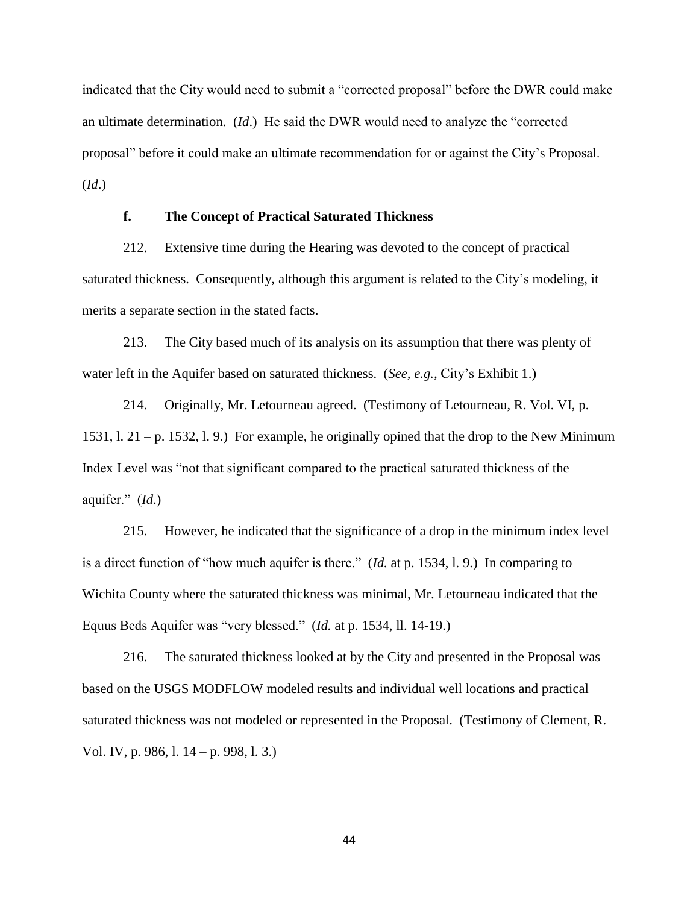indicated that the City would need to submit a "corrected proposal" before the DWR could make an ultimate determination. (*Id*.) He said the DWR would need to analyze the "corrected proposal" before it could make an ultimate recommendation for or against the City's Proposal. (*Id*.)

### f. The Concept of Practical Saturated Thickness

212. Extensive time during the Hearing was devoted to the concept of practical saturated thickness. Consequently, although this argument is related to the City's modeling, it merits a separate section in the stated facts.

213. The City based much of its analysis on its assumption that there was plenty of water left in the Aquifer based on saturated thickness. (*See, e.g.,* City's Exhibit 1.)

214. Originally, Mr. Letourneau agreed. (Testimony of Letourneau, R. Vol. VI, p. 1531, l. 21 – p. 1532, l. 9.) For example, he originally opined that the drop to the New Minimum Index Level was "not that significant compared to the practical saturated thickness of the aquifer." (*Id*.)

215. However, he indicated that the significance of a drop in the minimum index level is a direct function of "how much aquifer is there." (*Id.* at p. 1534, l. 9.) In comparing to Wichita County where the saturated thickness was minimal, Mr. Letourneau indicated that the Equus Beds Aquifer was "very blessed." (*Id.* at p. 1534, ll. 14-19.)

216. The saturated thickness looked at by the City and presented in the Proposal was based on the USGS MODFLOW modeled results and individual well locations and practical saturated thickness was not modeled or represented in the Proposal. (Testimony of Clement, R. Vol. IV, p. 986, l. 14 – p. 998, l. 3.)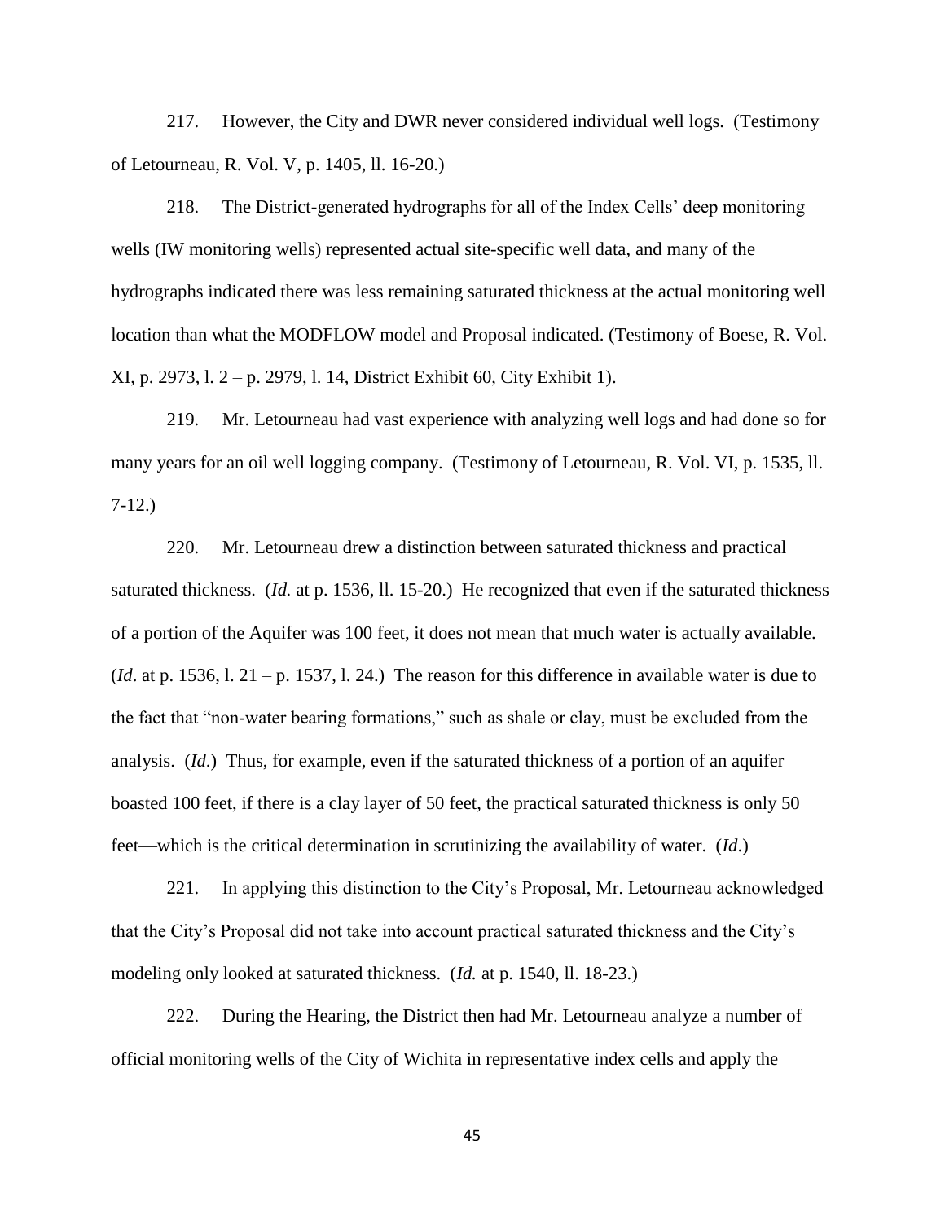217. However, the City and DWR never considered individual well logs. (Testimony of Letourneau, R. Vol. V, p. 1405, ll. 16-20.)

218. The District-generated hydrographs for all of the Index Cells' deep monitoring wells (IW monitoring wells) represented actual site-specific well data, and many of the hydrographs indicated there was less remaining saturated thickness at the actual monitoring well location than what the MODFLOW model and Proposal indicated. (Testimony of Boese, R. Vol. XI, p. 2973, l. 2 – p. 2979, l. 14, District Exhibit 60, City Exhibit 1).

219. Mr. Letourneau had vast experience with analyzing well logs and had done so for many years for an oil well logging company. (Testimony of Letourneau, R. Vol. VI, p. 1535, ll. 7-12.)

220. Mr. Letourneau drew a distinction between saturated thickness and practical saturated thickness. (*Id.* at p. 1536, ll. 15-20.) He recognized that even if the saturated thickness of a portion of the Aquifer was 100 feet, it does not mean that much water is actually available. (*Id*. at p. 1536, l. 21 – p. 1537, l. 24.) The reason for this difference in available water is due to the fact that "non-water bearing formations," such as shale or clay, must be excluded from the analysis. (*Id.*) Thus, for example, even if the saturated thickness of a portion of an aquifer boasted 100 feet, if there is a clay layer of 50 feet, the practical saturated thickness is only 50 feet—which is the critical determination in scrutinizing the availability of water. (*Id*.)

221. In applying this distinction to the City's Proposal, Mr. Letourneau acknowledged that the City's Proposal did not take into account practical saturated thickness and the City's modeling only looked at saturated thickness. (*Id.* at p. 1540, ll. 18-23.)

222. During the Hearing, the District then had Mr. Letourneau analyze a number of official monitoring wells of the City of Wichita in representative index cells and apply the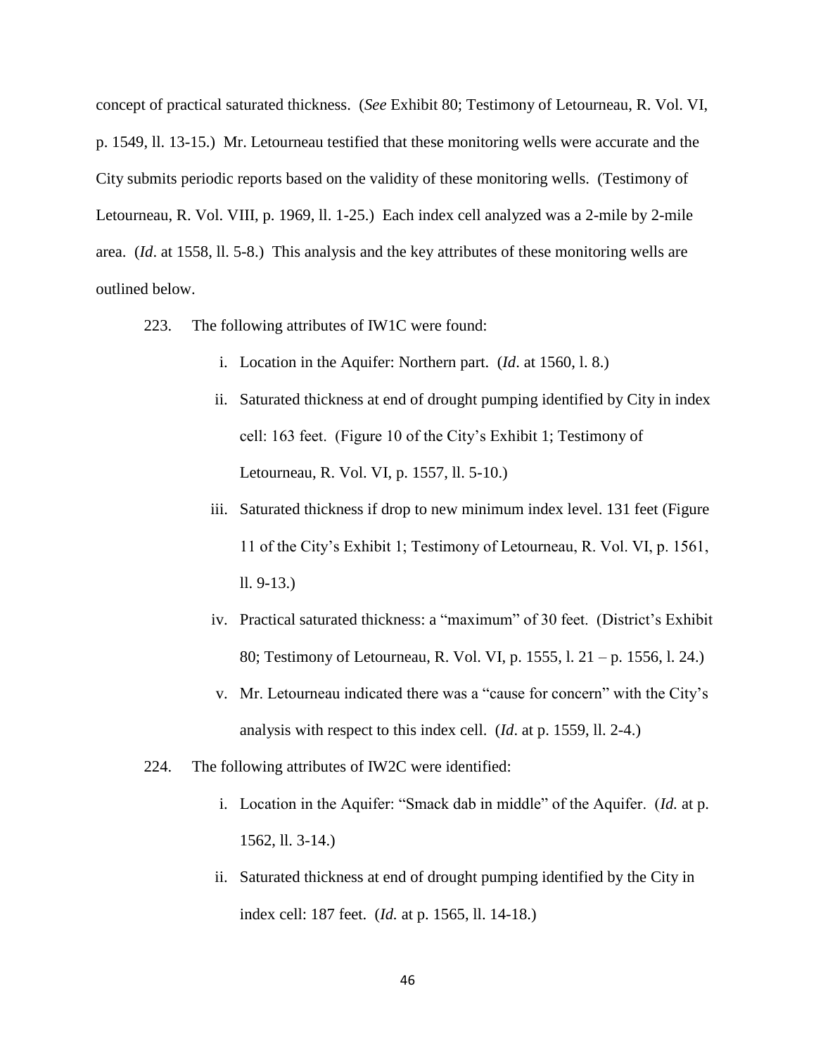concept of practical saturated thickness. (*See* Exhibit 80; Testimony of Letourneau, R. Vol. VI, p. 1549, ll. 13-15.) Mr. Letourneau testified that these monitoring wells were accurate and the City submits periodic reports based on the validity of these monitoring wells. (Testimony of Letourneau, R. Vol. VIII, p. 1969, ll. 1-25.) Each index cell analyzed was a 2-mile by 2-mile area. (*Id*. at 1558, ll. 5-8.) This analysis and the key attributes of these monitoring wells are outlined below.

223. The following attributes of IW1C were found:

- i. Location in the Aquifer: Northern part. (*Id*. at 1560, l. 8.)
- ii. Saturated thickness at end of drought pumping identified by City in index cell: 163 feet. (Figure 10 of the City's Exhibit 1; Testimony of Letourneau, R. Vol. VI, p. 1557, ll. 5-10.)
- iii. Saturated thickness if drop to new minimum index level. 131 feet (Figure 11 of the City's Exhibit 1; Testimony of Letourneau, R. Vol. VI, p. 1561, ll. 9-13.)
- iv. Practical saturated thickness: a "maximum" of 30 feet. (District's Exhibit 80; Testimony of Letourneau, R. Vol. VI, p. 1555, l. 21 – p. 1556, l. 24.)
- v. Mr. Letourneau indicated there was a "cause for concern" with the City's analysis with respect to this index cell. (*Id*. at p. 1559, ll. 2-4.)

224. The following attributes of IW2C were identified:

- i. Location in the Aquifer: "Smack dab in middle" of the Aquifer. (*Id.* at p. 1562, ll. 3-14.)
- ii. Saturated thickness at end of drought pumping identified by the City in index cell: 187 feet. (*Id.* at p. 1565, ll. 14-18.)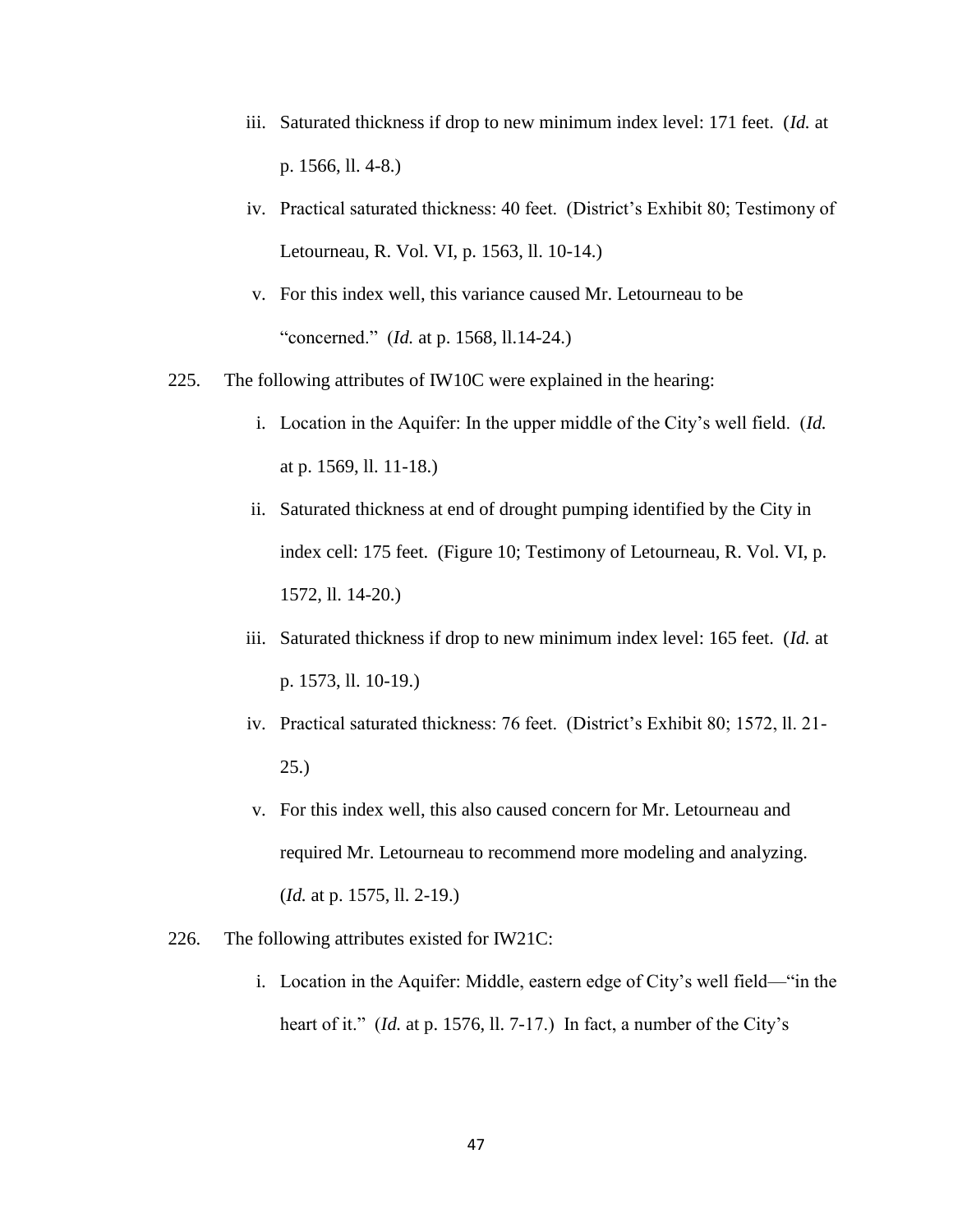iii. Saturated thickness if drop to new minimum index level: 171 feet. (*Id.* at p. 1566, ll. 4-8.)

iv. Practical saturated thickness: 40 feet. (District's Exhibit 80; Testimony of Letourneau, R. Vol. VI, p. 1563, ll. 10-14.)

v. For this index well, this variance caused Mr. Letourneau to be "concerned." (*Id.* at p. 1568, ll.14-24.)

225. The following attributes of IW10C were explained in the hearing:

i. Location in the Aquifer: In the upper middle of the City's well field. (*Id.* at p. 1569, ll. 11-18.)

ii. Saturated thickness at end of drought pumping identified by the City in index cell: 175 feet. (Figure 10; Testimony of Letourneau, R. Vol. VI, p. 1572, ll. 14-20.)

iii. Saturated thickness if drop to new minimum index level: 165 feet. (*Id.* at p. 1573, ll. 10-19.)

iv. Practical saturated thickness: 76 feet. (District's Exhibit 80; 1572, ll. 21-25.)

v. For this index well, this also caused concern for Mr. Letourneau and required Mr. Letourneau to recommend more modeling and analyzing. (*Id.* at p. 1575, ll. 2-19.)

226. The following attributes existed for IW21C:

i. Location in the Aquifer: Middle, eastern edge of City's well field—"in the heart of it." (*Id.* at p. 1576, ll. 7-17.) In fact, a number of the City's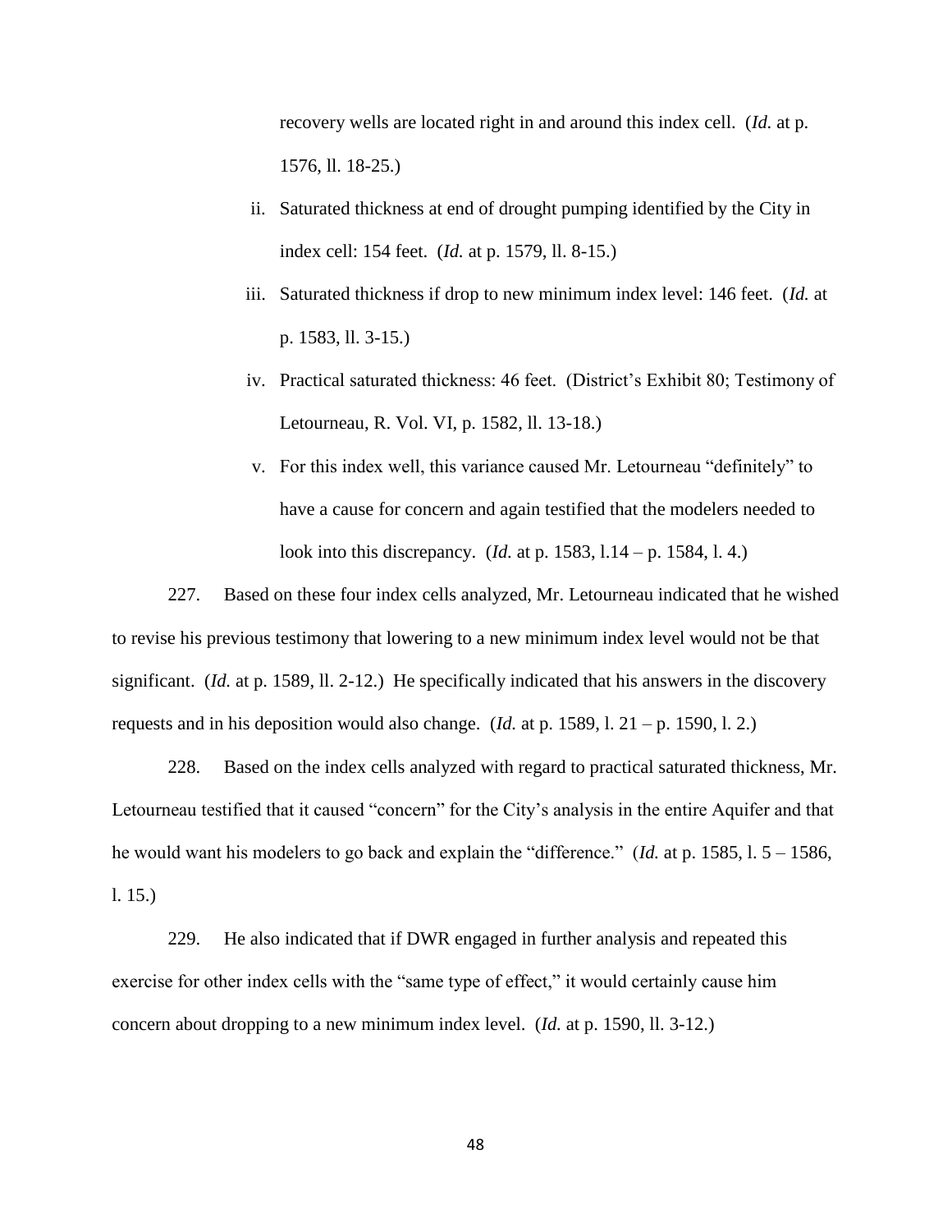recovery wells are located right in and around this index cell. (*Id.* at p. 1576, ll. 18-25.)

ii. Saturated thickness at end of drought pumping identified by the City in index cell: 154 feet. (*Id.* at p. 1579, ll. 8-15.)

iii. Saturated thickness if drop to new minimum index level: 146 feet. (*Id.* at p. 1583, ll. 3-15.)

iv. Practical saturated thickness: 46 feet. (District's Exhibit 80; Testimony of Letourneau, R. Vol. VI, p. 1582, ll. 13-18.)

v. For this index well, this variance caused Mr. Letourneau "definitely" to have a cause for concern and again testified that the modelers needed to look into this discrepancy. (*Id.* at p. 1583, l.14 – p. 1584, l. 4.)

227. Based on these four index cells analyzed, Mr. Letourneau indicated that he wished to revise his previous testimony that lowering to a new minimum index level would not be that significant. (*Id.* at p. 1589, ll. 2-12.) He specifically indicated that his answers in the discovery requests and in his deposition would also change. (*Id.* at p. 1589, l. 21 – p. 1590, l. 2.)

228. Based on the index cells analyzed with regard to practical saturated thickness, Mr. Letourneau testified that it caused "concern" for the City's analysis in the entire Aquifer and that he would want his modelers to go back and explain the "difference." (*Id.* at p. 1585, l. 5 – 1586, l. 15.)

229. He also indicated that if DWR engaged in further analysis and repeated this exercise for other index cells with the "same type of effect," it would certainly cause him concern about dropping to a new minimum index level. (*Id.* at p. 1590, ll. 3-12.)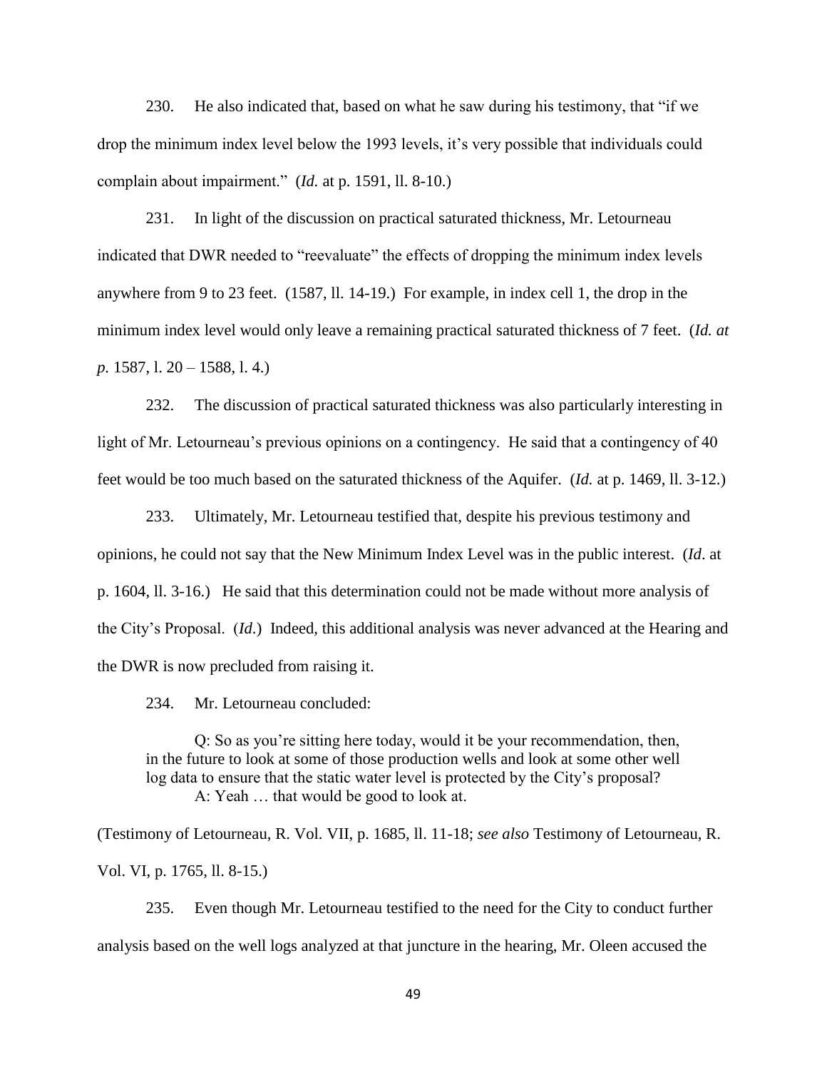230. He also indicated that, based on what he saw during his testimony, that "if we drop the minimum index level below the 1993 levels, it's very possible that individuals could complain about impairment." (*Id.* at p. 1591, ll. 8-10.)

231. In light of the discussion on practical saturated thickness, Mr. Letourneau indicated that DWR needed to "reevaluate" the effects of dropping the minimum index levels anywhere from 9 to 23 feet. (1587, ll. 14-19.) For example, in index cell 1, the drop in the minimum index level would only leave a remaining practical saturated thickness of 7 feet. (*Id. at p.* 1587, l. 20 – 1588, l. 4.)

232. The discussion of practical saturated thickness was also particularly interesting in light of Mr. Letourneau's previous opinions on a contingency. He said that a contingency of 40 feet would be too much based on the saturated thickness of the Aquifer. (*Id.* at p. 1469, ll. 3-12.)

233. Ultimately, Mr. Letourneau testified that, despite his previous testimony and opinions, he could not say that the New Minimum Index Level was in the public interest. (*Id*. at p. 1604, ll. 3-16.) He said that this determination could not be made without more analysis of the City's Proposal. (*Id*.) Indeed, this additional analysis was never advanced at the Hearing and the DWR is now precluded from raising it.

234. Mr. Letourneau concluded:

> Q: So as you're sitting here today, would it be your recommendation, then, in the future to look at some of those production wells and look at some other well log data to ensure that the static water level is protected by the City's proposal?
> A: Yeah … that would be good to look at.

(Testimony of Letourneau, R. Vol. VII, p. 1685, ll. 11-18; *see also* Testimony of Letourneau, R. Vol. VI, p. 1765, ll. 8-15.)

235. Even though Mr. Letourneau testified to the need for the City to conduct further analysis based on the well logs analyzed at that juncture in the hearing, Mr. Oleen accused the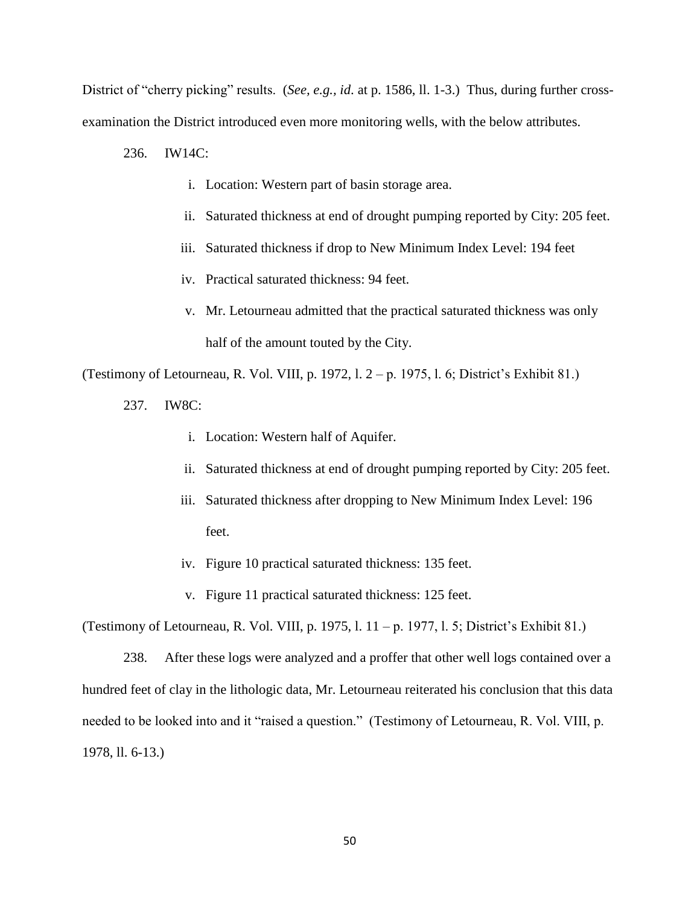District of "cherry picking" results. (*See, e.g.*, *id*. at p. 1586, ll. 1-3.) Thus, during further cross-examination the District introduced even more monitoring wells, with the below attributes.

236. IW14C:

i. Location: Western part of basin storage area.

ii. Saturated thickness at end of drought pumping reported by City: 205 feet.

iii. Saturated thickness if drop to New Minimum Index Level: 194 feet

iv. Practical saturated thickness: 94 feet.

v. Mr. Letourneau admitted that the practical saturated thickness was only half of the amount touted by the City.

(Testimony of Letourneau, R. Vol. VIII, p. 1972, l. 2 – p. 1975, l. 6; District's Exhibit 81.)

237. IW8C:

i. Location: Western half of Aquifer.

ii. Saturated thickness at end of drought pumping reported by City: 205 feet.

iii. Saturated thickness after dropping to New Minimum Index Level: 196 feet.

iv. Figure 10 practical saturated thickness: 135 feet.

v. Figure 11 practical saturated thickness: 125 feet.

(Testimony of Letourneau, R. Vol. VIII, p. 1975, l. 11 – p. 1977, l. 5; District's Exhibit 81.)

238. After these logs were analyzed and a proffer that other well logs contained over a hundred feet of clay in the lithologic data, Mr. Letourneau reiterated his conclusion that this data needed to be looked into and it "raised a question." (Testimony of Letourneau, R. Vol. VIII, p. 1978, ll. 6-13.)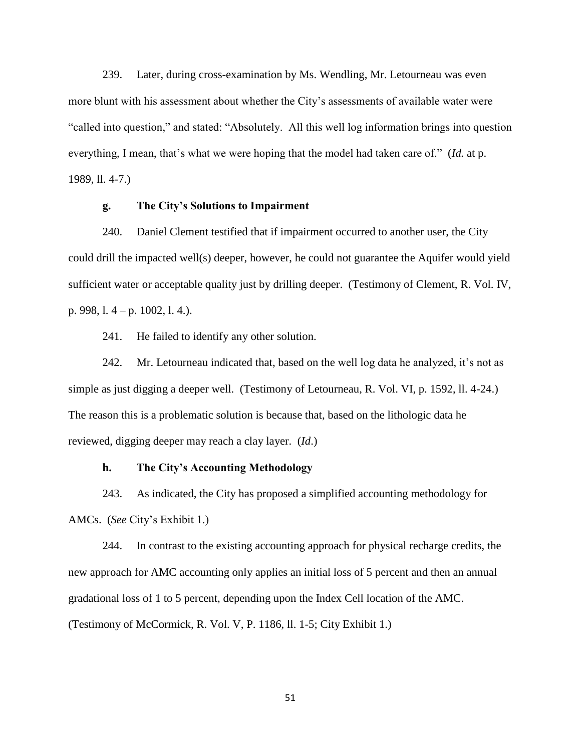239. Later, during cross-examination by Ms. Wendling, Mr. Letourneau was even more blunt with his assessment about whether the City's assessments of available water were "called into question," and stated: "Absolutely. All this well log information brings into question everything, I mean, that's what we were hoping that the model had taken care of." (*Id.* at p. 1989, ll. 4-7.)

**g. The City's Solutions to Impairment**

240. Daniel Clement testified that if impairment occurred to another user, the City could drill the impacted well(s) deeper, however, he could not guarantee the Aquifer would yield sufficient water or acceptable quality just by drilling deeper. (Testimony of Clement, R. Vol. IV, p. 998, l. 4 – p. 1002, l. 4.).

241. He failed to identify any other solution.

242. Mr. Letourneau indicated that, based on the well log data he analyzed, it's not as simple as just digging a deeper well. (Testimony of Letourneau, R. Vol. VI, p. 1592, ll. 4-24.) The reason this is a problematic solution is because that, based on the lithologic data he reviewed, digging deeper may reach a clay layer. (*Id*.)

**h. The City's Accounting Methodology**

243. As indicated, the City has proposed a simplified accounting methodology for AMCs. (*See* City's Exhibit 1.)

244. In contrast to the existing accounting approach for physical recharge credits, the new approach for AMC accounting only applies an initial loss of 5 percent and then an annual gradational loss of 1 to 5 percent, depending upon the Index Cell location of the AMC. (Testimony of McCormick, R. Vol. V, P. 1186, ll. 1-5; City Exhibit 1.)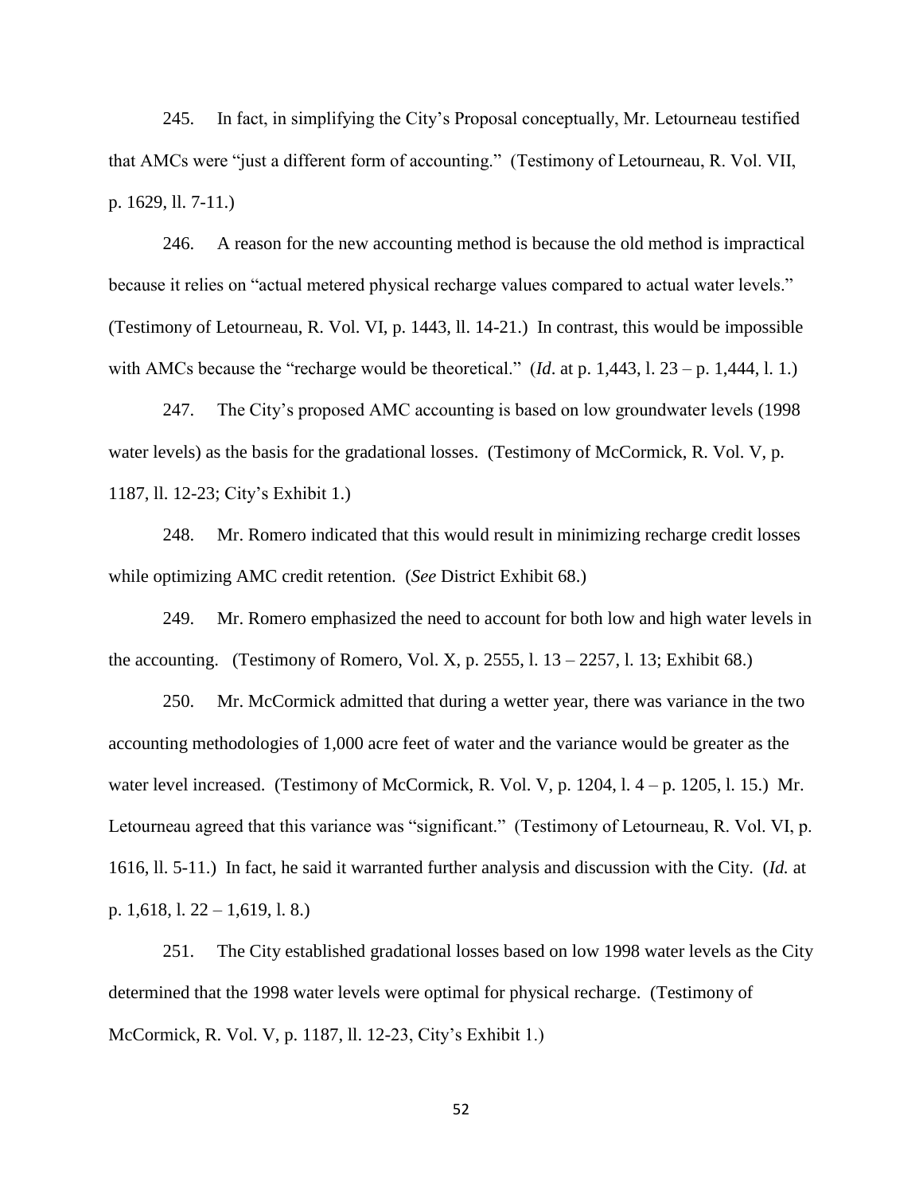245. In fact, in simplifying the City's Proposal conceptually, Mr. Letourneau testified that AMCs were "just a different form of accounting." (Testimony of Letourneau, R. Vol. VII, p. 1629, ll. 7-11.)

246. A reason for the new accounting method is because the old method is impractical because it relies on "actual metered physical recharge values compared to actual water levels." (Testimony of Letourneau, R. Vol. VI, p. 1443, ll. 14-21.) In contrast, this would be impossible with AMCs because the "recharge would be theoretical." (*Id*. at p. 1,443, l. 23 – p. 1,444, l. 1.)

247. The City's proposed AMC accounting is based on low groundwater levels (1998 water levels) as the basis for the gradational losses. (Testimony of McCormick, R. Vol. V, p. 1187, ll. 12-23; City's Exhibit 1.)

248. Mr. Romero indicated that this would result in minimizing recharge credit losses while optimizing AMC credit retention. (*See* District Exhibit 68.)

249. Mr. Romero emphasized the need to account for both low and high water levels in the accounting. (Testimony of Romero, Vol. X, p. 2555, l. 13 – 2257, l. 13; Exhibit 68.)

250. Mr. McCormick admitted that during a wetter year, there was variance in the two accounting methodologies of 1,000 acre feet of water and the variance would be greater as the water level increased. (Testimony of McCormick, R. Vol. V, p. 1204, l. 4 – p. 1205, l. 15.) Mr. Letourneau agreed that this variance was "significant." (Testimony of Letourneau, R. Vol. VI, p. 1616, ll. 5-11.) In fact, he said it warranted further analysis and discussion with the City. (*Id.* at p. 1,618, l. 22 – 1,619, l. 8.)

251. The City established gradational losses based on low 1998 water levels as the City determined that the 1998 water levels were optimal for physical recharge. (Testimony of McCormick, R. Vol. V, p. 1187, ll. 12-23, City's Exhibit 1.)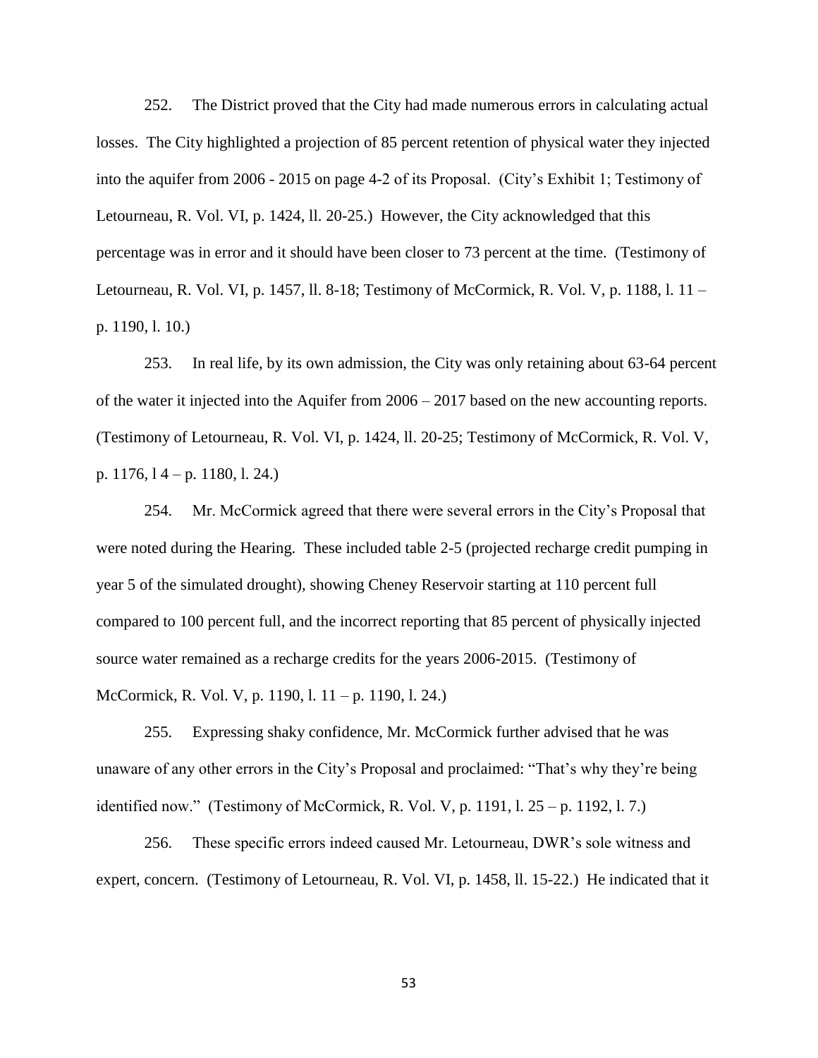252. The District proved that the City had made numerous errors in calculating actual losses. The City highlighted a projection of 85 percent retention of physical water they injected into the aquifer from 2006 - 2015 on page 4-2 of its Proposal. (City's Exhibit 1; Testimony of Letourneau, R. Vol. VI, p. 1424, ll. 20-25.) However, the City acknowledged that this percentage was in error and it should have been closer to 73 percent at the time. (Testimony of Letourneau, R. Vol. VI, p. 1457, ll. 8-18; Testimony of McCormick, R. Vol. V, p. 1188, l. 11 – p. 1190, l. 10.)

253. In real life, by its own admission, the City was only retaining about 63-64 percent of the water it injected into the Aquifer from 2006 – 2017 based on the new accounting reports. (Testimony of Letourneau, R. Vol. VI, p. 1424, ll. 20-25; Testimony of McCormick, R. Vol. V, p. 1176, l 4 – p. 1180, l. 24.)

254. Mr. McCormick agreed that there were several errors in the City's Proposal that were noted during the Hearing. These included table 2-5 (projected recharge credit pumping in year 5 of the simulated drought), showing Cheney Reservoir starting at 110 percent full compared to 100 percent full, and the incorrect reporting that 85 percent of physically injected source water remained as a recharge credits for the years 2006-2015. (Testimony of McCormick, R. Vol. V, p. 1190, l. 11 – p. 1190, l. 24.)

255. Expressing shaky confidence, Mr. McCormick further advised that he was unaware of any other errors in the City's Proposal and proclaimed: "That's why they're being identified now." (Testimony of McCormick, R. Vol. V, p. 1191, l. 25 – p. 1192, l. 7.)

256. These specific errors indeed caused Mr. Letourneau, DWR's sole witness and expert, concern. (Testimony of Letourneau, R. Vol. VI, p. 1458, ll. 15-22.) He indicated that it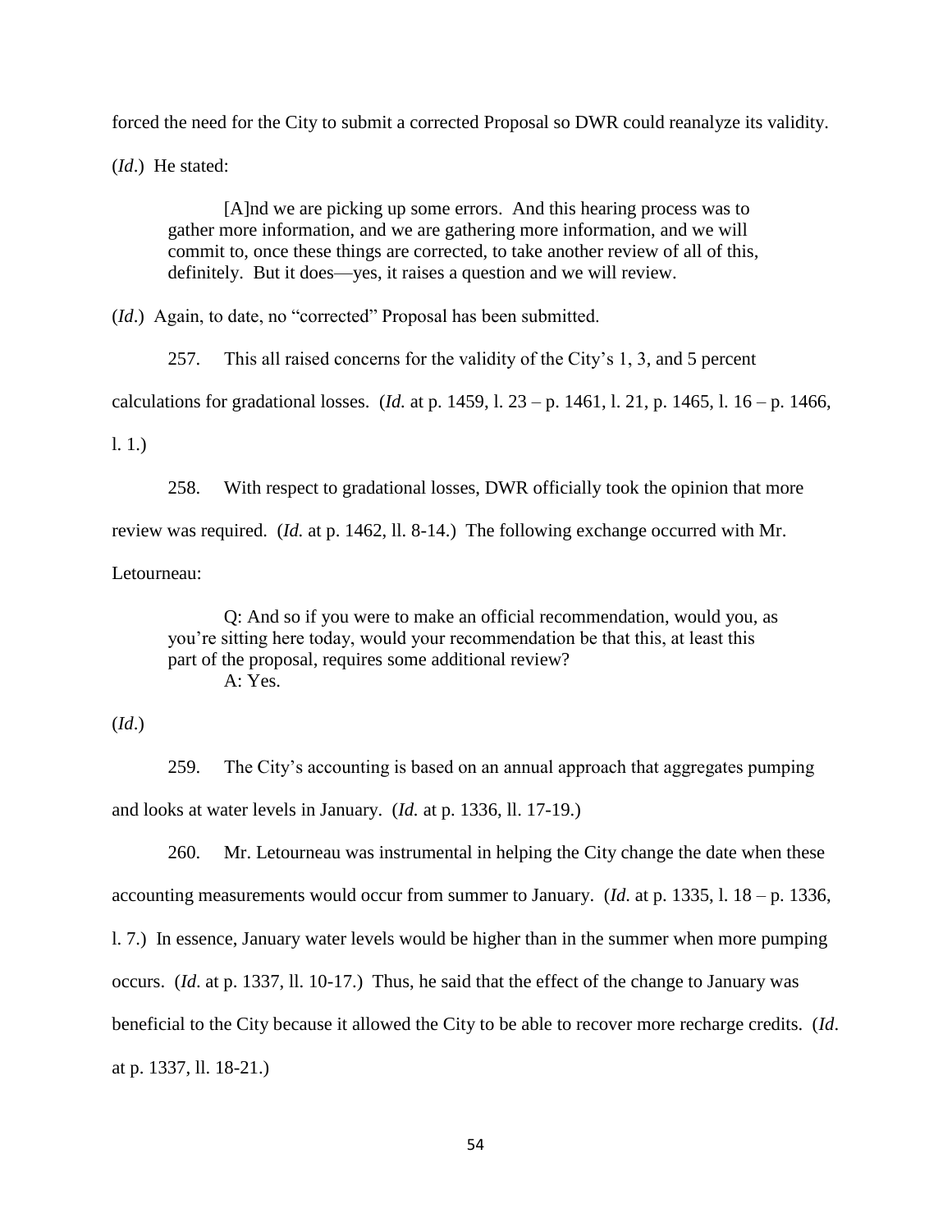forced the need for the City to submit a corrected Proposal so DWR could reanalyze its validity. (*Id*.) He stated:

> [A]nd we are picking up some errors. And this hearing process was to gather more information, and we are gathering more information, and we will commit to, once these things are corrected, to take another review of all of this, definitely. But it does—yes, it raises a question and we will review.

(*Id*.) Again, to date, no "corrected" Proposal has been submitted.

257. This all raised concerns for the validity of the City's 1, 3, and 5 percent calculations for gradational losses. (*Id.* at p. 1459, l. 23 – p. 1461, l. 21, p. 1465, l. 16 – p. 1466, l. 1.)

258. With respect to gradational losses, DWR officially took the opinion that more review was required. (*Id.* at p. 1462, ll. 8-14.) The following exchange occurred with Mr. Letourneau:

> Q: And so if you were to make an official recommendation, would you, as you're sitting here today, would your recommendation be that this, at least this part of the proposal, requires some additional review?
> A: Yes.

(*Id*.)

259. The City's accounting is based on an annual approach that aggregates pumping and looks at water levels in January. (*Id.* at p. 1336, ll. 17-19.)

260. Mr. Letourneau was instrumental in helping the City change the date when these accounting measurements would occur from summer to January. (*Id*. at p. 1335, l. 18 – p. 1336, l. 7.) In essence, January water levels would be higher than in the summer when more pumping occurs. (*Id*. at p. 1337, ll. 10-17.) Thus, he said that the effect of the change to January was beneficial to the City because it allowed the City to be able to recover more recharge credits. (*Id*. at p. 1337, ll. 18-21.)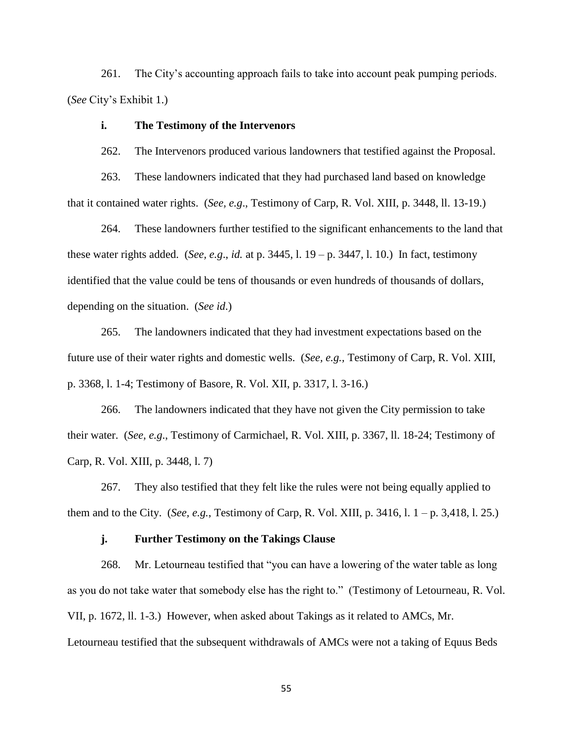261. The City's accounting approach fails to take into account peak pumping periods. (*See* City's Exhibit 1.)

**i. The Testimony of the Intervenors**

262. The Intervenors produced various landowners that testified against the Proposal.

263. These landowners indicated that they had purchased land based on knowledge that it contained water rights. (*See, e.g*., Testimony of Carp, R. Vol. XIII, p. 3448, ll. 13-19.)

264. These landowners further testified to the significant enhancements to the land that these water rights added. (*See, e.g*., *id.* at p. 3445, l. 19 – p. 3447, l. 10.) In fact, testimony identified that the value could be tens of thousands or even hundreds of thousands of dollars, depending on the situation. (*See id*.)

265. The landowners indicated that they had investment expectations based on the future use of their water rights and domestic wells. (*See, e.g.,* Testimony of Carp, R. Vol. XIII, p. 3368, l. 1-4; Testimony of Basore, R. Vol. XII, p. 3317, l. 3-16.)

266. The landowners indicated that they have not given the City permission to take their water. (*See, e.g*., Testimony of Carmichael, R. Vol. XIII, p. 3367, ll. 18-24; Testimony of Carp, R. Vol. XIII, p. 3448, l. 7)

267. They also testified that they felt like the rules were not being equally applied to them and to the City. (*See, e.g.*, Testimony of Carp, R. Vol. XIII, p. 3416, l. 1 – p. 3,418, l. 25.)

**j. Further Testimony on the Takings Clause**

268. Mr. Letourneau testified that "you can have a lowering of the water table as long as you do not take water that somebody else has the right to." (Testimony of Letourneau, R. Vol. VII, p. 1672, ll. 1-3.) However, when asked about Takings as it related to AMCs, Mr. Letourneau testified that the subsequent withdrawals of AMCs were not a taking of Equus Beds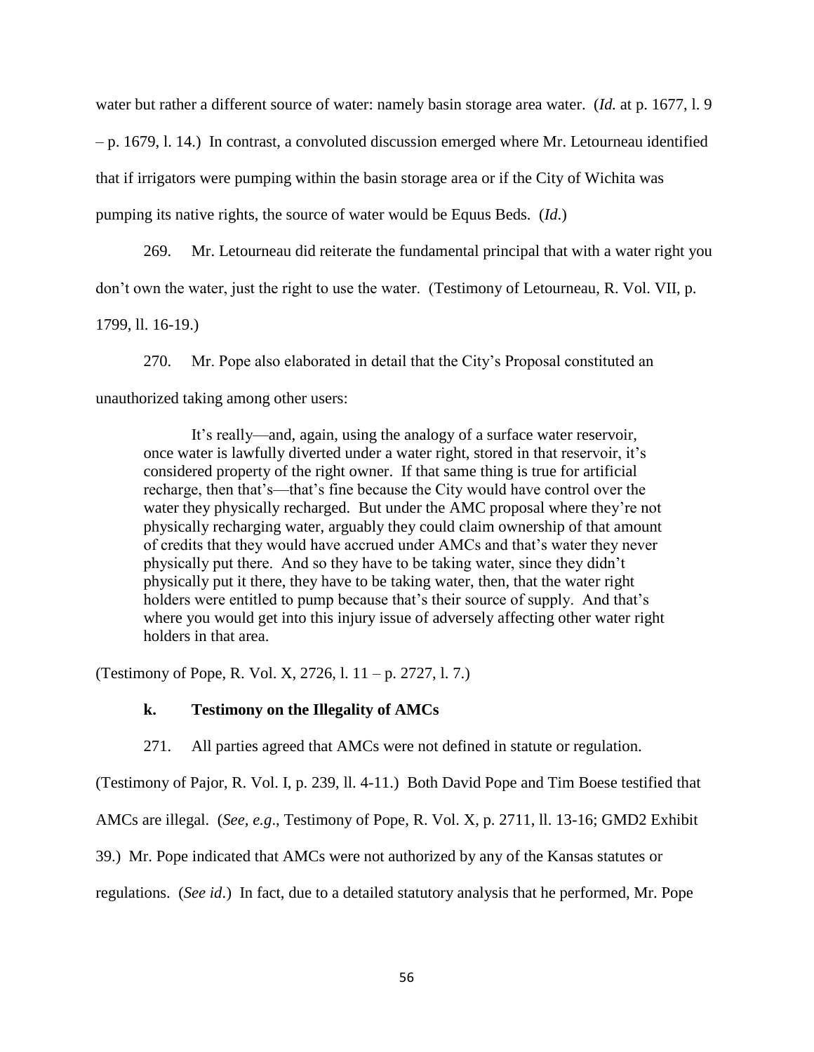water but rather a different source of water: namely basin storage area water. (*Id.* at p. 1677, l. 9 – p. 1679, l. 14.) In contrast, a convoluted discussion emerged where Mr. Letourneau identified that if irrigators were pumping within the basin storage area or if the City of Wichita was pumping its native rights, the source of water would be Equus Beds. (*Id*.)

269. Mr. Letourneau did reiterate the fundamental principal that with a water right you don't own the water, just the right to use the water. (Testimony of Letourneau, R. Vol. VII, p. 1799, ll. 16-19.)

270. Mr. Pope also elaborated in detail that the City's Proposal constituted an unauthorized taking among other users:

> It's really—and, again, using the analogy of a surface water reservoir, once water is lawfully diverted under a water right, stored in that reservoir, it's considered property of the right owner. If that same thing is true for artificial recharge, then that's—that's fine because the City would have control over the water they physically recharged. But under the AMC proposal where they're not physically recharging water, arguably they could claim ownership of that amount of credits that they would have accrued under AMCs and that's water they never physically put there. And so they have to be taking water, since they didn't physically put it there, they have to be taking water, then, that the water right holders were entitled to pump because that's their source of supply. And that's where you would get into this injury issue of adversely affecting other water right holders in that area.

(Testimony of Pope, R. Vol. X, 2726, l. 11 – p. 2727, l. 7.)

### k. Testimony on the Illegality of AMCs

271. All parties agreed that AMCs were not defined in statute or regulation. (Testimony of Pajor, R. Vol. I, p. 239, ll. 4-11.) Both David Pope and Tim Boese testified that AMCs are illegal. (*See, e.g*., Testimony of Pope, R. Vol. X, p. 2711, ll. 13-16; GMD2 Exhibit 39.) Mr. Pope indicated that AMCs were not authorized by any of the Kansas statutes or regulations. (*See id*.) In fact, due to a detailed statutory analysis that he performed, Mr. Pope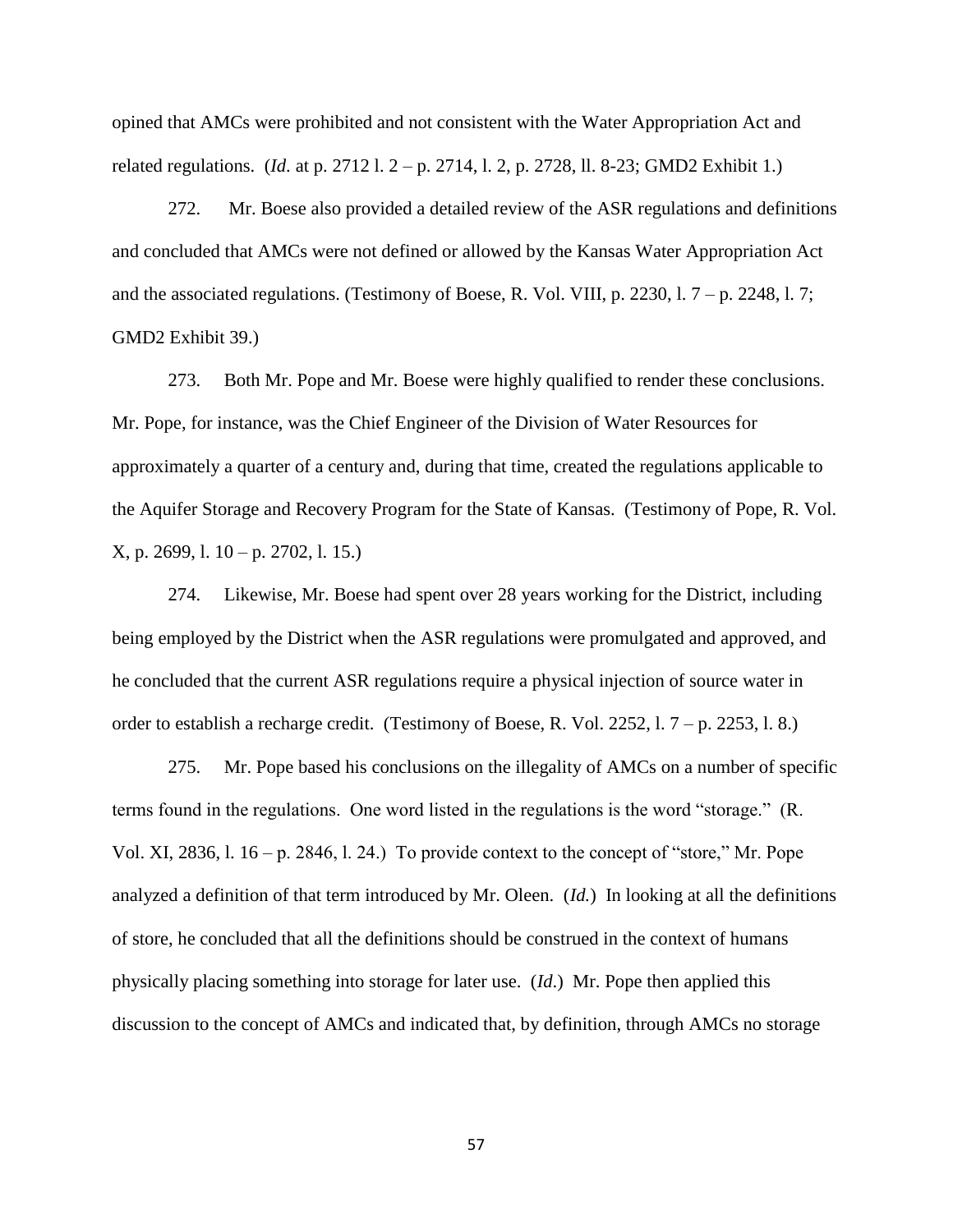opined that AMCs were prohibited and not consistent with the Water Appropriation Act and related regulations. (*Id.* at p. 2712 l. 2 – p. 2714, l. 2, p. 2728, ll. 8-23; GMD2 Exhibit 1.)

272. Mr. Boese also provided a detailed review of the ASR regulations and definitions and concluded that AMCs were not defined or allowed by the Kansas Water Appropriation Act and the associated regulations. (Testimony of Boese, R. Vol. VIII, p. 2230, l. 7 – p. 2248, l. 7; GMD2 Exhibit 39.)

273. Both Mr. Pope and Mr. Boese were highly qualified to render these conclusions. Mr. Pope, for instance, was the Chief Engineer of the Division of Water Resources for approximately a quarter of a century and, during that time, created the regulations applicable to the Aquifer Storage and Recovery Program for the State of Kansas. (Testimony of Pope, R. Vol. X, p. 2699, l. 10 – p. 2702, l. 15.)

274. Likewise, Mr. Boese had spent over 28 years working for the District, including being employed by the District when the ASR regulations were promulgated and approved, and he concluded that the current ASR regulations require a physical injection of source water in order to establish a recharge credit. (Testimony of Boese, R. Vol. 2252, l. 7 – p. 2253, l. 8.)

275. Mr. Pope based his conclusions on the illegality of AMCs on a number of specific terms found in the regulations. One word listed in the regulations is the word "storage." (R. Vol. XI, 2836, l. 16 – p. 2846, l. 24.) To provide context to the concept of "store," Mr. Pope analyzed a definition of that term introduced by Mr. Oleen. (*Id.*) In looking at all the definitions of store, he concluded that all the definitions should be construed in the context of humans physically placing something into storage for later use. (*Id.*) Mr. Pope then applied this discussion to the concept of AMCs and indicated that, by definition, through AMCs no storage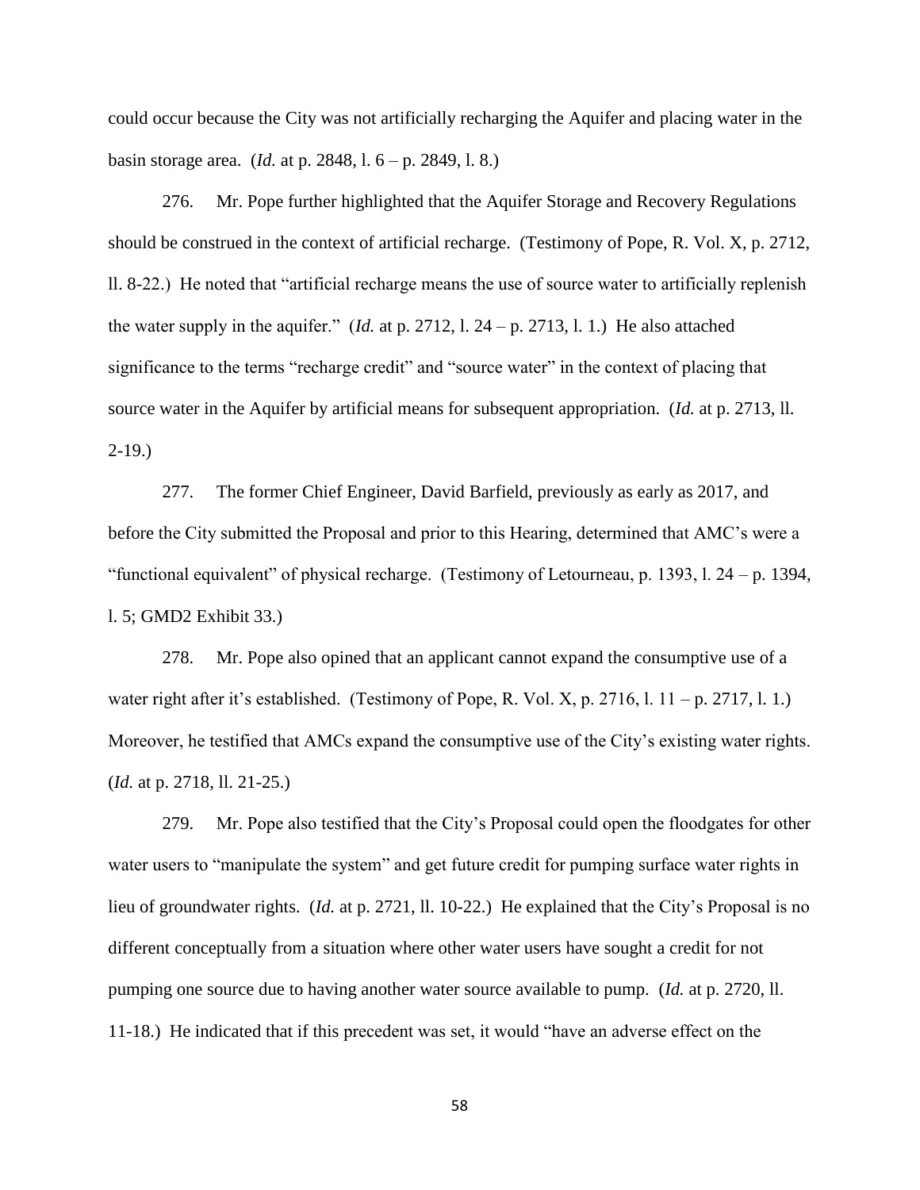could occur because the City was not artificially recharging the Aquifer and placing water in the basin storage area. (*Id.* at p. 2848, l. 6 – p. 2849, l. 8.)

276. Mr. Pope further highlighted that the Aquifer Storage and Recovery Regulations should be construed in the context of artificial recharge. (Testimony of Pope, R. Vol. X, p. 2712, ll. 8-22.) He noted that "artificial recharge means the use of source water to artificially replenish the water supply in the aquifer." (*Id.* at p. 2712, l. 24 – p. 2713, l. 1.) He also attached significance to the terms "recharge credit" and "source water" in the context of placing that source water in the Aquifer by artificial means for subsequent appropriation. (*Id.* at p. 2713, ll. 2-19.)

277. The former Chief Engineer, David Barfield, previously as early as 2017, and before the City submitted the Proposal and prior to this Hearing, determined that AMC's were a "functional equivalent" of physical recharge. (Testimony of Letourneau, p. 1393, l. 24 – p. 1394, l. 5; GMD2 Exhibit 33.)

278. Mr. Pope also opined that an applicant cannot expand the consumptive use of a water right after it's established. (Testimony of Pope, R. Vol. X, p. 2716, l. 11 – p. 2717, l. 1.) Moreover, he testified that AMCs expand the consumptive use of the City's existing water rights. (*Id.* at p. 2718, ll. 21-25.)

279. Mr. Pope also testified that the City's Proposal could open the floodgates for other water users to "manipulate the system" and get future credit for pumping surface water rights in lieu of groundwater rights. (*Id.* at p. 2721, ll. 10-22.) He explained that the City's Proposal is no different conceptually from a situation where other water users have sought a credit for not pumping one source due to having another water source available to pump. (*Id.* at p. 2720, ll. 11-18.) He indicated that if this precedent was set, it would "have an adverse effect on the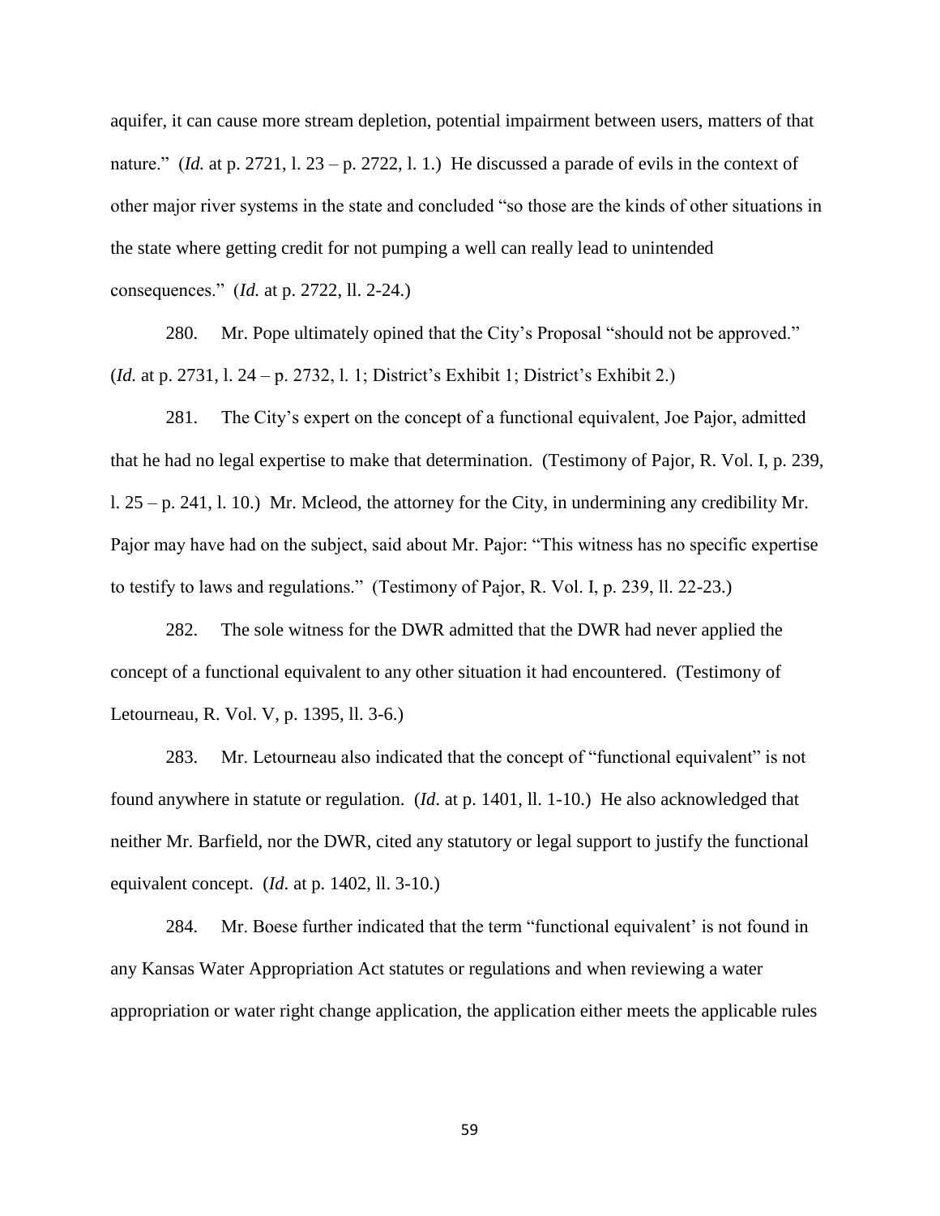aquifer, it can cause more stream depletion, potential impairment between users, matters of that nature." (*Id.* at p. 2721, l. 23 – p. 2722, l. 1.) He discussed a parade of evils in the context of other major river systems in the state and concluded "so those are the kinds of other situations in the state where getting credit for not pumping a well can really lead to unintended consequences." (*Id.* at p. 2722, ll. 2-24.)

280. Mr. Pope ultimately opined that the City's Proposal "should not be approved." (*Id.* at p. 2731, l. 24 – p. 2732, l. 1; District's Exhibit 1; District's Exhibit 2.)

281. The City's expert on the concept of a functional equivalent, Joe Pajor, admitted that he had no legal expertise to make that determination. (Testimony of Pajor, R. Vol. I, p. 239, l. 25 – p. 241, l. 10.) Mr. Mcleod, the attorney for the City, in undermining any credibility Mr. Pajor may have had on the subject, said about Mr. Pajor: "This witness has no specific expertise to testify to laws and regulations." (Testimony of Pajor, R. Vol. I, p. 239, ll. 22-23.)

282. The sole witness for the DWR admitted that the DWR had never applied the concept of a functional equivalent to any other situation it had encountered. (Testimony of Letourneau, R. Vol. V, p. 1395, ll. 3-6.)

283. Mr. Letourneau also indicated that the concept of "functional equivalent" is not found anywhere in statute or regulation. (*Id*. at p. 1401, ll. 1-10.) He also acknowledged that neither Mr. Barfield, nor the DWR, cited any statutory or legal support to justify the functional equivalent concept. (*Id*. at p. 1402, ll. 3-10.)

284. Mr. Boese further indicated that the term "functional equivalent' is not found in any Kansas Water Appropriation Act statutes or regulations and when reviewing a water appropriation or water right change application, the application either meets the applicable rules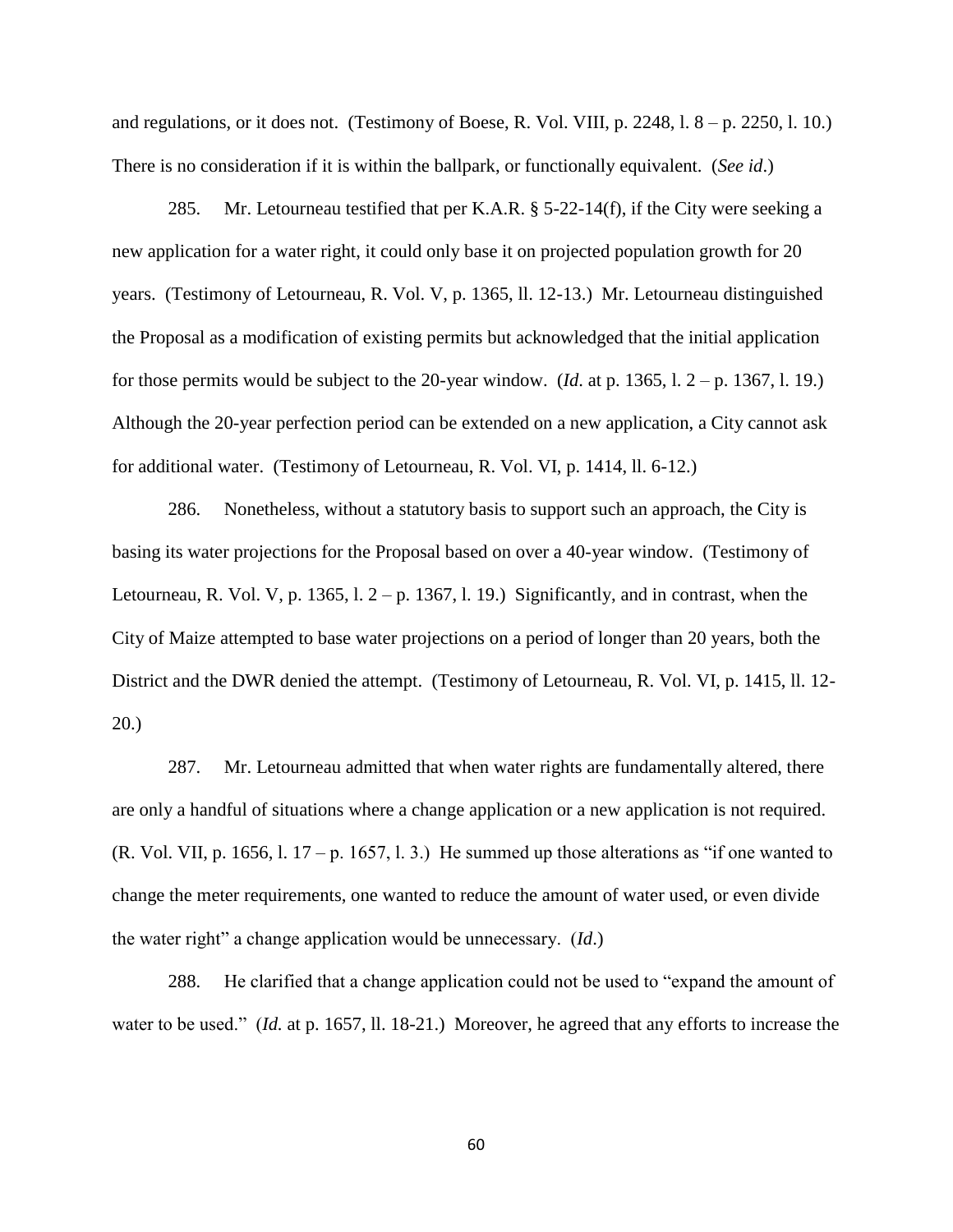and regulations, or it does not. (Testimony of Boese, R. Vol. VIII, p. 2248, l. 8 – p. 2250, l. 10.) There is no consideration if it is within the ballpark, or functionally equivalent. (*See id*.)

285. Mr. Letourneau testified that per K.A.R. § 5-22-14(f), if the City were seeking a new application for a water right, it could only base it on projected population growth for 20 years. (Testimony of Letourneau, R. Vol. V, p. 1365, ll. 12-13.) Mr. Letourneau distinguished the Proposal as a modification of existing permits but acknowledged that the initial application for those permits would be subject to the 20-year window. (*Id.* at p. 1365, l. 2 – p. 1367, l. 19.) Although the 20-year perfection period can be extended on a new application, a City cannot ask for additional water. (Testimony of Letourneau, R. Vol. VI, p. 1414, ll. 6-12.)

286. Nonetheless, without a statutory basis to support such an approach, the City is basing its water projections for the Proposal based on over a 40-year window. (Testimony of Letourneau, R. Vol. V, p. 1365, l. 2 – p. 1367, l. 19.) Significantly, and in contrast, when the City of Maize attempted to base water projections on a period of longer than 20 years, both the District and the DWR denied the attempt. (Testimony of Letourneau, R. Vol. VI, p. 1415, ll. 12-20.)

287. Mr. Letourneau admitted that when water rights are fundamentally altered, there are only a handful of situations where a change application or a new application is not required. (R. Vol. VII, p. 1656, l. 17 – p. 1657, l. 3.) He summed up those alterations as "if one wanted to change the meter requirements, one wanted to reduce the amount of water used, or even divide the water right" a change application would be unnecessary. (*Id*.)

288. He clarified that a change application could not be used to "expand the amount of water to be used." (*Id.* at p. 1657, ll. 18-21.) Moreover, he agreed that any efforts to increase the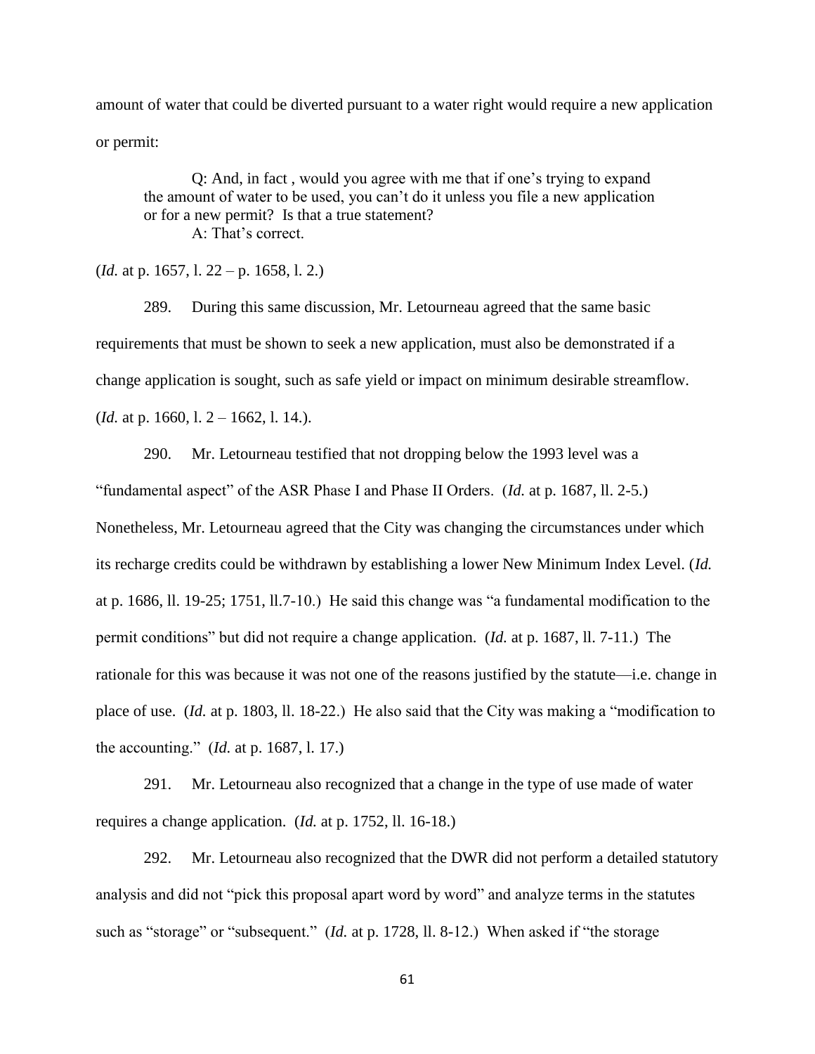amount of water that could be diverted pursuant to a water right would require a new application or permit:

> Q: And, in fact , would you agree with me that if one's trying to expand the amount of water to be used, you can't do it unless you file a new application or for a new permit? Is that a true statement?
>
> A: That's correct.

(*Id.* at p. 1657, l. 22 – p. 1658, l. 2.)

289. During this same discussion, Mr. Letourneau agreed that the same basic requirements that must be shown to seek a new application, must also be demonstrated if a change application is sought, such as safe yield or impact on minimum desirable streamflow. (*Id.* at p. 1660, l. 2 – 1662, l. 14.).

290. Mr. Letourneau testified that not dropping below the 1993 level was a "fundamental aspect" of the ASR Phase I and Phase II Orders. (*Id.* at p. 1687, ll. 2-5.) Nonetheless, Mr. Letourneau agreed that the City was changing the circumstances under which its recharge credits could be withdrawn by establishing a lower New Minimum Index Level. (*Id.* at p. 1686, ll. 19-25; 1751, ll.7-10.) He said this change was "a fundamental modification to the permit conditions" but did not require a change application. (*Id.* at p. 1687, ll. 7-11.) The rationale for this was because it was not one of the reasons justified by the statute—i.e. change in place of use. (*Id.* at p. 1803, ll. 18-22.) He also said that the City was making a "modification to the accounting." (*Id.* at p. 1687, l. 17.)

291. Mr. Letourneau also recognized that a change in the type of use made of water requires a change application. (*Id.* at p. 1752, ll. 16-18.)

292. Mr. Letourneau also recognized that the DWR did not perform a detailed statutory analysis and did not "pick this proposal apart word by word" and analyze terms in the statutes such as "storage" or "subsequent." (*Id.* at p. 1728, ll. 8-12.) When asked if "the storage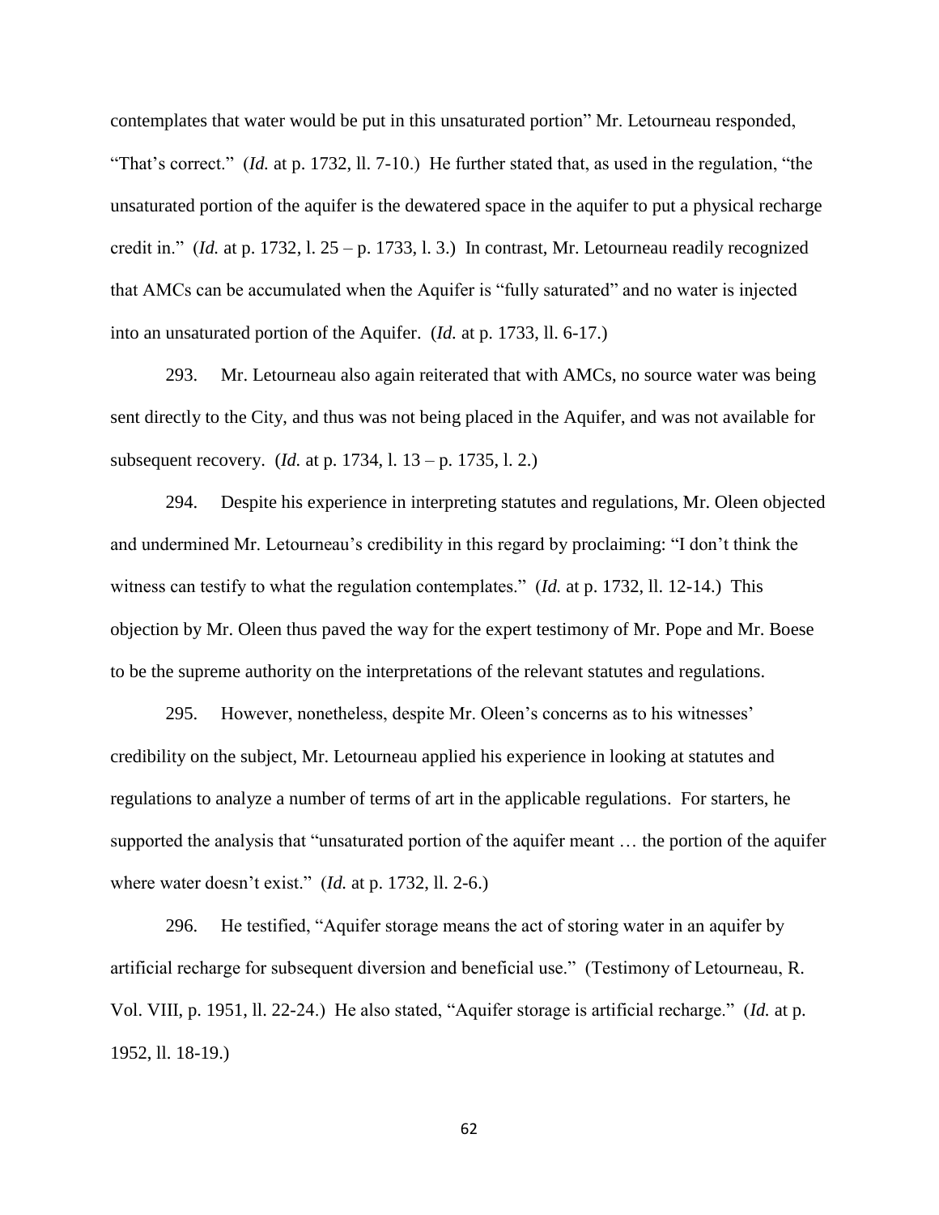contemplates that water would be put in this unsaturated portion" Mr. Letourneau responded, "That's correct." (*Id.* at p. 1732, ll. 7-10.) He further stated that, as used in the regulation, "the unsaturated portion of the aquifer is the dewatered space in the aquifer to put a physical recharge credit in." (*Id.* at p. 1732, l. 25 – p. 1733, l. 3.) In contrast, Mr. Letourneau readily recognized that AMCs can be accumulated when the Aquifer is "fully saturated" and no water is injected into an unsaturated portion of the Aquifer. (*Id.* at p. 1733, ll. 6-17.)

293. Mr. Letourneau also again reiterated that with AMCs, no source water was being sent directly to the City, and thus was not being placed in the Aquifer, and was not available for subsequent recovery. (*Id.* at p. 1734, l. 13 – p. 1735, l. 2.)

294. Despite his experience in interpreting statutes and regulations, Mr. Oleen objected and undermined Mr. Letourneau's credibility in this regard by proclaiming: "I don't think the witness can testify to what the regulation contemplates." (*Id.* at p. 1732, ll. 12-14.) This objection by Mr. Oleen thus paved the way for the expert testimony of Mr. Pope and Mr. Boese to be the supreme authority on the interpretations of the relevant statutes and regulations.

295. However, nonetheless, despite Mr. Oleen's concerns as to his witnesses' credibility on the subject, Mr. Letourneau applied his experience in looking at statutes and regulations to analyze a number of terms of art in the applicable regulations. For starters, he supported the analysis that "unsaturated portion of the aquifer meant … the portion of the aquifer where water doesn't exist." (*Id.* at p. 1732, ll. 2-6.)

296. He testified, "Aquifer storage means the act of storing water in an aquifer by artificial recharge for subsequent diversion and beneficial use." (Testimony of Letourneau, R. Vol. VIII, p. 1951, ll. 22-24.) He also stated, "Aquifer storage is artificial recharge." (*Id.* at p. 1952, ll. 18-19.)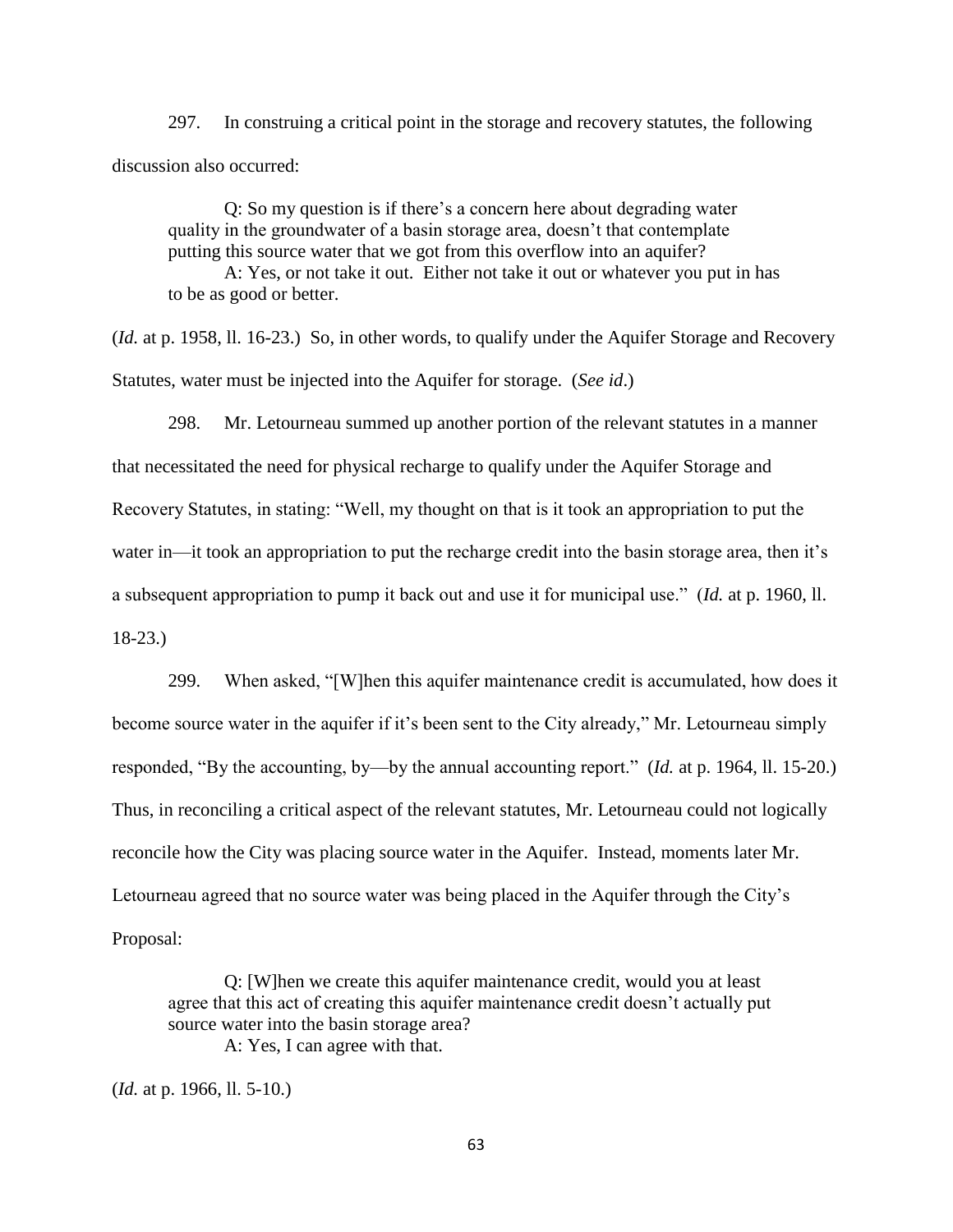297. In construing a critical point in the storage and recovery statutes, the following discussion also occurred:

> Q: So my question is if there's a concern here about degrading water quality in the groundwater of a basin storage area, doesn't that contemplate putting this source water that we got from this overflow into an aquifer?
>
> A: Yes, or not take it out. Either not take it out or whatever you put in has to be as good or better.

(*Id.* at p. 1958, ll. 16-23.) So, in other words, to qualify under the Aquifer Storage and Recovery Statutes, water must be injected into the Aquifer for storage. (*See id*.)

298. Mr. Letourneau summed up another portion of the relevant statutes in a manner that necessitated the need for physical recharge to qualify under the Aquifer Storage and Recovery Statutes, in stating: "Well, my thought on that is it took an appropriation to put the water in—it took an appropriation to put the recharge credit into the basin storage area, then it's a subsequent appropriation to pump it back out and use it for municipal use." (*Id.* at p. 1960, ll. 18-23.)

299. When asked, "[W]hen this aquifer maintenance credit is accumulated, how does it become source water in the aquifer if it's been sent to the City already," Mr. Letourneau simply responded, "By the accounting, by—by the annual accounting report." (*Id.* at p. 1964, ll. 15-20.) Thus, in reconciling a critical aspect of the relevant statutes, Mr. Letourneau could not logically reconcile how the City was placing source water in the Aquifer. Instead, moments later Mr. Letourneau agreed that no source water was being placed in the Aquifer through the City's Proposal:

> Q: [W]hen we create this aquifer maintenance credit, would you at least agree that this act of creating this aquifer maintenance credit doesn't actually put source water into the basin storage area?
>
> A: Yes, I can agree with that.

(*Id.* at p. 1966, ll. 5-10.)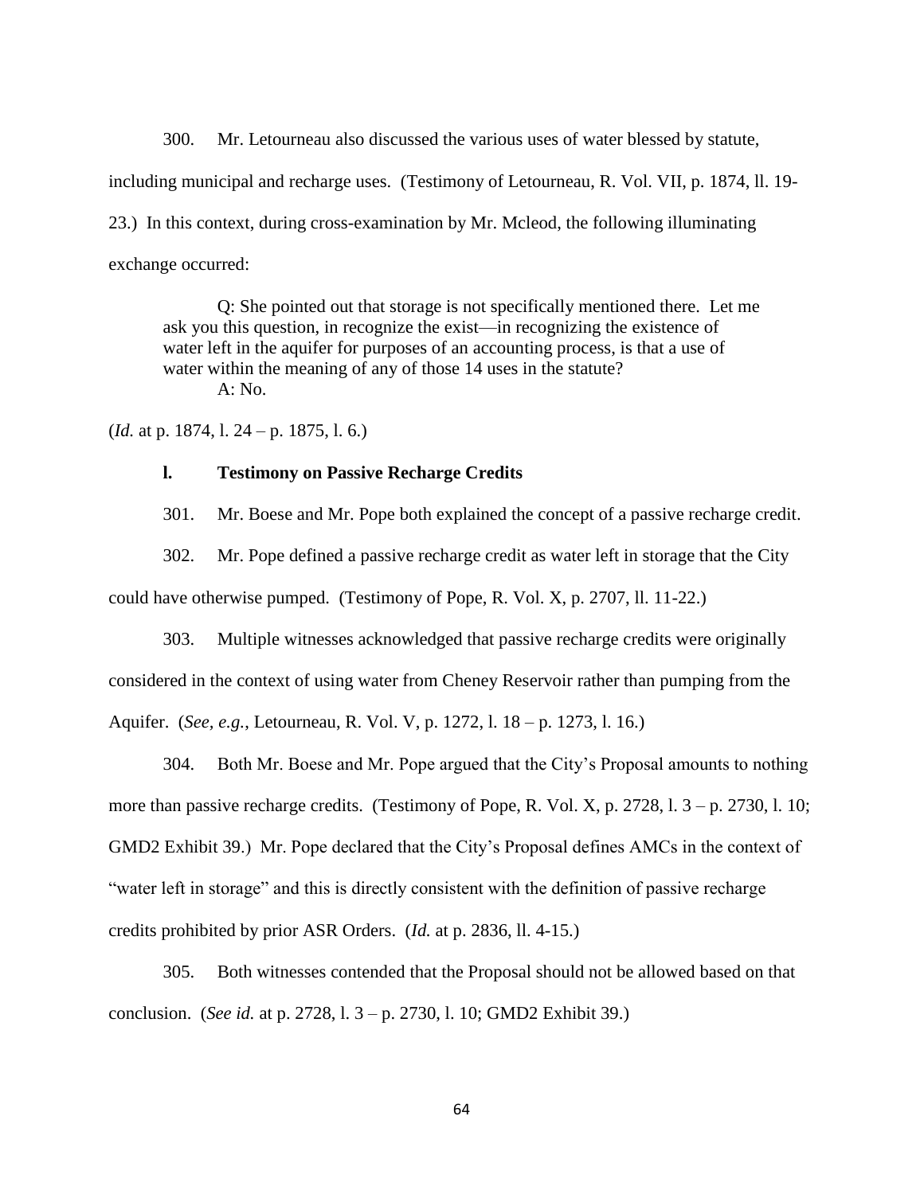300. Mr. Letourneau also discussed the various uses of water blessed by statute, including municipal and recharge uses. (Testimony of Letourneau, R. Vol. VII, p. 1874, ll. 19-23.) In this context, during cross-examination by Mr. Mcleod, the following illuminating exchange occurred:

> Q: She pointed out that storage is not specifically mentioned there. Let me ask you this question, in recognize the exist—in recognizing the existence of water left in the aquifer for purposes of an accounting process, is that a use of water within the meaning of any of those 14 uses in the statute?
>
> A: No.

(*Id.* at p. 1874, l. 24 – p. 1875, l. 6.)

### l. Testimony on Passive Recharge Credits

301. Mr. Boese and Mr. Pope both explained the concept of a passive recharge credit.

302. Mr. Pope defined a passive recharge credit as water left in storage that the City could have otherwise pumped. (Testimony of Pope, R. Vol. X, p. 2707, ll. 11-22.)

303. Multiple witnesses acknowledged that passive recharge credits were originally considered in the context of using water from Cheney Reservoir rather than pumping from the Aquifer. (*See, e.g.*, Letourneau, R. Vol. V, p. 1272, l. 18 – p. 1273, l. 16.)

304. Both Mr. Boese and Mr. Pope argued that the City's Proposal amounts to nothing more than passive recharge credits. (Testimony of Pope, R. Vol. X, p. 2728, l. 3 – p. 2730, l. 10; GMD2 Exhibit 39.) Mr. Pope declared that the City's Proposal defines AMCs in the context of "water left in storage" and this is directly consistent with the definition of passive recharge credits prohibited by prior ASR Orders. (*Id.* at p. 2836, ll. 4-15.)

305. Both witnesses contended that the Proposal should not be allowed based on that conclusion. (*See id.* at p. 2728, l. 3 – p. 2730, l. 10; GMD2 Exhibit 39.)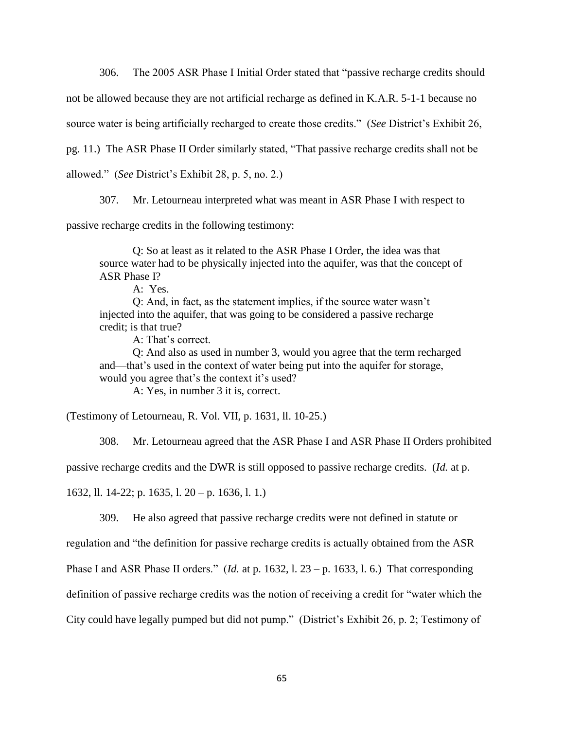306. The 2005 ASR Phase I Initial Order stated that "passive recharge credits should not be allowed because they are not artificial recharge as defined in K.A.R. 5-1-1 because no source water is being artificially recharged to create those credits." (*See* District's Exhibit 26, pg. 11.) The ASR Phase II Order similarly stated, "That passive recharge credits shall not be allowed." (*See* District's Exhibit 28, p. 5, no. 2.)

307. Mr. Letourneau interpreted what was meant in ASR Phase I with respect to passive recharge credits in the following testimony:

> Q: So at least as it related to the ASR Phase I Order, the idea was that source water had to be physically injected into the aquifer, was that the concept of ASR Phase I?
>
> A: Yes.
>
> Q: And, in fact, as the statement implies, if the source water wasn't injected into the aquifer, that was going to be considered a passive recharge credit; is that true?
>
> A: That's correct.
>
> Q: And also as used in number 3, would you agree that the term recharged and—that's used in the context of water being put into the aquifer for storage, would you agree that's the context it's used?
>
> A: Yes, in number 3 it is, correct.

(Testimony of Letourneau, R. Vol. VII, p. 1631, ll. 10-25.)

308. Mr. Letourneau agreed that the ASR Phase I and ASR Phase II Orders prohibited passive recharge credits and the DWR is still opposed to passive recharge credits. (*Id.* at p. 1632, ll. 14-22; p. 1635, l. 20 – p. 1636, l. 1.)

309. He also agreed that passive recharge credits were not defined in statute or regulation and "the definition for passive recharge credits is actually obtained from the ASR Phase I and ASR Phase II orders." (*Id.* at p. 1632, l. 23 – p. 1633, l. 6.) That corresponding definition of passive recharge credits was the notion of receiving a credit for "water which the City could have legally pumped but did not pump." (District's Exhibit 26, p. 2; Testimony of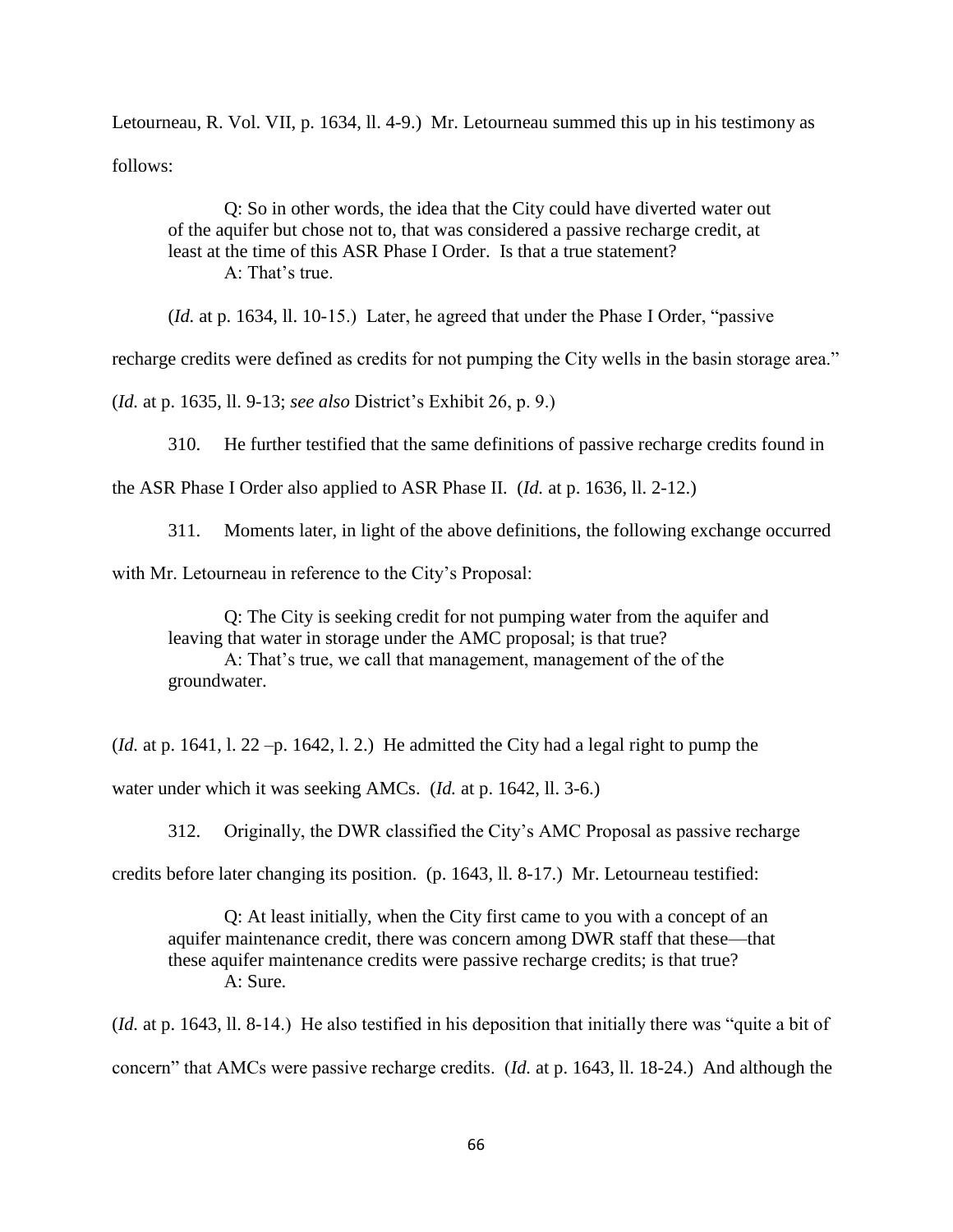Letourneau, R. Vol. VII, p. 1634, ll. 4-9.) Mr. Letourneau summed this up in his testimony as follows:

> Q: So in other words, the idea that the City could have diverted water out of the aquifer but chose not to, that was considered a passive recharge credit, at least at the time of this ASR Phase I Order. Is that a true statement?
> A: That's true.

(*Id.* at p. 1634, ll. 10-15.) Later, he agreed that under the Phase I Order, "passive recharge credits were defined as credits for not pumping the City wells in the basin storage area." (*Id.* at p. 1635, ll. 9-13; *see also* District's Exhibit 26, p. 9.)

310. He further testified that the same definitions of passive recharge credits found in the ASR Phase I Order also applied to ASR Phase II. (*Id.* at p. 1636, ll. 2-12.)

311. Moments later, in light of the above definitions, the following exchange occurred with Mr. Letourneau in reference to the City's Proposal:

> Q: The City is seeking credit for not pumping water from the aquifer and leaving that water in storage under the AMC proposal; is that true?
> A: That's true, we call that management, management of the of the groundwater.

(*Id.* at p. 1641, l. 22 –p. 1642, l. 2.) He admitted the City had a legal right to pump the water under which it was seeking AMCs. (*Id.* at p. 1642, ll. 3-6.)

312. Originally, the DWR classified the City's AMC Proposal as passive recharge credits before later changing its position. (p. 1643, ll. 8-17.) Mr. Letourneau testified:

> Q: At least initially, when the City first came to you with a concept of an aquifer maintenance credit, there was concern among DWR staff that these—that these aquifer maintenance credits were passive recharge credits; is that true?
> A: Sure.

(*Id.* at p. 1643, ll. 8-14.) He also testified in his deposition that initially there was "quite a bit of concern" that AMCs were passive recharge credits. (*Id.* at p. 1643, ll. 18-24.) And although the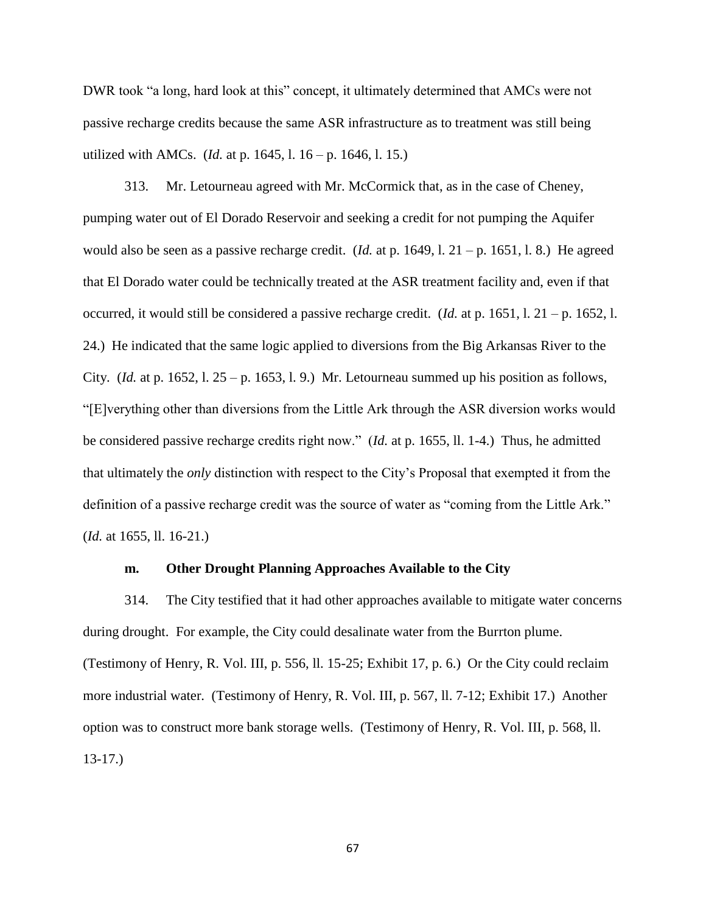DWR took "a long, hard look at this" concept, it ultimately determined that AMCs were not passive recharge credits because the same ASR infrastructure as to treatment was still being utilized with AMCs. (*Id.* at p. 1645, l. 16 – p. 1646, l. 15.)

313. Mr. Letourneau agreed with Mr. McCormick that, as in the case of Cheney, pumping water out of El Dorado Reservoir and seeking a credit for not pumping the Aquifer would also be seen as a passive recharge credit. (*Id.* at p. 1649, l. 21 – p. 1651, l. 8.) He agreed that El Dorado water could be technically treated at the ASR treatment facility and, even if that occurred, it would still be considered a passive recharge credit. (*Id.* at p. 1651, l. 21 – p. 1652, l. 24.) He indicated that the same logic applied to diversions from the Big Arkansas River to the City. (*Id.* at p. 1652, l. 25 – p. 1653, l. 9.) Mr. Letourneau summed up his position as follows, "[E]verything other than diversions from the Little Ark through the ASR diversion works would be considered passive recharge credits right now." (*Id.* at p. 1655, ll. 1-4.) Thus, he admitted that ultimately the *only* distinction with respect to the City's Proposal that exempted it from the definition of a passive recharge credit was the source of water as "coming from the Little Ark." (*Id.* at 1655, ll. 16-21.)

**m. Other Drought Planning Approaches Available to the City**

314. The City testified that it had other approaches available to mitigate water concerns during drought. For example, the City could desalinate water from the Burrton plume. (Testimony of Henry, R. Vol. III, p. 556, ll. 15-25; Exhibit 17, p. 6.) Or the City could reclaim more industrial water. (Testimony of Henry, R. Vol. III, p. 567, ll. 7-12; Exhibit 17.) Another option was to construct more bank storage wells. (Testimony of Henry, R. Vol. III, p. 568, ll. 13-17.)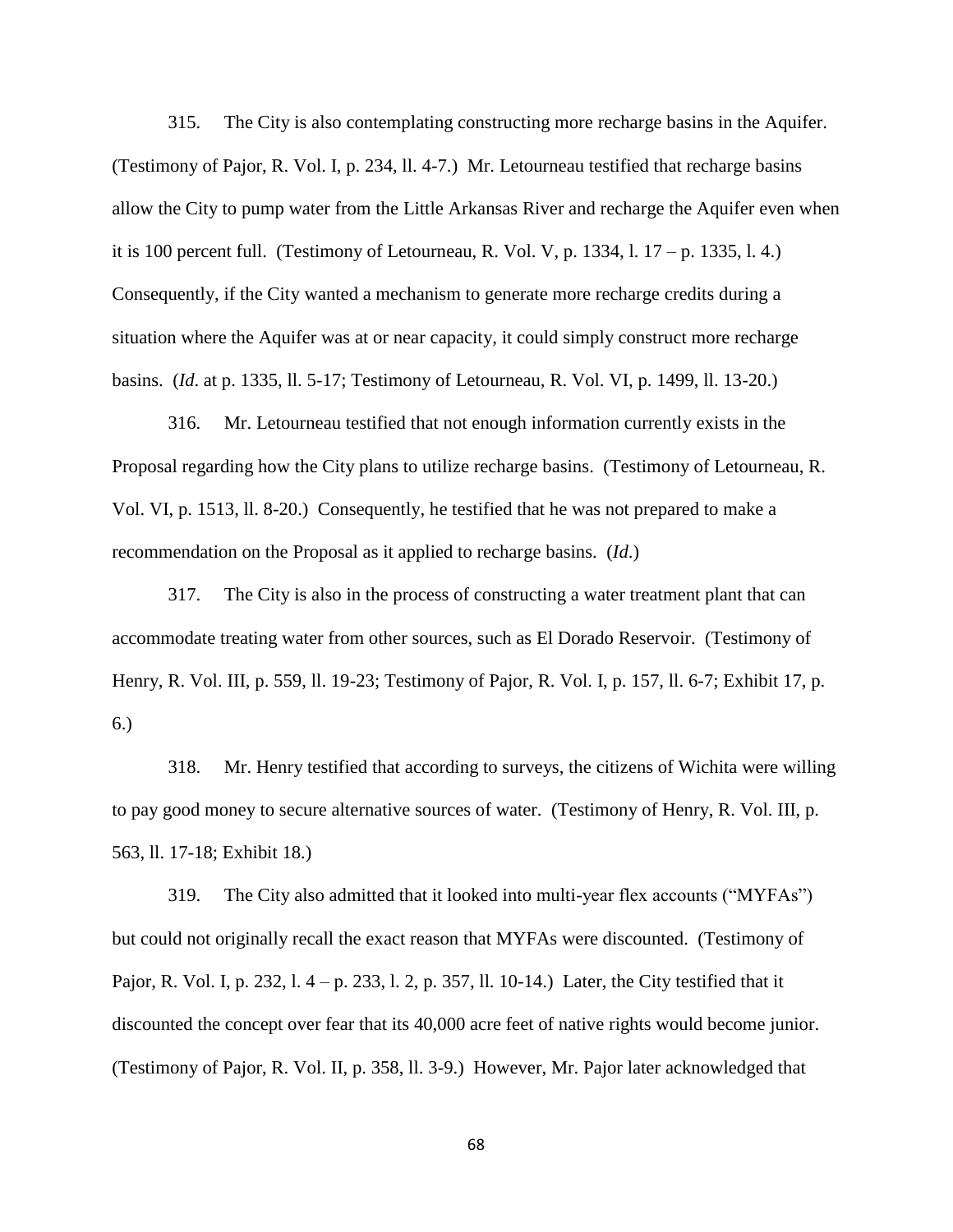315. The City is also contemplating constructing more recharge basins in the Aquifer. (Testimony of Pajor, R. Vol. I, p. 234, ll. 4-7.) Mr. Letourneau testified that recharge basins allow the City to pump water from the Little Arkansas River and recharge the Aquifer even when it is 100 percent full. (Testimony of Letourneau, R. Vol. V, p. 1334, l. 17 – p. 1335, l. 4.) Consequently, if the City wanted a mechanism to generate more recharge credits during a situation where the Aquifer was at or near capacity, it could simply construct more recharge basins. (*Id*. at p. 1335, ll. 5-17; Testimony of Letourneau, R. Vol. VI, p. 1499, ll. 13-20.)

316. Mr. Letourneau testified that not enough information currently exists in the Proposal regarding how the City plans to utilize recharge basins. (Testimony of Letourneau, R. Vol. VI, p. 1513, ll. 8-20.) Consequently, he testified that he was not prepared to make a recommendation on the Proposal as it applied to recharge basins. (*Id*.)

317. The City is also in the process of constructing a water treatment plant that can accommodate treating water from other sources, such as El Dorado Reservoir. (Testimony of Henry, R. Vol. III, p. 559, ll. 19-23; Testimony of Pajor, R. Vol. I, p. 157, ll. 6-7; Exhibit 17, p. 6.)

318. Mr. Henry testified that according to surveys, the citizens of Wichita were willing to pay good money to secure alternative sources of water. (Testimony of Henry, R. Vol. III, p. 563, ll. 17-18; Exhibit 18.)

319. The City also admitted that it looked into multi-year flex accounts ("MYFAs") but could not originally recall the exact reason that MYFAs were discounted. (Testimony of Pajor, R. Vol. I, p. 232, l. 4 – p. 233, l. 2, p. 357, ll. 10-14.) Later, the City testified that it discounted the concept over fear that its 40,000 acre feet of native rights would become junior. (Testimony of Pajor, R. Vol. II, p. 358, ll. 3-9.) However, Mr. Pajor later acknowledged that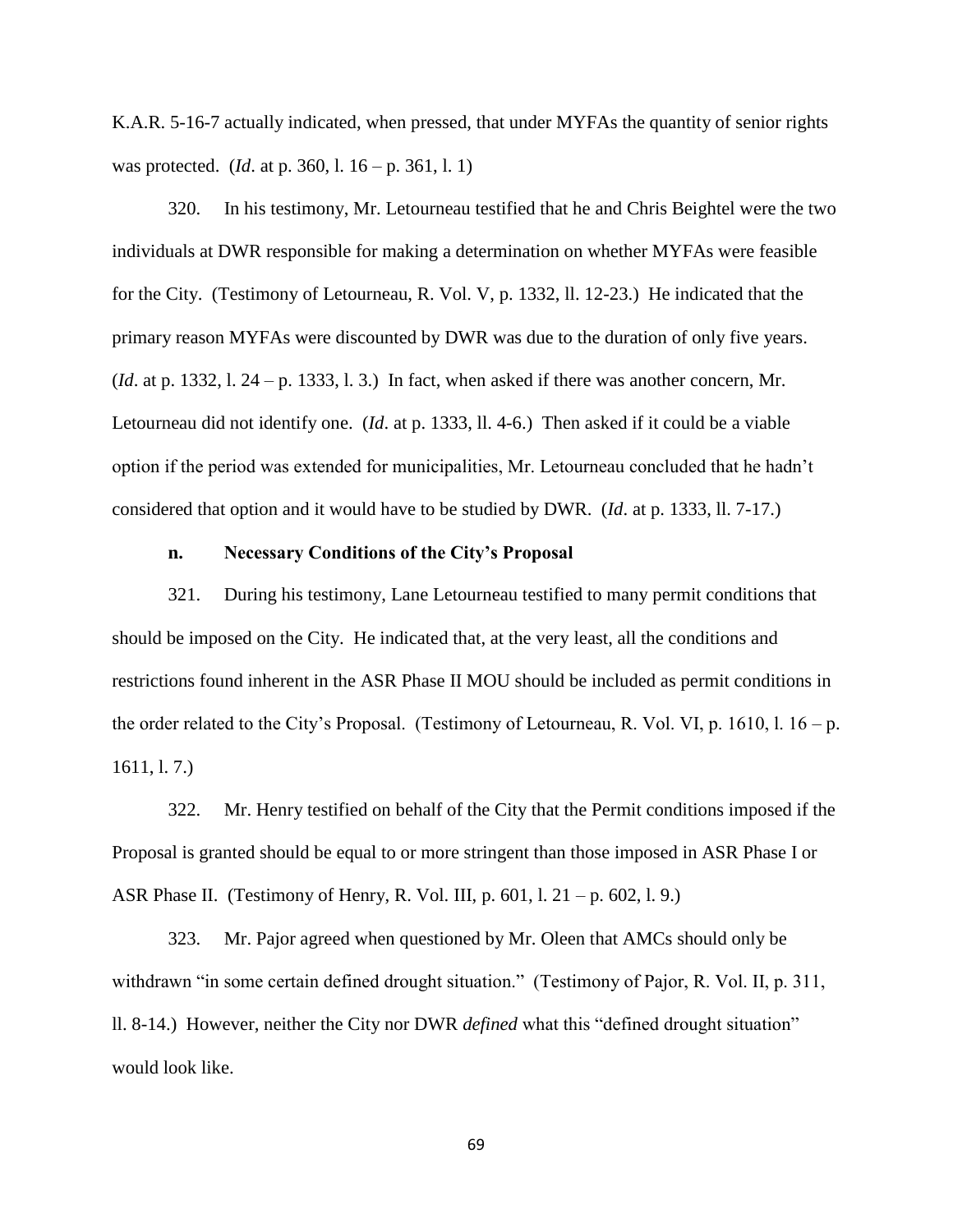K.A.R. 5-16-7 actually indicated, when pressed, that under MYFAs the quantity of senior rights was protected. (*Id*. at p. 360, l. 16 – p. 361, l. 1)

320. In his testimony, Mr. Letourneau testified that he and Chris Beightel were the two individuals at DWR responsible for making a determination on whether MYFAs were feasible for the City. (Testimony of Letourneau, R. Vol. V, p. 1332, ll. 12-23.) He indicated that the primary reason MYFAs were discounted by DWR was due to the duration of only five years. (*Id*. at p. 1332, l. 24 – p. 1333, l. 3.) In fact, when asked if there was another concern, Mr. Letourneau did not identify one. (*Id*. at p. 1333, ll. 4-6.) Then asked if it could be a viable option if the period was extended for municipalities, Mr. Letourneau concluded that he hadn't considered that option and it would have to be studied by DWR. (*Id*. at p. 1333, ll. 7-17.)

**n. Necessary Conditions of the City's Proposal**

321. During his testimony, Lane Letourneau testified to many permit conditions that should be imposed on the City. He indicated that, at the very least, all the conditions and restrictions found inherent in the ASR Phase II MOU should be included as permit conditions in the order related to the City's Proposal. (Testimony of Letourneau, R. Vol. VI, p. 1610, l. 16 – p. 1611, l. 7.)

322. Mr. Henry testified on behalf of the City that the Permit conditions imposed if the Proposal is granted should be equal to or more stringent than those imposed in ASR Phase I or ASR Phase II. (Testimony of Henry, R. Vol. III, p. 601, l. 21 – p. 602, l. 9.)

323. Mr. Pajor agreed when questioned by Mr. Oleen that AMCs should only be withdrawn "in some certain defined drought situation." (Testimony of Pajor, R. Vol. II, p. 311, ll. 8-14.) However, neither the City nor DWR *defined* what this "defined drought situation" would look like.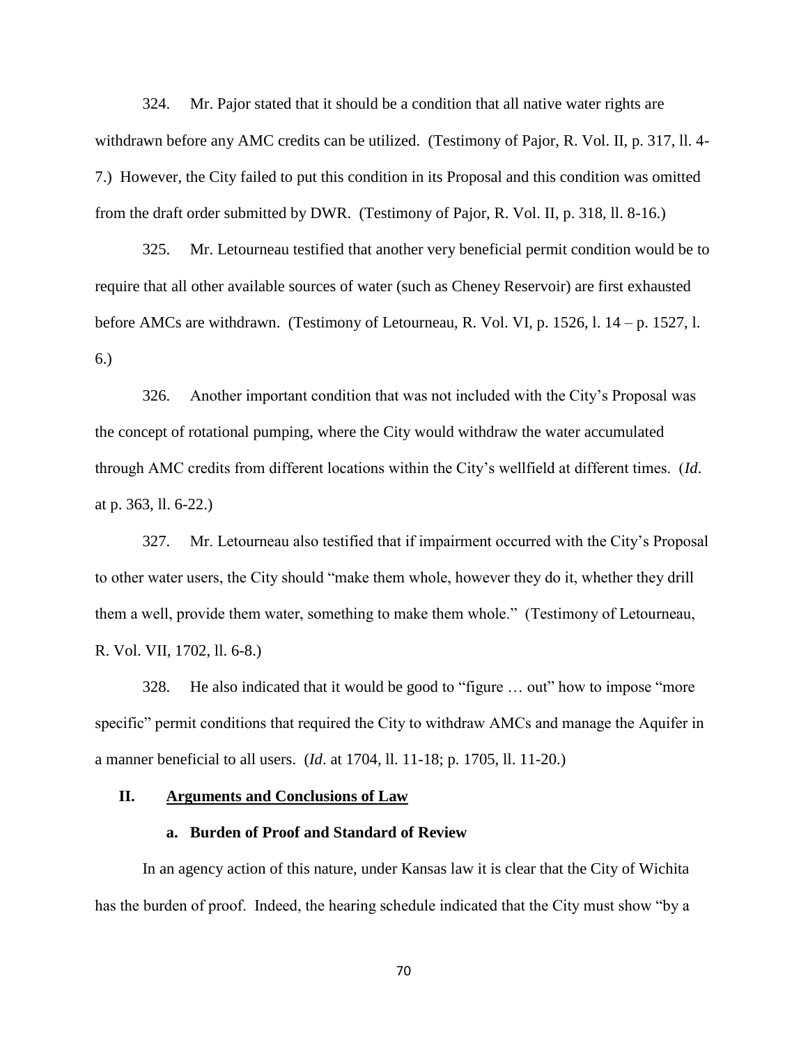324. Mr. Pajor stated that it should be a condition that all native water rights are withdrawn before any AMC credits can be utilized. (Testimony of Pajor, R. Vol. II, p. 317, ll. 4-7.) However, the City failed to put this condition in its Proposal and this condition was omitted from the draft order submitted by DWR. (Testimony of Pajor, R. Vol. II, p. 318, ll. 8-16.)

325. Mr. Letourneau testified that another very beneficial permit condition would be to require that all other available sources of water (such as Cheney Reservoir) are first exhausted before AMCs are withdrawn. (Testimony of Letourneau, R. Vol. VI, p. 1526, l. 14 – p. 1527, l. 6.)

326. Another important condition that was not included with the City's Proposal was the concept of rotational pumping, where the City would withdraw the water accumulated through AMC credits from different locations within the City's wellfield at different times. (*Id*. at p. 363, ll. 6-22.)

327. Mr. Letourneau also testified that if impairment occurred with the City's Proposal to other water users, the City should "make them whole, however they do it, whether they drill them a well, provide them water, something to make them whole." (Testimony of Letourneau, R. Vol. VII, 1702, ll. 6-8.)

328. He also indicated that it would be good to "figure … out" how to impose "more specific" permit conditions that required the City to withdraw AMCs and manage the Aquifer in a manner beneficial to all users. (*Id*. at 1704, ll. 11-18; p. 1705, ll. 11-20.)

## II. <u>Arguments and Conclusions of Law</u>

### a. Burden of Proof and Standard of Review

In an agency action of this nature, under Kansas law it is clear that the City of Wichita has the burden of proof. Indeed, the hearing schedule indicated that the City must show "by a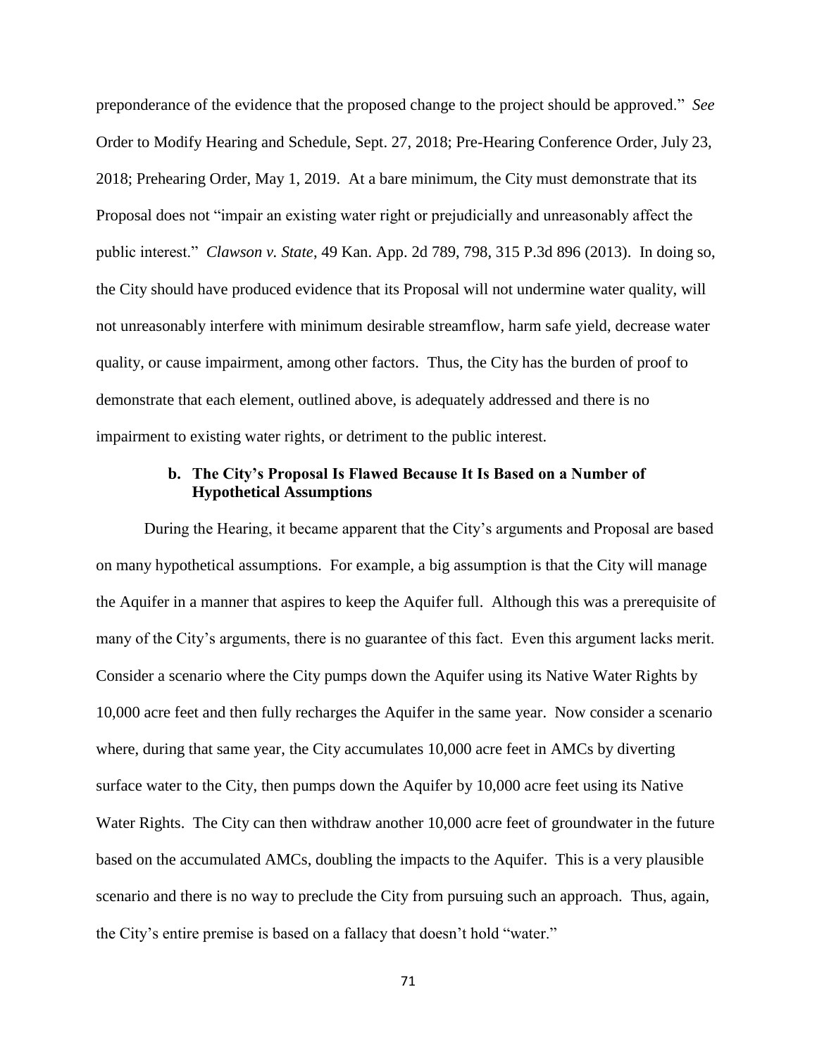preponderance of the evidence that the proposed change to the project should be approved." *See* Order to Modify Hearing and Schedule, Sept. 27, 2018; Pre-Hearing Conference Order, July 23, 2018; Prehearing Order, May 1, 2019. At a bare minimum, the City must demonstrate that its Proposal does not "impair an existing water right or prejudicially and unreasonably affect the public interest." *Clawson v. State*, 49 Kan. App. 2d 789, 798, 315 P.3d 896 (2013). In doing so, the City should have produced evidence that its Proposal will not undermine water quality, will not unreasonably interfere with minimum desirable streamflow, harm safe yield, decrease water quality, or cause impairment, among other factors. Thus, the City has the burden of proof to demonstrate that each element, outlined above, is adequately addressed and there is no impairment to existing water rights, or detriment to the public interest.

### b. The City's Proposal Is Flawed Because It Is Based on a Number of Hypothetical Assumptions

During the Hearing, it became apparent that the City's arguments and Proposal are based on many hypothetical assumptions. For example, a big assumption is that the City will manage the Aquifer in a manner that aspires to keep the Aquifer full. Although this was a prerequisite of many of the City's arguments, there is no guarantee of this fact. Even this argument lacks merit. Consider a scenario where the City pumps down the Aquifer using its Native Water Rights by 10,000 acre feet and then fully recharges the Aquifer in the same year. Now consider a scenario where, during that same year, the City accumulates 10,000 acre feet in AMCs by diverting surface water to the City, then pumps down the Aquifer by 10,000 acre feet using its Native Water Rights. The City can then withdraw another 10,000 acre feet of groundwater in the future based on the accumulated AMCs, doubling the impacts to the Aquifer. This is a very plausible scenario and there is no way to preclude the City from pursuing such an approach. Thus, again, the City's entire premise is based on a fallacy that doesn't hold "water."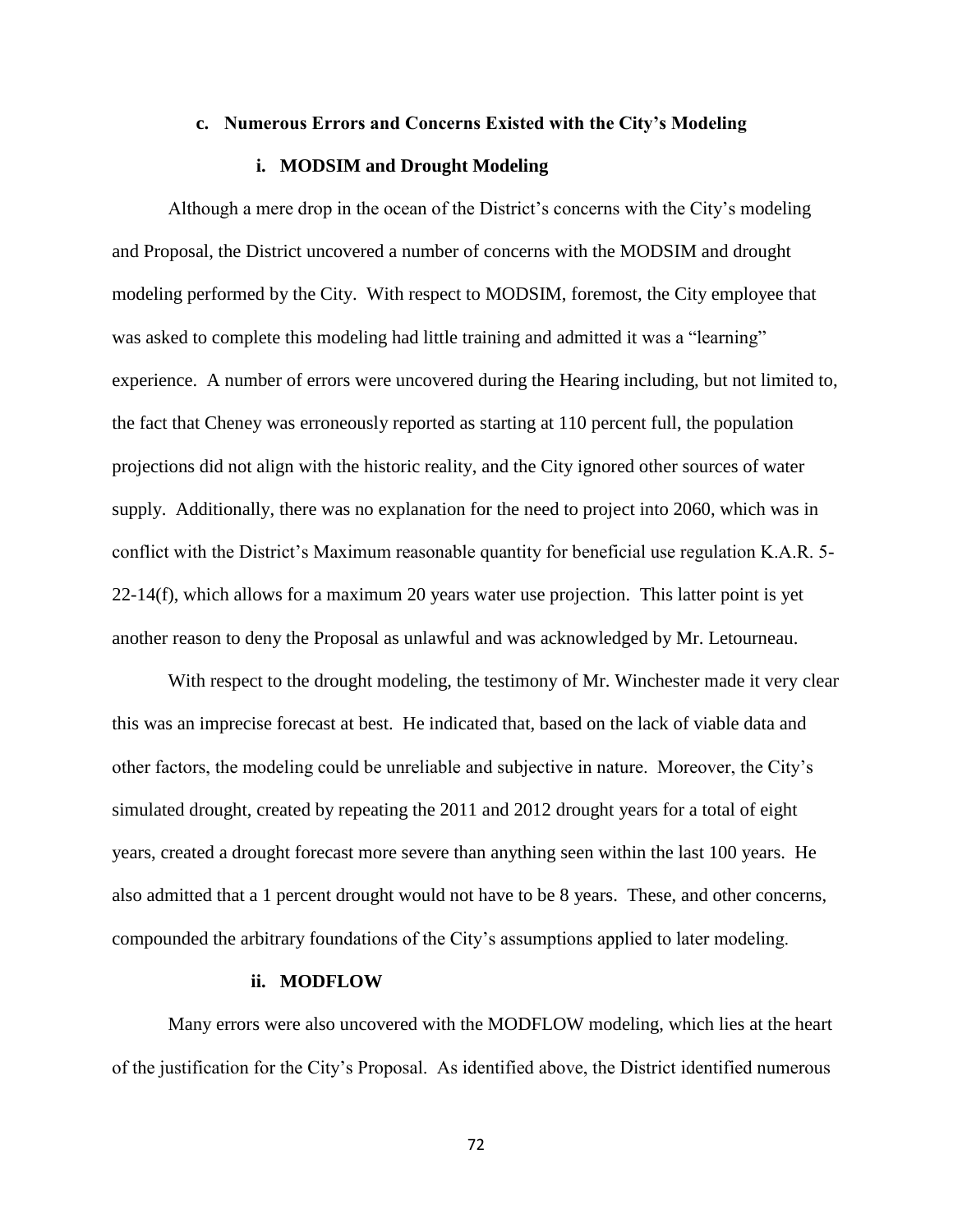### c. Numerous Errors and Concerns Existed with the City's Modeling

#### i. MODSIM and Drought Modeling

Although a mere drop in the ocean of the District's concerns with the City's modeling and Proposal, the District uncovered a number of concerns with the MODSIM and drought modeling performed by the City. With respect to MODSIM, foremost, the City employee that was asked to complete this modeling had little training and admitted it was a "learning" experience. A number of errors were uncovered during the Hearing including, but not limited to, the fact that Cheney was erroneously reported as starting at 110 percent full, the population projections did not align with the historic reality, and the City ignored other sources of water supply. Additionally, there was no explanation for the need to project into 2060, which was in conflict with the District's Maximum reasonable quantity for beneficial use regulation K.A.R. 5-22-14(f), which allows for a maximum 20 years water use projection. This latter point is yet another reason to deny the Proposal as unlawful and was acknowledged by Mr. Letourneau.

With respect to the drought modeling, the testimony of Mr. Winchester made it very clear this was an imprecise forecast at best. He indicated that, based on the lack of viable data and other factors, the modeling could be unreliable and subjective in nature. Moreover, the City's simulated drought, created by repeating the 2011 and 2012 drought years for a total of eight years, created a drought forecast more severe than anything seen within the last 100 years. He also admitted that a 1 percent drought would not have to be 8 years. These, and other concerns, compounded the arbitrary foundations of the City's assumptions applied to later modeling.

#### ii. MODFLOW

Many errors were also uncovered with the MODFLOW modeling, which lies at the heart of the justification for the City's Proposal. As identified above, the District identified numerous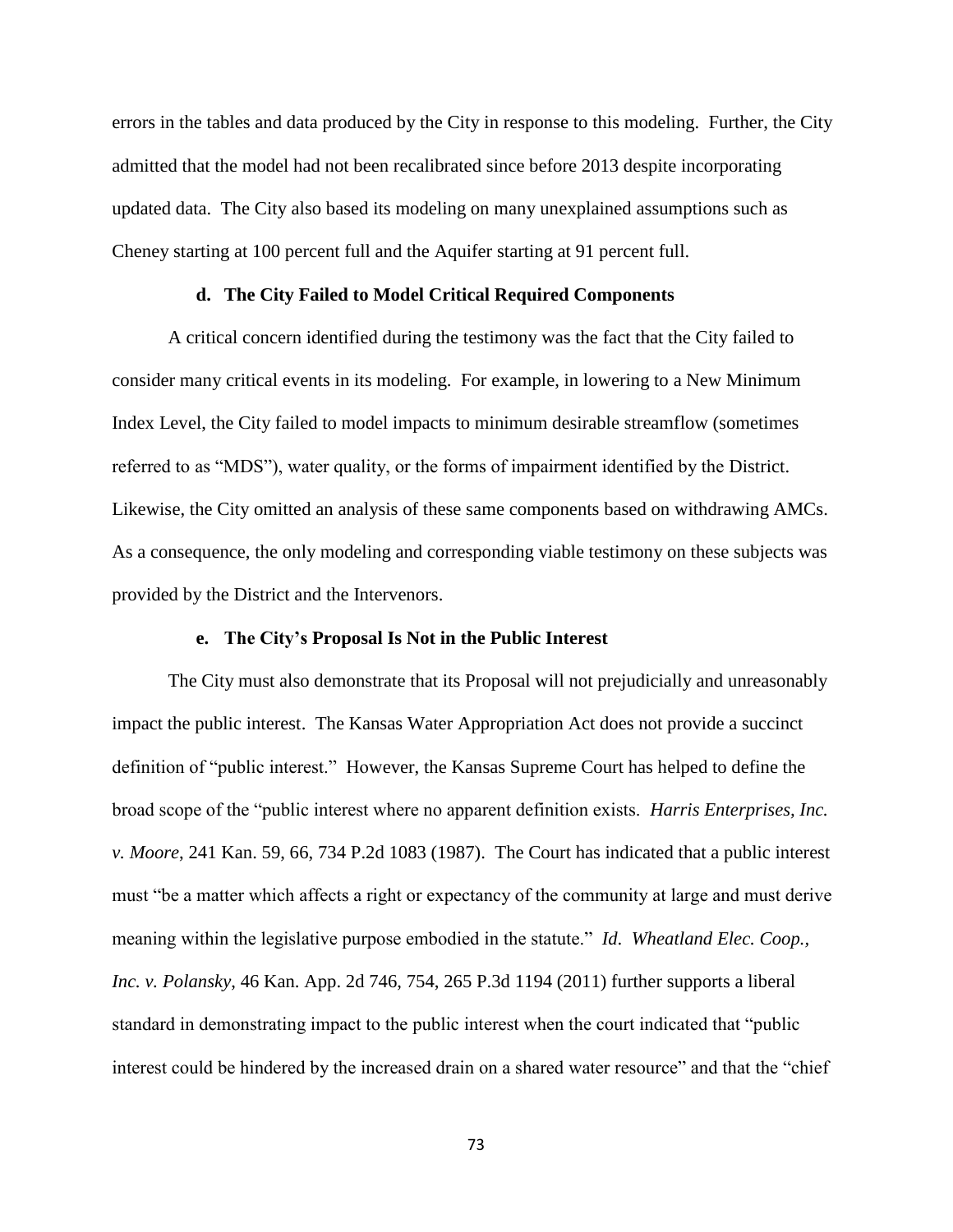errors in the tables and data produced by the City in response to this modeling. Further, the City admitted that the model had not been recalibrated since before 2013 despite incorporating updated data. The City also based its modeling on many unexplained assumptions such as Cheney starting at 100 percent full and the Aquifer starting at 91 percent full.

#### d. The City Failed to Model Critical Required Components

A critical concern identified during the testimony was the fact that the City failed to consider many critical events in its modeling. For example, in lowering to a New Minimum Index Level, the City failed to model impacts to minimum desirable streamflow (sometimes referred to as "MDS"), water quality, or the forms of impairment identified by the District. Likewise, the City omitted an analysis of these same components based on withdrawing AMCs. As a consequence, the only modeling and corresponding viable testimony on these subjects was provided by the District and the Intervenors.

#### e. The City's Proposal Is Not in the Public Interest

The City must also demonstrate that its Proposal will not prejudicially and unreasonably impact the public interest. The Kansas Water Appropriation Act does not provide a succinct definition of "public interest." However, the Kansas Supreme Court has helped to define the broad scope of the "public interest where no apparent definition exists. *Harris Enterprises, Inc. v. Moore*, 241 Kan. 59, 66, 734 P.2d 1083 (1987). The Court has indicated that a public interest must "be a matter which affects a right or expectancy of the community at large and must derive meaning within the legislative purpose embodied in the statute." *Id*. *Wheatland Elec. Coop., Inc. v. Polansky*, 46 Kan. App. 2d 746, 754, 265 P.3d 1194 (2011) further supports a liberal standard in demonstrating impact to the public interest when the court indicated that "public interest could be hindered by the increased drain on a shared water resource" and that the "chief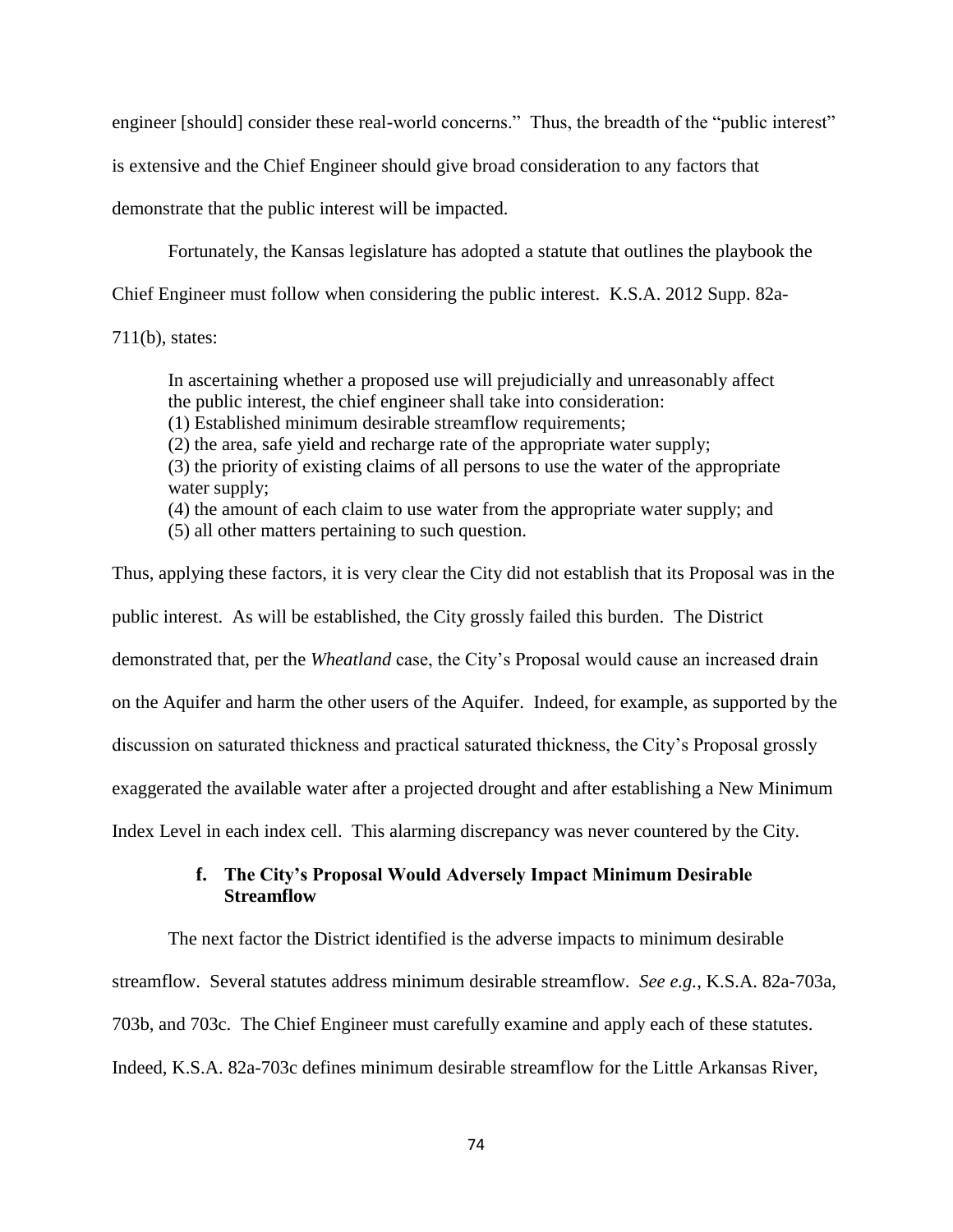engineer [should] consider these real-world concerns." Thus, the breadth of the "public interest" is extensive and the Chief Engineer should give broad consideration to any factors that demonstrate that the public interest will be impacted.

Fortunately, the Kansas legislature has adopted a statute that outlines the playbook the Chief Engineer must follow when considering the public interest. K.S.A. 2012 Supp. 82a-711(b), states:

> In ascertaining whether a proposed use will prejudicially and unreasonably affect the public interest, the chief engineer shall take into consideration:
> (1) Established minimum desirable streamflow requirements;
> (2) the area, safe yield and recharge rate of the appropriate water supply;
> (3) the priority of existing claims of all persons to use the water of the appropriate water supply;
> (4) the amount of each claim to use water from the appropriate water supply; and
> (5) all other matters pertaining to such question.

Thus, applying these factors, it is very clear the City did not establish that its Proposal was in the public interest. As will be established, the City grossly failed this burden. The District demonstrated that, per the *Wheatland* case, the City's Proposal would cause an increased drain on the Aquifer and harm the other users of the Aquifer. Indeed, for example, as supported by the discussion on saturated thickness and practical saturated thickness, the City's Proposal grossly exaggerated the available water after a projected drought and after establishing a New Minimum Index Level in each index cell. This alarming discrepancy was never countered by the City.

#### f. The City's Proposal Would Adversely Impact Minimum Desirable Streamflow

The next factor the District identified is the adverse impacts to minimum desirable streamflow. Several statutes address minimum desirable streamflow. *See e.g.*, K.S.A. 82a-703a, 703b, and 703c. The Chief Engineer must carefully examine and apply each of these statutes. Indeed, K.S.A. 82a-703c defines minimum desirable streamflow for the Little Arkansas River,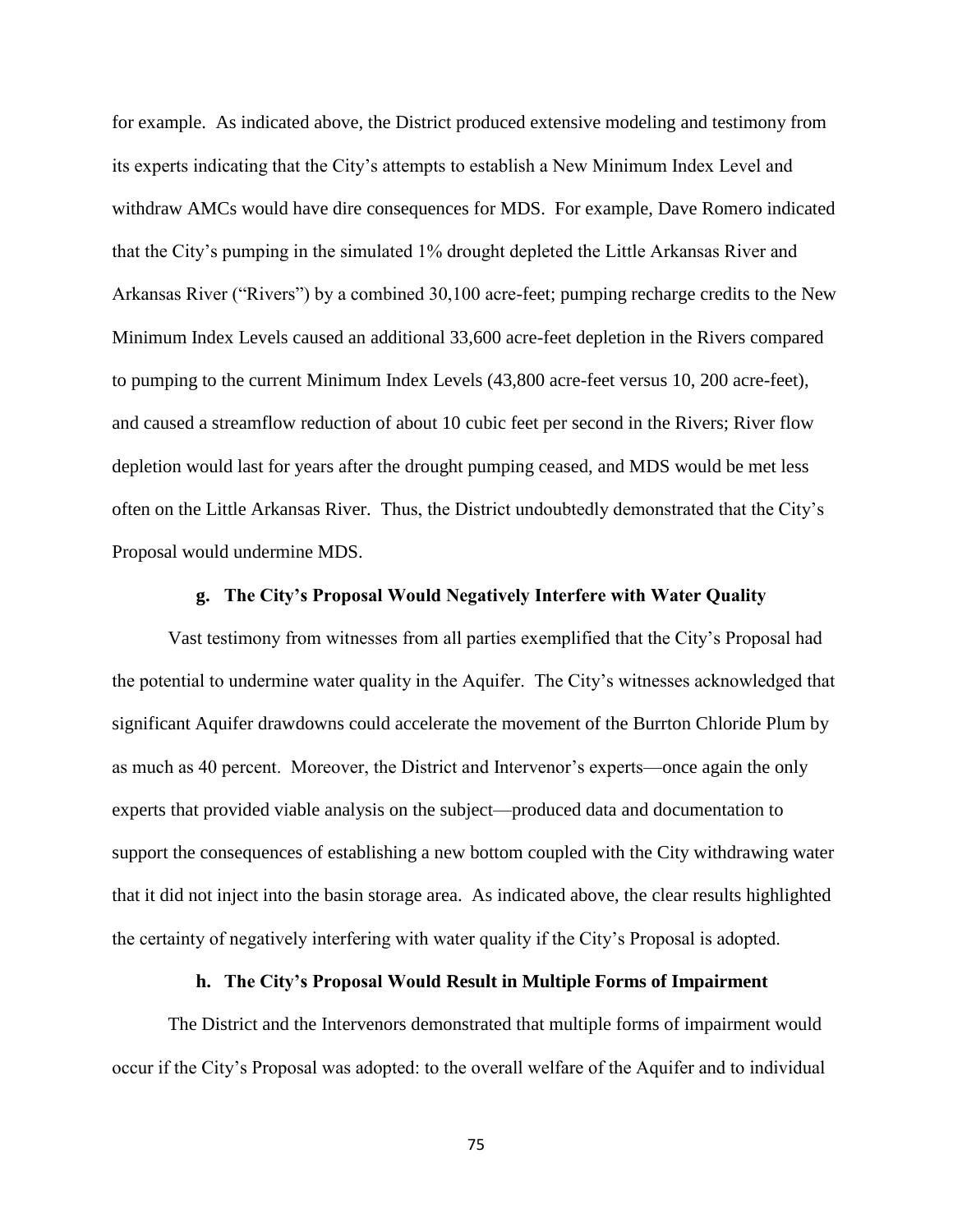for example. As indicated above, the District produced extensive modeling and testimony from its experts indicating that the City's attempts to establish a New Minimum Index Level and withdraw AMCs would have dire consequences for MDS. For example, Dave Romero indicated that the City's pumping in the simulated 1% drought depleted the Little Arkansas River and Arkansas River ("Rivers") by a combined 30,100 acre-feet; pumping recharge credits to the New Minimum Index Levels caused an additional 33,600 acre-feet depletion in the Rivers compared to pumping to the current Minimum Index Levels (43,800 acre-feet versus 10, 200 acre-feet), and caused a streamflow reduction of about 10 cubic feet per second in the Rivers; River flow depletion would last for years after the drought pumping ceased, and MDS would be met less often on the Little Arkansas River. Thus, the District undoubtedly demonstrated that the City's Proposal would undermine MDS.

#### g. The City's Proposal Would Negatively Interfere with Water Quality

Vast testimony from witnesses from all parties exemplified that the City's Proposal had the potential to undermine water quality in the Aquifer. The City's witnesses acknowledged that significant Aquifer drawdowns could accelerate the movement of the Burrton Chloride Plum by as much as 40 percent. Moreover, the District and Intervenor's experts—once again the only experts that provided viable analysis on the subject—produced data and documentation to support the consequences of establishing a new bottom coupled with the City withdrawing water that it did not inject into the basin storage area. As indicated above, the clear results highlighted the certainty of negatively interfering with water quality if the City's Proposal is adopted.

#### h. The City's Proposal Would Result in Multiple Forms of Impairment

The District and the Intervenors demonstrated that multiple forms of impairment would occur if the City's Proposal was adopted: to the overall welfare of the Aquifer and to individual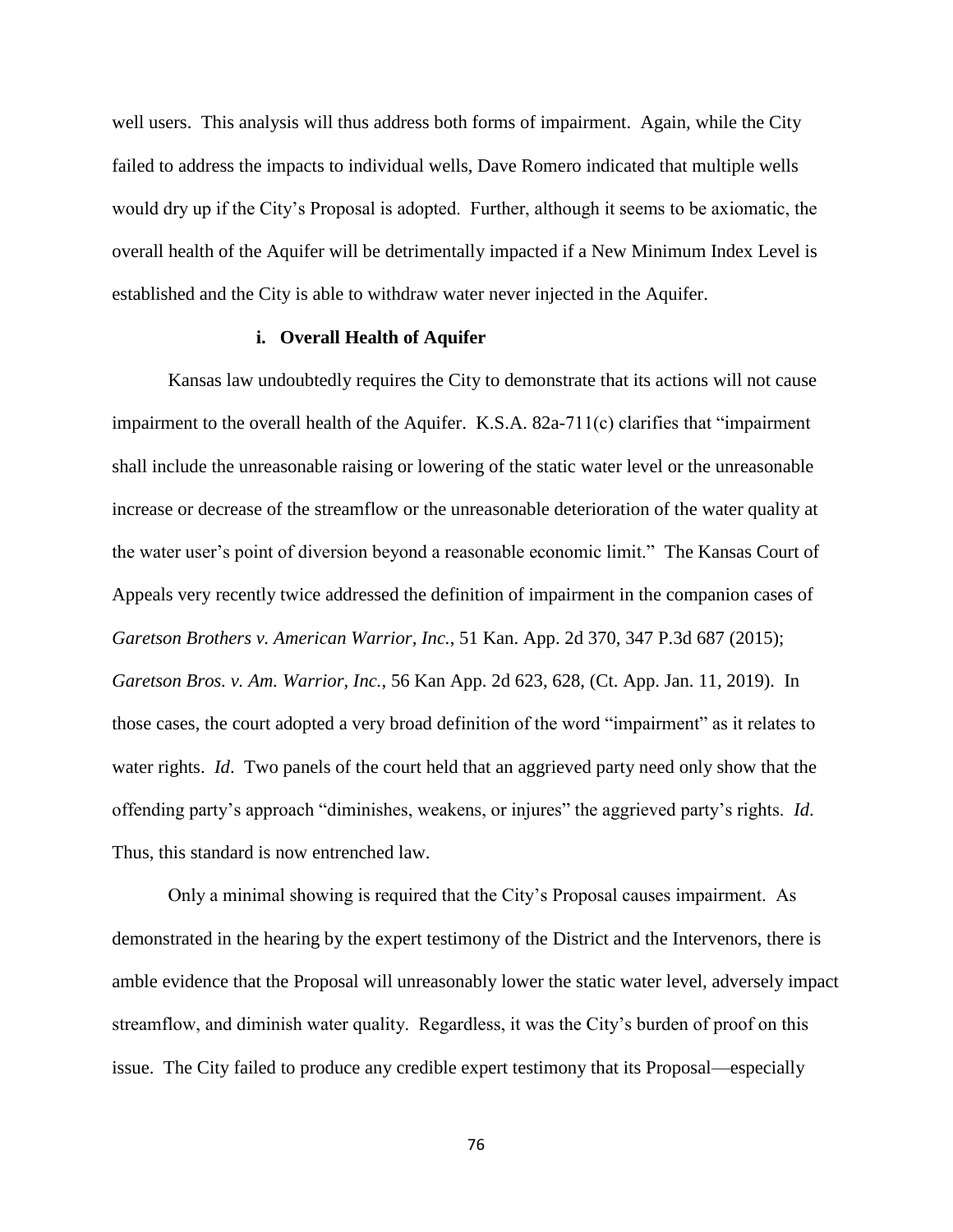well users. This analysis will thus address both forms of impairment. Again, while the City failed to address the impacts to individual wells, Dave Romero indicated that multiple wells would dry up if the City's Proposal is adopted. Further, although it seems to be axiomatic, the overall health of the Aquifer will be detrimentally impacted if a New Minimum Index Level is established and the City is able to withdraw water never injected in the Aquifer.

**i. Overall Health of Aquifer**

Kansas law undoubtedly requires the City to demonstrate that its actions will not cause impairment to the overall health of the Aquifer. K.S.A. 82a-711(c) clarifies that "impairment shall include the unreasonable raising or lowering of the static water level or the unreasonable increase or decrease of the streamflow or the unreasonable deterioration of the water quality at the water user's point of diversion beyond a reasonable economic limit." The Kansas Court of Appeals very recently twice addressed the definition of impairment in the companion cases of *Garetson Brothers v. American Warrior, Inc.*, 51 Kan. App. 2d 370, 347 P.3d 687 (2015); *Garetson Bros. v. Am. Warrior, Inc.*, 56 Kan App. 2d 623, 628, (Ct. App. Jan. 11, 2019). In those cases, the court adopted a very broad definition of the word "impairment" as it relates to water rights. *Id*. Two panels of the court held that an aggrieved party need only show that the offending party's approach "diminishes, weakens, or injures" the aggrieved party's rights. *Id*. Thus, this standard is now entrenched law.

Only a minimal showing is required that the City's Proposal causes impairment. As demonstrated in the hearing by the expert testimony of the District and the Intervenors, there is amble evidence that the Proposal will unreasonably lower the static water level, adversely impact streamflow, and diminish water quality. Regardless, it was the City's burden of proof on this issue. The City failed to produce any credible expert testimony that its Proposal—especially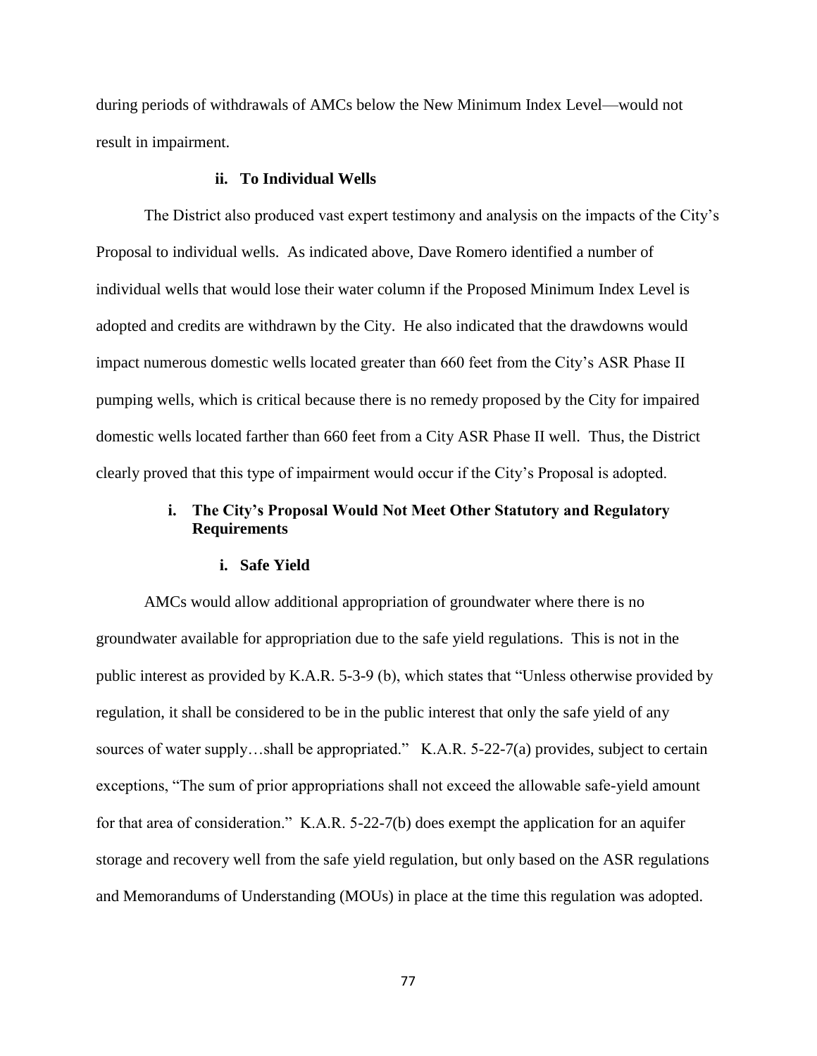during periods of withdrawals of AMCs below the New Minimum Index Level—would not result in impairment.

#### ii. To Individual Wells

The District also produced vast expert testimony and analysis on the impacts of the City's Proposal to individual wells. As indicated above, Dave Romero identified a number of individual wells that would lose their water column if the Proposed Minimum Index Level is adopted and credits are withdrawn by the City. He also indicated that the drawdowns would impact numerous domestic wells located greater than 660 feet from the City's ASR Phase II pumping wells, which is critical because there is no remedy proposed by the City for impaired domestic wells located farther than 660 feet from a City ASR Phase II well. Thus, the District clearly proved that this type of impairment would occur if the City's Proposal is adopted.

### i. The City's Proposal Would Not Meet Other Statutory and Regulatory Requirements

#### i. Safe Yield

AMCs would allow additional appropriation of groundwater where there is no groundwater available for appropriation due to the safe yield regulations. This is not in the public interest as provided by K.A.R. 5-3-9 (b), which states that "Unless otherwise provided by regulation, it shall be considered to be in the public interest that only the safe yield of any sources of water supply…shall be appropriated." K.A.R. 5-22-7(a) provides, subject to certain exceptions, "The sum of prior appropriations shall not exceed the allowable safe-yield amount for that area of consideration." K.A.R. 5-22-7(b) does exempt the application for an aquifer storage and recovery well from the safe yield regulation, but only based on the ASR regulations and Memorandums of Understanding (MOUs) in place at the time this regulation was adopted.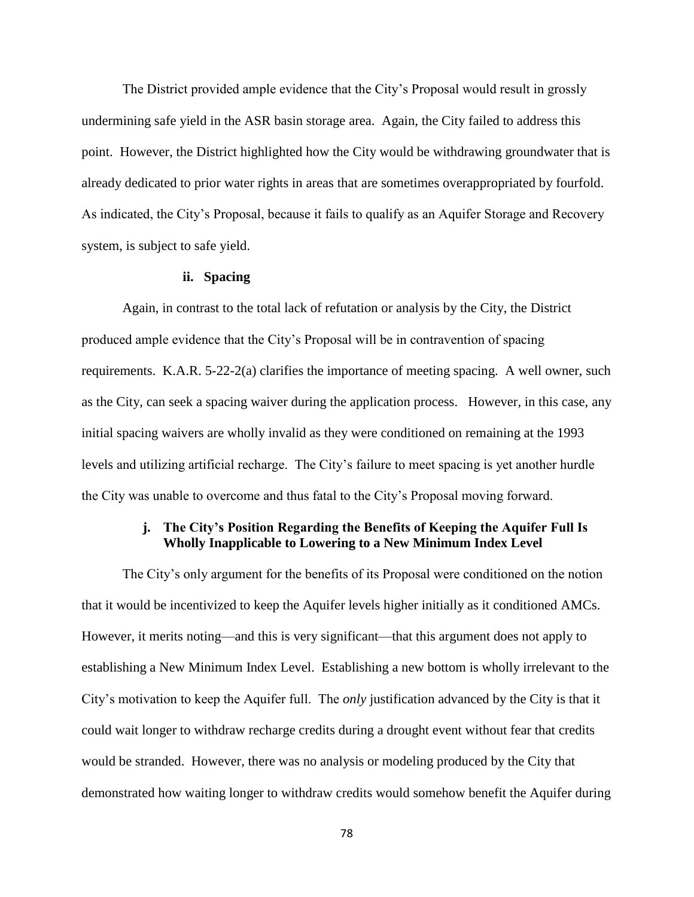The District provided ample evidence that the City's Proposal would result in grossly undermining safe yield in the ASR basin storage area. Again, the City failed to address this point. However, the District highlighted how the City would be withdrawing groundwater that is already dedicated to prior water rights in areas that are sometimes overappropriated by fourfold. As indicated, the City's Proposal, because it fails to qualify as an Aquifer Storage and Recovery system, is subject to safe yield.

#### ii. Spacing

Again, in contrast to the total lack of refutation or analysis by the City, the District produced ample evidence that the City's Proposal will be in contravention of spacing requirements. K.A.R. 5-22-2(a) clarifies the importance of meeting spacing. A well owner, such as the City, can seek a spacing waiver during the application process. However, in this case, any initial spacing waivers are wholly invalid as they were conditioned on remaining at the 1993 levels and utilizing artificial recharge. The City's failure to meet spacing is yet another hurdle the City was unable to overcome and thus fatal to the City's Proposal moving forward.

### j. The City's Position Regarding the Benefits of Keeping the Aquifer Full Is Wholly Inapplicable to Lowering to a New Minimum Index Level

The City's only argument for the benefits of its Proposal were conditioned on the notion that it would be incentivized to keep the Aquifer levels higher initially as it conditioned AMCs. However, it merits noting—and this is very significant—that this argument does not apply to establishing a New Minimum Index Level. Establishing a new bottom is wholly irrelevant to the City's motivation to keep the Aquifer full. The *only* justification advanced by the City is that it could wait longer to withdraw recharge credits during a drought event without fear that credits would be stranded. However, there was no analysis or modeling produced by the City that demonstrated how waiting longer to withdraw credits would somehow benefit the Aquifer during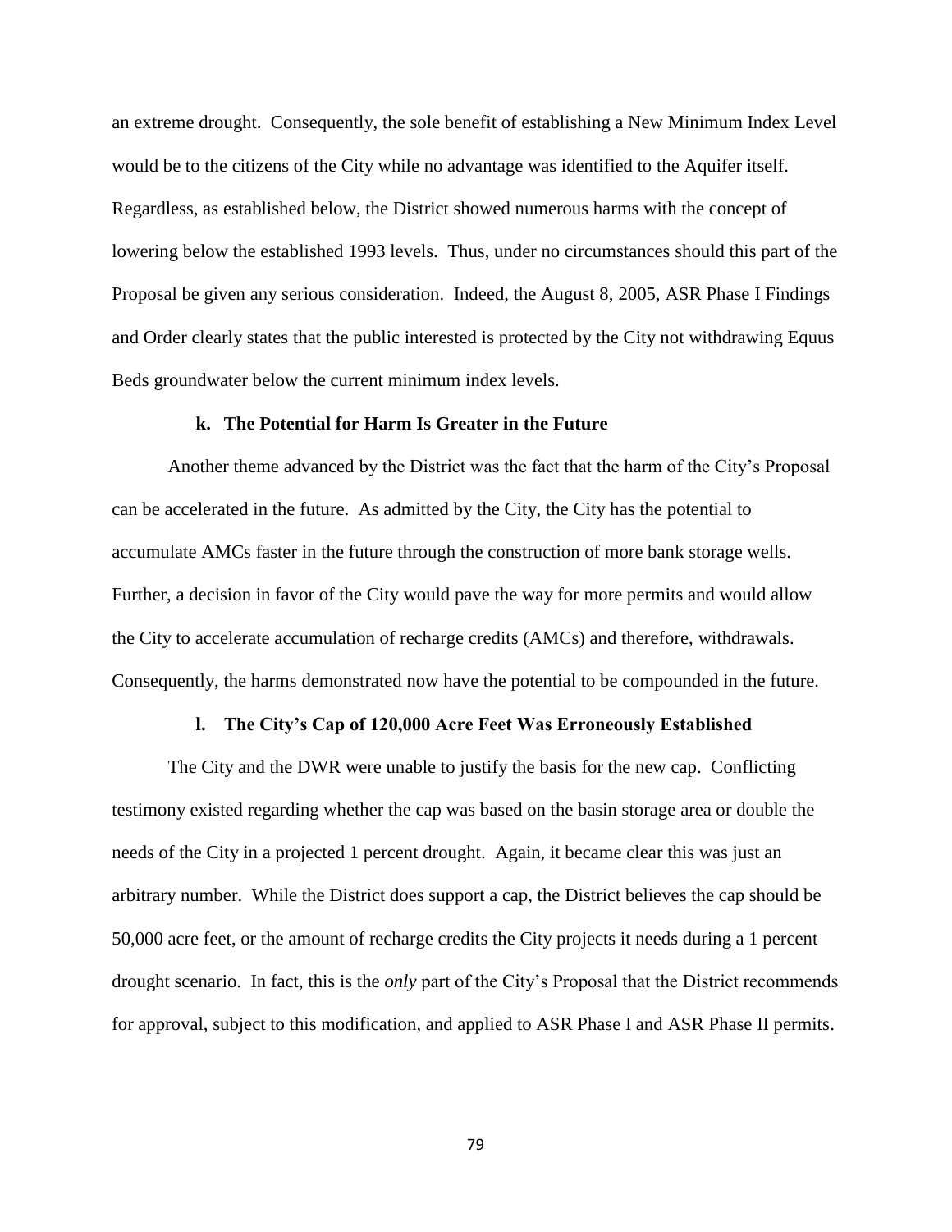an extreme drought. Consequently, the sole benefit of establishing a New Minimum Index Level would be to the citizens of the City while no advantage was identified to the Aquifer itself. Regardless, as established below, the District showed numerous harms with the concept of lowering below the established 1993 levels. Thus, under no circumstances should this part of the Proposal be given any serious consideration. Indeed, the August 8, 2005, ASR Phase I Findings and Order clearly states that the public interested is protected by the City not withdrawing Equus Beds groundwater below the current minimum index levels.

#### k. The Potential for Harm Is Greater in the Future

Another theme advanced by the District was the fact that the harm of the City's Proposal can be accelerated in the future. As admitted by the City, the City has the potential to accumulate AMCs faster in the future through the construction of more bank storage wells. Further, a decision in favor of the City would pave the way for more permits and would allow the City to accelerate accumulation of recharge credits (AMCs) and therefore, withdrawals. Consequently, the harms demonstrated now have the potential to be compounded in the future.

#### l. The City's Cap of 120,000 Acre Feet Was Erroneously Established

The City and the DWR were unable to justify the basis for the new cap. Conflicting testimony existed regarding whether the cap was based on the basin storage area or double the needs of the City in a projected 1 percent drought. Again, it became clear this was just an arbitrary number. While the District does support a cap, the District believes the cap should be 50,000 acre feet, or the amount of recharge credits the City projects it needs during a 1 percent drought scenario. In fact, this is the *only* part of the City's Proposal that the District recommends for approval, subject to this modification, and applied to ASR Phase I and ASR Phase II permits.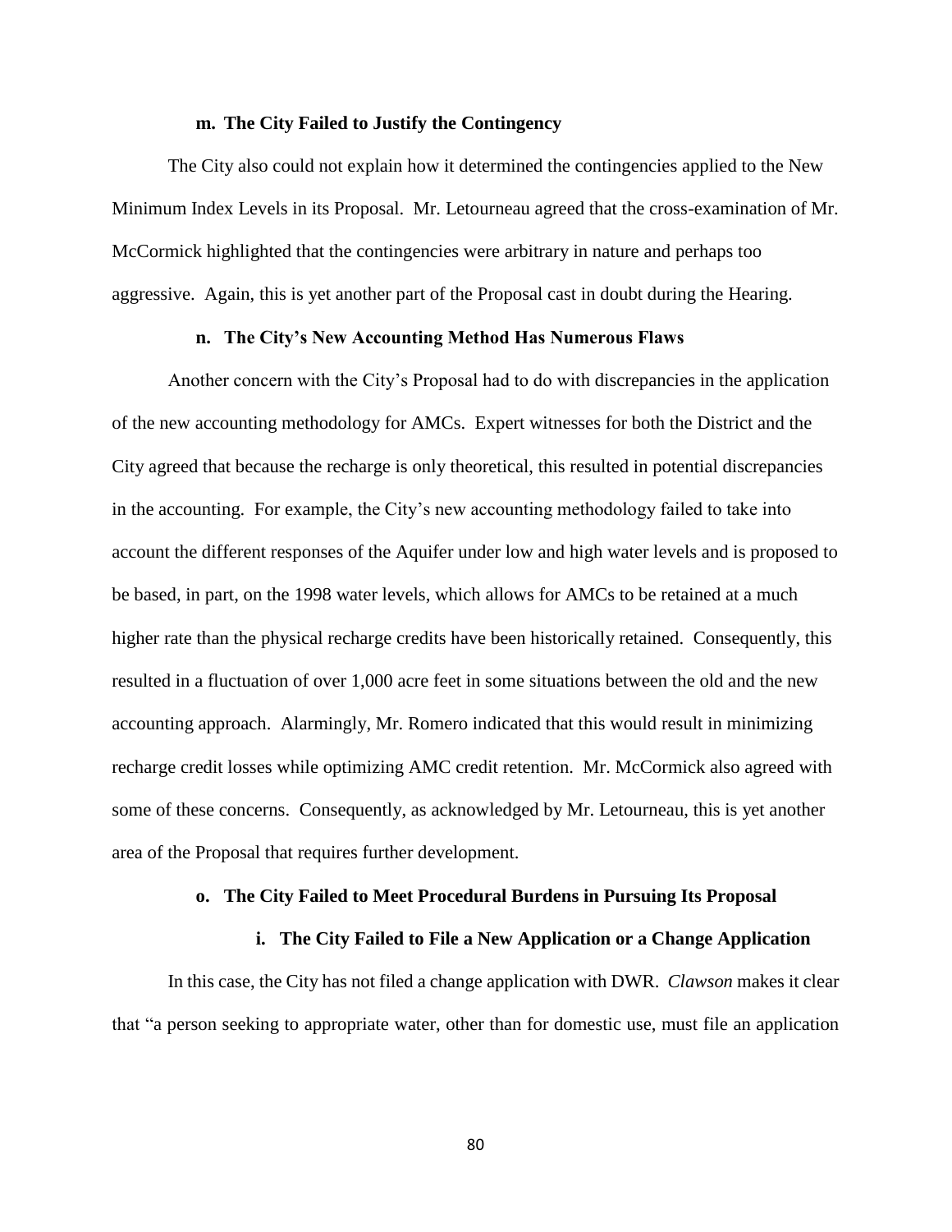#### m. The City Failed to Justify the Contingency

The City also could not explain how it determined the contingencies applied to the New Minimum Index Levels in its Proposal. Mr. Letourneau agreed that the cross-examination of Mr. McCormick highlighted that the contingencies were arbitrary in nature and perhaps too aggressive. Again, this is yet another part of the Proposal cast in doubt during the Hearing.

#### n. The City's New Accounting Method Has Numerous Flaws

Another concern with the City's Proposal had to do with discrepancies in the application of the new accounting methodology for AMCs. Expert witnesses for both the District and the City agreed that because the recharge is only theoretical, this resulted in potential discrepancies in the accounting. For example, the City's new accounting methodology failed to take into account the different responses of the Aquifer under low and high water levels and is proposed to be based, in part, on the 1998 water levels, which allows for AMCs to be retained at a much higher rate than the physical recharge credits have been historically retained. Consequently, this resulted in a fluctuation of over 1,000 acre feet in some situations between the old and the new accounting approach. Alarmingly, Mr. Romero indicated that this would result in minimizing recharge credit losses while optimizing AMC credit retention. Mr. McCormick also agreed with some of these concerns. Consequently, as acknowledged by Mr. Letourneau, this is yet another area of the Proposal that requires further development.

#### o. The City Failed to Meet Procedural Burdens in Pursuing Its Proposal

##### i. The City Failed to File a New Application or a Change Application

In this case, the City has not filed a change application with DWR. *Clawson* makes it clear that "a person seeking to appropriate water, other than for domestic use, must file an application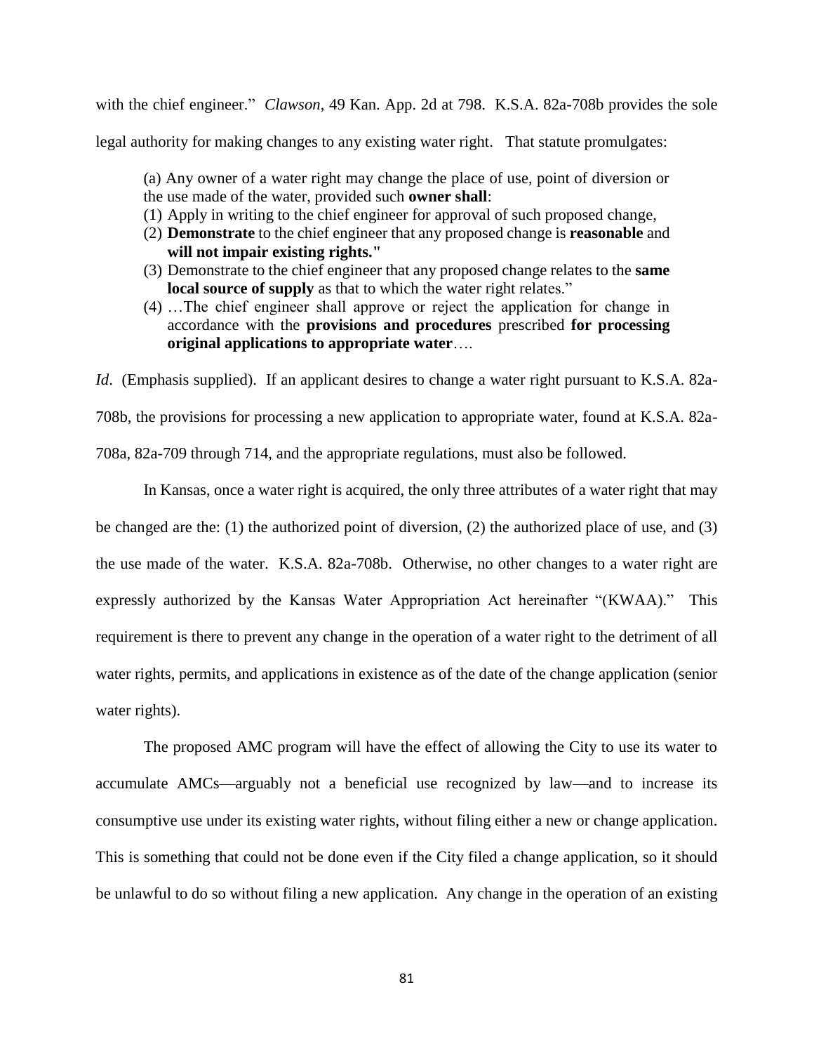with the chief engineer." *Clawson*, 49 Kan. App. 2d at 798. K.S.A. 82a-708b provides the sole legal authority for making changes to any existing water right. That statute promulgates:

> (a) Any owner of a water right may change the place of use, point of diversion or the use made of the water, provided such **owner shall**:
>
> (1) Apply in writing to the chief engineer for approval of such proposed change,
> (2) **Demonstrate** to the chief engineer that any proposed change is **reasonable** and **will not impair existing rights."**
> (3) Demonstrate to the chief engineer that any proposed change relates to the **same local source of supply** as that to which the water right relates."
> (4) …The chief engineer shall approve or reject the application for change in accordance with the **provisions and procedures** prescribed **for processing original applications to appropriate water**….

*Id*. (Emphasis supplied). If an applicant desires to change a water right pursuant to K.S.A. 82a-708b, the provisions for processing a new application to appropriate water, found at K.S.A. 82a-708a, 82a-709 through 714, and the appropriate regulations, must also be followed.

In Kansas, once a water right is acquired, the only three attributes of a water right that may be changed are the: (1) the authorized point of diversion, (2) the authorized place of use, and (3) the use made of the water. K.S.A. 82a-708b. Otherwise, no other changes to a water right are expressly authorized by the Kansas Water Appropriation Act hereinafter "(KWAA)." This requirement is there to prevent any change in the operation of a water right to the detriment of all water rights, permits, and applications in existence as of the date of the change application (senior water rights).

The proposed AMC program will have the effect of allowing the City to use its water to accumulate AMCs—arguably not a beneficial use recognized by law—and to increase its consumptive use under its existing water rights, without filing either a new or change application. This is something that could not be done even if the City filed a change application, so it should be unlawful to do so without filing a new application. Any change in the operation of an existing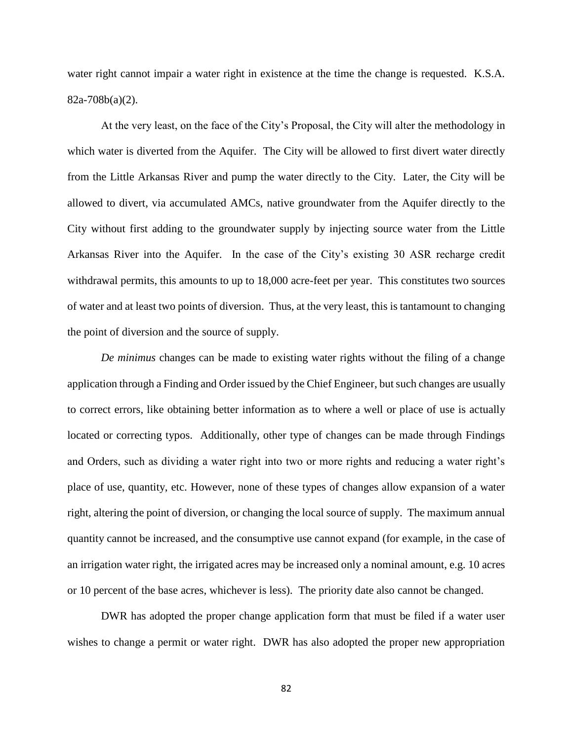water right cannot impair a water right in existence at the time the change is requested. K.S.A. 82a-708b(a)(2).

At the very least, on the face of the City's Proposal, the City will alter the methodology in which water is diverted from the Aquifer. The City will be allowed to first divert water directly from the Little Arkansas River and pump the water directly to the City. Later, the City will be allowed to divert, via accumulated AMCs, native groundwater from the Aquifer directly to the City without first adding to the groundwater supply by injecting source water from the Little Arkansas River into the Aquifer. In the case of the City's existing 30 ASR recharge credit withdrawal permits, this amounts to up to 18,000 acre-feet per year. This constitutes two sources of water and at least two points of diversion. Thus, at the very least, this is tantamount to changing the point of diversion and the source of supply.

*De minimus* changes can be made to existing water rights without the filing of a change application through a Finding and Order issued by the Chief Engineer, but such changes are usually to correct errors, like obtaining better information as to where a well or place of use is actually located or correcting typos. Additionally, other type of changes can be made through Findings and Orders, such as dividing a water right into two or more rights and reducing a water right's place of use, quantity, etc. However, none of these types of changes allow expansion of a water right, altering the point of diversion, or changing the local source of supply. The maximum annual quantity cannot be increased, and the consumptive use cannot expand (for example, in the case of an irrigation water right, the irrigated acres may be increased only a nominal amount, e.g. 10 acres or 10 percent of the base acres, whichever is less). The priority date also cannot be changed.

DWR has adopted the proper change application form that must be filed if a water user wishes to change a permit or water right. DWR has also adopted the proper new appropriation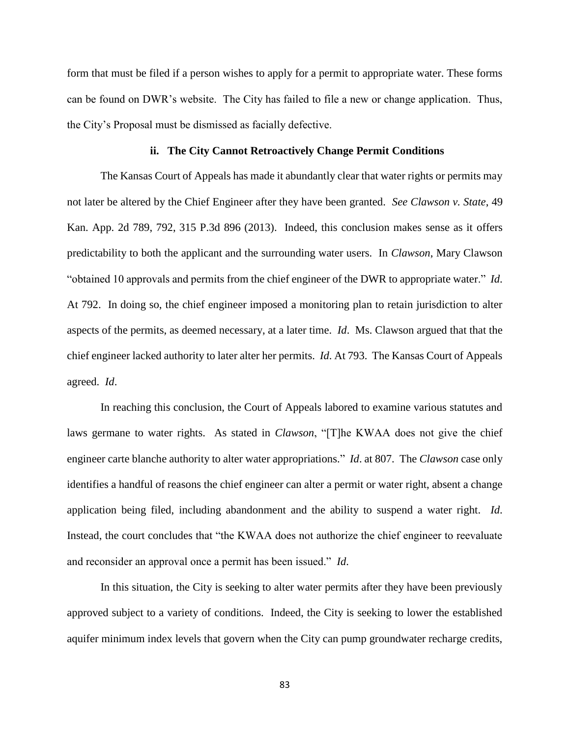form that must be filed if a person wishes to apply for a permit to appropriate water. These forms can be found on DWR's website. The City has failed to file a new or change application. Thus, the City's Proposal must be dismissed as facially defective.

### ii. The City Cannot Retroactively Change Permit Conditions

The Kansas Court of Appeals has made it abundantly clear that water rights or permits may not later be altered by the Chief Engineer after they have been granted. *See Clawson v. State*, 49 Kan. App. 2d 789, 792, 315 P.3d 896 (2013). Indeed, this conclusion makes sense as it offers predictability to both the applicant and the surrounding water users. In *Clawson*, Mary Clawson "obtained 10 approvals and permits from the chief engineer of the DWR to appropriate water." *Id*. At 792. In doing so, the chief engineer imposed a monitoring plan to retain jurisdiction to alter aspects of the permits, as deemed necessary, at a later time. *Id*. Ms. Clawson argued that that the chief engineer lacked authority to later alter her permits. *Id*. At 793. The Kansas Court of Appeals agreed. *Id*.

In reaching this conclusion, the Court of Appeals labored to examine various statutes and laws germane to water rights. As stated in *Clawson*, "[T]he KWAA does not give the chief engineer carte blanche authority to alter water appropriations." *Id*. at 807. The *Clawson* case only identifies a handful of reasons the chief engineer can alter a permit or water right, absent a change application being filed, including abandonment and the ability to suspend a water right. *Id*. Instead, the court concludes that "the KWAA does not authorize the chief engineer to reevaluate and reconsider an approval once a permit has been issued." *Id*.

In this situation, the City is seeking to alter water permits after they have been previously approved subject to a variety of conditions. Indeed, the City is seeking to lower the established aquifer minimum index levels that govern when the City can pump groundwater recharge credits,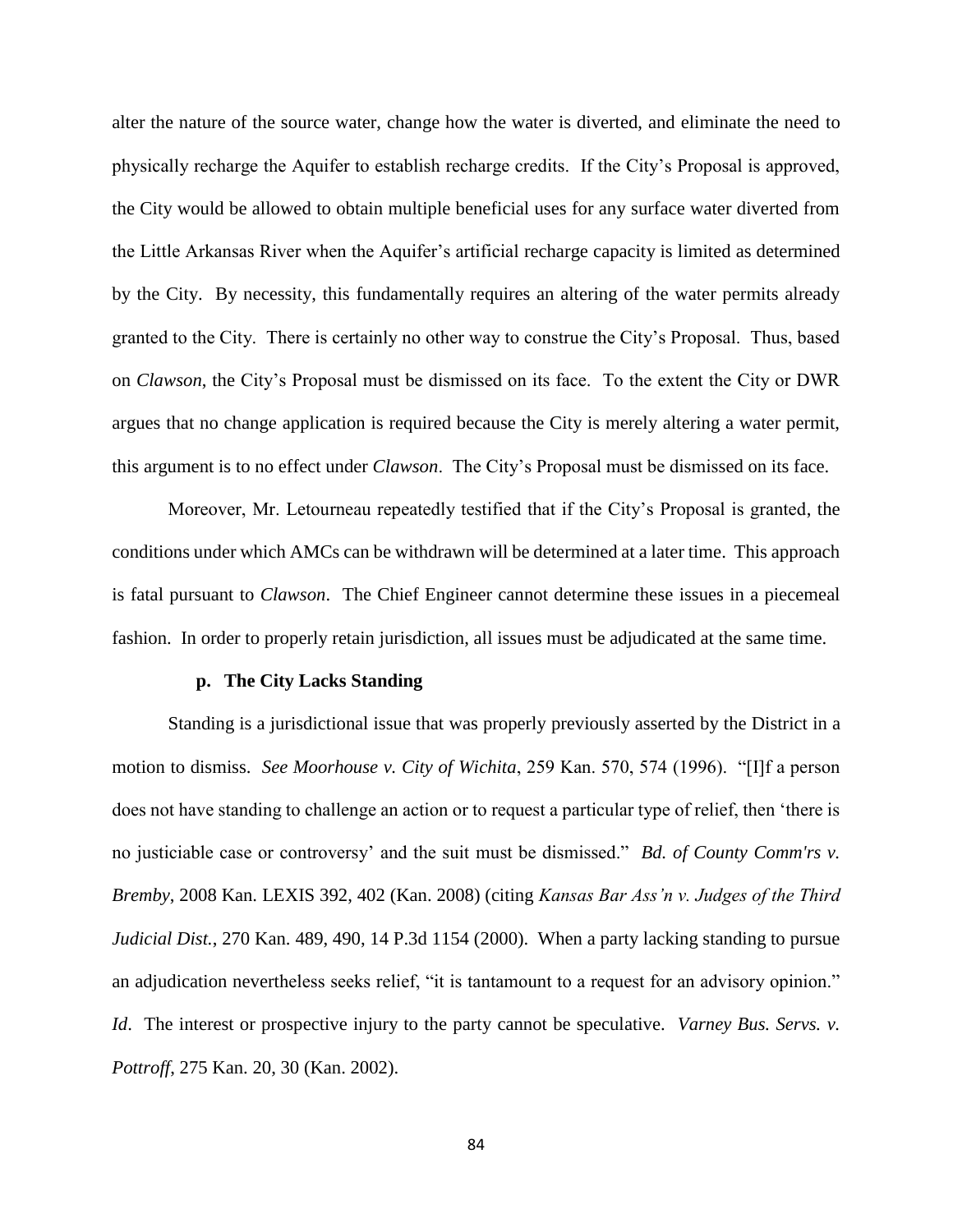alter the nature of the source water, change how the water is diverted, and eliminate the need to physically recharge the Aquifer to establish recharge credits. If the City's Proposal is approved, the City would be allowed to obtain multiple beneficial uses for any surface water diverted from the Little Arkansas River when the Aquifer's artificial recharge capacity is limited as determined by the City. By necessity, this fundamentally requires an altering of the water permits already granted to the City. There is certainly no other way to construe the City's Proposal. Thus, based on *Clawson*, the City's Proposal must be dismissed on its face. To the extent the City or DWR argues that no change application is required because the City is merely altering a water permit, this argument is to no effect under *Clawson*. The City's Proposal must be dismissed on its face.

Moreover, Mr. Letourneau repeatedly testified that if the City's Proposal is granted, the conditions under which AMCs can be withdrawn will be determined at a later time. This approach is fatal pursuant to *Clawson*. The Chief Engineer cannot determine these issues in a piecemeal fashion. In order to properly retain jurisdiction, all issues must be adjudicated at the same time.

**p. The City Lacks Standing**

Standing is a jurisdictional issue that was properly previously asserted by the District in a motion to dismiss. *See Moorhouse v. City of Wichita*, 259 Kan. 570, 574 (1996). "[I]f a person does not have standing to challenge an action or to request a particular type of relief, then 'there is no justiciable case or controversy' and the suit must be dismissed." *Bd. of County Comm'rs v. Bremby*, 2008 Kan. LEXIS 392, 402 (Kan. 2008) (citing *Kansas Bar Ass'n v. Judges of the Third Judicial Dist.*, 270 Kan. 489, 490, 14 P.3d 1154 (2000). When a party lacking standing to pursue an adjudication nevertheless seeks relief, "it is tantamount to a request for an advisory opinion." *Id*. The interest or prospective injury to the party cannot be speculative. *Varney Bus. Servs. v. Pottroff*, 275 Kan. 20, 30 (Kan. 2002).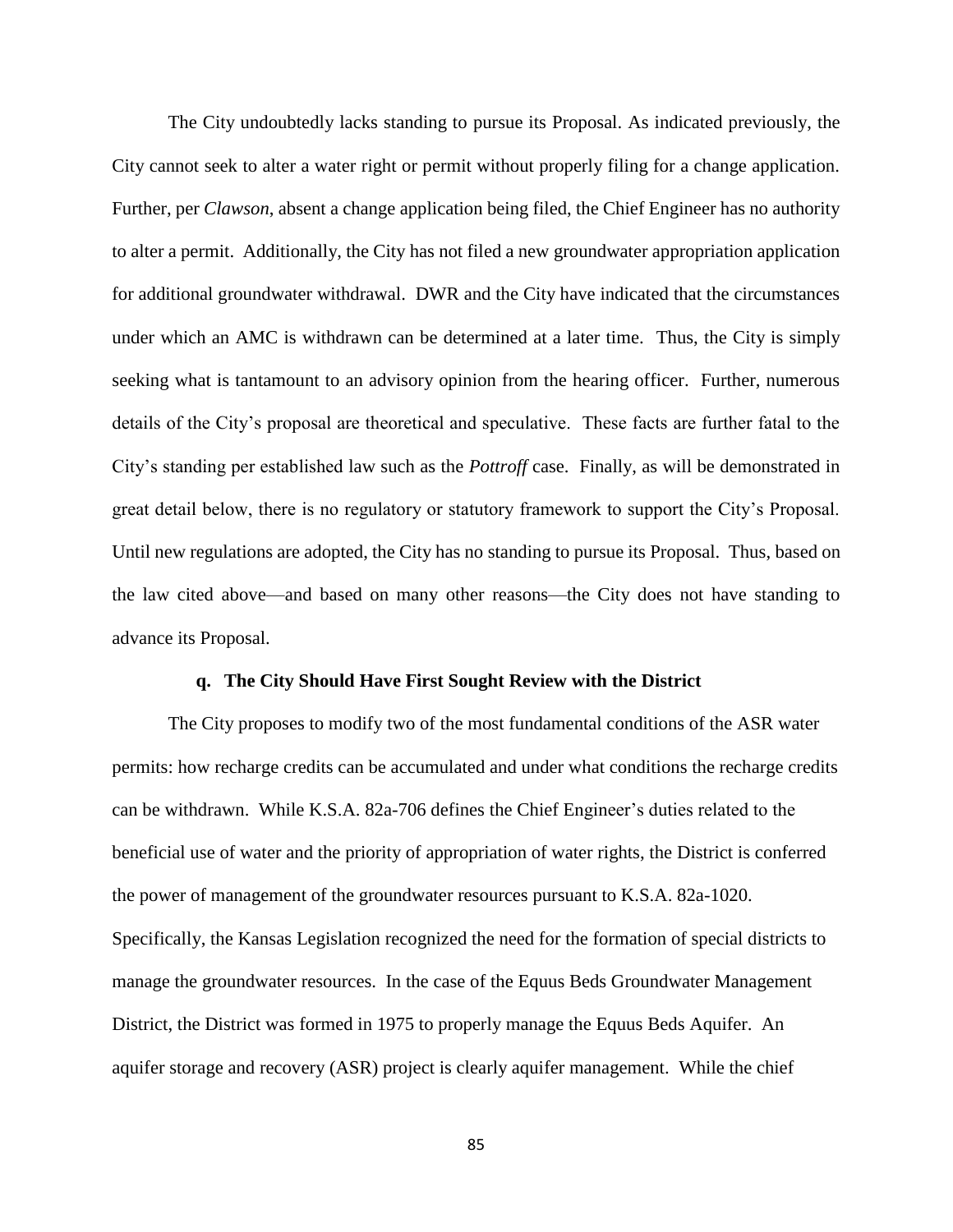The City undoubtedly lacks standing to pursue its Proposal. As indicated previously, the City cannot seek to alter a water right or permit without properly filing for a change application. Further, per *Clawson*, absent a change application being filed, the Chief Engineer has no authority to alter a permit. Additionally, the City has not filed a new groundwater appropriation application for additional groundwater withdrawal. DWR and the City have indicated that the circumstances under which an AMC is withdrawn can be determined at a later time. Thus, the City is simply seeking what is tantamount to an advisory opinion from the hearing officer. Further, numerous details of the City's proposal are theoretical and speculative. These facts are further fatal to the City's standing per established law such as the *Pottroff* case. Finally, as will be demonstrated in great detail below, there is no regulatory or statutory framework to support the City's Proposal. Until new regulations are adopted, the City has no standing to pursue its Proposal. Thus, based on the law cited above—and based on many other reasons—the City does not have standing to advance its Proposal.

### q. The City Should Have First Sought Review with the District

The City proposes to modify two of the most fundamental conditions of the ASR water permits: how recharge credits can be accumulated and under what conditions the recharge credits can be withdrawn. While K.S.A. 82a-706 defines the Chief Engineer's duties related to the beneficial use of water and the priority of appropriation of water rights, the District is conferred the power of management of the groundwater resources pursuant to K.S.A. 82a-1020. Specifically, the Kansas Legislation recognized the need for the formation of special districts to manage the groundwater resources. In the case of the Equus Beds Groundwater Management District, the District was formed in 1975 to properly manage the Equus Beds Aquifer. An aquifer storage and recovery (ASR) project is clearly aquifer management. While the chief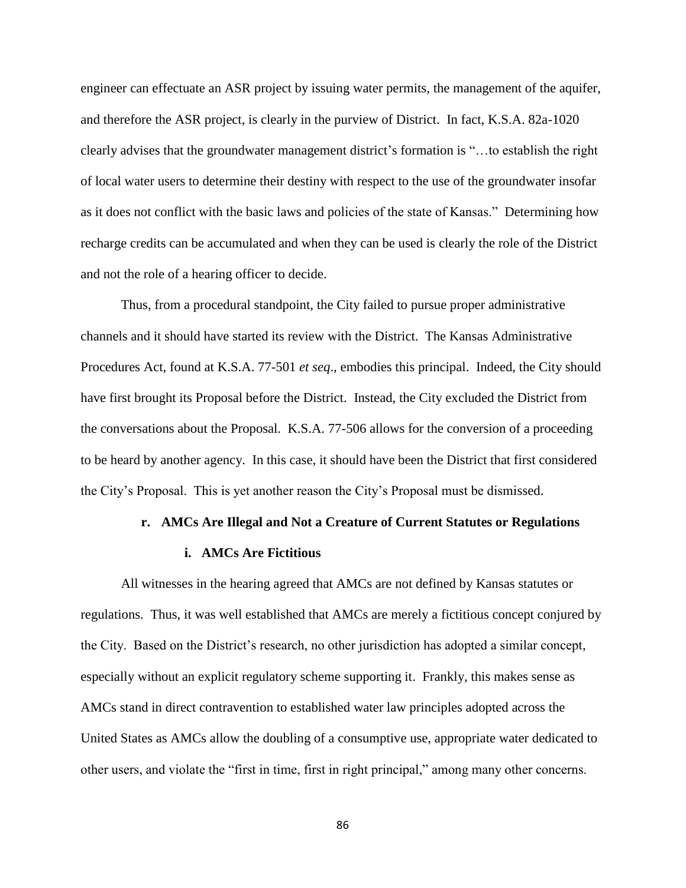engineer can effectuate an ASR project by issuing water permits, the management of the aquifer, and therefore the ASR project, is clearly in the purview of District. In fact, K.S.A. 82a-1020 clearly advises that the groundwater management district's formation is "…to establish the right of local water users to determine their destiny with respect to the use of the groundwater insofar as it does not conflict with the basic laws and policies of the state of Kansas." Determining how recharge credits can be accumulated and when they can be used is clearly the role of the District and not the role of a hearing officer to decide.

Thus, from a procedural standpoint, the City failed to pursue proper administrative channels and it should have started its review with the District. The Kansas Administrative Procedures Act, found at K.S.A. 77-501 *et seq*., embodies this principal. Indeed, the City should have first brought its Proposal before the District. Instead, the City excluded the District from the conversations about the Proposal. K.S.A. 77-506 allows for the conversion of a proceeding to be heard by another agency. In this case, it should have been the District that first considered the City's Proposal. This is yet another reason the City's Proposal must be dismissed.

### r. AMCs Are Illegal and Not a Creature of Current Statutes or Regulations

#### i. AMCs Are Fictitious

All witnesses in the hearing agreed that AMCs are not defined by Kansas statutes or regulations. Thus, it was well established that AMCs are merely a fictitious concept conjured by the City. Based on the District's research, no other jurisdiction has adopted a similar concept, especially without an explicit regulatory scheme supporting it. Frankly, this makes sense as AMCs stand in direct contravention to established water law principles adopted across the United States as AMCs allow the doubling of a consumptive use, appropriate water dedicated to other users, and violate the "first in time, first in right principal," among many other concerns.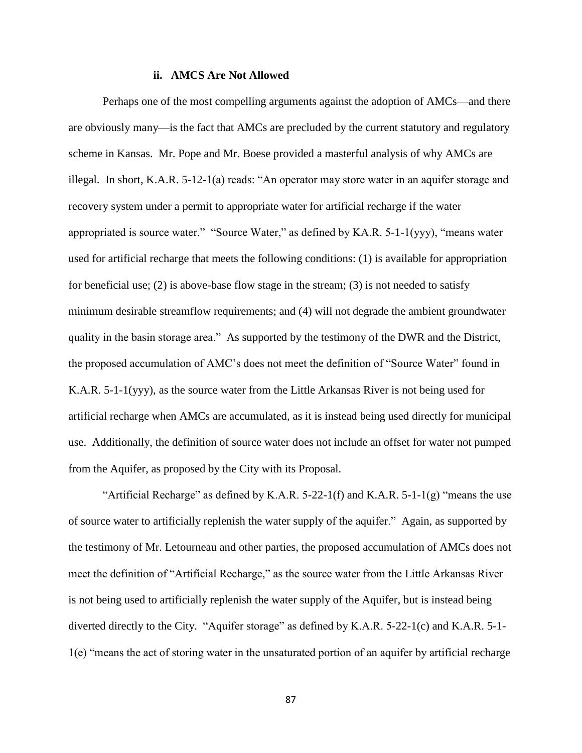### ii. AMCS Are Not Allowed

Perhaps one of the most compelling arguments against the adoption of AMCs—and there are obviously many—is the fact that AMCs are precluded by the current statutory and regulatory scheme in Kansas. Mr. Pope and Mr. Boese provided a masterful analysis of why AMCs are illegal. In short, K.A.R. 5-12-1(a) reads: "An operator may store water in an aquifer storage and recovery system under a permit to appropriate water for artificial recharge if the water appropriated is source water." "Source Water," as defined by KA.R. 5-1-1(yyy), "means water used for artificial recharge that meets the following conditions: (1) is available for appropriation for beneficial use; (2) is above-base flow stage in the stream; (3) is not needed to satisfy minimum desirable streamflow requirements; and (4) will not degrade the ambient groundwater quality in the basin storage area." As supported by the testimony of the DWR and the District, the proposed accumulation of AMC's does not meet the definition of "Source Water" found in K.A.R. 5-1-1(yyy), as the source water from the Little Arkansas River is not being used for artificial recharge when AMCs are accumulated, as it is instead being used directly for municipal use. Additionally, the definition of source water does not include an offset for water not pumped from the Aquifer, as proposed by the City with its Proposal.

"Artificial Recharge" as defined by K.A.R. 5-22-1(f) and K.A.R. 5-1-1(g) "means the use of source water to artificially replenish the water supply of the aquifer." Again, as supported by the testimony of Mr. Letourneau and other parties, the proposed accumulation of AMCs does not meet the definition of "Artificial Recharge," as the source water from the Little Arkansas River is not being used to artificially replenish the water supply of the Aquifer, but is instead being diverted directly to the City. "Aquifer storage" as defined by K.A.R. 5-22-1(c) and K.A.R. 5-1-1(e) "means the act of storing water in the unsaturated portion of an aquifer by artificial recharge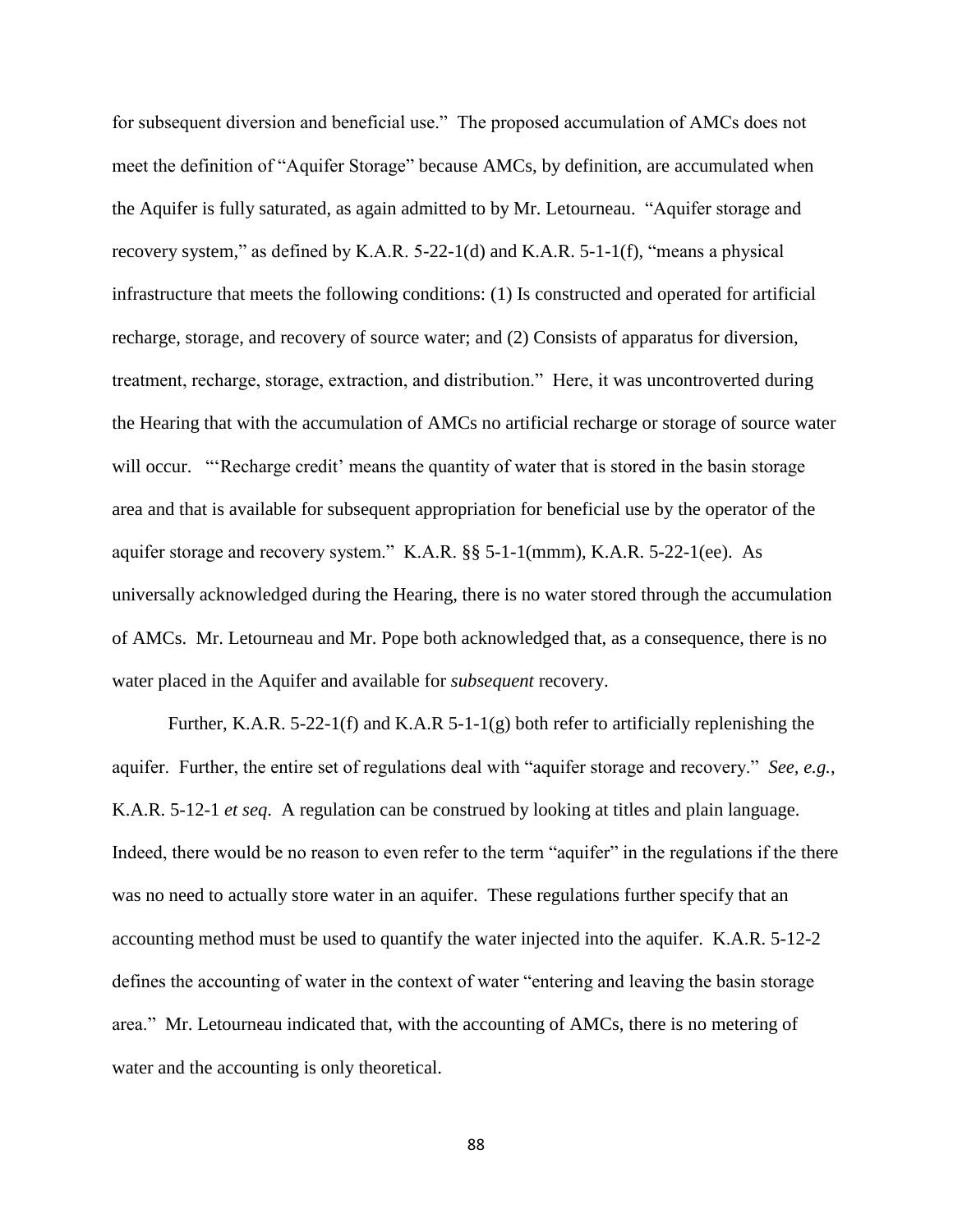for subsequent diversion and beneficial use." The proposed accumulation of AMCs does not meet the definition of "Aquifer Storage" because AMCs, by definition, are accumulated when the Aquifer is fully saturated, as again admitted to by Mr. Letourneau. "Aquifer storage and recovery system," as defined by K.A.R. 5-22-1(d) and K.A.R. 5-1-1(f), "means a physical infrastructure that meets the following conditions: (1) Is constructed and operated for artificial recharge, storage, and recovery of source water; and (2) Consists of apparatus for diversion, treatment, recharge, storage, extraction, and distribution." Here, it was uncontroverted during the Hearing that with the accumulation of AMCs no artificial recharge or storage of source water will occur. "'Recharge credit' means the quantity of water that is stored in the basin storage area and that is available for subsequent appropriation for beneficial use by the operator of the aquifer storage and recovery system." K.A.R. §§ 5-1-1(mmm), K.A.R. 5-22-1(ee). As universally acknowledged during the Hearing, there is no water stored through the accumulation of AMCs. Mr. Letourneau and Mr. Pope both acknowledged that, as a consequence, there is no water placed in the Aquifer and available for *subsequent* recovery.

Further, K.A.R. 5-22-1(f) and K.A.R 5-1-1(g) both refer to artificially replenishing the aquifer. Further, the entire set of regulations deal with "aquifer storage and recovery." *See, e.g.*, K.A.R. 5-12-1 *et seq*. A regulation can be construed by looking at titles and plain language. Indeed, there would be no reason to even refer to the term "aquifer" in the regulations if the there was no need to actually store water in an aquifer. These regulations further specify that an accounting method must be used to quantify the water injected into the aquifer. K.A.R. 5-12-2 defines the accounting of water in the context of water "entering and leaving the basin storage area." Mr. Letourneau indicated that, with the accounting of AMCs, there is no metering of water and the accounting is only theoretical.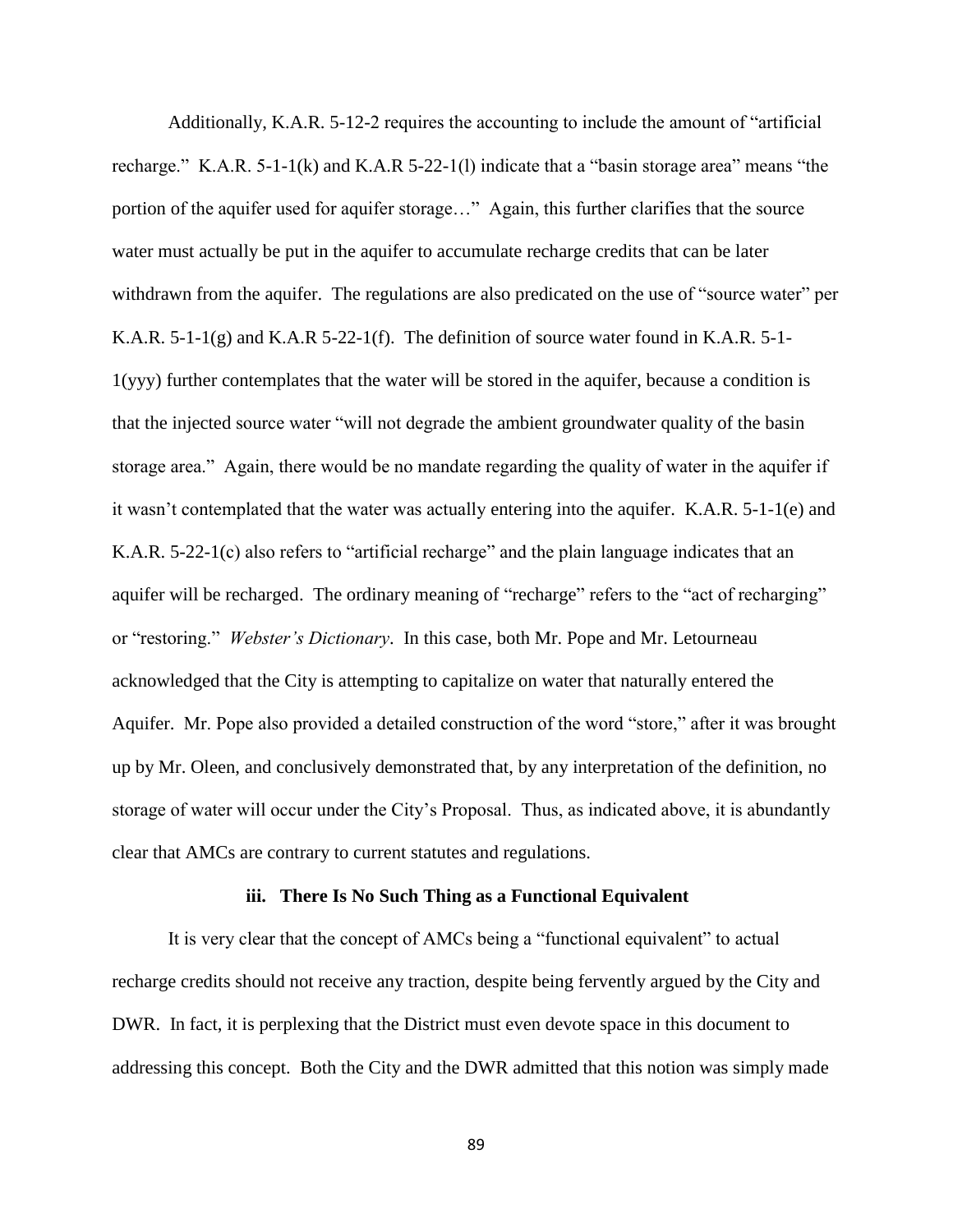Additionally, K.A.R. 5-12-2 requires the accounting to include the amount of "artificial recharge." K.A.R. 5-1-1(k) and K.A.R 5-22-1(l) indicate that a "basin storage area" means "the portion of the aquifer used for aquifer storage…" Again, this further clarifies that the source water must actually be put in the aquifer to accumulate recharge credits that can be later withdrawn from the aquifer. The regulations are also predicated on the use of "source water" per K.A.R. 5-1-1(g) and K.A.R 5-22-1(f). The definition of source water found in K.A.R. 5-1-1(yyy) further contemplates that the water will be stored in the aquifer, because a condition is that the injected source water "will not degrade the ambient groundwater quality of the basin storage area." Again, there would be no mandate regarding the quality of water in the aquifer if it wasn't contemplated that the water was actually entering into the aquifer. K.A.R. 5-1-1(e) and K.A.R. 5-22-1(c) also refers to "artificial recharge" and the plain language indicates that an aquifer will be recharged. The ordinary meaning of "recharge" refers to the "act of recharging" or "restoring." *Webster's Dictionary*. In this case, both Mr. Pope and Mr. Letourneau acknowledged that the City is attempting to capitalize on water that naturally entered the Aquifer. Mr. Pope also provided a detailed construction of the word "store," after it was brought up by Mr. Oleen, and conclusively demonstrated that, by any interpretation of the definition, no storage of water will occur under the City's Proposal. Thus, as indicated above, it is abundantly clear that AMCs are contrary to current statutes and regulations.

### iii. There Is No Such Thing as a Functional Equivalent

It is very clear that the concept of AMCs being a "functional equivalent" to actual recharge credits should not receive any traction, despite being fervently argued by the City and DWR. In fact, it is perplexing that the District must even devote space in this document to addressing this concept. Both the City and the DWR admitted that this notion was simply made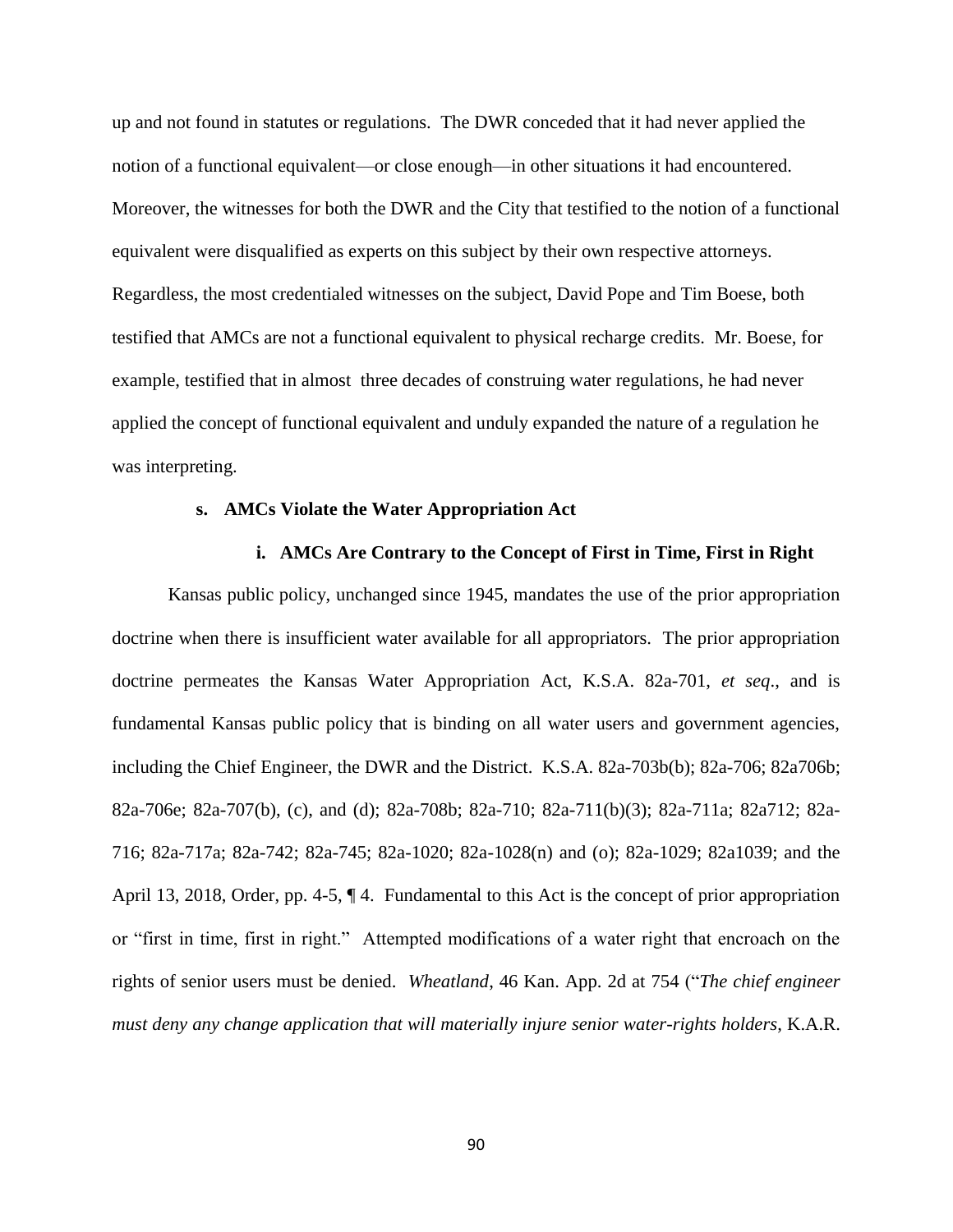up and not found in statutes or regulations. The DWR conceded that it had never applied the notion of a functional equivalent—or close enough—in other situations it had encountered. Moreover, the witnesses for both the DWR and the City that testified to the notion of a functional equivalent were disqualified as experts on this subject by their own respective attorneys. Regardless, the most credentialed witnesses on the subject, David Pope and Tim Boese, both testified that AMCs are not a functional equivalent to physical recharge credits. Mr. Boese, for example, testified that in almost three decades of construing water regulations, he had never applied the concept of functional equivalent and unduly expanded the nature of a regulation he was interpreting.

**s. AMCs Violate the Water Appropriation Act**

**i. AMCs Are Contrary to the Concept of First in Time, First in Right**

Kansas public policy, unchanged since 1945, mandates the use of the prior appropriation doctrine when there is insufficient water available for all appropriators. The prior appropriation doctrine permeates the Kansas Water Appropriation Act, K.S.A. 82a-701, *et seq*., and is fundamental Kansas public policy that is binding on all water users and government agencies, including the Chief Engineer, the DWR and the District. K.S.A. 82a-703b(b); 82a-706; 82a706b; 82a-706e; 82a-707(b), (c), and (d); 82a-708b; 82a-710; 82a-711(b)(3); 82a-711a; 82a712; 82a-716; 82a-717a; 82a-742; 82a-745; 82a-1020; 82a-1028(n) and (o); 82a-1029; 82a1039; and the April 13, 2018, Order, pp. 4-5, ¶ 4. Fundamental to this Act is the concept of prior appropriation or "first in time, first in right." Attempted modifications of a water right that encroach on the rights of senior users must be denied. *Wheatland*, 46 Kan. App. 2d at 754 ("*The chief engineer must deny any change application that will materially injure senior water-rights holders*, K.A.R.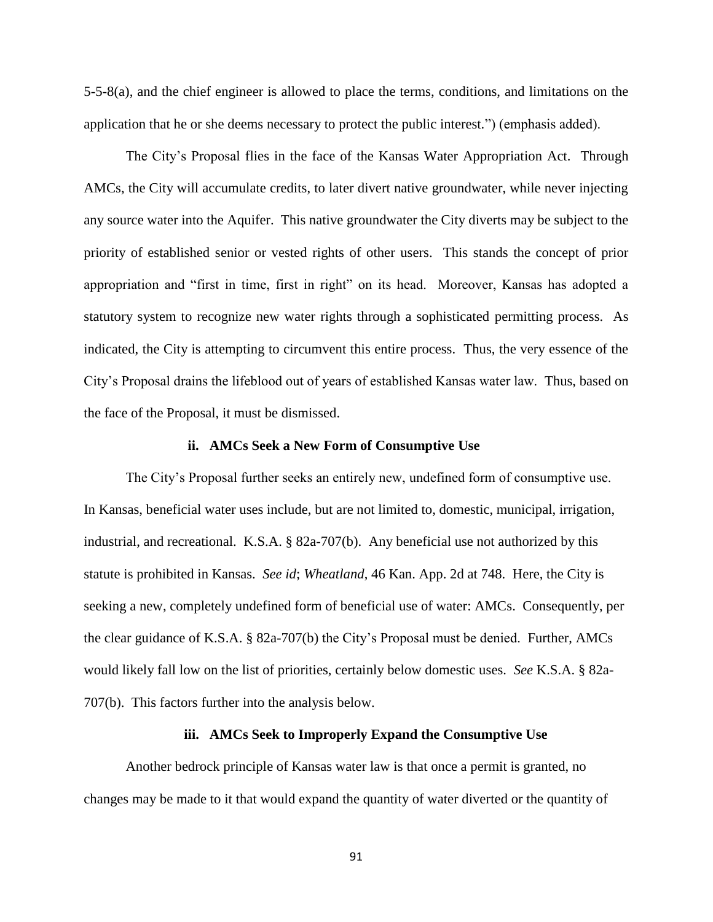5-5-8(a), and the chief engineer is allowed to place the terms, conditions, and limitations on the application that he or she deems necessary to protect the public interest.") (emphasis added).

The City's Proposal flies in the face of the Kansas Water Appropriation Act. Through AMCs, the City will accumulate credits, to later divert native groundwater, while never injecting any source water into the Aquifer. This native groundwater the City diverts may be subject to the priority of established senior or vested rights of other users. This stands the concept of prior appropriation and "first in time, first in right" on its head. Moreover, Kansas has adopted a statutory system to recognize new water rights through a sophisticated permitting process. As indicated, the City is attempting to circumvent this entire process. Thus, the very essence of the City's Proposal drains the lifeblood out of years of established Kansas water law. Thus, based on the face of the Proposal, it must be dismissed.

#### ii. AMCs Seek a New Form of Consumptive Use

The City's Proposal further seeks an entirely new, undefined form of consumptive use. In Kansas, beneficial water uses include, but are not limited to, domestic, municipal, irrigation, industrial, and recreational. K.S.A. § 82a-707(b). Any beneficial use not authorized by this statute is prohibited in Kansas. *See id*; *Wheatland*, 46 Kan. App. 2d at 748. Here, the City is seeking a new, completely undefined form of beneficial use of water: AMCs. Consequently, per the clear guidance of K.S.A. § 82a-707(b) the City's Proposal must be denied. Further, AMCs would likely fall low on the list of priorities, certainly below domestic uses. *See* K.S.A. § 82a-707(b). This factors further into the analysis below.

#### iii. AMCs Seek to Improperly Expand the Consumptive Use

Another bedrock principle of Kansas water law is that once a permit is granted, no changes may be made to it that would expand the quantity of water diverted or the quantity of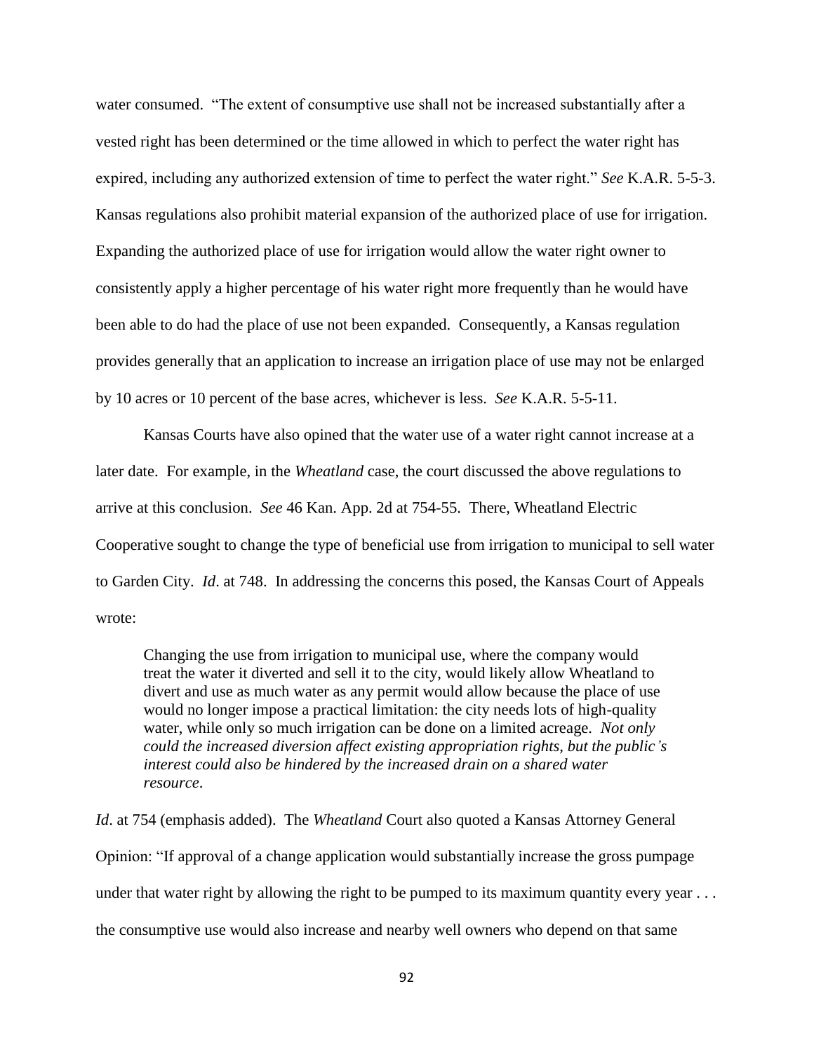water consumed. "The extent of consumptive use shall not be increased substantially after a vested right has been determined or the time allowed in which to perfect the water right has expired, including any authorized extension of time to perfect the water right." *See* K.A.R. 5-5-3. Kansas regulations also prohibit material expansion of the authorized place of use for irrigation. Expanding the authorized place of use for irrigation would allow the water right owner to consistently apply a higher percentage of his water right more frequently than he would have been able to do had the place of use not been expanded. Consequently, a Kansas regulation provides generally that an application to increase an irrigation place of use may not be enlarged by 10 acres or 10 percent of the base acres, whichever is less. *See* K.A.R. 5-5-11.

Kansas Courts have also opined that the water use of a water right cannot increase at a later date. For example, in the *Wheatland* case, the court discussed the above regulations to arrive at this conclusion. *See* 46 Kan. App. 2d at 754-55. There, Wheatland Electric Cooperative sought to change the type of beneficial use from irrigation to municipal to sell water to Garden City. *Id*. at 748. In addressing the concerns this posed, the Kansas Court of Appeals wrote:

> Changing the use from irrigation to municipal use, where the company would treat the water it diverted and sell it to the city, would likely allow Wheatland to divert and use as much water as any permit would allow because the place of use would no longer impose a practical limitation: the city needs lots of high-quality water, while only so much irrigation can be done on a limited acreage. *Not only could the increased diversion affect existing appropriation rights, but the public's interest could also be hindered by the increased drain on a shared water resource*.

*Id*. at 754 (emphasis added). The *Wheatland* Court also quoted a Kansas Attorney General Opinion: "If approval of a change application would substantially increase the gross pumpage under that water right by allowing the right to be pumped to its maximum quantity every year . . . the consumptive use would also increase and nearby well owners who depend on that same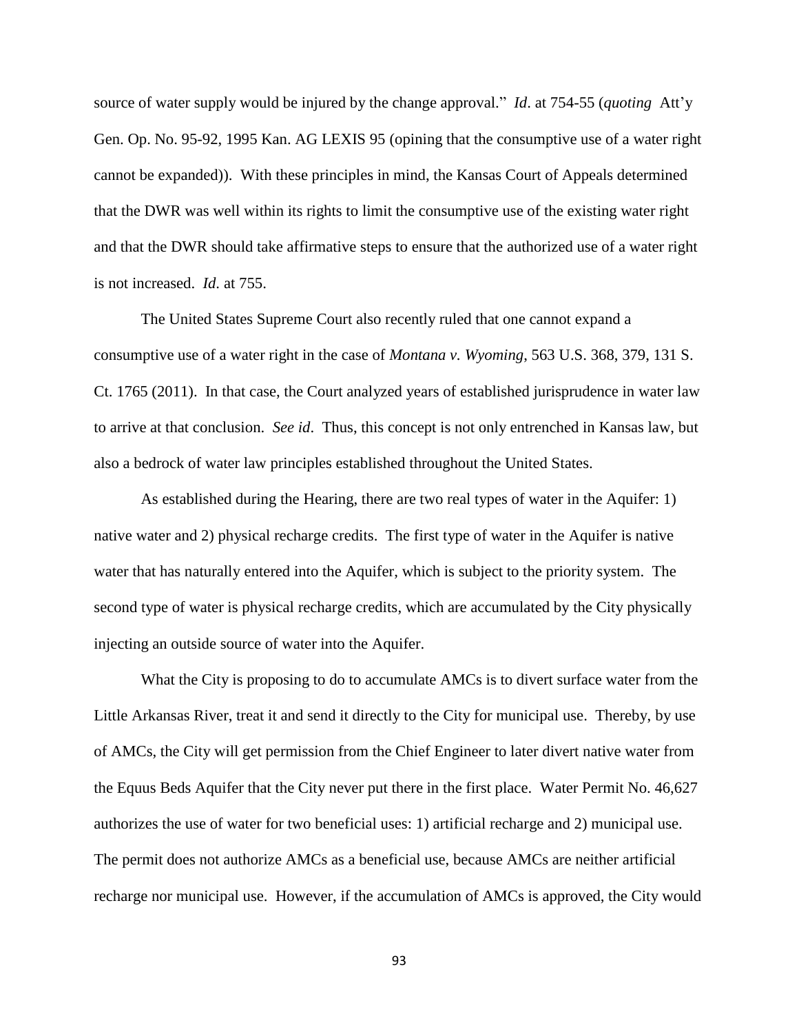source of water supply would be injured by the change approval." *Id*. at 754-55 (*quoting* Att'y Gen. Op. No. 95-92, 1995 Kan. AG LEXIS 95 (opining that the consumptive use of a water right cannot be expanded)). With these principles in mind, the Kansas Court of Appeals determined that the DWR was well within its rights to limit the consumptive use of the existing water right and that the DWR should take affirmative steps to ensure that the authorized use of a water right is not increased. *Id*. at 755.

The United States Supreme Court also recently ruled that one cannot expand a consumptive use of a water right in the case of *Montana v. Wyoming*, 563 U.S. 368, 379, 131 S. Ct. 1765 (2011). In that case, the Court analyzed years of established jurisprudence in water law to arrive at that conclusion. *See id*. Thus, this concept is not only entrenched in Kansas law, but also a bedrock of water law principles established throughout the United States.

As established during the Hearing, there are two real types of water in the Aquifer: 1) native water and 2) physical recharge credits. The first type of water in the Aquifer is native water that has naturally entered into the Aquifer, which is subject to the priority system. The second type of water is physical recharge credits, which are accumulated by the City physically injecting an outside source of water into the Aquifer.

What the City is proposing to do to accumulate AMCs is to divert surface water from the Little Arkansas River, treat it and send it directly to the City for municipal use. Thereby, by use of AMCs, the City will get permission from the Chief Engineer to later divert native water from the Equus Beds Aquifer that the City never put there in the first place. Water Permit No. 46,627 authorizes the use of water for two beneficial uses: 1) artificial recharge and 2) municipal use. The permit does not authorize AMCs as a beneficial use, because AMCs are neither artificial recharge nor municipal use. However, if the accumulation of AMCs is approved, the City would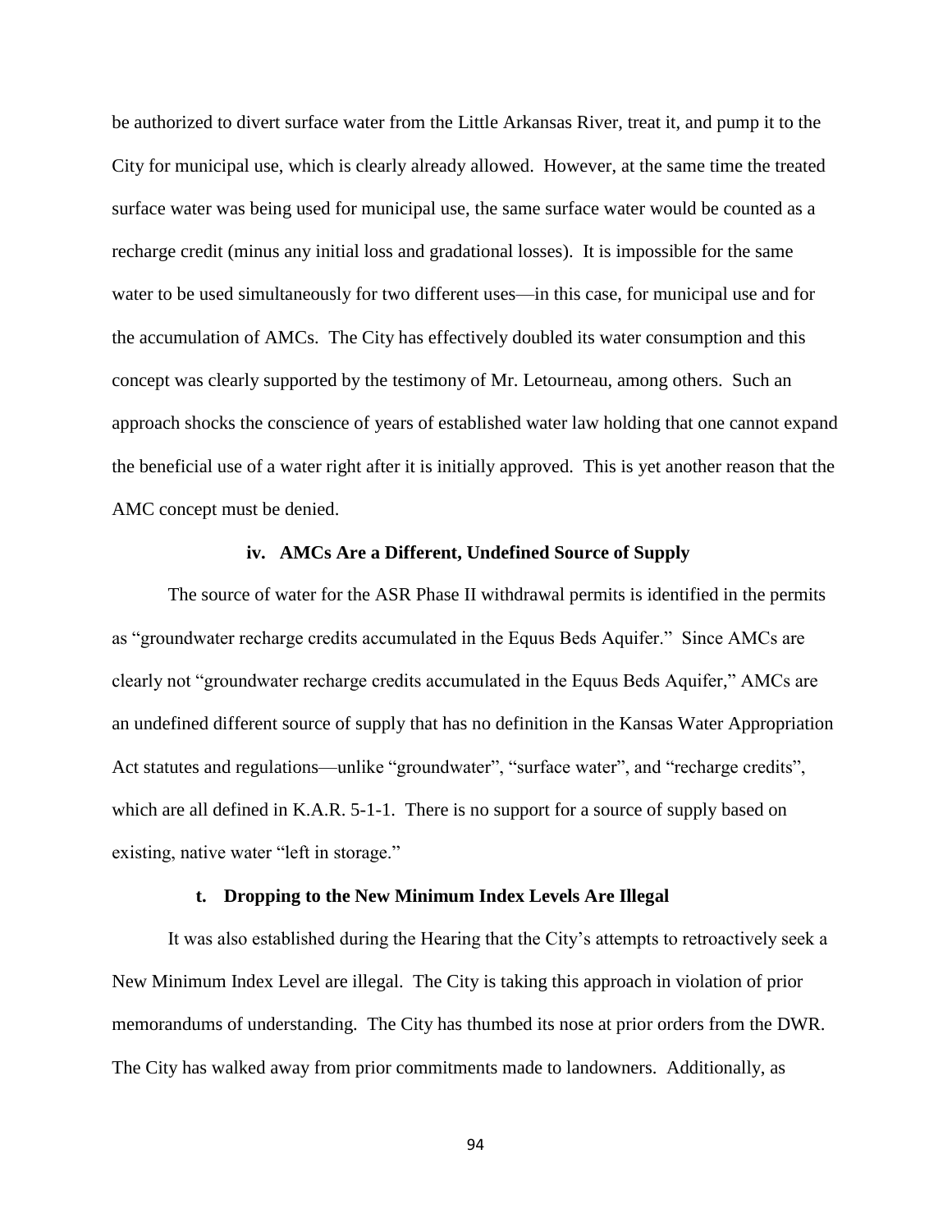be authorized to divert surface water from the Little Arkansas River, treat it, and pump it to the City for municipal use, which is clearly already allowed. However, at the same time the treated surface water was being used for municipal use, the same surface water would be counted as a recharge credit (minus any initial loss and gradational losses). It is impossible for the same water to be used simultaneously for two different uses—in this case, for municipal use and for the accumulation of AMCs. The City has effectively doubled its water consumption and this concept was clearly supported by the testimony of Mr. Letourneau, among others. Such an approach shocks the conscience of years of established water law holding that one cannot expand the beneficial use of a water right after it is initially approved. This is yet another reason that the AMC concept must be denied.

#### iv. AMCs Are a Different, Undefined Source of Supply

The source of water for the ASR Phase II withdrawal permits is identified in the permits as "groundwater recharge credits accumulated in the Equus Beds Aquifer." Since AMCs are clearly not "groundwater recharge credits accumulated in the Equus Beds Aquifer," AMCs are an undefined different source of supply that has no definition in the Kansas Water Appropriation Act statutes and regulations—unlike "groundwater", "surface water", and "recharge credits", which are all defined in K.A.R. 5-1-1. There is no support for a source of supply based on existing, native water "left in storage."

### t. Dropping to the New Minimum Index Levels Are Illegal

It was also established during the Hearing that the City's attempts to retroactively seek a New Minimum Index Level are illegal. The City is taking this approach in violation of prior memorandums of understanding. The City has thumbed its nose at prior orders from the DWR. The City has walked away from prior commitments made to landowners. Additionally, as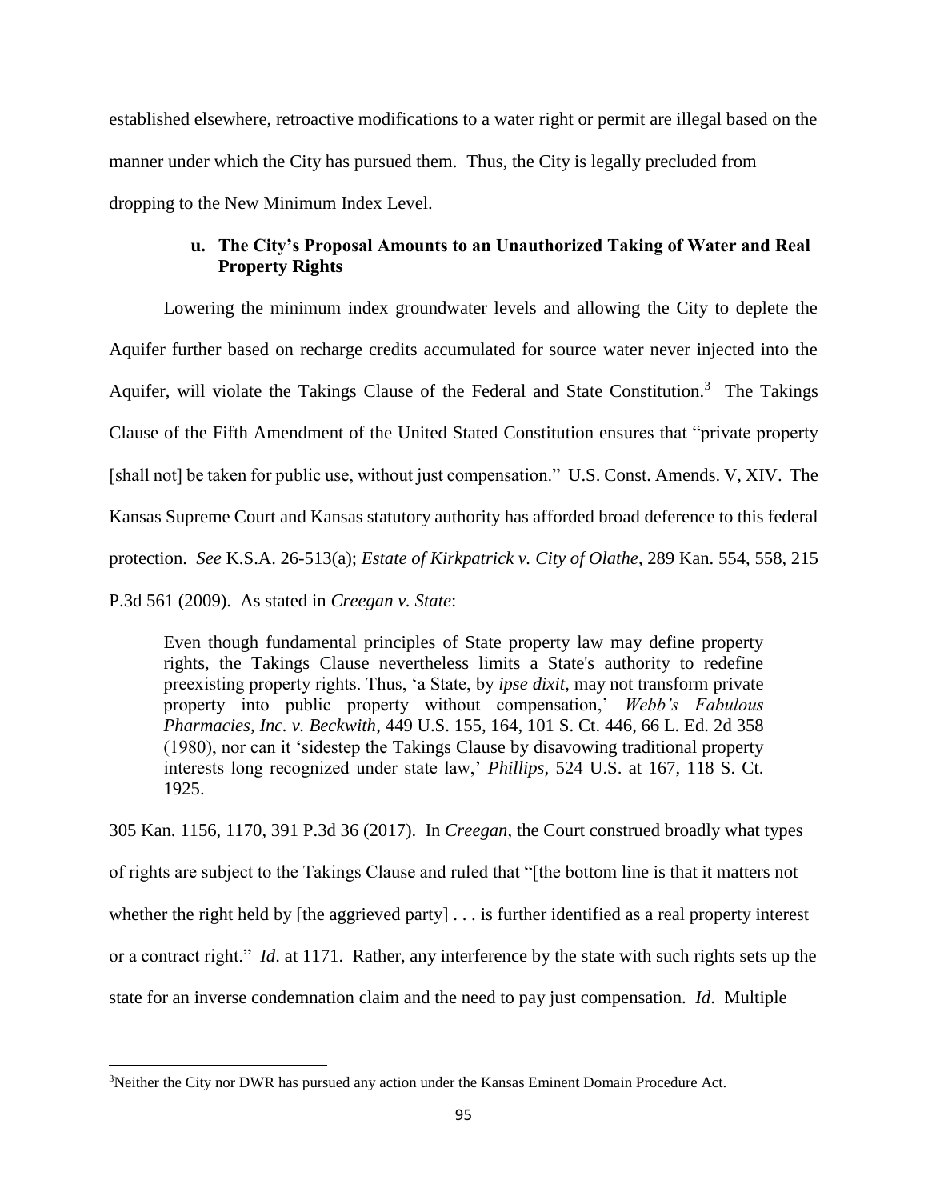established elsewhere, retroactive modifications to a water right or permit are illegal based on the manner under which the City has pursued them. Thus, the City is legally precluded from dropping to the New Minimum Index Level.

### u. The City's Proposal Amounts to an Unauthorized Taking of Water and Real Property Rights

Lowering the minimum index groundwater levels and allowing the City to deplete the Aquifer further based on recharge credits accumulated for source water never injected into the Aquifer, will violate the Takings Clause of the Federal and State Constitution.[3] The Takings Clause of the Fifth Amendment of the United Stated Constitution ensures that "private property [shall not] be taken for public use, without just compensation." U.S. Const. Amends. V, XIV. The Kansas Supreme Court and Kansas statutory authority has afforded broad deference to this federal protection. *See* K.S.A. 26-513(a); *Estate of Kirkpatrick v. City of Olathe*, 289 Kan. 554, 558, 215 P.3d 561 (2009). As stated in *Creegan v. State*:

> Even though fundamental principles of State property law may define property rights, the Takings Clause nevertheless limits a State's authority to redefine preexisting property rights. Thus, 'a State, by *ipse dixit*, may not transform private property into public property without compensation,' *Webb's Fabulous Pharmacies, Inc. v. Beckwith*, 449 U.S. 155, 164, 101 S. Ct. 446, 66 L. Ed. 2d 358 (1980), nor can it 'sidestep the Takings Clause by disavowing traditional property interests long recognized under state law,' *Phillips*, 524 U.S. at 167, 118 S. Ct. 1925.

305 Kan. 1156, 1170, 391 P.3d 36 (2017). In *Creegan*, the Court construed broadly what types of rights are subject to the Takings Clause and ruled that "[the bottom line is that it matters not whether the right held by [the aggrieved party] . . . is further identified as a real property interest or a contract right." *Id*. at 1171. Rather, any interference by the state with such rights sets up the state for an inverse condemnation claim and the need to pay just compensation. *Id*. Multiple

---

[3]Neither the City nor DWR has pursued any action under the Kansas Eminent Domain Procedure Act.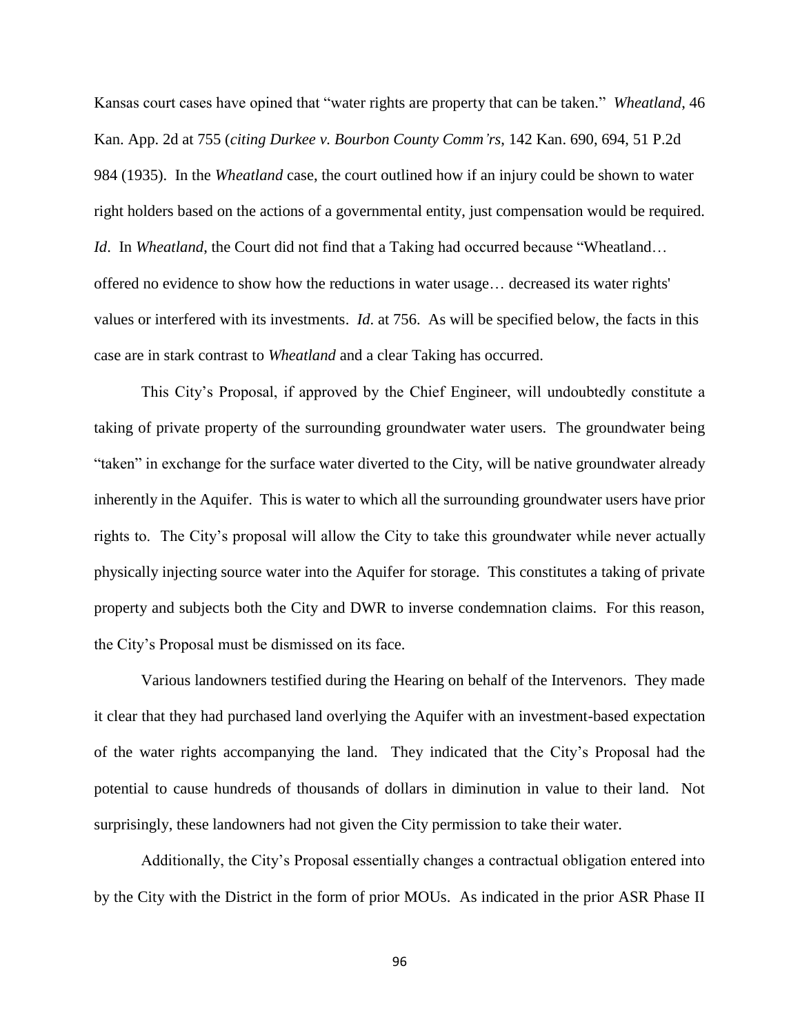Kansas court cases have opined that "water rights are property that can be taken." *Wheatland*, 46 Kan. App. 2d at 755 (*citing Durkee v. Bourbon County Comm'rs*, 142 Kan. 690, 694, 51 P.2d 984 (1935). In the *Wheatland* case, the court outlined how if an injury could be shown to water right holders based on the actions of a governmental entity, just compensation would be required. *Id*. In *Wheatland*, the Court did not find that a Taking had occurred because "Wheatland… offered no evidence to show how the reductions in water usage… decreased its water rights' values or interfered with its investments. *Id*. at 756. As will be specified below, the facts in this case are in stark contrast to *Wheatland* and a clear Taking has occurred.

This City's Proposal, if approved by the Chief Engineer, will undoubtedly constitute a taking of private property of the surrounding groundwater water users. The groundwater being "taken" in exchange for the surface water diverted to the City, will be native groundwater already inherently in the Aquifer. This is water to which all the surrounding groundwater users have prior rights to. The City's proposal will allow the City to take this groundwater while never actually physically injecting source water into the Aquifer for storage. This constitutes a taking of private property and subjects both the City and DWR to inverse condemnation claims. For this reason, the City's Proposal must be dismissed on its face.

Various landowners testified during the Hearing on behalf of the Intervenors. They made it clear that they had purchased land overlying the Aquifer with an investment-based expectation of the water rights accompanying the land. They indicated that the City's Proposal had the potential to cause hundreds of thousands of dollars in diminution in value to their land. Not surprisingly, these landowners had not given the City permission to take their water.

Additionally, the City's Proposal essentially changes a contractual obligation entered into by the City with the District in the form of prior MOUs. As indicated in the prior ASR Phase II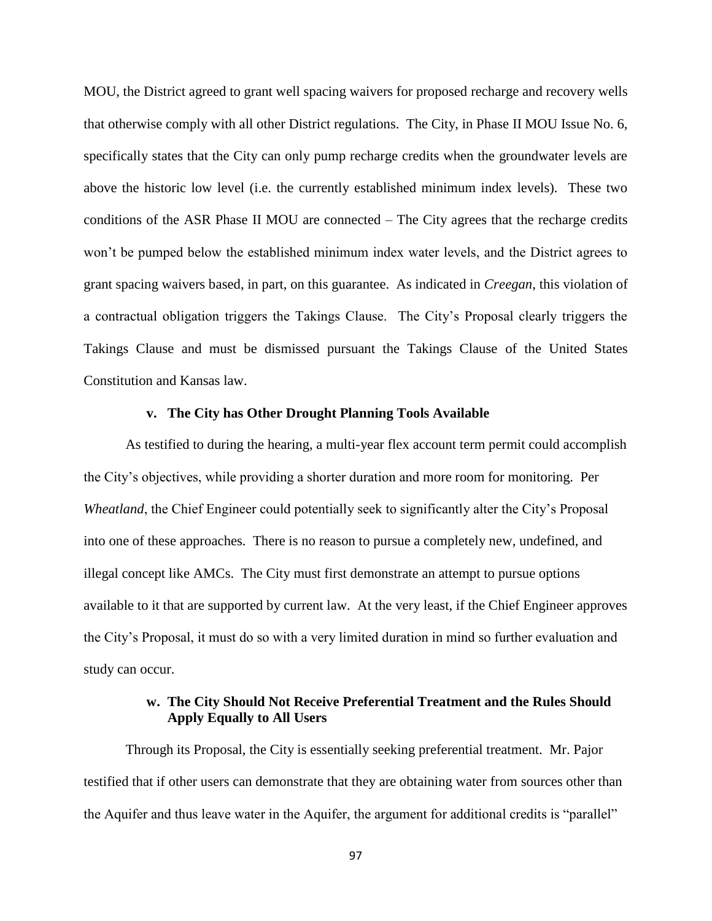MOU, the District agreed to grant well spacing waivers for proposed recharge and recovery wells that otherwise comply with all other District regulations. The City, in Phase II MOU Issue No. 6, specifically states that the City can only pump recharge credits when the groundwater levels are above the historic low level (i.e. the currently established minimum index levels). These two conditions of the ASR Phase II MOU are connected – The City agrees that the recharge credits won't be pumped below the established minimum index water levels, and the District agrees to grant spacing waivers based, in part, on this guarantee. As indicated in *Creegan*, this violation of a contractual obligation triggers the Takings Clause. The City's Proposal clearly triggers the Takings Clause and must be dismissed pursuant the Takings Clause of the United States Constitution and Kansas law.

#### v. The City has Other Drought Planning Tools Available

As testified to during the hearing, a multi-year flex account term permit could accomplish the City's objectives, while providing a shorter duration and more room for monitoring. Per *Wheatland*, the Chief Engineer could potentially seek to significantly alter the City's Proposal into one of these approaches. There is no reason to pursue a completely new, undefined, and illegal concept like AMCs. The City must first demonstrate an attempt to pursue options available to it that are supported by current law. At the very least, if the Chief Engineer approves the City's Proposal, it must do so with a very limited duration in mind so further evaluation and study can occur.

#### w. The City Should Not Receive Preferential Treatment and the Rules Should Apply Equally to All Users

Through its Proposal, the City is essentially seeking preferential treatment. Mr. Pajor testified that if other users can demonstrate that they are obtaining water from sources other than the Aquifer and thus leave water in the Aquifer, the argument for additional credits is "parallel"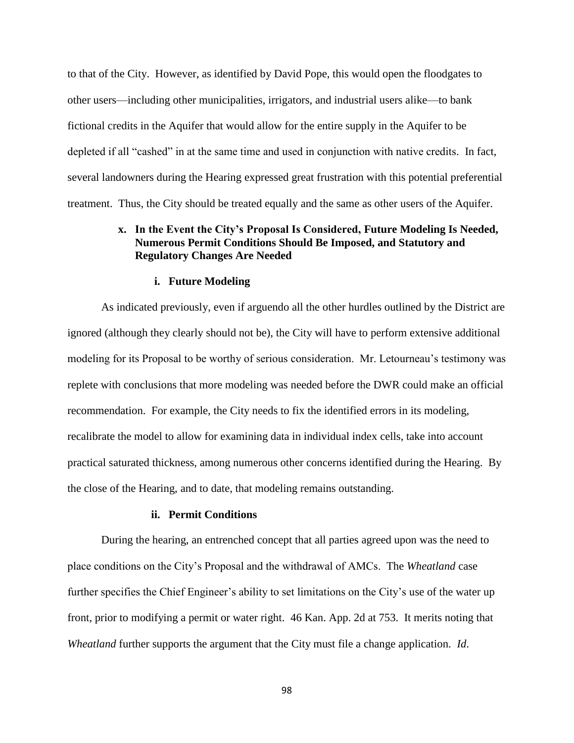to that of the City. However, as identified by David Pope, this would open the floodgates to other users—including other municipalities, irrigators, and industrial users alike—to bank fictional credits in the Aquifer that would allow for the entire supply in the Aquifer to be depleted if all "cashed" in at the same time and used in conjunction with native credits. In fact, several landowners during the Hearing expressed great frustration with this potential preferential treatment. Thus, the City should be treated equally and the same as other users of the Aquifer.

### x. In the Event the City's Proposal Is Considered, Future Modeling Is Needed, Numerous Permit Conditions Should Be Imposed, and Statutory and Regulatory Changes Are Needed

#### i. Future Modeling

As indicated previously, even if arguendo all the other hurdles outlined by the District are ignored (although they clearly should not be), the City will have to perform extensive additional modeling for its Proposal to be worthy of serious consideration. Mr. Letourneau's testimony was replete with conclusions that more modeling was needed before the DWR could make an official recommendation. For example, the City needs to fix the identified errors in its modeling, recalibrate the model to allow for examining data in individual index cells, take into account practical saturated thickness, among numerous other concerns identified during the Hearing. By the close of the Hearing, and to date, that modeling remains outstanding.

#### ii. Permit Conditions

During the hearing, an entrenched concept that all parties agreed upon was the need to place conditions on the City's Proposal and the withdrawal of AMCs. The *Wheatland* case further specifies the Chief Engineer's ability to set limitations on the City's use of the water up front, prior to modifying a permit or water right. 46 Kan. App. 2d at 753. It merits noting that *Wheatland* further supports the argument that the City must file a change application. *Id.*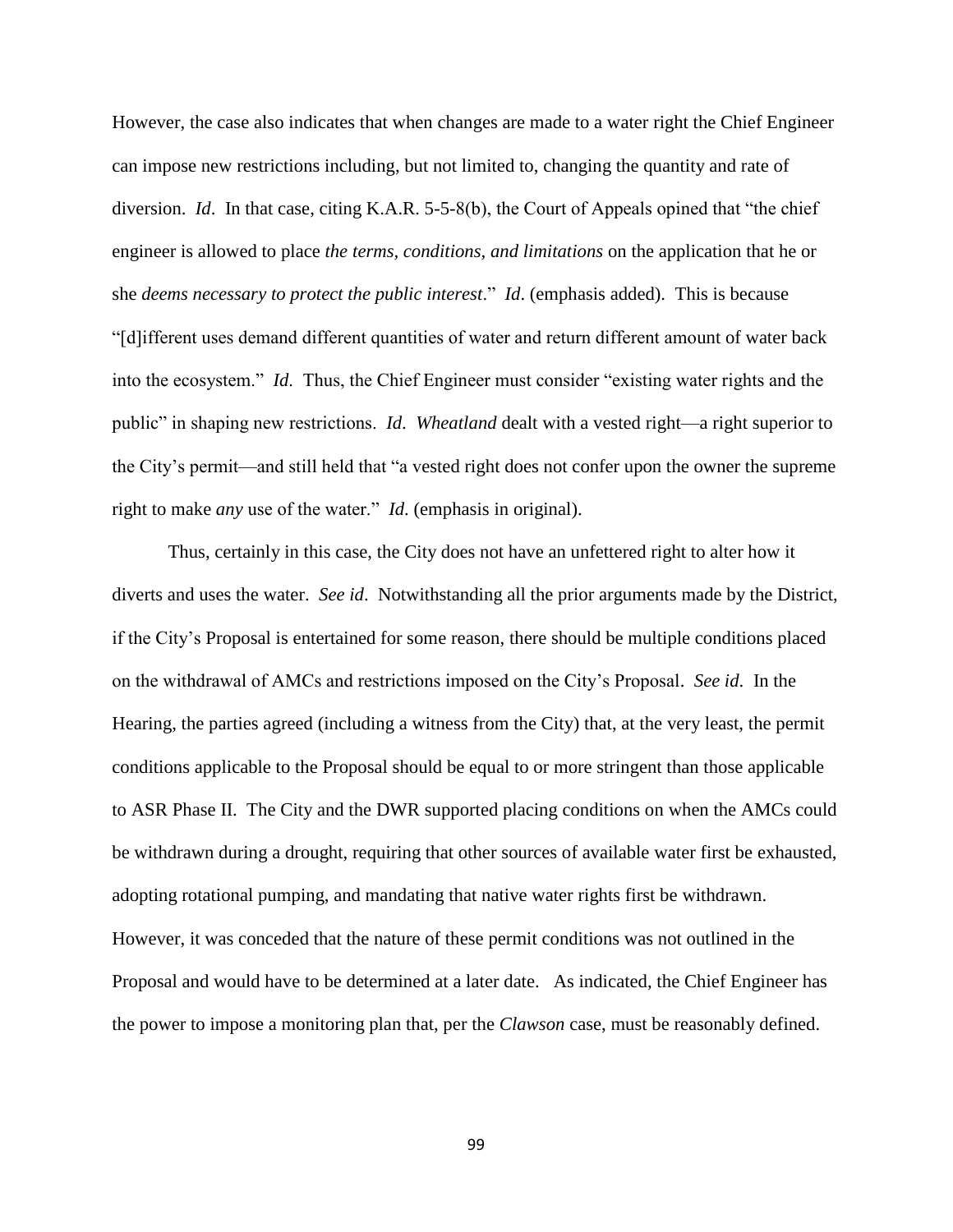However, the case also indicates that when changes are made to a water right the Chief Engineer can impose new restrictions including, but not limited to, changing the quantity and rate of diversion. *Id*. In that case, citing K.A.R. 5-5-8(b), the Court of Appeals opined that "the chief engineer is allowed to place *the terms, conditions, and limitations* on the application that he or she *deems necessary to protect the public interest*." *Id*. (emphasis added). This is because "[d]ifferent uses demand different quantities of water and return different amount of water back into the ecosystem." *Id*. Thus, the Chief Engineer must consider "existing water rights and the public" in shaping new restrictions. *Id*. *Wheatland* dealt with a vested right—a right superior to the City's permit—and still held that "a vested right does not confer upon the owner the supreme right to make *any* use of the water." *Id*. (emphasis in original).

Thus, certainly in this case, the City does not have an unfettered right to alter how it diverts and uses the water. *See id*. Notwithstanding all the prior arguments made by the District, if the City's Proposal is entertained for some reason, there should be multiple conditions placed on the withdrawal of AMCs and restrictions imposed on the City's Proposal. *See id*. In the Hearing, the parties agreed (including a witness from the City) that, at the very least, the permit conditions applicable to the Proposal should be equal to or more stringent than those applicable to ASR Phase II. The City and the DWR supported placing conditions on when the AMCs could be withdrawn during a drought, requiring that other sources of available water first be exhausted, adopting rotational pumping, and mandating that native water rights first be withdrawn. However, it was conceded that the nature of these permit conditions was not outlined in the Proposal and would have to be determined at a later date. As indicated, the Chief Engineer has the power to impose a monitoring plan that, per the *Clawson* case, must be reasonably defined.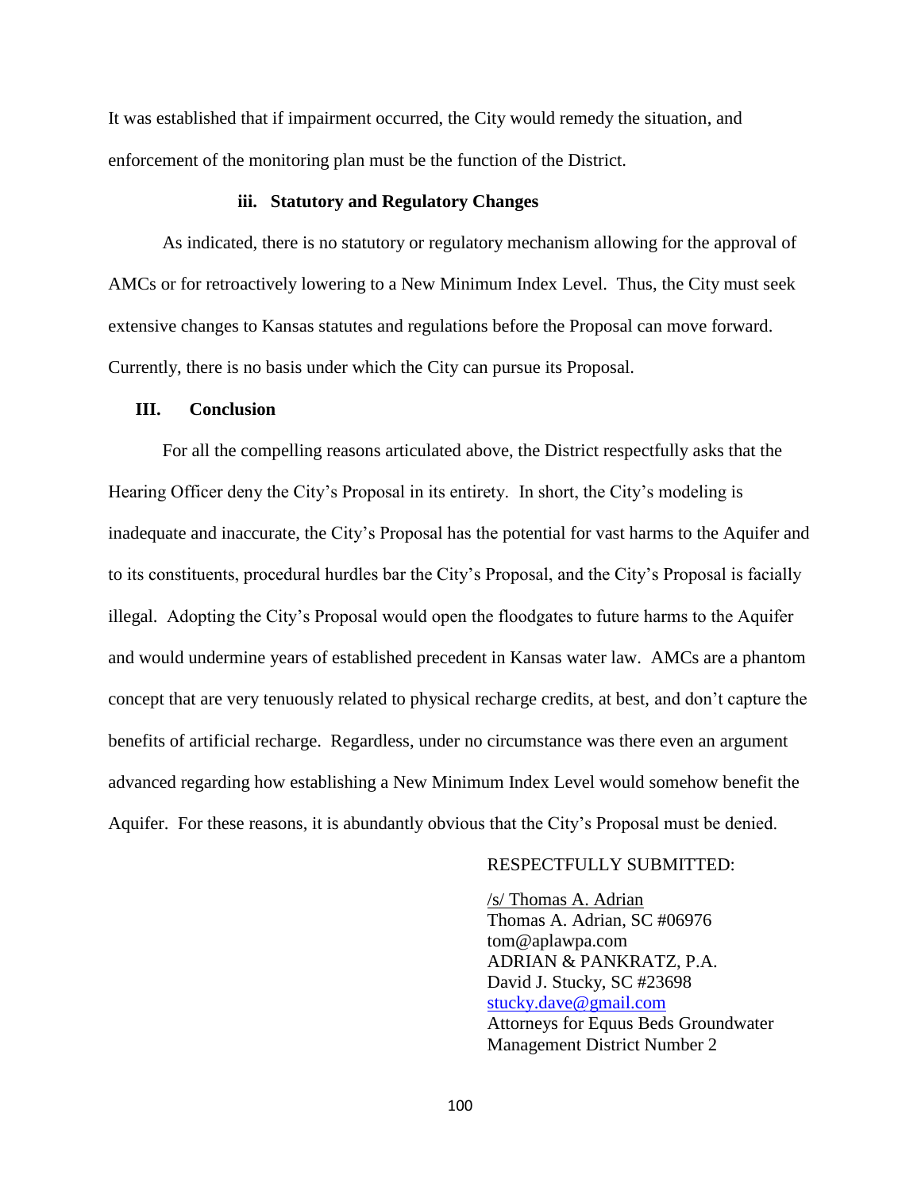It was established that if impairment occurred, the City would remedy the situation, and enforcement of the monitoring plan must be the function of the District.

#### iii. Statutory and Regulatory Changes

As indicated, there is no statutory or regulatory mechanism allowing for the approval of AMCs or for retroactively lowering to a New Minimum Index Level. Thus, the City must seek extensive changes to Kansas statutes and regulations before the Proposal can move forward. Currently, there is no basis under which the City can pursue its Proposal.

## III. Conclusion

For all the compelling reasons articulated above, the District respectfully asks that the Hearing Officer deny the City's Proposal in its entirety. In short, the City's modeling is inadequate and inaccurate, the City's Proposal has the potential for vast harms to the Aquifer and to its constituents, procedural hurdles bar the City's Proposal, and the City's Proposal is facially illegal. Adopting the City's Proposal would open the floodgates to future harms to the Aquifer and would undermine years of established precedent in Kansas water law. AMCs are a phantom concept that are very tenuously related to physical recharge credits, at best, and don't capture the benefits of artificial recharge. Regardless, under no circumstance was there even an argument advanced regarding how establishing a New Minimum Index Level would somehow benefit the Aquifer. For these reasons, it is abundantly obvious that the City's Proposal must be denied.

RESPECTFULLY SUBMITTED:

/s/ Thomas A. Adrian
Thomas A. Adrian, SC #06976
tom@aplawpa.com
ADRIAN & PANKRATZ, P.A.
David J. Stucky, SC #23698
stucky.dave@gmail.com
Attorneys for Equus Beds Groundwater Management District Number 2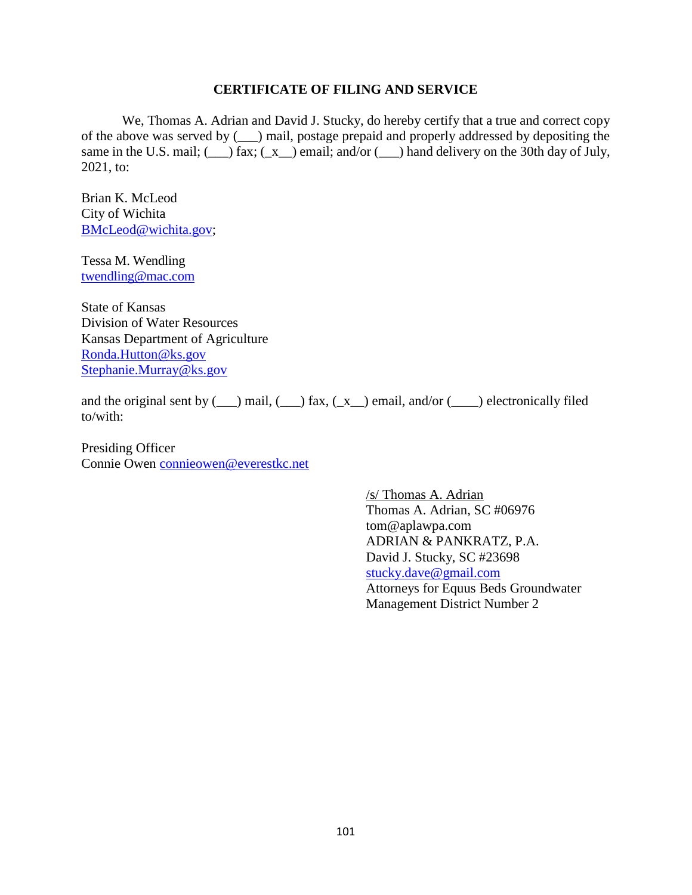**CERTIFICATE OF FILING AND SERVICE**

We, Thomas A. Adrian and David J. Stucky, do hereby certify that a true and correct copy of the above was served by (___) mail, postage prepaid and properly addressed by depositing the same in the U.S. mail; (___) fax; (_x__) email; and/or (___) hand delivery on the 30th day of July, 2021, to:

Brian K. McLeod
City of Wichita
BMcLeod@wichita.gov;

Tessa M. Wendling
twendling@mac.com

State of Kansas
Division of Water Resources
Kansas Department of Agriculture
Ronda.Hutton@ks.gov
Stephanie.Murray@ks.gov

and the original sent by (___) mail, (___) fax, (_x__) email, and/or (____) electronically filed to/with:

Presiding Officer
Connie Owen connieowen@everestkc.net

/s/ Thomas A. Adrian
Thomas A. Adrian, SC #06976
tom@aplawpa.com
ADRIAN & PANKRATZ, P.A.
David J. Stucky, SC #23698
stucky.dave@gmail.com
Attorneys for Equus Beds Groundwater Management District Number 2